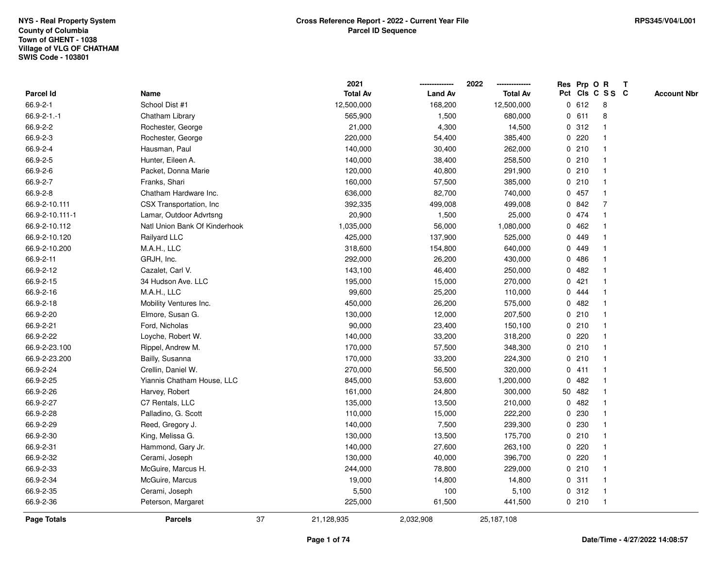NYS - Real Property System
County of Columbia
Town of GHENT - 1038
Village of VLG OF CHATHAM
SWIS Code - 103801

**Cross Reference Report - 2022 - Current Year File**
**Parcel ID Sequence**

RPS345/V04/L001

| Parcel Id | Name | 2021 Total Av | 2022 Land Av | 2022 Total Av | Res Pct | Prp Cls | O C | R S S | T C | Account Nbr |
|---|---|---|---|---|---|---|---|---|---|---|
| 66.9-2-1 | School Dist #1 | 12,500,000 | 168,200 | 12,500,000 | 0 | 612 | | 8 | | |
| 66.9-2-1.-1 | Chatham Library | 565,900 | 1,500 | 680,000 | 0 | 611 | | 8 | | |
| 66.9-2-2 | Rochester, George | 21,000 | 4,300 | 14,500 | 0 | 312 | | 1 | | |
| 66.9-2-3 | Rochester, George | 220,000 | 54,400 | 385,400 | 0 | 220 | | 1 | | |
| 66.9-2-4 | Hausman, Paul | 140,000 | 30,400 | 262,000 | 0 | 210 | | 1 | | |
| 66.9-2-5 | Hunter, Eileen A. | 140,000 | 38,400 | 258,500 | 0 | 210 | | 1 | | |
| 66.9-2-6 | Packet, Donna Marie | 120,000 | 40,800 | 291,900 | 0 | 210 | | 1 | | |
| 66.9-2-7 | Franks, Shari | 160,000 | 57,500 | 385,000 | 0 | 210 | | 1 | | |
| 66.9-2-8 | Chatham Hardware Inc. | 636,000 | 82,700 | 740,000 | 0 | 457 | | 1 | | |
| 66.9-2-10.111 | CSX Transportation, Inc | 392,335 | 499,008 | 499,008 | 0 | 842 | | 7 | | |
| 66.9-2-10.111-1 | Lamar, Outdoor Advrtsng | 20,900 | 1,500 | 25,000 | 0 | 474 | | 1 | | |
| 66.9-2-10.112 | Natl Union Bank Of Kinderhook | 1,035,000 | 56,000 | 1,080,000 | 0 | 462 | | 1 | | |
| 66.9-2-10.120 | Railyard LLC | 425,000 | 137,900 | 525,000 | 0 | 449 | | 1 | | |
| 66.9-2-10.200 | M.A.H., LLC | 318,600 | 154,800 | 640,000 | 0 | 449 | | 1 | | |
| 66.9-2-11 | GRJH, Inc. | 292,000 | 26,200 | 430,000 | 0 | 486 | | 1 | | |
| 66.9-2-12 | Cazalet, Carl V. | 143,100 | 46,400 | 250,000 | 0 | 482 | | 1 | | |
| 66.9-2-15 | 34 Hudson Ave. LLC | 195,000 | 15,000 | 270,000 | 0 | 421 | | 1 | | |
| 66.9-2-16 | M.A.H., LLC | 99,600 | 25,200 | 110,000 | 0 | 444 | | 1 | | |
| 66.9-2-18 | Mobility Ventures Inc. | 450,000 | 26,200 | 575,000 | 0 | 482 | | 1 | | |
| 66.9-2-20 | Elmore, Susan G. | 130,000 | 12,000 | 207,500 | 0 | 210 | | 1 | | |
| 66.9-2-21 | Ford, Nicholas | 90,000 | 23,400 | 150,100 | 0 | 210 | | 1 | | |
| 66.9-2-22 | Loyche, Robert W. | 140,000 | 33,200 | 318,200 | 0 | 220 | | 1 | | |
| 66.9-2-23.100 | Rippel, Andrew M. | 170,000 | 57,500 | 348,300 | 0 | 210 | | 1 | | |
| 66.9-2-23.200 | Bailly, Susanna | 170,000 | 33,200 | 224,300 | 0 | 210 | | 1 | | |
| 66.9-2-24 | Crellin, Daniel W. | 270,000 | 56,500 | 320,000 | 0 | 411 | | 1 | | |
| 66.9-2-25 | Yiannis Chatham House, LLC | 845,000 | 53,600 | 1,200,000 | 0 | 482 | | 1 | | |
| 66.9-2-26 | Harvey, Robert | 161,000 | 24,800 | 300,000 | 50 | 482 | | 1 | | |
| 66.9-2-27 | C7 Rentals, LLC | 135,000 | 13,500 | 210,000 | 0 | 482 | | 1 | | |
| 66.9-2-28 | Palladino, G. Scott | 110,000 | 15,000 | 222,200 | 0 | 230 | | 1 | | |
| 66.9-2-29 | Reed, Gregory J. | 140,000 | 7,500 | 239,300 | 0 | 230 | | 1 | | |
| 66.9-2-30 | King, Melissa G. | 130,000 | 13,500 | 175,700 | 0 | 210 | | 1 | | |
| 66.9-2-31 | Hammond, Gary Jr. | 140,000 | 27,600 | 263,100 | 0 | 220 | | 1 | | |
| 66.9-2-32 | Cerami, Joseph | 130,000 | 40,000 | 396,700 | 0 | 220 | | 1 | | |
| 66.9-2-33 | McGuire, Marcus H. | 244,000 | 78,800 | 229,000 | 0 | 210 | | 1 | | |
| 66.9-2-34 | McGuire, Marcus | 19,000 | 14,800 | 14,800 | 0 | 311 | | 1 | | |
| 66.9-2-35 | Cerami, Joseph | 5,500 | 100 | 5,100 | 0 | 312 | | 1 | | |
| 66.9-2-36 | Peterson, Margaret | 225,000 | 61,500 | 441,500 | 0 | 210 | | 1 | | |
| **Page Totals** | **Parcels** 37 | 21,128,935 | 2,032,908 | 25,187,108 | | | | | | |

Date/Time - 4/27/2022 14:08:57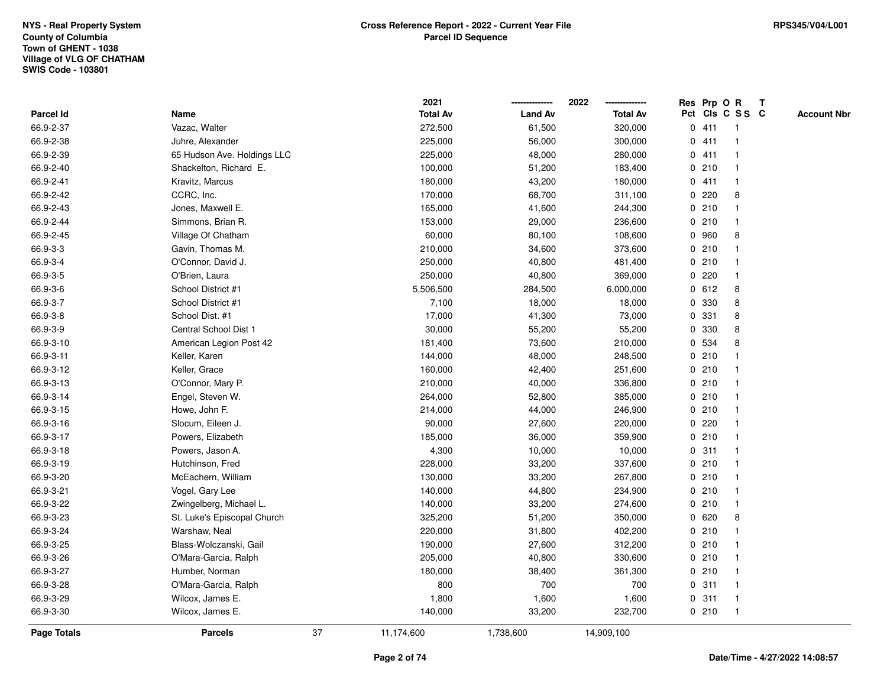NYS - Real Property System
County of Columbia
Town of GHENT - 1038
Village of VLG OF CHATHAM
SWIS Code - 103801

**Cross Reference Report - 2022 - Current Year File**
**Parcel ID Sequence**

RPS345/V04/L001

| Parcel Id | Name | 2021 Total Av | 2022 Land Av | 2022 Total Av | Res Pct | Prp Cls | O C | R S S | T C | Account Nbr |
|---|---|---|---|---|---|---|---|---|---|---|
| 66.9-2-37 | Vazac, Walter | 272,500 | 61,500 | 320,000 | 0 | 411 | | 1 | | |
| 66.9-2-38 | Juhre, Alexander | 225,000 | 56,000 | 300,000 | 0 | 411 | | 1 | | |
| 66.9-2-39 | 65 Hudson Ave. Holdings LLC | 225,000 | 48,000 | 280,000 | 0 | 411 | | 1 | | |
| 66.9-2-40 | Shackelton, Richard E. | 100,000 | 51,200 | 183,400 | 0 | 210 | | 1 | | |
| 66.9-2-41 | Kravitz, Marcus | 180,000 | 43,200 | 180,000 | 0 | 411 | | 1 | | |
| 66.9-2-42 | CCRC, Inc. | 170,000 | 68,700 | 311,100 | 0 | 220 | | 8 | | |
| 66.9-2-43 | Jones, Maxwell E. | 165,000 | 41,600 | 244,300 | 0 | 210 | | 1 | | |
| 66.9-2-44 | Simmons, Brian R. | 153,000 | 29,000 | 236,600 | 0 | 210 | | 1 | | |
| 66.9-2-45 | Village Of Chatham | 60,000 | 80,100 | 108,600 | 0 | 960 | | 8 | | |
| 66.9-3-3 | Gavin, Thomas M. | 210,000 | 34,600 | 373,600 | 0 | 210 | | 1 | | |
| 66.9-3-4 | O'Connor, David J. | 250,000 | 40,800 | 481,400 | 0 | 210 | | 1 | | |
| 66.9-3-5 | O'Brien, Laura | 250,000 | 40,800 | 369,000 | 0 | 220 | | 1 | | |
| 66.9-3-6 | School District #1 | 5,506,500 | 284,500 | 6,000,000 | 0 | 612 | | 8 | | |
| 66.9-3-7 | School District #1 | 7,100 | 18,000 | 18,000 | 0 | 330 | | 8 | | |
| 66.9-3-8 | School Dist. #1 | 17,000 | 41,300 | 73,000 | 0 | 331 | | 8 | | |
| 66.9-3-9 | Central School Dist 1 | 30,000 | 55,200 | 55,200 | 0 | 330 | | 8 | | |
| 66.9-3-10 | American Legion Post 42 | 181,400 | 73,600 | 210,000 | 0 | 534 | | 8 | | |
| 66.9-3-11 | Keller, Karen | 144,000 | 48,000 | 248,500 | 0 | 210 | | 1 | | |
| 66.9-3-12 | Keller, Grace | 160,000 | 42,400 | 251,600 | 0 | 210 | | 1 | | |
| 66.9-3-13 | O'Connor, Mary P. | 210,000 | 40,000 | 336,800 | 0 | 210 | | 1 | | |
| 66.9-3-14 | Engel, Steven W. | 264,000 | 52,800 | 385,000 | 0 | 210 | | 1 | | |
| 66.9-3-15 | Howe, John F. | 214,000 | 44,000 | 246,900 | 0 | 210 | | 1 | | |
| 66.9-3-16 | Slocum, Eileen J. | 90,000 | 27,600 | 220,000 | 0 | 220 | | 1 | | |
| 66.9-3-17 | Powers, Elizabeth | 185,000 | 36,000 | 359,900 | 0 | 210 | | 1 | | |
| 66.9-3-18 | Powers, Jason A. | 4,300 | 10,000 | 10,000 | 0 | 311 | | 1 | | |
| 66.9-3-19 | Hutchinson, Fred | 228,000 | 33,200 | 337,600 | 0 | 210 | | 1 | | |
| 66.9-3-20 | McEachern, William | 130,000 | 33,200 | 267,800 | 0 | 210 | | 1 | | |
| 66.9-3-21 | Vogel, Gary Lee | 140,000 | 44,800 | 234,900 | 0 | 210 | | 1 | | |
| 66.9-3-22 | Zwingelberg, Michael L. | 140,000 | 33,200 | 274,600 | 0 | 210 | | 1 | | |
| 66.9-3-23 | St. Luke's Episcopal Church | 325,200 | 51,200 | 350,000 | 0 | 620 | | 8 | | |
| 66.9-3-24 | Warshaw, Neal | 220,000 | 31,800 | 402,200 | 0 | 210 | | 1 | | |
| 66.9-3-25 | Blass-Wolczanski, Gail | 190,000 | 27,600 | 312,200 | 0 | 210 | | 1 | | |
| 66.9-3-26 | O'Mara-Garcia, Ralph | 205,000 | 40,800 | 330,600 | 0 | 210 | | 1 | | |
| 66.9-3-27 | Humber, Norman | 180,000 | 38,400 | 361,300 | 0 | 210 | | 1 | | |
| 66.9-3-28 | O'Mara-Garcia, Ralph | 800 | 700 | 700 | 0 | 311 | | 1 | | |
| 66.9-3-29 | Wilcox, James E. | 1,800 | 1,600 | 1,600 | 0 | 311 | | 1 | | |
| 66.9-3-30 | Wilcox, James E. | 140,000 | 33,200 | 232,700 | 0 | 210 | | 1 | | |
| **Page Totals** | **Parcels** 37 | 11,174,600 | 1,738,600 | 14,909,100 | | | | | | |

Date/Time - 4/27/2022 14:08:57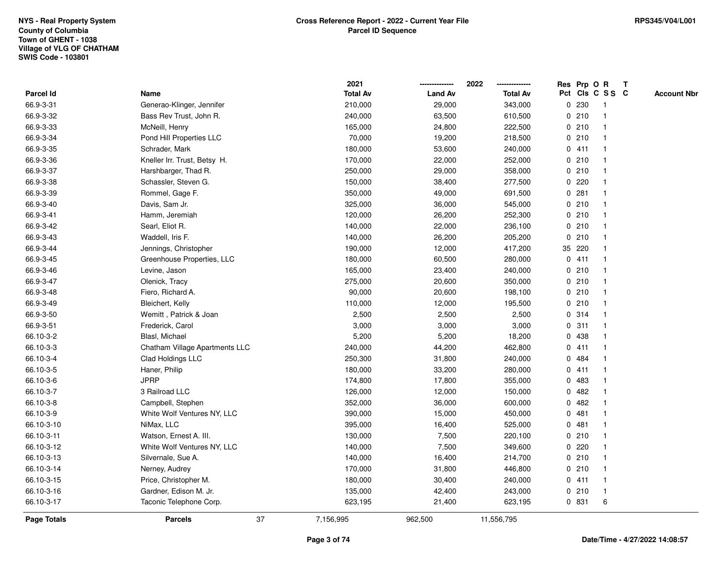NYS - Real Property System
County of Columbia
Town of GHENT - 1038
Village of VLG OF CHATHAM
SWIS Code - 103801

**Cross Reference Report - 2022 - Current Year File**
**Parcel ID Sequence**

RPS345/V04/L001

| Parcel Id | Name | 2021 Total Av | 2022 Land Av | 2022 Total Av | Res Pct | Prp Cls | O C | R S S | T C | Account Nbr |
|---|---|---|---|---|---|---|---|---|---|---|
| 66.9-3-31 | Generao-Klinger, Jennifer | 210,000 | 29,000 | 343,000 | 0 | 230 | | 1 | | |
| 66.9-3-32 | Bass Rev Trust, John R. | 240,000 | 63,500 | 610,500 | 0 | 210 | | 1 | | |
| 66.9-3-33 | McNeill, Henry | 165,000 | 24,800 | 222,500 | 0 | 210 | | 1 | | |
| 66.9-3-34 | Pond Hill Properties LLC | 70,000 | 19,200 | 218,500 | 0 | 210 | | 1 | | |
| 66.9-3-35 | Schrader, Mark | 180,000 | 53,600 | 240,000 | 0 | 411 | | 1 | | |
| 66.9-3-36 | Kneller Irr. Trust, Betsy H. | 170,000 | 22,000 | 252,000 | 0 | 210 | | 1 | | |
| 66.9-3-37 | Harshbarger, Thad R. | 250,000 | 29,000 | 358,000 | 0 | 210 | | 1 | | |
| 66.9-3-38 | Schassler, Steven G. | 150,000 | 38,400 | 277,500 | 0 | 220 | | 1 | | |
| 66.9-3-39 | Rommel, Gage F. | 350,000 | 49,000 | 691,500 | 0 | 281 | | 1 | | |
| 66.9-3-40 | Davis, Sam Jr. | 325,000 | 36,000 | 545,000 | 0 | 210 | | 1 | | |
| 66.9-3-41 | Hamm, Jeremiah | 120,000 | 26,200 | 252,300 | 0 | 210 | | 1 | | |
| 66.9-3-42 | Searl, Eliot R. | 140,000 | 22,000 | 236,100 | 0 | 210 | | 1 | | |
| 66.9-3-43 | Waddell, Iris F. | 140,000 | 26,200 | 205,200 | 0 | 210 | | 1 | | |
| 66.9-3-44 | Jennings, Christopher | 190,000 | 12,000 | 417,200 | 35 | 220 | | 1 | | |
| 66.9-3-45 | Greenhouse Properties, LLC | 180,000 | 60,500 | 280,000 | 0 | 411 | | 1 | | |
| 66.9-3-46 | Levine, Jason | 165,000 | 23,400 | 240,000 | 0 | 210 | | 1 | | |
| 66.9-3-47 | Olenick, Tracy | 275,000 | 20,600 | 350,000 | 0 | 210 | | 1 | | |
| 66.9-3-48 | Fiero, Richard A. | 90,000 | 20,600 | 198,100 | 0 | 210 | | 1 | | |
| 66.9-3-49 | Bleichert, Kelly | 110,000 | 12,000 | 195,500 | 0 | 210 | | 1 | | |
| 66.9-3-50 | Wemitt , Patrick & Joan | 2,500 | 2,500 | 2,500 | 0 | 314 | | 1 | | |
| 66.9-3-51 | Frederick, Carol | 3,000 | 3,000 | 3,000 | 0 | 311 | | 1 | | |
| 66.10-3-2 | Blasl, Michael | 5,200 | 5,200 | 18,200 | 0 | 438 | | 1 | | |
| 66.10-3-3 | Chatham Village Apartments LLC | 240,000 | 44,200 | 462,800 | 0 | 411 | | 1 | | |
| 66.10-3-4 | Clad Holdings LLC | 250,300 | 31,800 | 240,000 | 0 | 484 | | 1 | | |
| 66.10-3-5 | Haner, Philip | 180,000 | 33,200 | 280,000 | 0 | 411 | | 1 | | |
| 66.10-3-6 | JPRP | 174,800 | 17,800 | 355,000 | 0 | 483 | | 1 | | |
| 66.10-3-7 | 3 Railroad LLC | 126,000 | 12,000 | 150,000 | 0 | 482 | | 1 | | |
| 66.10-3-8 | Campbell, Stephen | 352,000 | 36,000 | 600,000 | 0 | 482 | | 1 | | |
| 66.10-3-9 | White Wolf Ventures NY, LLC | 390,000 | 15,000 | 450,000 | 0 | 481 | | 1 | | |
| 66.10-3-10 | NiMax, LLC | 395,000 | 16,400 | 525,000 | 0 | 481 | | 1 | | |
| 66.10-3-11 | Watson, Ernest A. III. | 130,000 | 7,500 | 220,100 | 0 | 210 | | 1 | | |
| 66.10-3-12 | White Wolf Ventures NY, LLC | 140,000 | 7,500 | 349,600 | 0 | 220 | | 1 | | |
| 66.10-3-13 | Silvernale, Sue A. | 140,000 | 16,400 | 214,700 | 0 | 210 | | 1 | | |
| 66.10-3-14 | Nerney, Audrey | 170,000 | 31,800 | 446,800 | 0 | 210 | | 1 | | |
| 66.10-3-15 | Price, Christopher M. | 180,000 | 30,400 | 240,000 | 0 | 411 | | 1 | | |
| 66.10-3-16 | Gardner, Edison M. Jr. | 135,000 | 42,400 | 243,000 | 0 | 210 | | 1 | | |
| 66.10-3-17 | Taconic Telephone Corp. | 623,195 | 21,400 | 623,195 | 0 | 831 | | 6 | | |
| **Page Totals** | **Parcels** 37 | 7,156,995 | 962,500 | 11,556,795 | | | | | | |

Date/Time - 4/27/2022 14:08:57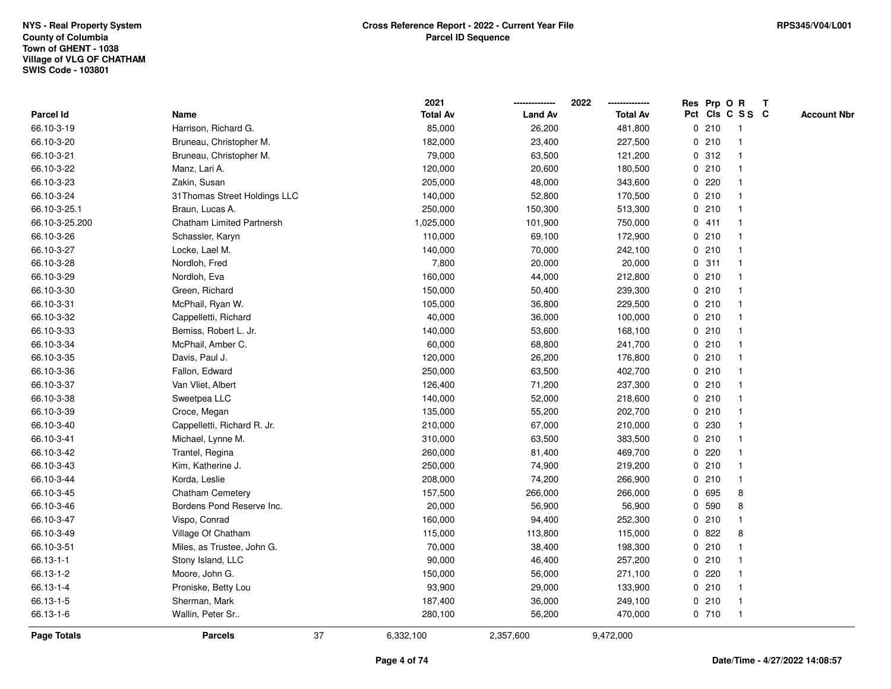NYS - Real Property System
County of Columbia
Town of GHENT - 1038
Village of VLG OF CHATHAM
SWIS Code - 103801

**Cross Reference Report - 2022 - Current Year File**
**Parcel ID Sequence**

RPS345/V04/L001

| Parcel Id | Name | 2021 Total Av | 2022 Land Av | 2022 Total Av | Res Pct | Prp Cls | O C | R S S | T C | Account Nbr |
|---|---|---|---|---|---|---|---|---|---|---|
| 66.10-3-19 | Harrison, Richard G. | 85,000 | 26,200 | 481,800 | 0 | 210 | | 1 | | |
| 66.10-3-20 | Bruneau, Christopher M. | 182,000 | 23,400 | 227,500 | 0 | 210 | | 1 | | |
| 66.10-3-21 | Bruneau, Christopher M. | 79,000 | 63,500 | 121,200 | 0 | 312 | | 1 | | |
| 66.10-3-22 | Manz, Lari A. | 120,000 | 20,600 | 180,500 | 0 | 210 | | 1 | | |
| 66.10-3-23 | Zakin, Susan | 205,000 | 48,000 | 343,600 | 0 | 220 | | 1 | | |
| 66.10-3-24 | 31Thomas Street Holdings LLC | 140,000 | 52,800 | 170,500 | 0 | 210 | | 1 | | |
| 66.10-3-25.1 | Braun, Lucas A. | 250,000 | 150,300 | 513,300 | 0 | 210 | | 1 | | |
| 66.10-3-25.200 | Chatham Limited Partnersh | 1,025,000 | 101,900 | 750,000 | 0 | 411 | | 1 | | |
| 66.10-3-26 | Schassler, Karyn | 110,000 | 69,100 | 172,900 | 0 | 210 | | 1 | | |
| 66.10-3-27 | Locke, Lael M. | 140,000 | 70,000 | 242,100 | 0 | 210 | | 1 | | |
| 66.10-3-28 | Nordloh, Fred | 7,800 | 20,000 | 20,000 | 0 | 311 | | 1 | | |
| 66.10-3-29 | Nordloh, Eva | 160,000 | 44,000 | 212,800 | 0 | 210 | | 1 | | |
| 66.10-3-30 | Green, Richard | 150,000 | 50,400 | 239,300 | 0 | 210 | | 1 | | |
| 66.10-3-31 | McPhail, Ryan W. | 105,000 | 36,800 | 229,500 | 0 | 210 | | 1 | | |
| 66.10-3-32 | Cappelletti, Richard | 40,000 | 36,000 | 100,000 | 0 | 210 | | 1 | | |
| 66.10-3-33 | Bemiss, Robert L. Jr. | 140,000 | 53,600 | 168,100 | 0 | 210 | | 1 | | |
| 66.10-3-34 | McPhail, Amber C. | 60,000 | 68,800 | 241,700 | 0 | 210 | | 1 | | |
| 66.10-3-35 | Davis, Paul J. | 120,000 | 26,200 | 176,800 | 0 | 210 | | 1 | | |
| 66.10-3-36 | Fallon, Edward | 250,000 | 63,500 | 402,700 | 0 | 210 | | 1 | | |
| 66.10-3-37 | Van Vliet, Albert | 126,400 | 71,200 | 237,300 | 0 | 210 | | 1 | | |
| 66.10-3-38 | Sweetpea LLC | 140,000 | 52,000 | 218,600 | 0 | 210 | | 1 | | |
| 66.10-3-39 | Croce, Megan | 135,000 | 55,200 | 202,700 | 0 | 210 | | 1 | | |
| 66.10-3-40 | Cappelletti, Richard R. Jr. | 210,000 | 67,000 | 210,000 | 0 | 230 | | 1 | | |
| 66.10-3-41 | Michael, Lynne M. | 310,000 | 63,500 | 383,500 | 0 | 210 | | 1 | | |
| 66.10-3-42 | Trantel, Regina | 260,000 | 81,400 | 469,700 | 0 | 220 | | 1 | | |
| 66.10-3-43 | Kim, Katherine J. | 250,000 | 74,900 | 219,200 | 0 | 210 | | 1 | | |
| 66.10-3-44 | Korda, Leslie | 208,000 | 74,200 | 266,900 | 0 | 210 | | 1 | | |
| 66.10-3-45 | Chatham Cemetery | 157,500 | 266,000 | 266,000 | 0 | 695 | | 8 | | |
| 66.10-3-46 | Bordens Pond Reserve Inc. | 20,000 | 56,900 | 56,900 | 0 | 590 | | 8 | | |
| 66.10-3-47 | Vispo, Conrad | 160,000 | 94,400 | 252,300 | 0 | 210 | | 1 | | |
| 66.10-3-49 | Village Of Chatham | 115,000 | 113,800 | 115,000 | 0 | 822 | | 8 | | |
| 66.10-3-51 | Miles, as Trustee, John G. | 70,000 | 38,400 | 198,300 | 0 | 210 | | 1 | | |
| 66.13-1-1 | Stony Island, LLC | 90,000 | 46,400 | 257,200 | 0 | 210 | | 1 | | |
| 66.13-1-2 | Moore, John G. | 150,000 | 56,000 | 271,100 | 0 | 220 | | 1 | | |
| 66.13-1-4 | Proniske, Betty Lou | 93,900 | 29,000 | 133,900 | 0 | 210 | | 1 | | |
| 66.13-1-5 | Sherman, Mark | 187,400 | 36,000 | 249,100 | 0 | 210 | | 1 | | |
| 66.13-1-6 | Wallin, Peter Sr.. | 280,100 | 56,200 | 470,000 | 0 | 710 | | 1 | | |
| **Page Totals** | **Parcels** 37 | 6,332,100 | 2,357,600 | 9,472,000 | | | | | | |

Date/Time - 4/27/2022 14:08:57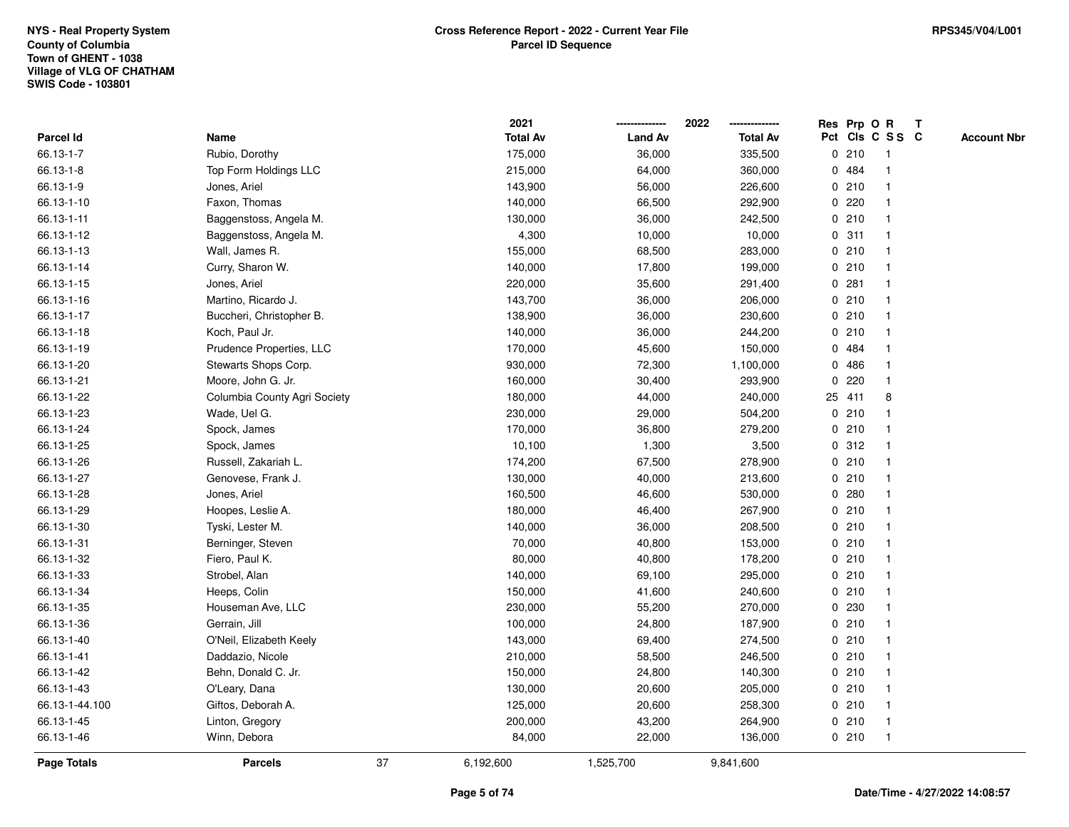NYS - Real Property System
County of Columbia
Town of GHENT - 1038
Village of VLG OF CHATHAM
SWIS Code - 103801

**Cross Reference Report - 2022 - Current Year File**
**Parcel ID Sequence**

RPS345/V04/L001

| Parcel Id | Name | 2021 Total Av | 2022 Land Av | 2022 Total Av | Res Pct | Prp Cls | O C | R S S | T C | Account Nbr |
|---|---|---|---|---|---|---|---|---|---|---|
| 66.13-1-7 | Rubio, Dorothy | 175,000 | 36,000 | 335,500 | 0 | 210 | | 1 | | |
| 66.13-1-8 | Top Form Holdings LLC | 215,000 | 64,000 | 360,000 | 0 | 484 | | 1 | | |
| 66.13-1-9 | Jones, Ariel | 143,900 | 56,000 | 226,600 | 0 | 210 | | 1 | | |
| 66.13-1-10 | Faxon, Thomas | 140,000 | 66,500 | 292,900 | 0 | 220 | | 1 | | |
| 66.13-1-11 | Baggenstoss, Angela M. | 130,000 | 36,000 | 242,500 | 0 | 210 | | 1 | | |
| 66.13-1-12 | Baggenstoss, Angela M. | 4,300 | 10,000 | 10,000 | 0 | 311 | | 1 | | |
| 66.13-1-13 | Wall, James R. | 155,000 | 68,500 | 283,000 | 0 | 210 | | 1 | | |
| 66.13-1-14 | Curry, Sharon W. | 140,000 | 17,800 | 199,000 | 0 | 210 | | 1 | | |
| 66.13-1-15 | Jones, Ariel | 220,000 | 35,600 | 291,400 | 0 | 281 | | 1 | | |
| 66.13-1-16 | Martino, Ricardo J. | 143,700 | 36,000 | 206,000 | 0 | 210 | | 1 | | |
| 66.13-1-17 | Buccheri, Christopher B. | 138,900 | 36,000 | 230,600 | 0 | 210 | | 1 | | |
| 66.13-1-18 | Koch, Paul Jr. | 140,000 | 36,000 | 244,200 | 0 | 210 | | 1 | | |
| 66.13-1-19 | Prudence Properties, LLC | 170,000 | 45,600 | 150,000 | 0 | 484 | | 1 | | |
| 66.13-1-20 | Stewarts Shops Corp. | 930,000 | 72,300 | 1,100,000 | 0 | 486 | | 1 | | |
| 66.13-1-21 | Moore, John G. Jr. | 160,000 | 30,400 | 293,900 | 0 | 220 | | 1 | | |
| 66.13-1-22 | Columbia County Agri Society | 180,000 | 44,000 | 240,000 | 25 | 411 | | 8 | | |
| 66.13-1-23 | Wade, Uel G. | 230,000 | 29,000 | 504,200 | 0 | 210 | | 1 | | |
| 66.13-1-24 | Spock, James | 170,000 | 36,800 | 279,200 | 0 | 210 | | 1 | | |
| 66.13-1-25 | Spock, James | 10,100 | 1,300 | 3,500 | 0 | 312 | | 1 | | |
| 66.13-1-26 | Russell, Zakariah L. | 174,200 | 67,500 | 278,900 | 0 | 210 | | 1 | | |
| 66.13-1-27 | Genovese, Frank J. | 130,000 | 40,000 | 213,600 | 0 | 210 | | 1 | | |
| 66.13-1-28 | Jones, Ariel | 160,500 | 46,600 | 530,000 | 0 | 280 | | 1 | | |
| 66.13-1-29 | Hoopes, Leslie A. | 180,000 | 46,400 | 267,900 | 0 | 210 | | 1 | | |
| 66.13-1-30 | Tyski, Lester M. | 140,000 | 36,000 | 208,500 | 0 | 210 | | 1 | | |
| 66.13-1-31 | Berninger, Steven | 70,000 | 40,800 | 153,000 | 0 | 210 | | 1 | | |
| 66.13-1-32 | Fiero, Paul K. | 80,000 | 40,800 | 178,200 | 0 | 210 | | 1 | | |
| 66.13-1-33 | Strobel, Alan | 140,000 | 69,100 | 295,000 | 0 | 210 | | 1 | | |
| 66.13-1-34 | Heeps, Colin | 150,000 | 41,600 | 240,600 | 0 | 210 | | 1 | | |
| 66.13-1-35 | Houseman Ave, LLC | 230,000 | 55,200 | 270,000 | 0 | 230 | | 1 | | |
| 66.13-1-36 | Gerrain, Jill | 100,000 | 24,800 | 187,900 | 0 | 210 | | 1 | | |
| 66.13-1-40 | O'Neil, Elizabeth Keely | 143,000 | 69,400 | 274,500 | 0 | 210 | | 1 | | |
| 66.13-1-41 | Daddazio, Nicole | 210,000 | 58,500 | 246,500 | 0 | 210 | | 1 | | |
| 66.13-1-42 | Behn, Donald C. Jr. | 150,000 | 24,800 | 140,300 | 0 | 210 | | 1 | | |
| 66.13-1-43 | O'Leary, Dana | 130,000 | 20,600 | 205,000 | 0 | 210 | | 1 | | |
| 66.13-1-44.100 | Giftos, Deborah A. | 125,000 | 20,600 | 258,300 | 0 | 210 | | 1 | | |
| 66.13-1-45 | Linton, Gregory | 200,000 | 43,200 | 264,900 | 0 | 210 | | 1 | | |
| 66.13-1-46 | Winn, Debora | 84,000 | 22,000 | 136,000 | 0 | 210 | | 1 | | |
| **Page Totals** | **Parcels** 37 | 6,192,600 | 1,525,700 | 9,841,600 | | | | | | |

**Date/Time - 4/27/2022 14:08:57**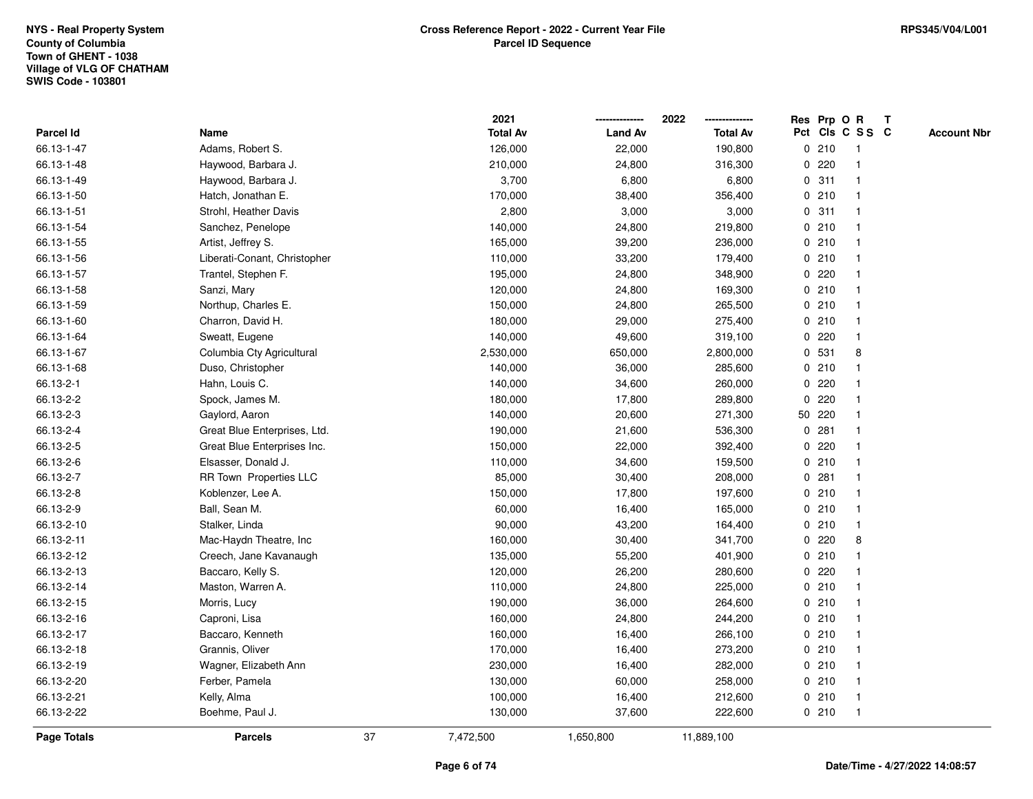NYS - Real Property System
County of Columbia
Town of GHENT - 1038
Village of VLG OF CHATHAM
SWIS Code - 103801

**Cross Reference Report - 2022 - Current Year File**
**Parcel ID Sequence**

RPS345/V04/L001

| Parcel Id | Name | 2021 Total Av | 2022 Land Av | 2022 Total Av | Res Pct | Prp Cls | O C | R S S | T C | Account Nbr |
|---|---|---|---|---|---|---|---|---|---|---|
| 66.13-1-47 | Adams, Robert S. | 126,000 | 22,000 | 190,800 | 0 | 210 | | 1 | | |
| 66.13-1-48 | Haywood, Barbara J. | 210,000 | 24,800 | 316,300 | 0 | 220 | | 1 | | |
| 66.13-1-49 | Haywood, Barbara J. | 3,700 | 6,800 | 6,800 | 0 | 311 | | 1 | | |
| 66.13-1-50 | Hatch, Jonathan E. | 170,000 | 38,400 | 356,400 | 0 | 210 | | 1 | | |
| 66.13-1-51 | Strohl, Heather Davis | 2,800 | 3,000 | 3,000 | 0 | 311 | | 1 | | |
| 66.13-1-54 | Sanchez, Penelope | 140,000 | 24,800 | 219,800 | 0 | 210 | | 1 | | |
| 66.13-1-55 | Artist, Jeffrey S. | 165,000 | 39,200 | 236,000 | 0 | 210 | | 1 | | |
| 66.13-1-56 | Liberati-Conant, Christopher | 110,000 | 33,200 | 179,400 | 0 | 210 | | 1 | | |
| 66.13-1-57 | Trantel, Stephen F. | 195,000 | 24,800 | 348,900 | 0 | 220 | | 1 | | |
| 66.13-1-58 | Sanzi, Mary | 120,000 | 24,800 | 169,300 | 0 | 210 | | 1 | | |
| 66.13-1-59 | Northup, Charles E. | 150,000 | 24,800 | 265,500 | 0 | 210 | | 1 | | |
| 66.13-1-60 | Charron, David H. | 180,000 | 29,000 | 275,400 | 0 | 210 | | 1 | | |
| 66.13-1-64 | Sweatt, Eugene | 140,000 | 49,600 | 319,100 | 0 | 220 | | 1 | | |
| 66.13-1-67 | Columbia Cty Agricultural | 2,530,000 | 650,000 | 2,800,000 | 0 | 531 | | 8 | | |
| 66.13-1-68 | Duso, Christopher | 140,000 | 36,000 | 285,600 | 0 | 210 | | 1 | | |
| 66.13-2-1 | Hahn, Louis C. | 140,000 | 34,600 | 260,000 | 0 | 220 | | 1 | | |
| 66.13-2-2 | Spock, James M. | 180,000 | 17,800 | 289,800 | 0 | 220 | | 1 | | |
| 66.13-2-3 | Gaylord, Aaron | 140,000 | 20,600 | 271,300 | 50 | 220 | | 1 | | |
| 66.13-2-4 | Great Blue Enterprises, Ltd. | 190,000 | 21,600 | 536,300 | 0 | 281 | | 1 | | |
| 66.13-2-5 | Great Blue Enterprises Inc. | 150,000 | 22,000 | 392,400 | 0 | 220 | | 1 | | |
| 66.13-2-6 | Elsasser, Donald J. | 110,000 | 34,600 | 159,500 | 0 | 210 | | 1 | | |
| 66.13-2-7 | RR Town Properties LLC | 85,000 | 30,400 | 208,000 | 0 | 281 | | 1 | | |
| 66.13-2-8 | Koblenzer, Lee A. | 150,000 | 17,800 | 197,600 | 0 | 210 | | 1 | | |
| 66.13-2-9 | Ball, Sean M. | 60,000 | 16,400 | 165,000 | 0 | 210 | | 1 | | |
| 66.13-2-10 | Stalker, Linda | 90,000 | 43,200 | 164,400 | 0 | 210 | | 1 | | |
| 66.13-2-11 | Mac-Haydn Theatre, Inc | 160,000 | 30,400 | 341,700 | 0 | 220 | | 8 | | |
| 66.13-2-12 | Creech, Jane Kavanaugh | 135,000 | 55,200 | 401,900 | 0 | 210 | | 1 | | |
| 66.13-2-13 | Baccaro, Kelly S. | 120,000 | 26,200 | 280,600 | 0 | 220 | | 1 | | |
| 66.13-2-14 | Maston, Warren A. | 110,000 | 24,800 | 225,000 | 0 | 210 | | 1 | | |
| 66.13-2-15 | Morris, Lucy | 190,000 | 36,000 | 264,600 | 0 | 210 | | 1 | | |
| 66.13-2-16 | Caproni, Lisa | 160,000 | 24,800 | 244,200 | 0 | 210 | | 1 | | |
| 66.13-2-17 | Baccaro, Kenneth | 160,000 | 16,400 | 266,100 | 0 | 210 | | 1 | | |
| 66.13-2-18 | Grannis, Oliver | 170,000 | 16,400 | 273,200 | 0 | 210 | | 1 | | |
| 66.13-2-19 | Wagner, Elizabeth Ann | 230,000 | 16,400 | 282,000 | 0 | 210 | | 1 | | |
| 66.13-2-20 | Ferber, Pamela | 130,000 | 60,000 | 258,000 | 0 | 210 | | 1 | | |
| 66.13-2-21 | Kelly, Alma | 100,000 | 16,400 | 212,600 | 0 | 210 | | 1 | | |
| 66.13-2-22 | Boehme, Paul J. | 130,000 | 37,600 | 222,600 | 0 | 210 | | 1 | | |
| **Page Totals** | **Parcels** 37 | 7,472,500 | 1,650,800 | 11,889,100 | | | | | | |

Date/Time - 4/27/2022 14:08:57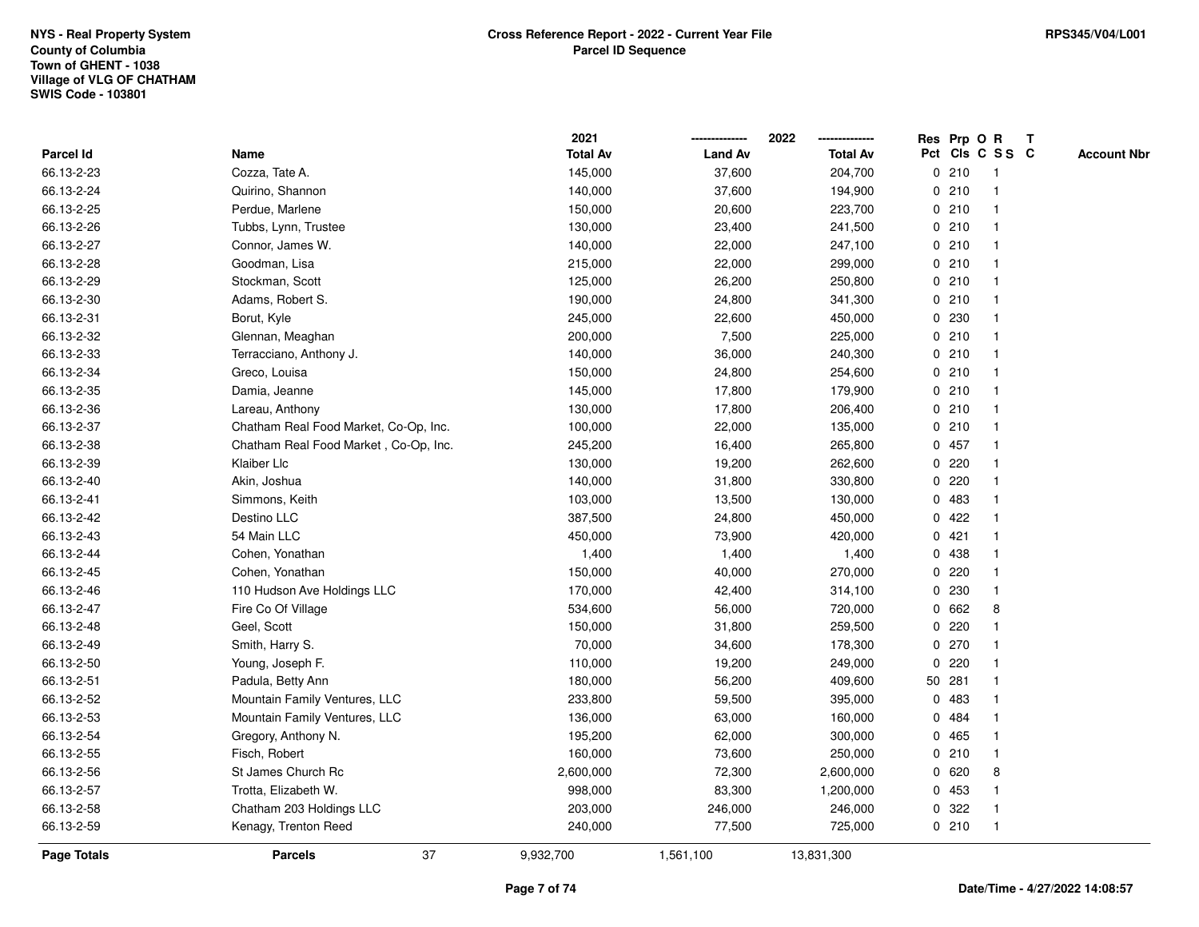NYS - Real Property System
County of Columbia
Town of GHENT - 1038
Village of VLG OF CHATHAM
SWIS Code - 103801

**Cross Reference Report - 2022 - Current Year File**
**Parcel ID Sequence**

RPS345/V04/L001

| Parcel Id | Name | 2021 Total Av | 2022 Land Av | 2022 Total Av | Res Pct | Prp Cls | O C | R S S | T C | Account Nbr |
|---|---|---|---|---|---|---|---|---|---|---|
| 66.13-2-23 | Cozza, Tate A. | 145,000 | 37,600 | 204,700 | 0 | 210 | | 1 | | |
| 66.13-2-24 | Quirino, Shannon | 140,000 | 37,600 | 194,900 | 0 | 210 | | 1 | | |
| 66.13-2-25 | Perdue, Marlene | 150,000 | 20,600 | 223,700 | 0 | 210 | | 1 | | |
| 66.13-2-26 | Tubbs, Lynn, Trustee | 130,000 | 23,400 | 241,500 | 0 | 210 | | 1 | | |
| 66.13-2-27 | Connor, James W. | 140,000 | 22,000 | 247,100 | 0 | 210 | | 1 | | |
| 66.13-2-28 | Goodman, Lisa | 215,000 | 22,000 | 299,000 | 0 | 210 | | 1 | | |
| 66.13-2-29 | Stockman, Scott | 125,000 | 26,200 | 250,800 | 0 | 210 | | 1 | | |
| 66.13-2-30 | Adams, Robert S. | 190,000 | 24,800 | 341,300 | 0 | 210 | | 1 | | |
| 66.13-2-31 | Borut, Kyle | 245,000 | 22,600 | 450,000 | 0 | 230 | | 1 | | |
| 66.13-2-32 | Glennan, Meaghan | 200,000 | 7,500 | 225,000 | 0 | 210 | | 1 | | |
| 66.13-2-33 | Terracciano, Anthony J. | 140,000 | 36,000 | 240,300 | 0 | 210 | | 1 | | |
| 66.13-2-34 | Greco, Louisa | 150,000 | 24,800 | 254,600 | 0 | 210 | | 1 | | |
| 66.13-2-35 | Damia, Jeanne | 145,000 | 17,800 | 179,900 | 0 | 210 | | 1 | | |
| 66.13-2-36 | Lareau, Anthony | 130,000 | 17,800 | 206,400 | 0 | 210 | | 1 | | |
| 66.13-2-37 | Chatham Real Food Market, Co-Op, Inc. | 100,000 | 22,000 | 135,000 | 0 | 210 | | 1 | | |
| 66.13-2-38 | Chatham Real Food Market , Co-Op, Inc. | 245,200 | 16,400 | 265,800 | 0 | 457 | | 1 | | |
| 66.13-2-39 | Klaiber Llc | 130,000 | 19,200 | 262,600 | 0 | 220 | | 1 | | |
| 66.13-2-40 | Akin, Joshua | 140,000 | 31,800 | 330,800 | 0 | 220 | | 1 | | |
| 66.13-2-41 | Simmons, Keith | 103,000 | 13,500 | 130,000 | 0 | 483 | | 1 | | |
| 66.13-2-42 | Destino LLC | 387,500 | 24,800 | 450,000 | 0 | 422 | | 1 | | |
| 66.13-2-43 | 54 Main LLC | 450,000 | 73,900 | 420,000 | 0 | 421 | | 1 | | |
| 66.13-2-44 | Cohen, Yonathan | 1,400 | 1,400 | 1,400 | 0 | 438 | | 1 | | |
| 66.13-2-45 | Cohen, Yonathan | 150,000 | 40,000 | 270,000 | 0 | 220 | | 1 | | |
| 66.13-2-46 | 110 Hudson Ave Holdings LLC | 170,000 | 42,400 | 314,100 | 0 | 230 | | 1 | | |
| 66.13-2-47 | Fire Co Of Village | 534,600 | 56,000 | 720,000 | 0 | 662 | | 8 | | |
| 66.13-2-48 | Geel, Scott | 150,000 | 31,800 | 259,500 | 0 | 220 | | 1 | | |
| 66.13-2-49 | Smith, Harry S. | 70,000 | 34,600 | 178,300 | 0 | 270 | | 1 | | |
| 66.13-2-50 | Young, Joseph F. | 110,000 | 19,200 | 249,000 | 0 | 220 | | 1 | | |
| 66.13-2-51 | Padula, Betty Ann | 180,000 | 56,200 | 409,600 | 50 | 281 | | 1 | | |
| 66.13-2-52 | Mountain Family Ventures, LLC | 233,800 | 59,500 | 395,000 | 0 | 483 | | 1 | | |
| 66.13-2-53 | Mountain Family Ventures, LLC | 136,000 | 63,000 | 160,000 | 0 | 484 | | 1 | | |
| 66.13-2-54 | Gregory, Anthony N. | 195,200 | 62,000 | 300,000 | 0 | 465 | | 1 | | |
| 66.13-2-55 | Fisch, Robert | 160,000 | 73,600 | 250,000 | 0 | 210 | | 1 | | |
| 66.13-2-56 | St James Church Rc | 2,600,000 | 72,300 | 2,600,000 | 0 | 620 | | 8 | | |
| 66.13-2-57 | Trotta, Elizabeth W. | 998,000 | 83,300 | 1,200,000 | 0 | 453 | | 1 | | |
| 66.13-2-58 | Chatham 203 Holdings LLC | 203,000 | 246,000 | 246,000 | 0 | 322 | | 1 | | |
| 66.13-2-59 | Kenagy, Trenton Reed | 240,000 | 77,500 | 725,000 | 0 | 210 | | 1 | | |
| **Page Totals** | **Parcels** 37 | 9,932,700 | 1,561,100 | 13,831,300 | | | | | | |

Date/Time - 4/27/2022 14:08:57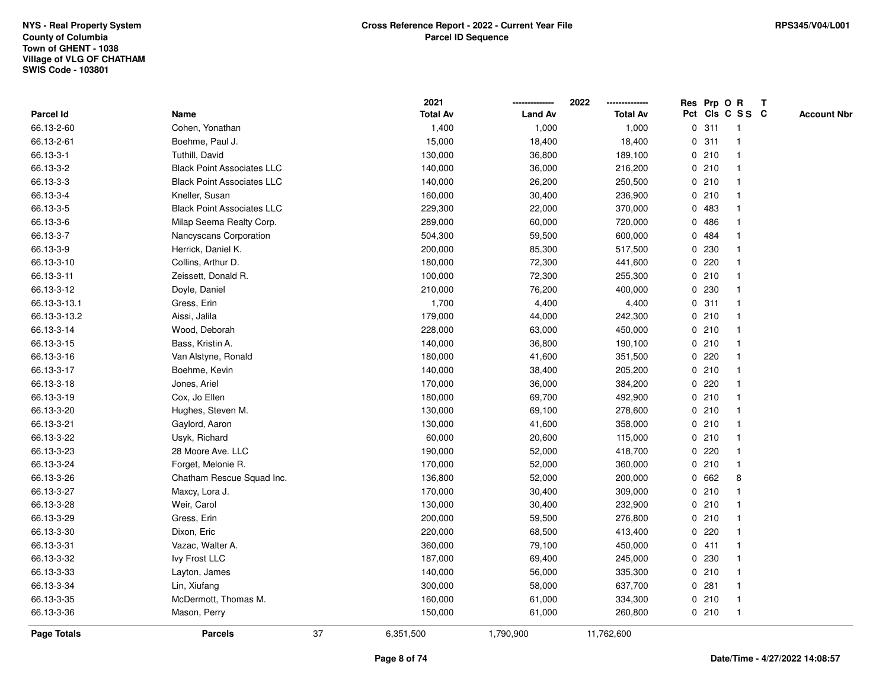NYS - Real Property System
County of Columbia
Town of GHENT - 1038
Village of VLG OF CHATHAM
SWIS Code - 103801

# Cross Reference Report - 2022 - Current Year File
## Parcel ID Sequence

RPS345/V04/L001

| Parcel Id | Name | 2021 Total Av | 2022 Land Av | 2022 Total Av | Res Pct | Prp Cls | O C | R S S | T C | Account Nbr |
|---|---|---|---|---|---|---|---|---|---|---|
| 66.13-2-60 | Cohen, Yonathan | 1,400 | 1,000 | 1,000 | 0 | 311 | | 1 | | |
| 66.13-2-61 | Boehme, Paul J. | 15,000 | 18,400 | 18,400 | 0 | 311 | | 1 | | |
| 66.13-3-1 | Tuthill, David | 130,000 | 36,800 | 189,100 | 0 | 210 | | 1 | | |
| 66.13-3-2 | Black Point Associates LLC | 140,000 | 36,000 | 216,200 | 0 | 210 | | 1 | | |
| 66.13-3-3 | Black Point Associates LLC | 140,000 | 26,200 | 250,500 | 0 | 210 | | 1 | | |
| 66.13-3-4 | Kneller, Susan | 160,000 | 30,400 | 236,900 | 0 | 210 | | 1 | | |
| 66.13-3-5 | Black Point Associates LLC | 229,300 | 22,000 | 370,000 | 0 | 483 | | 1 | | |
| 66.13-3-6 | Milap Seema Realty Corp. | 289,000 | 60,000 | 720,000 | 0 | 486 | | 1 | | |
| 66.13-3-7 | Nancyscans Corporation | 504,300 | 59,500 | 600,000 | 0 | 484 | | 1 | | |
| 66.13-3-9 | Herrick, Daniel K. | 200,000 | 85,300 | 517,500 | 0 | 230 | | 1 | | |
| 66.13-3-10 | Collins, Arthur D. | 180,000 | 72,300 | 441,600 | 0 | 220 | | 1 | | |
| 66.13-3-11 | Zeissett, Donald R. | 100,000 | 72,300 | 255,300 | 0 | 210 | | 1 | | |
| 66.13-3-12 | Doyle, Daniel | 210,000 | 76,200 | 400,000 | 0 | 230 | | 1 | | |
| 66.13-3-13.1 | Gress, Erin | 1,700 | 4,400 | 4,400 | 0 | 311 | | 1 | | |
| 66.13-3-13.2 | Aissi, Jalila | 179,000 | 44,000 | 242,300 | 0 | 210 | | 1 | | |
| 66.13-3-14 | Wood, Deborah | 228,000 | 63,000 | 450,000 | 0 | 210 | | 1 | | |
| 66.13-3-15 | Bass, Kristin A. | 140,000 | 36,800 | 190,100 | 0 | 210 | | 1 | | |
| 66.13-3-16 | Van Alstyne, Ronald | 180,000 | 41,600 | 351,500 | 0 | 220 | | 1 | | |
| 66.13-3-17 | Boehme, Kevin | 140,000 | 38,400 | 205,200 | 0 | 210 | | 1 | | |
| 66.13-3-18 | Jones, Ariel | 170,000 | 36,000 | 384,200 | 0 | 220 | | 1 | | |
| 66.13-3-19 | Cox, Jo Ellen | 180,000 | 69,700 | 492,900 | 0 | 210 | | 1 | | |
| 66.13-3-20 | Hughes, Steven M. | 130,000 | 69,100 | 278,600 | 0 | 210 | | 1 | | |
| 66.13-3-21 | Gaylord, Aaron | 130,000 | 41,600 | 358,000 | 0 | 210 | | 1 | | |
| 66.13-3-22 | Usyk, Richard | 60,000 | 20,600 | 115,000 | 0 | 210 | | 1 | | |
| 66.13-3-23 | 28 Moore Ave. LLC | 190,000 | 52,000 | 418,700 | 0 | 220 | | 1 | | |
| 66.13-3-24 | Forget, Melonie R. | 170,000 | 52,000 | 360,000 | 0 | 210 | | 1 | | |
| 66.13-3-26 | Chatham Rescue Squad Inc. | 136,800 | 52,000 | 200,000 | 0 | 662 | | 8 | | |
| 66.13-3-27 | Maxcy, Lora J. | 170,000 | 30,400 | 309,000 | 0 | 210 | | 1 | | |
| 66.13-3-28 | Weir, Carol | 130,000 | 30,400 | 232,900 | 0 | 210 | | 1 | | |
| 66.13-3-29 | Gress, Erin | 200,000 | 59,500 | 276,800 | 0 | 210 | | 1 | | |
| 66.13-3-30 | Dixon, Eric | 220,000 | 68,500 | 413,400 | 0 | 220 | | 1 | | |
| 66.13-3-31 | Vazac, Walter A. | 360,000 | 79,100 | 450,000 | 0 | 411 | | 1 | | |
| 66.13-3-32 | Ivy Frost LLC | 187,000 | 69,400 | 245,000 | 0 | 230 | | 1 | | |
| 66.13-3-33 | Layton, James | 140,000 | 56,000 | 335,300 | 0 | 210 | | 1 | | |
| 66.13-3-34 | Lin, Xiufang | 300,000 | 58,000 | 637,700 | 0 | 281 | | 1 | | |
| 66.13-3-35 | McDermott, Thomas M. | 160,000 | 61,000 | 334,300 | 0 | 210 | | 1 | | |
| 66.13-3-36 | Mason, Perry | 150,000 | 61,000 | 260,800 | 0 | 210 | | 1 | | |
| **Page Totals** | **Parcels** 37 | 6,351,500 | 1,790,900 | 11,762,600 | | | | | | |

Date/Time - 4/27/2022 14:08:57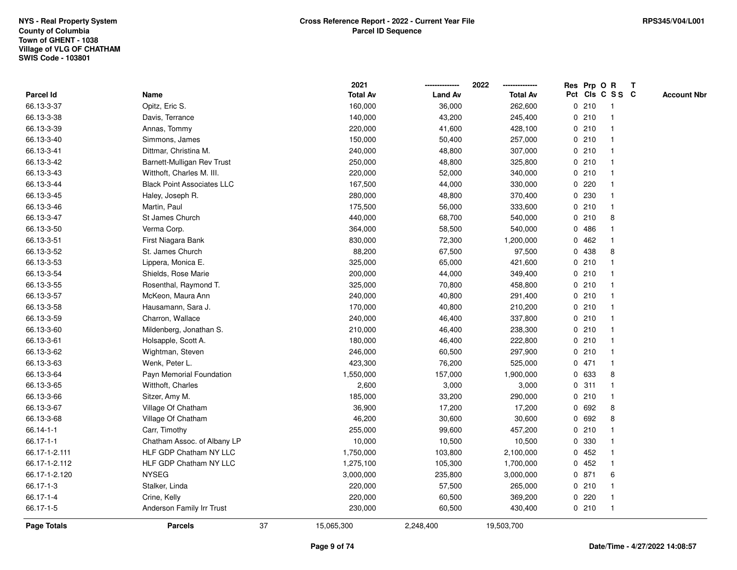NYS - Real Property System
County of Columbia
Town of GHENT - 1038
Village of VLG OF CHATHAM
SWIS Code - 103801

**Cross Reference Report - 2022 - Current Year File**
**Parcel ID Sequence**

RPS345/V04/L001

| Parcel Id | Name | 2021 Total Av | 2022 Land Av | 2022 Total Av | Res Pct | Prp Cls | O C | R S S | T C | Account Nbr |
|---|---|---|---|---|---|---|---|---|---|---|
| 66.13-3-37 | Opitz, Eric S. | 160,000 | 36,000 | 262,600 | 0 | 210 | | 1 | | |
| 66.13-3-38 | Davis, Terrance | 140,000 | 43,200 | 245,400 | 0 | 210 | | 1 | | |
| 66.13-3-39 | Annas, Tommy | 220,000 | 41,600 | 428,100 | 0 | 210 | | 1 | | |
| 66.13-3-40 | Simmons, James | 150,000 | 50,400 | 257,000 | 0 | 210 | | 1 | | |
| 66.13-3-41 | Dittmar, Christina M. | 240,000 | 48,800 | 307,000 | 0 | 210 | | 1 | | |
| 66.13-3-42 | Barnett-Mulligan Rev Trust | 250,000 | 48,800 | 325,800 | 0 | 210 | | 1 | | |
| 66.13-3-43 | Witthoft, Charles M. III. | 220,000 | 52,000 | 340,000 | 0 | 210 | | 1 | | |
| 66.13-3-44 | Black Point Associates LLC | 167,500 | 44,000 | 330,000 | 0 | 220 | | 1 | | |
| 66.13-3-45 | Haley, Joseph R. | 280,000 | 48,800 | 370,400 | 0 | 230 | | 1 | | |
| 66.13-3-46 | Martin, Paul | 175,500 | 56,000 | 333,600 | 0 | 210 | | 1 | | |
| 66.13-3-47 | St James Church | 440,000 | 68,700 | 540,000 | 0 | 210 | | 8 | | |
| 66.13-3-50 | Verma Corp. | 364,000 | 58,500 | 540,000 | 0 | 486 | | 1 | | |
| 66.13-3-51 | First Niagara Bank | 830,000 | 72,300 | 1,200,000 | 0 | 462 | | 1 | | |
| 66.13-3-52 | St. James Church | 88,200 | 67,500 | 97,500 | 0 | 438 | | 8 | | |
| 66.13-3-53 | Lippera, Monica E. | 325,000 | 65,000 | 421,600 | 0 | 210 | | 1 | | |
| 66.13-3-54 | Shields, Rose Marie | 200,000 | 44,000 | 349,400 | 0 | 210 | | 1 | | |
| 66.13-3-55 | Rosenthal, Raymond T. | 325,000 | 70,800 | 458,800 | 0 | 210 | | 1 | | |
| 66.13-3-57 | McKeon, Maura Ann | 240,000 | 40,800 | 291,400 | 0 | 210 | | 1 | | |
| 66.13-3-58 | Hausamann, Sara J. | 170,000 | 40,800 | 210,200 | 0 | 210 | | 1 | | |
| 66.13-3-59 | Charron, Wallace | 240,000 | 46,400 | 337,800 | 0 | 210 | | 1 | | |
| 66.13-3-60 | Mildenberg, Jonathan S. | 210,000 | 46,400 | 238,300 | 0 | 210 | | 1 | | |
| 66.13-3-61 | Holsapple, Scott A. | 180,000 | 46,400 | 222,800 | 0 | 210 | | 1 | | |
| 66.13-3-62 | Wightman, Steven | 246,000 | 60,500 | 297,900 | 0 | 210 | | 1 | | |
| 66.13-3-63 | Wenk, Peter L. | 423,300 | 76,200 | 525,000 | 0 | 471 | | 1 | | |
| 66.13-3-64 | Payn Memorial Foundation | 1,550,000 | 157,000 | 1,900,000 | 0 | 633 | | 8 | | |
| 66.13-3-65 | Witthoft, Charles | 2,600 | 3,000 | 3,000 | 0 | 311 | | 1 | | |
| 66.13-3-66 | Sitzer, Amy M. | 185,000 | 33,200 | 290,000 | 0 | 210 | | 1 | | |
| 66.13-3-67 | Village Of Chatham | 36,900 | 17,200 | 17,200 | 0 | 692 | | 8 | | |
| 66.13-3-68 | Village Of Chatham | 46,200 | 30,600 | 30,600 | 0 | 692 | | 8 | | |
| 66.14-1-1 | Carr, Timothy | 255,000 | 99,600 | 457,200 | 0 | 210 | | 1 | | |
| 66.17-1-1 | Chatham Assoc. of Albany LP | 10,000 | 10,500 | 10,500 | 0 | 330 | | 1 | | |
| 66.17-1-2.111 | HLF GDP Chatham NY LLC | 1,750,000 | 103,800 | 2,100,000 | 0 | 452 | | 1 | | |
| 66.17-1-2.112 | HLF GDP Chatham NY LLC | 1,275,100 | 105,300 | 1,700,000 | 0 | 452 | | 1 | | |
| 66.17-1-2.120 | NYSEG | 3,000,000 | 235,800 | 3,000,000 | 0 | 871 | | 6 | | |
| 66.17-1-3 | Stalker, Linda | 220,000 | 57,500 | 265,000 | 0 | 210 | | 1 | | |
| 66.17-1-4 | Crine, Kelly | 220,000 | 60,500 | 369,200 | 0 | 220 | | 1 | | |
| 66.17-1-5 | Anderson Family Irr Trust | 230,000 | 60,500 | 430,400 | 0 | 210 | | 1 | | |
| **Page Totals** | **Parcels** 37 | 15,065,300 | 2,248,400 | 19,503,700 | | | | | | |

Date/Time - 4/27/2022 14:08:57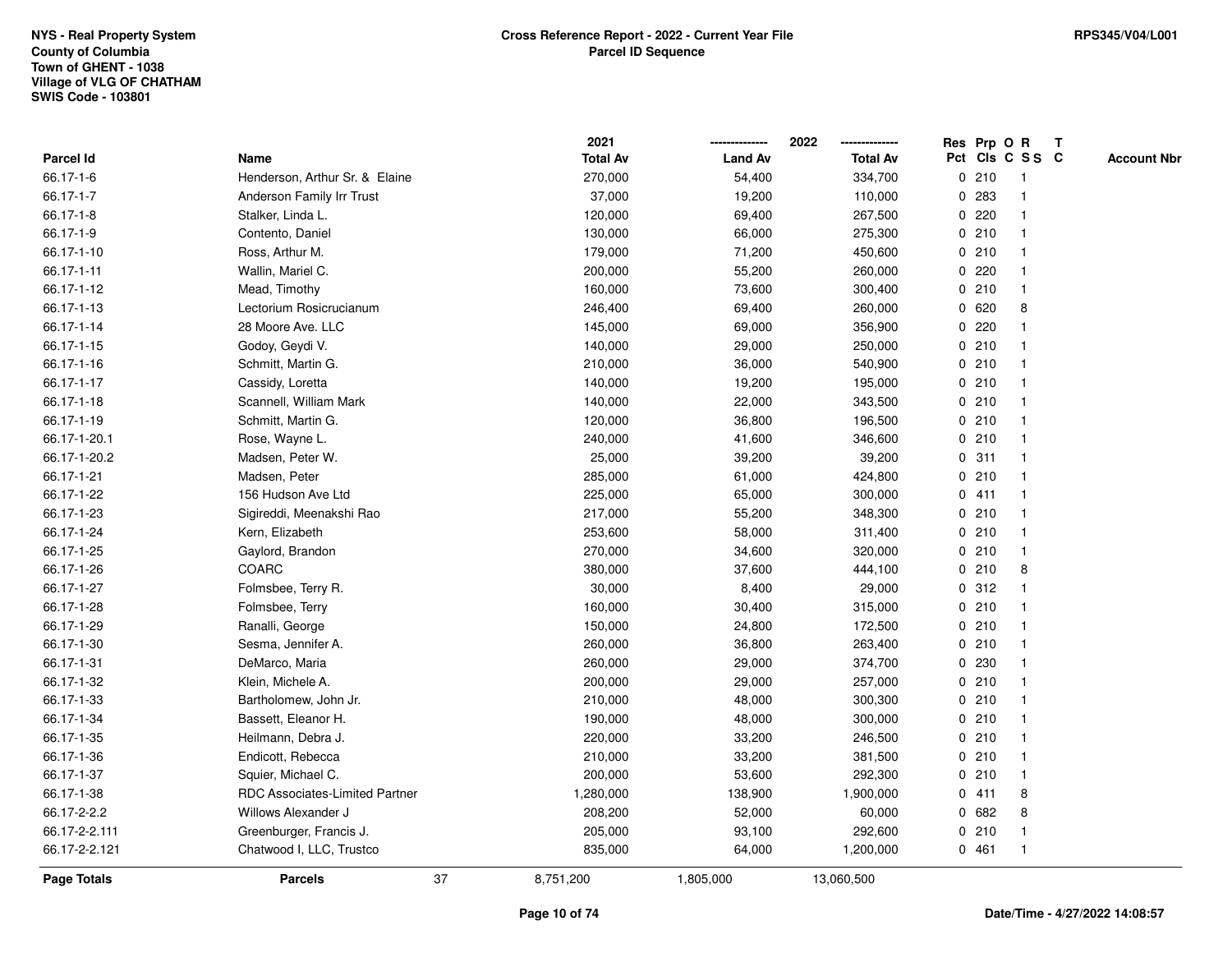NYS - Real Property System
County of Columbia
Town of GHENT - 1038
Village of VLG OF CHATHAM
SWIS Code - 103801

**Cross Reference Report - 2022 - Current Year File**
**Parcel ID Sequence**

RPS345/V04/L001

| Parcel Id | Name | 2021 Total Av | 2022 Land Av | 2022 Total Av | Res Pct | Prp Cls | O C | R SS | T C | Account Nbr |
|---|---|---|---|---|---|---|---|---|---|---|
| 66.17-1-6 | Henderson, Arthur Sr. & Elaine | 270,000 | 54,400 | 334,700 | 0 | 210 | | 1 | | |
| 66.17-1-7 | Anderson Family Irr Trust | 37,000 | 19,200 | 110,000 | 0 | 283 | | 1 | | |
| 66.17-1-8 | Stalker, Linda L. | 120,000 | 69,400 | 267,500 | 0 | 220 | | 1 | | |
| 66.17-1-9 | Contento, Daniel | 130,000 | 66,000 | 275,300 | 0 | 210 | | 1 | | |
| 66.17-1-10 | Ross, Arthur M. | 179,000 | 71,200 | 450,600 | 0 | 210 | | 1 | | |
| 66.17-1-11 | Wallin, Mariel C. | 200,000 | 55,200 | 260,000 | 0 | 220 | | 1 | | |
| 66.17-1-12 | Mead, Timothy | 160,000 | 73,600 | 300,400 | 0 | 210 | | 1 | | |
| 66.17-1-13 | Lectorium Rosicrucianum | 246,400 | 69,400 | 260,000 | 0 | 620 | | 8 | | |
| 66.17-1-14 | 28 Moore Ave. LLC | 145,000 | 69,000 | 356,900 | 0 | 220 | | 1 | | |
| 66.17-1-15 | Godoy, Geydi V. | 140,000 | 29,000 | 250,000 | 0 | 210 | | 1 | | |
| 66.17-1-16 | Schmitt, Martin G. | 210,000 | 36,000 | 540,900 | 0 | 210 | | 1 | | |
| 66.17-1-17 | Cassidy, Loretta | 140,000 | 19,200 | 195,000 | 0 | 210 | | 1 | | |
| 66.17-1-18 | Scannell, William Mark | 140,000 | 22,000 | 343,500 | 0 | 210 | | 1 | | |
| 66.17-1-19 | Schmitt, Martin G. | 120,000 | 36,800 | 196,500 | 0 | 210 | | 1 | | |
| 66.17-1-20.1 | Rose, Wayne L. | 240,000 | 41,600 | 346,600 | 0 | 210 | | 1 | | |
| 66.17-1-20.2 | Madsen, Peter W. | 25,000 | 39,200 | 39,200 | 0 | 311 | | 1 | | |
| 66.17-1-21 | Madsen, Peter | 285,000 | 61,000 | 424,800 | 0 | 210 | | 1 | | |
| 66.17-1-22 | 156 Hudson Ave Ltd | 225,000 | 65,000 | 300,000 | 0 | 411 | | 1 | | |
| 66.17-1-23 | Sigireddi, Meenakshi Rao | 217,000 | 55,200 | 348,300 | 0 | 210 | | 1 | | |
| 66.17-1-24 | Kern, Elizabeth | 253,600 | 58,000 | 311,400 | 0 | 210 | | 1 | | |
| 66.17-1-25 | Gaylord, Brandon | 270,000 | 34,600 | 320,000 | 0 | 210 | | 1 | | |
| 66.17-1-26 | COARC | 380,000 | 37,600 | 444,100 | 0 | 210 | | 8 | | |
| 66.17-1-27 | Folmsbee, Terry R. | 30,000 | 8,400 | 29,000 | 0 | 312 | | 1 | | |
| 66.17-1-28 | Folmsbee, Terry | 160,000 | 30,400 | 315,000 | 0 | 210 | | 1 | | |
| 66.17-1-29 | Ranalli, George | 150,000 | 24,800 | 172,500 | 0 | 210 | | 1 | | |
| 66.17-1-30 | Sesma, Jennifer A. | 260,000 | 36,800 | 263,400 | 0 | 210 | | 1 | | |
| 66.17-1-31 | DeMarco, Maria | 260,000 | 29,000 | 374,700 | 0 | 230 | | 1 | | |
| 66.17-1-32 | Klein, Michele A. | 200,000 | 29,000 | 257,000 | 0 | 210 | | 1 | | |
| 66.17-1-33 | Bartholomew, John Jr. | 210,000 | 48,000 | 300,300 | 0 | 210 | | 1 | | |
| 66.17-1-34 | Bassett, Eleanor H. | 190,000 | 48,000 | 300,000 | 0 | 210 | | 1 | | |
| 66.17-1-35 | Heilmann, Debra J. | 220,000 | 33,200 | 246,500 | 0 | 210 | | 1 | | |
| 66.17-1-36 | Endicott, Rebecca | 210,000 | 33,200 | 381,500 | 0 | 210 | | 1 | | |
| 66.17-1-37 | Squier, Michael C. | 200,000 | 53,600 | 292,300 | 0 | 210 | | 1 | | |
| 66.17-1-38 | RDC Associates-Limited Partner | 1,280,000 | 138,900 | 1,900,000 | 0 | 411 | | 8 | | |
| 66.17-2-2.2 | Willows Alexander J | 208,200 | 52,000 | 60,000 | 0 | 682 | | 8 | | |
| 66.17-2-2.111 | Greenburger, Francis J. | 205,000 | 93,100 | 292,600 | 0 | 210 | | 1 | | |
| 66.17-2-2.121 | Chatwood I, LLC, Trustco | 835,000 | 64,000 | 1,200,000 | 0 | 461 | | 1 | | |
| **Page Totals** | **Parcels** 37 | 8,751,200 | 1,805,000 | 13,060,500 | | | | | | |

Date/Time - 4/27/2022 14:08:57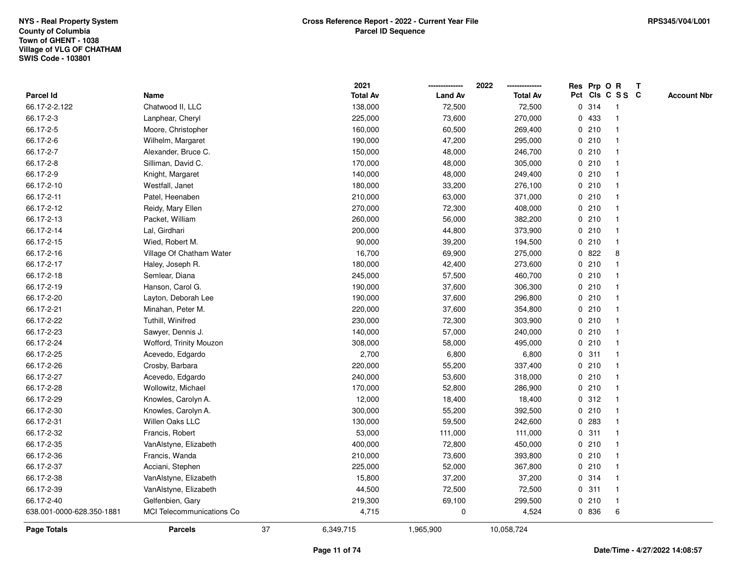NYS - Real Property System
County of Columbia
Town of GHENT - 1038
Village of VLG OF CHATHAM
SWIS Code - 103801

**Cross Reference Report - 2022 - Current Year File**
**Parcel ID Sequence**

RPS345/V04/L001

| Parcel Id | Name | 2021 Total Av | 2022 Land Av | 2022 Total Av | Res Pct | Prp Cls | O C | R S S | T C | Account Nbr |
|---|---|---|---|---|---|---|---|---|---|---|
| 66.17-2-2.122 | Chatwood II, LLC | 138,000 | 72,500 | 72,500 | 0 | 314 | | 1 | | |
| 66.17-2-3 | Lanphear, Cheryl | 225,000 | 73,600 | 270,000 | 0 | 433 | | 1 | | |
| 66.17-2-5 | Moore, Christopher | 160,000 | 60,500 | 269,400 | 0 | 210 | | 1 | | |
| 66.17-2-6 | Wilhelm, Margaret | 190,000 | 47,200 | 295,000 | 0 | 210 | | 1 | | |
| 66.17-2-7 | Alexander, Bruce C. | 150,000 | 48,000 | 246,700 | 0 | 210 | | 1 | | |
| 66.17-2-8 | Silliman, David C. | 170,000 | 48,000 | 305,000 | 0 | 210 | | 1 | | |
| 66.17-2-9 | Knight, Margaret | 140,000 | 48,000 | 249,400 | 0 | 210 | | 1 | | |
| 66.17-2-10 | Westfall, Janet | 180,000 | 33,200 | 276,100 | 0 | 210 | | 1 | | |
| 66.17-2-11 | Patel, Heenaben | 210,000 | 63,000 | 371,000 | 0 | 210 | | 1 | | |
| 66.17-2-12 | Reidy, Mary Ellen | 270,000 | 72,300 | 408,000 | 0 | 210 | | 1 | | |
| 66.17-2-13 | Packet, William | 260,000 | 56,000 | 382,200 | 0 | 210 | | 1 | | |
| 66.17-2-14 | Lal, Girdhari | 200,000 | 44,800 | 373,900 | 0 | 210 | | 1 | | |
| 66.17-2-15 | Wied, Robert M. | 90,000 | 39,200 | 194,500 | 0 | 210 | | 1 | | |
| 66.17-2-16 | Village Of Chatham Water | 16,700 | 69,900 | 275,000 | 0 | 822 | | 8 | | |
| 66.17-2-17 | Haley, Joseph R. | 180,000 | 42,400 | 273,600 | 0 | 210 | | 1 | | |
| 66.17-2-18 | Semlear, Diana | 245,000 | 57,500 | 460,700 | 0 | 210 | | 1 | | |
| 66.17-2-19 | Hanson, Carol G. | 190,000 | 37,600 | 306,300 | 0 | 210 | | 1 | | |
| 66.17-2-20 | Layton, Deborah Lee | 190,000 | 37,600 | 296,800 | 0 | 210 | | 1 | | |
| 66.17-2-21 | Minahan, Peter M. | 220,000 | 37,600 | 354,800 | 0 | 210 | | 1 | | |
| 66.17-2-22 | Tuthill, Winifred | 230,000 | 72,300 | 303,900 | 0 | 210 | | 1 | | |
| 66.17-2-23 | Sawyer, Dennis J. | 140,000 | 57,000 | 240,000 | 0 | 210 | | 1 | | |
| 66.17-2-24 | Wofford, Trinity Mouzon | 308,000 | 58,000 | 495,000 | 0 | 210 | | 1 | | |
| 66.17-2-25 | Acevedo, Edgardo | 2,700 | 6,800 | 6,800 | 0 | 311 | | 1 | | |
| 66.17-2-26 | Crosby, Barbara | 220,000 | 55,200 | 337,400 | 0 | 210 | | 1 | | |
| 66.17-2-27 | Acevedo, Edgardo | 240,000 | 53,600 | 318,000 | 0 | 210 | | 1 | | |
| 66.17-2-28 | Wollowitz, Michael | 170,000 | 52,800 | 286,900 | 0 | 210 | | 1 | | |
| 66.17-2-29 | Knowles, Carolyn A. | 12,000 | 18,400 | 18,400 | 0 | 312 | | 1 | | |
| 66.17-2-30 | Knowles, Carolyn A. | 300,000 | 55,200 | 392,500 | 0 | 210 | | 1 | | |
| 66.17-2-31 | Willen Oaks LLC | 130,000 | 59,500 | 242,600 | 0 | 283 | | 1 | | |
| 66.17-2-32 | Francis, Robert | 53,000 | 111,000 | 111,000 | 0 | 311 | | 1 | | |
| 66.17-2-35 | VanAlstyne, Elizabeth | 400,000 | 72,800 | 450,000 | 0 | 210 | | 1 | | |
| 66.17-2-36 | Francis, Wanda | 210,000 | 73,600 | 393,800 | 0 | 210 | | 1 | | |
| 66.17-2-37 | Acciani, Stephen | 225,000 | 52,000 | 367,800 | 0 | 210 | | 1 | | |
| 66.17-2-38 | VanAlstyne, Elizabeth | 15,800 | 37,200 | 37,200 | 0 | 314 | | 1 | | |
| 66.17-2-39 | VanAlstyne, Elizabeth | 44,500 | 72,500 | 72,500 | 0 | 311 | | 1 | | |
| 66.17-2-40 | Gelfenbien, Gary | 219,300 | 69,100 | 299,500 | 0 | 210 | | 1 | | |
| 638.001-0000-628.350-1881 | MCI Telecommunications Co | 4,715 | 0 | 4,524 | 0 | 836 | | 6 | | |
| **Page Totals** | **Parcels** 37 | 6,349,715 | 1,965,900 | 10,058,724 | | | | | | |

Date/Time - 4/27/2022 14:08:57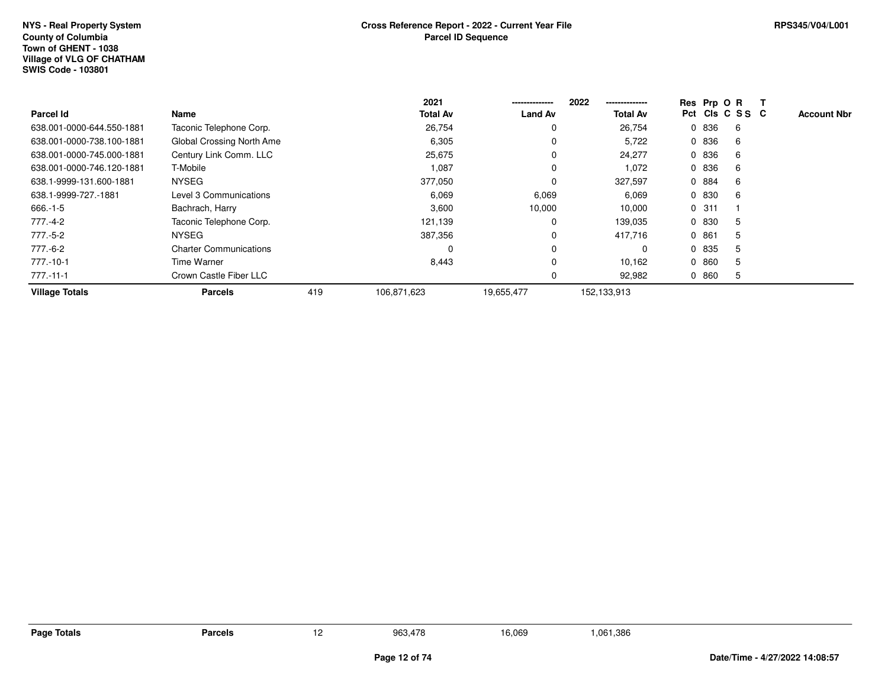NYS - Real Property System
County of Columbia
Town of GHENT - 1038
Village of VLG OF CHATHAM
SWIS Code - 103801

**Cross Reference Report - 2022 - Current Year File**
**Parcel ID Sequence**

RPS345/V04/L001

| Parcel Id | Name | | 2021 Total Av | 2022 Land Av | 2022 Total Av | Res Pct | Prp Cls | O C | R S S | T C | Account Nbr |
|---|---|---|---|---|---|---|---|---|---|---|---|
| 638.001-0000-644.550-1881 | Taconic Telephone Corp. | | 26,754 | 0 | 26,754 | 0 | 836 | | 6 | | |
| 638.001-0000-738.100-1881 | Global Crossing North Ame | | 6,305 | 0 | 5,722 | 0 | 836 | | 6 | | |
| 638.001-0000-745.000-1881 | Century Link Comm. LLC | | 25,675 | 0 | 24,277 | 0 | 836 | | 6 | | |
| 638.001-0000-746.120-1881 | T-Mobile | | 1,087 | 0 | 1,072 | 0 | 836 | | 6 | | |
| 638.1-9999-131.600-1881 | NYSEG | | 377,050 | 0 | 327,597 | 0 | 884 | | 6 | | |
| 638.1-9999-727.-1881 | Level 3 Communications | | 6,069 | 6,069 | 6,069 | 0 | 830 | | 6 | | |
| 666.-1-5 | Bachrach, Harry | | 3,600 | 10,000 | 10,000 | 0 | 311 | | 1 | | |
| 777.-4-2 | Taconic Telephone Corp. | | 121,139 | 0 | 139,035 | 0 | 830 | | 5 | | |
| 777.-5-2 | NYSEG | | 387,356 | 0 | 417,716 | 0 | 861 | | 5 | | |
| 777.-6-2 | Charter Communications | | 0 | 0 | 0 | 0 | 835 | | 5 | | |
| 777.-10-1 | Time Warner | | 8,443 | 0 | 10,162 | 0 | 860 | | 5 | | |
| 777.-11-1 | Crown Castle Fiber LLC | | | 0 | 92,982 | 0 | 860 | | 5 | | |
| **Village Totals** | **Parcels** | 419 | 106,871,623 | 19,655,477 | 152,133,913 | | | | | | |

| **Page Totals** | **Parcels** | 12 | 963,478 | 16,069 | 1,061,386 |
|---|---|---|---|---|---|

Date/Time - 4/27/2022 14:08:57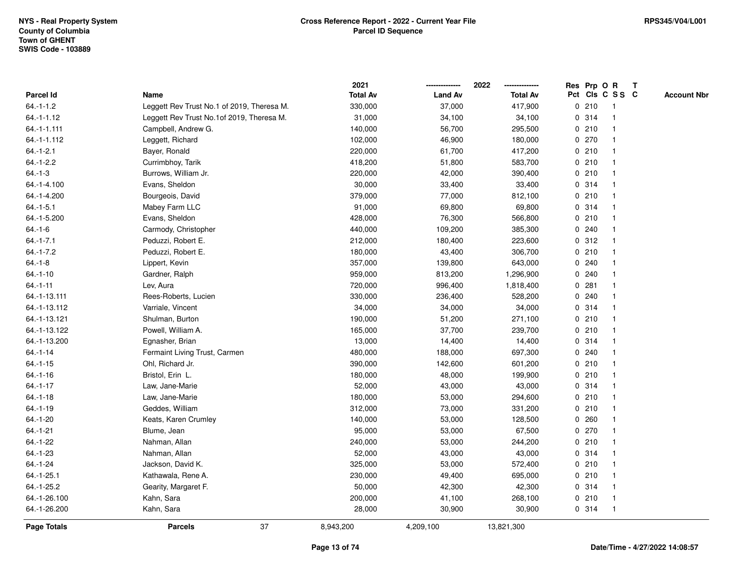NYS - Real Property System
County of Columbia
Town of GHENT
SWIS Code - 103889

# Cross Reference Report - 2022 - Current Year File
## Parcel ID Sequence

RPS345/V04/L001

| Parcel Id | Name | 2021 Total Av | 2022 Land Av | 2022 Total Av | Res Pct | Prp Cls | O C | R S S | T C | Account Nbr |
|---|---|---|---|---|---|---|---|---|---|---|
| 64.-1-1.2 | Leggett Rev Trust No.1 of 2019, Theresa M. | 330,000 | 37,000 | 417,900 | 0 | 210 | | 1 | | |
| 64.-1-1.12 | Leggett Rev Trust No.1of 2019, Theresa M. | 31,000 | 34,100 | 34,100 | 0 | 314 | | 1 | | |
| 64.-1-1.111 | Campbell, Andrew G. | 140,000 | 56,700 | 295,500 | 0 | 210 | | 1 | | |
| 64.-1-1.112 | Leggett, Richard | 102,000 | 46,900 | 180,000 | 0 | 270 | | 1 | | |
| 64.-1-2.1 | Bayer, Ronald | 220,000 | 61,700 | 417,200 | 0 | 210 | | 1 | | |
| 64.-1-2.2 | Currimbhoy, Tarik | 418,200 | 51,800 | 583,700 | 0 | 210 | | 1 | | |
| 64.-1-3 | Burrows, William Jr. | 220,000 | 42,000 | 390,400 | 0 | 210 | | 1 | | |
| 64.-1-4.100 | Evans, Sheldon | 30,000 | 33,400 | 33,400 | 0 | 314 | | 1 | | |
| 64.-1-4.200 | Bourgeois, David | 379,000 | 77,000 | 812,100 | 0 | 210 | | 1 | | |
| 64.-1-5.1 | Mabey Farm LLC | 91,000 | 69,800 | 69,800 | 0 | 314 | | 1 | | |
| 64.-1-5.200 | Evans, Sheldon | 428,000 | 76,300 | 566,800 | 0 | 210 | | 1 | | |
| 64.-1-6 | Carmody, Christopher | 440,000 | 109,200 | 385,300 | 0 | 240 | | 1 | | |
| 64.-1-7.1 | Peduzzi, Robert E. | 212,000 | 180,400 | 223,600 | 0 | 312 | | 1 | | |
| 64.-1-7.2 | Peduzzi, Robert E. | 180,000 | 43,400 | 306,700 | 0 | 210 | | 1 | | |
| 64.-1-8 | Lippert, Kevin | 357,000 | 139,800 | 643,000 | 0 | 240 | | 1 | | |
| 64.-1-10 | Gardner, Ralph | 959,000 | 813,200 | 1,296,900 | 0 | 240 | | 1 | | |
| 64.-1-11 | Lev, Aura | 720,000 | 996,400 | 1,818,400 | 0 | 281 | | 1 | | |
| 64.-1-13.111 | Rees-Roberts, Lucien | 330,000 | 236,400 | 528,200 | 0 | 240 | | 1 | | |
| 64.-1-13.112 | Varriale, Vincent | 34,000 | 34,000 | 34,000 | 0 | 314 | | 1 | | |
| 64.-1-13.121 | Shulman, Burton | 190,000 | 51,200 | 271,100 | 0 | 210 | | 1 | | |
| 64.-1-13.122 | Powell, William A. | 165,000 | 37,700 | 239,700 | 0 | 210 | | 1 | | |
| 64.-1-13.200 | Egnasher, Brian | 13,000 | 14,400 | 14,400 | 0 | 314 | | 1 | | |
| 64.-1-14 | Fermaint Living Trust, Carmen | 480,000 | 188,000 | 697,300 | 0 | 240 | | 1 | | |
| 64.-1-15 | Ohl, Richard Jr. | 390,000 | 142,600 | 601,200 | 0 | 210 | | 1 | | |
| 64.-1-16 | Bristol, Erin L. | 180,000 | 48,000 | 199,900 | 0 | 210 | | 1 | | |
| 64.-1-17 | Law, Jane-Marie | 52,000 | 43,000 | 43,000 | 0 | 314 | | 1 | | |
| 64.-1-18 | Law, Jane-Marie | 180,000 | 53,000 | 294,600 | 0 | 210 | | 1 | | |
| 64.-1-19 | Geddes, William | 312,000 | 73,000 | 331,200 | 0 | 210 | | 1 | | |
| 64.-1-20 | Keats, Karen Crumley | 140,000 | 53,000 | 128,500 | 0 | 260 | | 1 | | |
| 64.-1-21 | Blume, Jean | 95,000 | 53,000 | 67,500 | 0 | 270 | | 1 | | |
| 64.-1-22 | Nahman, Allan | 240,000 | 53,000 | 244,200 | 0 | 210 | | 1 | | |
| 64.-1-23 | Nahman, Allan | 52,000 | 43,000 | 43,000 | 0 | 314 | | 1 | | |
| 64.-1-24 | Jackson, David K. | 325,000 | 53,000 | 572,400 | 0 | 210 | | 1 | | |
| 64.-1-25.1 | Kathawala, Rene A. | 230,000 | 49,400 | 695,000 | 0 | 210 | | 1 | | |
| 64.-1-25.2 | Gearity, Margaret F. | 50,000 | 42,300 | 42,300 | 0 | 314 | | 1 | | |
| 64.-1-26.100 | Kahn, Sara | 200,000 | 41,100 | 268,100 | 0 | 210 | | 1 | | |
| 64.-1-26.200 | Kahn, Sara | 28,000 | 30,900 | 30,900 | 0 | 314 | | 1 | | |
| **Page Totals** | **Parcels** 37 | 8,943,200 | 4,209,100 | 13,821,300 | | | | | | |

Date/Time - 4/27/2022 14:08:57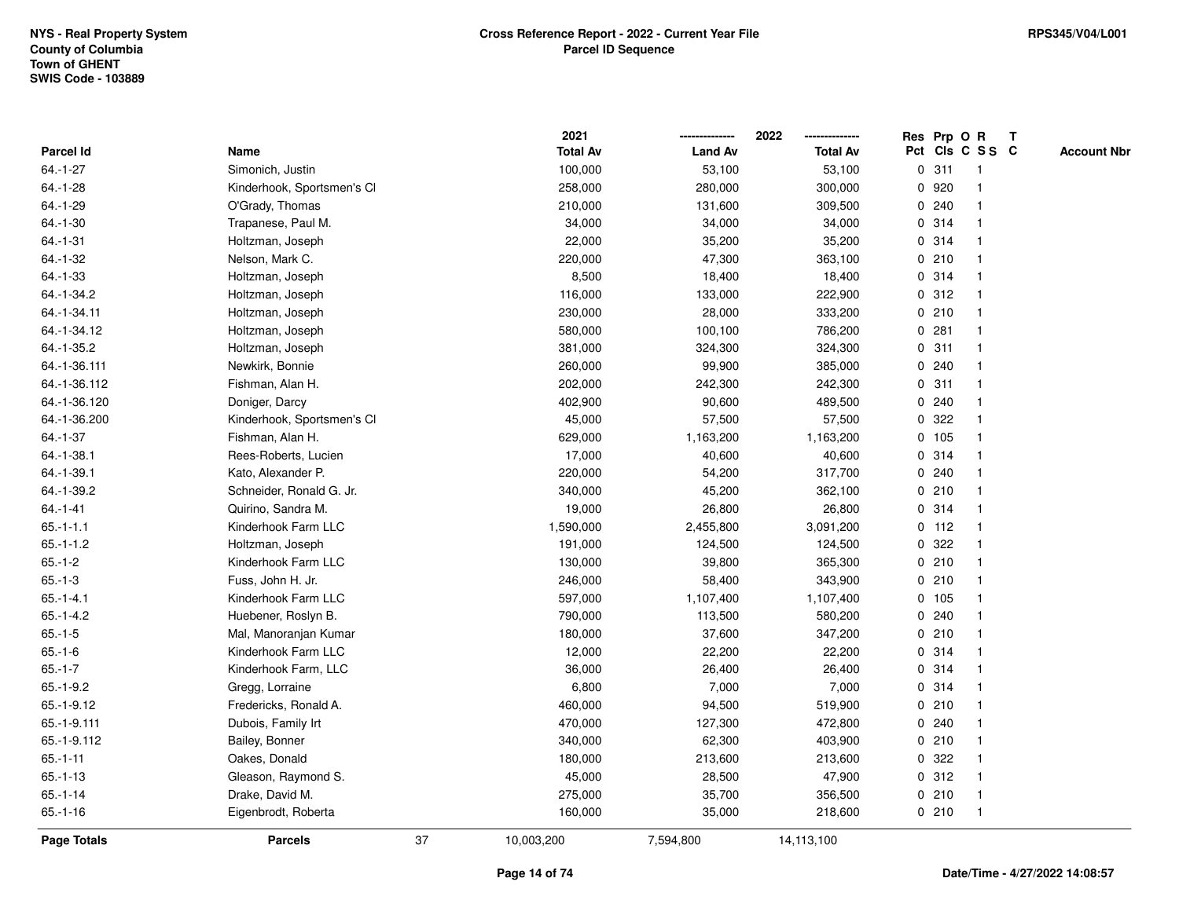NYS - Real Property System
County of Columbia
Town of GHENT
SWIS Code - 103889

**Cross Reference Report - 2022 - Current Year File**
**Parcel ID Sequence**

RPS345/V04/L001

| Parcel Id | Name | 2021 Total Av | 2022 Land Av | 2022 Total Av | Res Pct | Prp Cls | O C | R S S | T C | Account Nbr |
|---|---|---|---|---|---|---|---|---|---|---|
| 64.-1-27 | Simonich, Justin | 100,000 | 53,100 | 53,100 | 0 | 311 | | 1 | | |
| 64.-1-28 | Kinderhook, Sportsmen's Cl | 258,000 | 280,000 | 300,000 | 0 | 920 | | 1 | | |
| 64.-1-29 | O'Grady, Thomas | 210,000 | 131,600 | 309,500 | 0 | 240 | | 1 | | |
| 64.-1-30 | Trapanese, Paul M. | 34,000 | 34,000 | 34,000 | 0 | 314 | | 1 | | |
| 64.-1-31 | Holtzman, Joseph | 22,000 | 35,200 | 35,200 | 0 | 314 | | 1 | | |
| 64.-1-32 | Nelson, Mark C. | 220,000 | 47,300 | 363,100 | 0 | 210 | | 1 | | |
| 64.-1-33 | Holtzman, Joseph | 8,500 | 18,400 | 18,400 | 0 | 314 | | 1 | | |
| 64.-1-34.2 | Holtzman, Joseph | 116,000 | 133,000 | 222,900 | 0 | 312 | | 1 | | |
| 64.-1-34.11 | Holtzman, Joseph | 230,000 | 28,000 | 333,200 | 0 | 210 | | 1 | | |
| 64.-1-34.12 | Holtzman, Joseph | 580,000 | 100,100 | 786,200 | 0 | 281 | | 1 | | |
| 64.-1-35.2 | Holtzman, Joseph | 381,000 | 324,300 | 324,300 | 0 | 311 | | 1 | | |
| 64.-1-36.111 | Newkirk, Bonnie | 260,000 | 99,900 | 385,000 | 0 | 240 | | 1 | | |
| 64.-1-36.112 | Fishman, Alan H. | 202,000 | 242,300 | 242,300 | 0 | 311 | | 1 | | |
| 64.-1-36.120 | Doniger, Darcy | 402,900 | 90,600 | 489,500 | 0 | 240 | | 1 | | |
| 64.-1-36.200 | Kinderhook, Sportsmen's Cl | 45,000 | 57,500 | 57,500 | 0 | 322 | | 1 | | |
| 64.-1-37 | Fishman, Alan H. | 629,000 | 1,163,200 | 1,163,200 | 0 | 105 | | 1 | | |
| 64.-1-38.1 | Rees-Roberts, Lucien | 17,000 | 40,600 | 40,600 | 0 | 314 | | 1 | | |
| 64.-1-39.1 | Kato, Alexander P. | 220,000 | 54,200 | 317,700 | 0 | 240 | | 1 | | |
| 64.-1-39.2 | Schneider, Ronald G. Jr. | 340,000 | 45,200 | 362,100 | 0 | 210 | | 1 | | |
| 64.-1-41 | Quirino, Sandra M. | 19,000 | 26,800 | 26,800 | 0 | 314 | | 1 | | |
| 65.-1-1.1 | Kinderhook Farm LLC | 1,590,000 | 2,455,800 | 3,091,200 | 0 | 112 | | 1 | | |
| 65.-1-1.2 | Holtzman, Joseph | 191,000 | 124,500 | 124,500 | 0 | 322 | | 1 | | |
| 65.-1-2 | Kinderhook Farm LLC | 130,000 | 39,800 | 365,300 | 0 | 210 | | 1 | | |
| 65.-1-3 | Fuss, John H. Jr. | 246,000 | 58,400 | 343,900 | 0 | 210 | | 1 | | |
| 65.-1-4.1 | Kinderhook Farm LLC | 597,000 | 1,107,400 | 1,107,400 | 0 | 105 | | 1 | | |
| 65.-1-4.2 | Huebener, Roslyn B. | 790,000 | 113,500 | 580,200 | 0 | 240 | | 1 | | |
| 65.-1-5 | Mal, Manoranjan Kumar | 180,000 | 37,600 | 347,200 | 0 | 210 | | 1 | | |
| 65.-1-6 | Kinderhook Farm LLC | 12,000 | 22,200 | 22,200 | 0 | 314 | | 1 | | |
| 65.-1-7 | Kinderhook Farm, LLC | 36,000 | 26,400 | 26,400 | 0 | 314 | | 1 | | |
| 65.-1-9.2 | Gregg, Lorraine | 6,800 | 7,000 | 7,000 | 0 | 314 | | 1 | | |
| 65.-1-9.12 | Fredericks, Ronald A. | 460,000 | 94,500 | 519,900 | 0 | 210 | | 1 | | |
| 65.-1-9.111 | Dubois, Family Irt | 470,000 | 127,300 | 472,800 | 0 | 240 | | 1 | | |
| 65.-1-9.112 | Bailey, Bonner | 340,000 | 62,300 | 403,900 | 0 | 210 | | 1 | | |
| 65.-1-11 | Oakes, Donald | 180,000 | 213,600 | 213,600 | 0 | 322 | | 1 | | |
| 65.-1-13 | Gleason, Raymond S. | 45,000 | 28,500 | 47,900 | 0 | 312 | | 1 | | |
| 65.-1-14 | Drake, David M. | 275,000 | 35,700 | 356,500 | 0 | 210 | | 1 | | |
| 65.-1-16 | Eigenbrodt, Roberta | 160,000 | 35,000 | 218,600 | 0 | 210 | | 1 | | |
| **Page Totals** | **Parcels** 37 | 10,003,200 | 7,594,800 | 14,113,100 | | | | | | |

Date/Time - 4/27/2022 14:08:57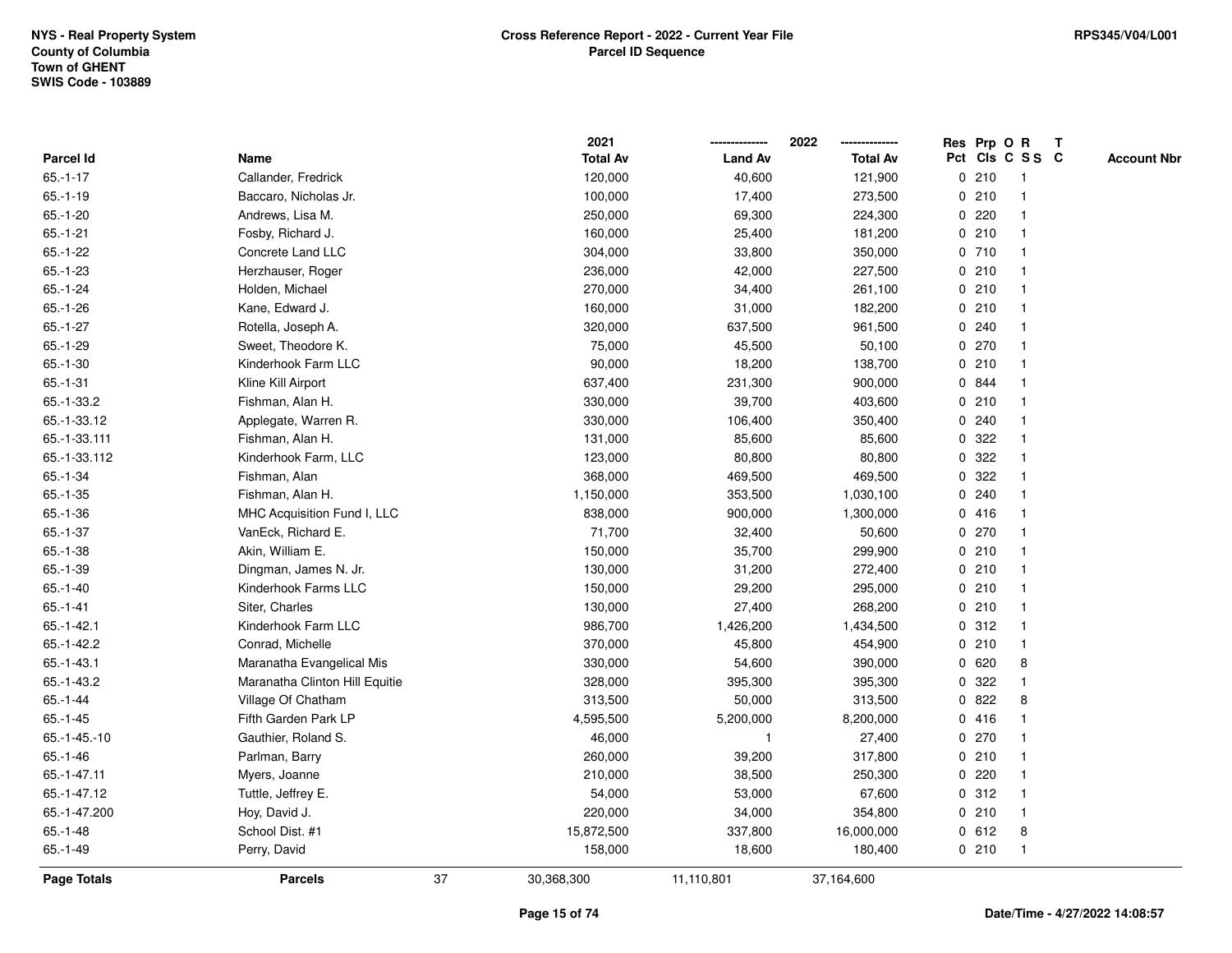NYS - Real Property System
County of Columbia
Town of GHENT
SWIS Code - 103889

**Cross Reference Report - 2022 - Current Year File**
**Parcel ID Sequence**

RPS345/V04/L001

| Parcel Id | Name | 2021 Total Av | 2022 Land Av | 2022 Total Av | Res Pct | Prp Cls | O C | R S S | T C | Account Nbr |
|---|---|---|---|---|---|---|---|---|---|---|
| 65.-1-17 | Callander, Fredrick | 120,000 | 40,600 | 121,900 | 0 | 210 | | 1 | | |
| 65.-1-19 | Baccaro, Nicholas Jr. | 100,000 | 17,400 | 273,500 | 0 | 210 | | 1 | | |
| 65.-1-20 | Andrews, Lisa M. | 250,000 | 69,300 | 224,300 | 0 | 220 | | 1 | | |
| 65.-1-21 | Fosby, Richard J. | 160,000 | 25,400 | 181,200 | 0 | 210 | | 1 | | |
| 65.-1-22 | Concrete Land LLC | 304,000 | 33,800 | 350,000 | 0 | 710 | | 1 | | |
| 65.-1-23 | Herzhauser, Roger | 236,000 | 42,000 | 227,500 | 0 | 210 | | 1 | | |
| 65.-1-24 | Holden, Michael | 270,000 | 34,400 | 261,100 | 0 | 210 | | 1 | | |
| 65.-1-26 | Kane, Edward J. | 160,000 | 31,000 | 182,200 | 0 | 210 | | 1 | | |
| 65.-1-27 | Rotella, Joseph A. | 320,000 | 637,500 | 961,500 | 0 | 240 | | 1 | | |
| 65.-1-29 | Sweet, Theodore K. | 75,000 | 45,500 | 50,100 | 0 | 270 | | 1 | | |
| 65.-1-30 | Kinderhook Farm LLC | 90,000 | 18,200 | 138,700 | 0 | 210 | | 1 | | |
| 65.-1-31 | Kline Kill Airport | 637,400 | 231,300 | 900,000 | 0 | 844 | | 1 | | |
| 65.-1-33.2 | Fishman, Alan H. | 330,000 | 39,700 | 403,600 | 0 | 210 | | 1 | | |
| 65.-1-33.12 | Applegate, Warren R. | 330,000 | 106,400 | 350,400 | 0 | 240 | | 1 | | |
| 65.-1-33.111 | Fishman, Alan H. | 131,000 | 85,600 | 85,600 | 0 | 322 | | 1 | | |
| 65.-1-33.112 | Kinderhook Farm, LLC | 123,000 | 80,800 | 80,800 | 0 | 322 | | 1 | | |
| 65.-1-34 | Fishman, Alan | 368,000 | 469,500 | 469,500 | 0 | 322 | | 1 | | |
| 65.-1-35 | Fishman, Alan H. | 1,150,000 | 353,500 | 1,030,100 | 0 | 240 | | 1 | | |
| 65.-1-36 | MHC Acquisition Fund I, LLC | 838,000 | 900,000 | 1,300,000 | 0 | 416 | | 1 | | |
| 65.-1-37 | VanEck, Richard E. | 71,700 | 32,400 | 50,600 | 0 | 270 | | 1 | | |
| 65.-1-38 | Akin, William E. | 150,000 | 35,700 | 299,900 | 0 | 210 | | 1 | | |
| 65.-1-39 | Dingman, James N. Jr. | 130,000 | 31,200 | 272,400 | 0 | 210 | | 1 | | |
| 65.-1-40 | Kinderhook Farms LLC | 150,000 | 29,200 | 295,000 | 0 | 210 | | 1 | | |
| 65.-1-41 | Siter, Charles | 130,000 | 27,400 | 268,200 | 0 | 210 | | 1 | | |
| 65.-1-42.1 | Kinderhook Farm LLC | 986,700 | 1,426,200 | 1,434,500 | 0 | 312 | | 1 | | |
| 65.-1-42.2 | Conrad, Michelle | 370,000 | 45,800 | 454,900 | 0 | 210 | | 1 | | |
| 65.-1-43.1 | Maranatha Evangelical Mis | 330,000 | 54,600 | 390,000 | 0 | 620 | | 8 | | |
| 65.-1-43.2 | Maranatha Clinton Hill Equitie | 328,000 | 395,300 | 395,300 | 0 | 322 | | 1 | | |
| 65.-1-44 | Village Of Chatham | 313,500 | 50,000 | 313,500 | 0 | 822 | | 8 | | |
| 65.-1-45 | Fifth Garden Park LP | 4,595,500 | 5,200,000 | 8,200,000 | 0 | 416 | | 1 | | |
| 65.-1-45.-10 | Gauthier, Roland S. | 46,000 | 1 | 27,400 | 0 | 270 | | 1 | | |
| 65.-1-46 | Parlman, Barry | 260,000 | 39,200 | 317,800 | 0 | 210 | | 1 | | |
| 65.-1-47.11 | Myers, Joanne | 210,000 | 38,500 | 250,300 | 0 | 220 | | 1 | | |
| 65.-1-47.12 | Tuttle, Jeffrey E. | 54,000 | 53,000 | 67,600 | 0 | 312 | | 1 | | |
| 65.-1-47.200 | Hoy, David J. | 220,000 | 34,000 | 354,800 | 0 | 210 | | 1 | | |
| 65.-1-48 | School Dist. #1 | 15,872,500 | 337,800 | 16,000,000 | 0 | 612 | | 8 | | |
| 65.-1-49 | Perry, David | 158,000 | 18,600 | 180,400 | 0 | 210 | | 1 | | |
| **Page Totals** | **Parcels** 37 | 30,368,300 | 11,110,801 | 37,164,600 | | | | | | |

**Date/Time - 4/27/2022 14:08:57**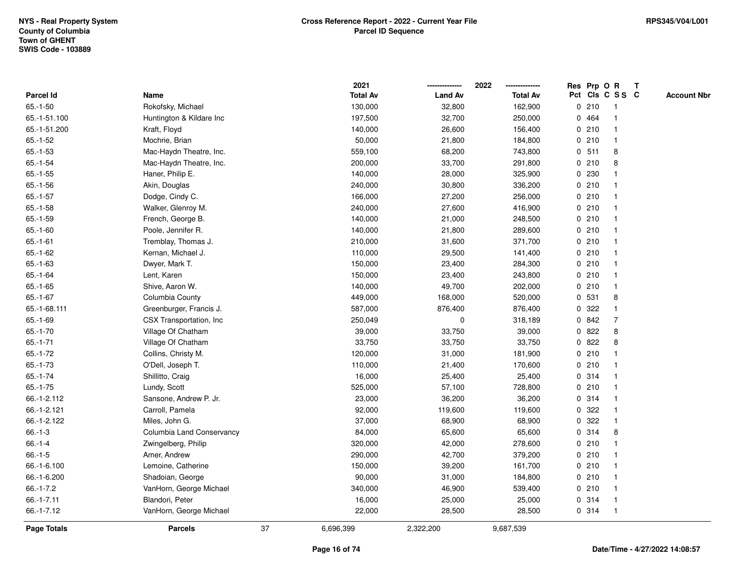NYS - Real Property System
County of Columbia
Town of GHENT
SWIS Code - 103889

**Cross Reference Report - 2022 - Current Year File**
**Parcel ID Sequence**

RPS345/V04/L001

| Parcel Id | Name | 2021 Total Av | 2022 Land Av | 2022 Total Av | Res Pct | Prp Cls | O C | R S S | T C | Account Nbr |
|---|---|---|---|---|---|---|---|---|---|---|
| 65.-1-50 | Rokofsky, Michael | 130,000 | 32,800 | 162,900 | 0 | 210 | | 1 | | |
| 65.-1-51.100 | Huntington & Kildare Inc | 197,500 | 32,700 | 250,000 | 0 | 464 | | 1 | | |
| 65.-1-51.200 | Kraft, Floyd | 140,000 | 26,600 | 156,400 | 0 | 210 | | 1 | | |
| 65.-1-52 | Mochrie, Brian | 50,000 | 21,800 | 184,800 | 0 | 210 | | 1 | | |
| 65.-1-53 | Mac-Haydn Theatre, Inc. | 559,100 | 68,200 | 743,800 | 0 | 511 | | 8 | | |
| 65.-1-54 | Mac-Haydn Theatre, Inc. | 200,000 | 33,700 | 291,800 | 0 | 210 | | 8 | | |
| 65.-1-55 | Haner, Philip E. | 140,000 | 28,000 | 325,900 | 0 | 230 | | 1 | | |
| 65.-1-56 | Akin, Douglas | 240,000 | 30,800 | 336,200 | 0 | 210 | | 1 | | |
| 65.-1-57 | Dodge, Cindy C. | 166,000 | 27,200 | 256,000 | 0 | 210 | | 1 | | |
| 65.-1-58 | Walker, Glenroy M. | 240,000 | 27,600 | 416,900 | 0 | 210 | | 1 | | |
| 65.-1-59 | French, George B. | 140,000 | 21,000 | 248,500 | 0 | 210 | | 1 | | |
| 65.-1-60 | Poole, Jennifer R. | 140,000 | 21,800 | 289,600 | 0 | 210 | | 1 | | |
| 65.-1-61 | Tremblay, Thomas J. | 210,000 | 31,600 | 371,700 | 0 | 210 | | 1 | | |
| 65.-1-62 | Kernan, Michael J. | 110,000 | 29,500 | 141,400 | 0 | 210 | | 1 | | |
| 65.-1-63 | Dwyer, Mark T. | 150,000 | 23,400 | 284,300 | 0 | 210 | | 1 | | |
| 65.-1-64 | Lent, Karen | 150,000 | 23,400 | 243,800 | 0 | 210 | | 1 | | |
| 65.-1-65 | Shive, Aaron W. | 140,000 | 49,700 | 202,000 | 0 | 210 | | 1 | | |
| 65.-1-67 | Columbia County | 449,000 | 168,000 | 520,000 | 0 | 531 | | 8 | | |
| 65.-1-68.111 | Greenburger, Francis J. | 587,000 | 876,400 | 876,400 | 0 | 322 | | 1 | | |
| 65.-1-69 | CSX Transportation, Inc | 250,049 | 0 | 318,189 | 0 | 842 | | 7 | | |
| 65.-1-70 | Village Of Chatham | 39,000 | 33,750 | 39,000 | 0 | 822 | | 8 | | |
| 65.-1-71 | Village Of Chatham | 33,750 | 33,750 | 33,750 | 0 | 822 | | 8 | | |
| 65.-1-72 | Collins, Christy M. | 120,000 | 31,000 | 181,900 | 0 | 210 | | 1 | | |
| 65.-1-73 | O'Dell, Joseph T. | 110,000 | 21,400 | 170,600 | 0 | 210 | | 1 | | |
| 65.-1-74 | Shillitto, Craig | 16,000 | 25,400 | 25,400 | 0 | 314 | | 1 | | |
| 65.-1-75 | Lundy, Scott | 525,000 | 57,100 | 728,800 | 0 | 210 | | 1 | | |
| 66.-1-2.112 | Sansone, Andrew P. Jr. | 23,000 | 36,200 | 36,200 | 0 | 314 | | 1 | | |
| 66.-1-2.121 | Carroll, Pamela | 92,000 | 119,600 | 119,600 | 0 | 322 | | 1 | | |
| 66.-1-2.122 | Miles, John G. | 37,000 | 68,900 | 68,900 | 0 | 322 | | 1 | | |
| 66.-1-3 | Columbia Land Conservancy | 84,000 | 65,600 | 65,600 | 0 | 314 | | 8 | | |
| 66.-1-4 | Zwingelberg, Philip | 320,000 | 42,000 | 278,600 | 0 | 210 | | 1 | | |
| 66.-1-5 | Amer, Andrew | 290,000 | 42,700 | 379,200 | 0 | 210 | | 1 | | |
| 66.-1-6.100 | Lemoine, Catherine | 150,000 | 39,200 | 161,700 | 0 | 210 | | 1 | | |
| 66.-1-6.200 | Shadoian, George | 90,000 | 31,000 | 184,800 | 0 | 210 | | 1 | | |
| 66.-1-7.2 | VanHorn, George Michael | 340,000 | 46,900 | 539,400 | 0 | 210 | | 1 | | |
| 66.-1-7.11 | Blandori, Peter | 16,000 | 25,000 | 25,000 | 0 | 314 | | 1 | | |
| 66.-1-7.12 | VanHorn, George Michael | 22,000 | 28,500 | 28,500 | 0 | 314 | | 1 | | |
| **Page Totals** | **Parcels** 37 | 6,696,399 | 2,322,200 | 9,687,539 | | | | | | |

Date/Time - 4/27/2022 14:08:57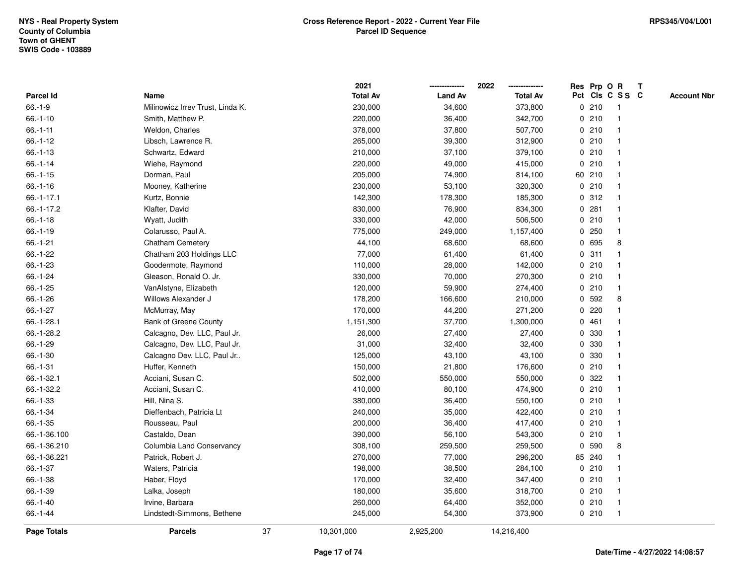NYS - Real Property System
County of Columbia
Town of GHENT
SWIS Code - 103889

**Cross Reference Report - 2022 - Current Year File**
**Parcel ID Sequence**

RPS345/V04/L001

| Parcel Id | Name | 2021 Total Av | 2022 Land Av | 2022 Total Av | Res Pct | Prp Cls | O C | R S S | T C | Account Nbr |
|---|---|---|---|---|---|---|---|---|---|---|
| 66.-1-9 | Milinowicz Irrev Trust, Linda K. | 230,000 | 34,600 | 373,800 | 0 | 210 | | 1 | | |
| 66.-1-10 | Smith, Matthew P. | 220,000 | 36,400 | 342,700 | 0 | 210 | | 1 | | |
| 66.-1-11 | Weldon, Charles | 378,000 | 37,800 | 507,700 | 0 | 210 | | 1 | | |
| 66.-1-12 | Libsch, Lawrence R. | 265,000 | 39,300 | 312,900 | 0 | 210 | | 1 | | |
| 66.-1-13 | Schwartz, Edward | 210,000 | 37,100 | 379,100 | 0 | 210 | | 1 | | |
| 66.-1-14 | Wiehe, Raymond | 220,000 | 49,000 | 415,000 | 0 | 210 | | 1 | | |
| 66.-1-15 | Dorman, Paul | 205,000 | 74,900 | 814,100 | 60 | 210 | | 1 | | |
| 66.-1-16 | Mooney, Katherine | 230,000 | 53,100 | 320,300 | 0 | 210 | | 1 | | |
| 66.-1-17.1 | Kurtz, Bonnie | 142,300 | 178,300 | 185,300 | 0 | 312 | | 1 | | |
| 66.-1-17.2 | Klafter, David | 830,000 | 76,900 | 834,300 | 0 | 281 | | 1 | | |
| 66.-1-18 | Wyatt, Judith | 330,000 | 42,000 | 506,500 | 0 | 210 | | 1 | | |
| 66.-1-19 | Colarusso, Paul A. | 775,000 | 249,000 | 1,157,400 | 0 | 250 | | 1 | | |
| 66.-1-21 | Chatham Cemetery | 44,100 | 68,600 | 68,600 | 0 | 695 | | 8 | | |
| 66.-1-22 | Chatham 203 Holdings LLC | 77,000 | 61,400 | 61,400 | 0 | 311 | | 1 | | |
| 66.-1-23 | Goodermote, Raymond | 110,000 | 28,000 | 142,000 | 0 | 210 | | 1 | | |
| 66.-1-24 | Gleason, Ronald O. Jr. | 330,000 | 70,000 | 270,300 | 0 | 210 | | 1 | | |
| 66.-1-25 | VanAlstyne, Elizabeth | 120,000 | 59,900 | 274,400 | 0 | 210 | | 1 | | |
| 66.-1-26 | Willows Alexander J | 178,200 | 166,600 | 210,000 | 0 | 592 | | 8 | | |
| 66.-1-27 | McMurray, May | 170,000 | 44,200 | 271,200 | 0 | 220 | | 1 | | |
| 66.-1-28.1 | Bank of Greene County | 1,151,300 | 37,700 | 1,300,000 | 0 | 461 | | 1 | | |
| 66.-1-28.2 | Calcagno, Dev. LLC, Paul Jr. | 26,000 | 27,400 | 27,400 | 0 | 330 | | 1 | | |
| 66.-1-29 | Calcagno, Dev. LLC, Paul Jr. | 31,000 | 32,400 | 32,400 | 0 | 330 | | 1 | | |
| 66.-1-30 | Calcagno Dev. LLC, Paul Jr.. | 125,000 | 43,100 | 43,100 | 0 | 330 | | 1 | | |
| 66.-1-31 | Huffer, Kenneth | 150,000 | 21,800 | 176,600 | 0 | 210 | | 1 | | |
| 66.-1-32.1 | Acciani, Susan C. | 502,000 | 550,000 | 550,000 | 0 | 322 | | 1 | | |
| 66.-1-32.2 | Acciani, Susan C. | 410,000 | 80,100 | 474,900 | 0 | 210 | | 1 | | |
| 66.-1-33 | Hill, Nina S. | 380,000 | 36,400 | 550,100 | 0 | 210 | | 1 | | |
| 66.-1-34 | Dieffenbach, Patricia Lt | 240,000 | 35,000 | 422,400 | 0 | 210 | | 1 | | |
| 66.-1-35 | Rousseau, Paul | 200,000 | 36,400 | 417,400 | 0 | 210 | | 1 | | |
| 66.-1-36.100 | Castaldo, Dean | 390,000 | 56,100 | 543,300 | 0 | 210 | | 1 | | |
| 66.-1-36.210 | Columbia Land Conservancy | 308,100 | 259,500 | 259,500 | 0 | 590 | | 8 | | |
| 66.-1-36.221 | Patrick, Robert J. | 270,000 | 77,000 | 296,200 | 85 | 240 | | 1 | | |
| 66.-1-37 | Waters, Patricia | 198,000 | 38,500 | 284,100 | 0 | 210 | | 1 | | |
| 66.-1-38 | Haber, Floyd | 170,000 | 32,400 | 347,400 | 0 | 210 | | 1 | | |
| 66.-1-39 | Lalka, Joseph | 180,000 | 35,600 | 318,700 | 0 | 210 | | 1 | | |
| 66.-1-40 | Irvine, Barbara | 260,000 | 64,400 | 352,000 | 0 | 210 | | 1 | | |
| 66.-1-44 | Lindstedt-Simmons, Bethene | 245,000 | 54,300 | 373,900 | 0 | 210 | | 1 | | |
| **Page Totals** | **Parcels** 37 | 10,301,000 | 2,925,200 | 14,216,400 | | | | | | |

**Date/Time - 4/27/2022 14:08:57**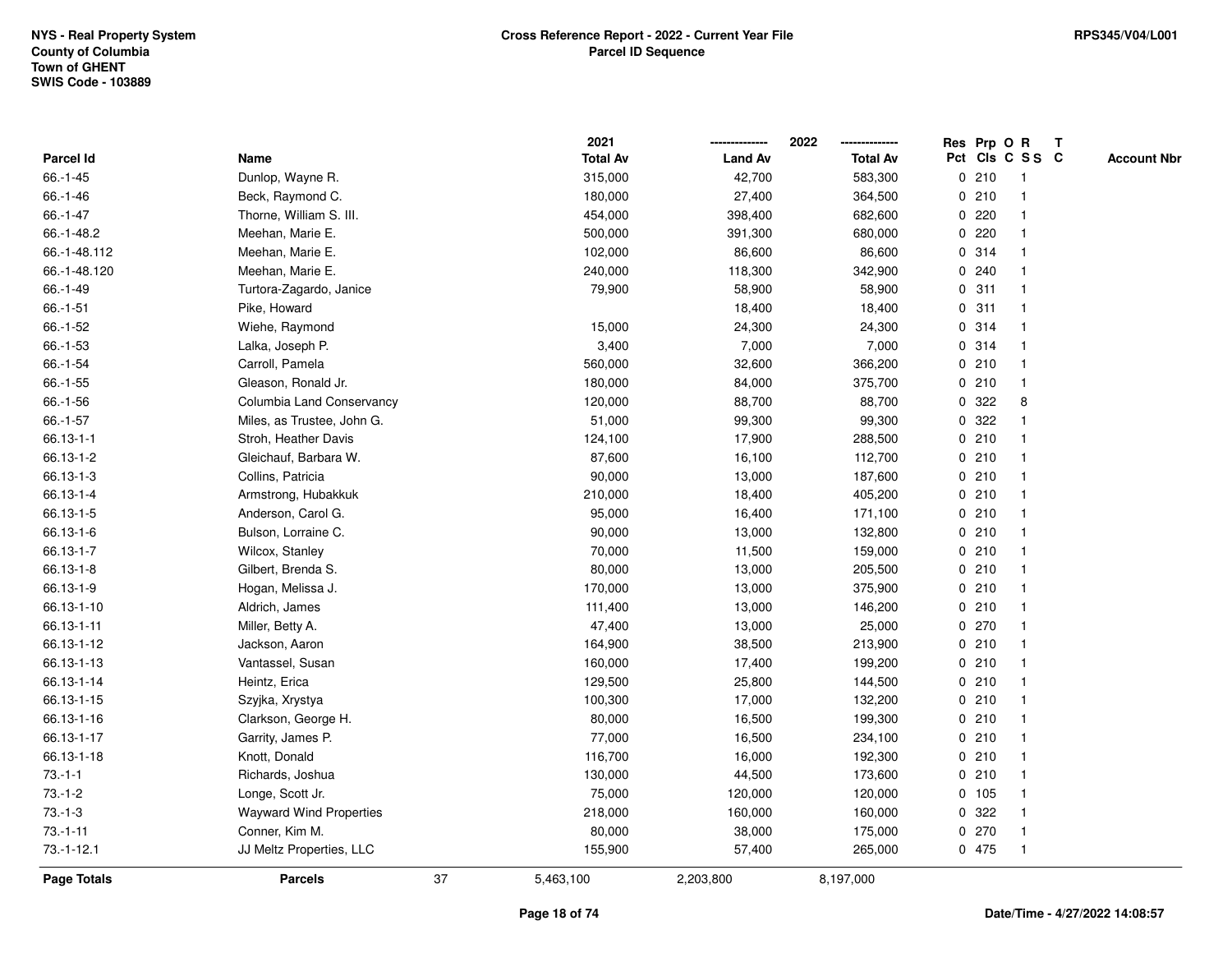NYS - Real Property System
County of Columbia
Town of GHENT
SWIS Code - 103889

**Cross Reference Report - 2022 - Current Year File**
**Parcel ID Sequence**

RPS345/V04/L001

| Parcel Id | Name | 2021 Total Av | 2022 Land Av | 2022 Total Av | Res Pct | Prp Cls | O C | R S S | T C | Account Nbr |
|---|---|---|---|---|---|---|---|---|---|---|
| 66.-1-45 | Dunlop, Wayne R. | 315,000 | 42,700 | 583,300 | 0 | 210 | | 1 | | |
| 66.-1-46 | Beck, Raymond C. | 180,000 | 27,400 | 364,500 | 0 | 210 | | 1 | | |
| 66.-1-47 | Thorne, William S. III. | 454,000 | 398,400 | 682,600 | 0 | 220 | | 1 | | |
| 66.-1-48.2 | Meehan, Marie E. | 500,000 | 391,300 | 680,000 | 0 | 220 | | 1 | | |
| 66.-1-48.112 | Meehan, Marie E. | 102,000 | 86,600 | 86,600 | 0 | 314 | | 1 | | |
| 66.-1-48.120 | Meehan, Marie E. | 240,000 | 118,300 | 342,900 | 0 | 240 | | 1 | | |
| 66.-1-49 | Turtora-Zagardo, Janice | 79,900 | 58,900 | 58,900 | 0 | 311 | | 1 | | |
| 66.-1-51 | Pike, Howard | | 18,400 | 18,400 | 0 | 311 | | 1 | | |
| 66.-1-52 | Wiehe, Raymond | 15,000 | 24,300 | 24,300 | 0 | 314 | | 1 | | |
| 66.-1-53 | Lalka, Joseph P. | 3,400 | 7,000 | 7,000 | 0 | 314 | | 1 | | |
| 66.-1-54 | Carroll, Pamela | 560,000 | 32,600 | 366,200 | 0 | 210 | | 1 | | |
| 66.-1-55 | Gleason, Ronald Jr. | 180,000 | 84,000 | 375,700 | 0 | 210 | | 1 | | |
| 66.-1-56 | Columbia Land Conservancy | 120,000 | 88,700 | 88,700 | 0 | 322 | | 8 | | |
| 66.-1-57 | Miles, as Trustee, John G. | 51,000 | 99,300 | 99,300 | 0 | 322 | | 1 | | |
| 66.13-1-1 | Stroh, Heather Davis | 124,100 | 17,900 | 288,500 | 0 | 210 | | 1 | | |
| 66.13-1-2 | Gleichauf, Barbara W. | 87,600 | 16,100 | 112,700 | 0 | 210 | | 1 | | |
| 66.13-1-3 | Collins, Patricia | 90,000 | 13,000 | 187,600 | 0 | 210 | | 1 | | |
| 66.13-1-4 | Armstrong, Hubakkuk | 210,000 | 18,400 | 405,200 | 0 | 210 | | 1 | | |
| 66.13-1-5 | Anderson, Carol G. | 95,000 | 16,400 | 171,100 | 0 | 210 | | 1 | | |
| 66.13-1-6 | Bulson, Lorraine C. | 90,000 | 13,000 | 132,800 | 0 | 210 | | 1 | | |
| 66.13-1-7 | Wilcox, Stanley | 70,000 | 11,500 | 159,000 | 0 | 210 | | 1 | | |
| 66.13-1-8 | Gilbert, Brenda S. | 80,000 | 13,000 | 205,500 | 0 | 210 | | 1 | | |
| 66.13-1-9 | Hogan, Melissa J. | 170,000 | 13,000 | 375,900 | 0 | 210 | | 1 | | |
| 66.13-1-10 | Aldrich, James | 111,400 | 13,000 | 146,200 | 0 | 210 | | 1 | | |
| 66.13-1-11 | Miller, Betty A. | 47,400 | 13,000 | 25,000 | 0 | 270 | | 1 | | |
| 66.13-1-12 | Jackson, Aaron | 164,900 | 38,500 | 213,900 | 0 | 210 | | 1 | | |
| 66.13-1-13 | Vantassel, Susan | 160,000 | 17,400 | 199,200 | 0 | 210 | | 1 | | |
| 66.13-1-14 | Heintz, Erica | 129,500 | 25,800 | 144,500 | 0 | 210 | | 1 | | |
| 66.13-1-15 | Szyjka, Xrystya | 100,300 | 17,000 | 132,200 | 0 | 210 | | 1 | | |
| 66.13-1-16 | Clarkson, George H. | 80,000 | 16,500 | 199,300 | 0 | 210 | | 1 | | |
| 66.13-1-17 | Garrity, James P. | 77,000 | 16,500 | 234,100 | 0 | 210 | | 1 | | |
| 66.13-1-18 | Knott, Donald | 116,700 | 16,000 | 192,300 | 0 | 210 | | 1 | | |
| 73.-1-1 | Richards, Joshua | 130,000 | 44,500 | 173,600 | 0 | 210 | | 1 | | |
| 73.-1-2 | Longe, Scott Jr. | 75,000 | 120,000 | 120,000 | 0 | 105 | | 1 | | |
| 73.-1-3 | Wayward Wind Properties | 218,000 | 160,000 | 160,000 | 0 | 322 | | 1 | | |
| 73.-1-11 | Conner, Kim M. | 80,000 | 38,000 | 175,000 | 0 | 270 | | 1 | | |
| 73.-1-12.1 | JJ Meltz Properties, LLC | 155,900 | 57,400 | 265,000 | 0 | 475 | | 1 | | |
| **Page Totals** | **Parcels** 37 | 5,463,100 | 2,203,800 | 8,197,000 | | | | | | |

Date/Time - 4/27/2022 14:08:57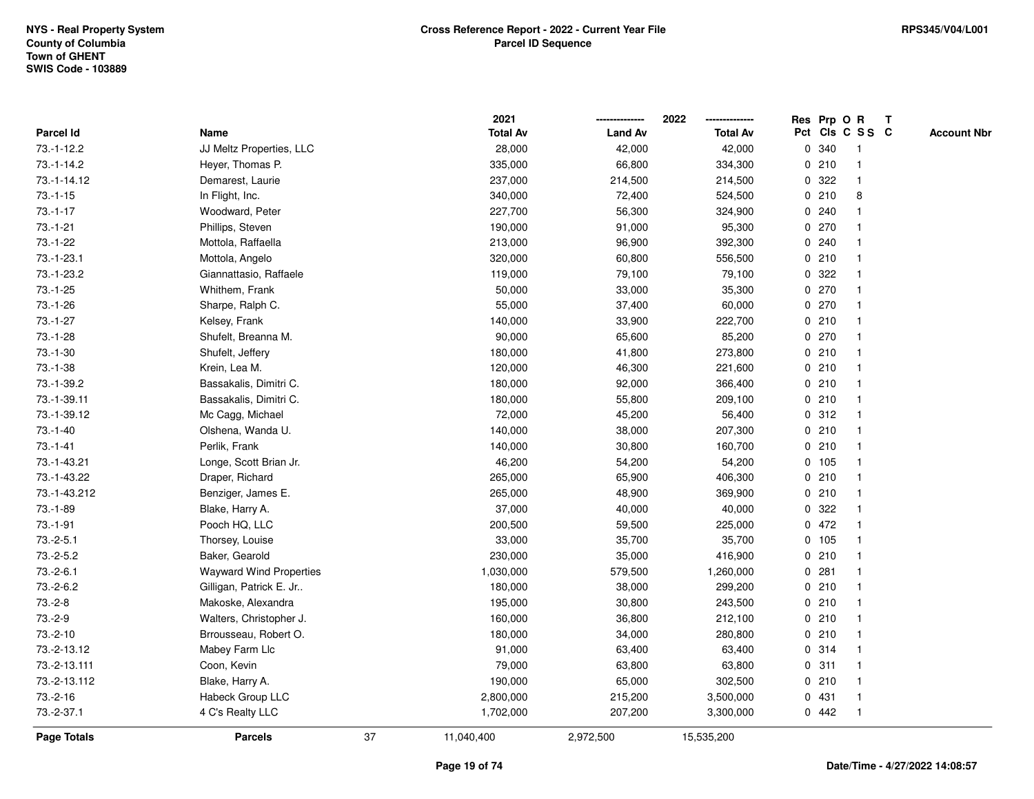NYS - Real Property System
County of Columbia
Town of GHENT
SWIS Code - 103889

**Cross Reference Report - 2022 - Current Year File**
**Parcel ID Sequence**

RPS345/V04/L001

| Parcel Id | Name | 2021 Total Av | 2022 Land Av | 2022 Total Av | Res Pct | Prp Cls | O C | R S S | T C | Account Nbr |
|---|---|---|---|---|---|---|---|---|---|---|
| 73.-1-12.2 | JJ Meltz Properties, LLC | 28,000 | 42,000 | 42,000 | 0 | 340 | | 1 | | |
| 73.-1-14.2 | Heyer, Thomas P. | 335,000 | 66,800 | 334,300 | 0 | 210 | | 1 | | |
| 73.-1-14.12 | Demarest, Laurie | 237,000 | 214,500 | 214,500 | 0 | 322 | | 1 | | |
| 73.-1-15 | In Flight, Inc. | 340,000 | 72,400 | 524,500 | 0 | 210 | | 8 | | |
| 73.-1-17 | Woodward, Peter | 227,700 | 56,300 | 324,900 | 0 | 240 | | 1 | | |
| 73.-1-21 | Phillips, Steven | 190,000 | 91,000 | 95,300 | 0 | 270 | | 1 | | |
| 73.-1-22 | Mottola, Raffaella | 213,000 | 96,900 | 392,300 | 0 | 240 | | 1 | | |
| 73.-1-23.1 | Mottola, Angelo | 320,000 | 60,800 | 556,500 | 0 | 210 | | 1 | | |
| 73.-1-23.2 | Giannattasio, Raffaele | 119,000 | 79,100 | 79,100 | 0 | 322 | | 1 | | |
| 73.-1-25 | Whithem, Frank | 50,000 | 33,000 | 35,300 | 0 | 270 | | 1 | | |
| 73.-1-26 | Sharpe, Ralph C. | 55,000 | 37,400 | 60,000 | 0 | 270 | | 1 | | |
| 73.-1-27 | Kelsey, Frank | 140,000 | 33,900 | 222,700 | 0 | 210 | | 1 | | |
| 73.-1-28 | Shufelt, Breanna M. | 90,000 | 65,600 | 85,200 | 0 | 270 | | 1 | | |
| 73.-1-30 | Shufelt, Jeffery | 180,000 | 41,800 | 273,800 | 0 | 210 | | 1 | | |
| 73.-1-38 | Krein, Lea M. | 120,000 | 46,300 | 221,600 | 0 | 210 | | 1 | | |
| 73.-1-39.2 | Bassakalis, Dimitri C. | 180,000 | 92,000 | 366,400 | 0 | 210 | | 1 | | |
| 73.-1-39.11 | Bassakalis, Dimitri C. | 180,000 | 55,800 | 209,100 | 0 | 210 | | 1 | | |
| 73.-1-39.12 | Mc Cagg, Michael | 72,000 | 45,200 | 56,400 | 0 | 312 | | 1 | | |
| 73.-1-40 | Olshena, Wanda U. | 140,000 | 38,000 | 207,300 | 0 | 210 | | 1 | | |
| 73.-1-41 | Perlik, Frank | 140,000 | 30,800 | 160,700 | 0 | 210 | | 1 | | |
| 73.-1-43.21 | Longe, Scott Brian Jr. | 46,200 | 54,200 | 54,200 | 0 | 105 | | 1 | | |
| 73.-1-43.22 | Draper, Richard | 265,000 | 65,900 | 406,300 | 0 | 210 | | 1 | | |
| 73.-1-43.212 | Benziger, James E. | 265,000 | 48,900 | 369,900 | 0 | 210 | | 1 | | |
| 73.-1-89 | Blake, Harry A. | 37,000 | 40,000 | 40,000 | 0 | 322 | | 1 | | |
| 73.-1-91 | Pooch HQ, LLC | 200,500 | 59,500 | 225,000 | 0 | 472 | | 1 | | |
| 73.-2-5.1 | Thorsey, Louise | 33,000 | 35,700 | 35,700 | 0 | 105 | | 1 | | |
| 73.-2-5.2 | Baker, Gearold | 230,000 | 35,000 | 416,900 | 0 | 210 | | 1 | | |
| 73.-2-6.1 | Wayward Wind Properties | 1,030,000 | 579,500 | 1,260,000 | 0 | 281 | | 1 | | |
| 73.-2-6.2 | Gilligan, Patrick E. Jr.. | 180,000 | 38,000 | 299,200 | 0 | 210 | | 1 | | |
| 73.-2-8 | Makoske, Alexandra | 195,000 | 30,800 | 243,500 | 0 | 210 | | 1 | | |
| 73.-2-9 | Walters, Christopher J. | 160,000 | 36,800 | 212,100 | 0 | 210 | | 1 | | |
| 73.-2-10 | Brrousseau, Robert O. | 180,000 | 34,000 | 280,800 | 0 | 210 | | 1 | | |
| 73.-2-13.12 | Mabey Farm Llc | 91,000 | 63,400 | 63,400 | 0 | 314 | | 1 | | |
| 73.-2-13.111 | Coon, Kevin | 79,000 | 63,800 | 63,800 | 0 | 311 | | 1 | | |
| 73.-2-13.112 | Blake, Harry A. | 190,000 | 65,000 | 302,500 | 0 | 210 | | 1 | | |
| 73.-2-16 | Habeck Group LLC | 2,800,000 | 215,200 | 3,500,000 | 0 | 431 | | 1 | | |
| 73.-2-37.1 | 4 C's Realty LLC | 1,702,000 | 207,200 | 3,300,000 | 0 | 442 | | 1 | | |
| **Page Totals** | **Parcels** 37 | 11,040,400 | 2,972,500 | 15,535,200 | | | | | | |

Date/Time - 4/27/2022 14:08:57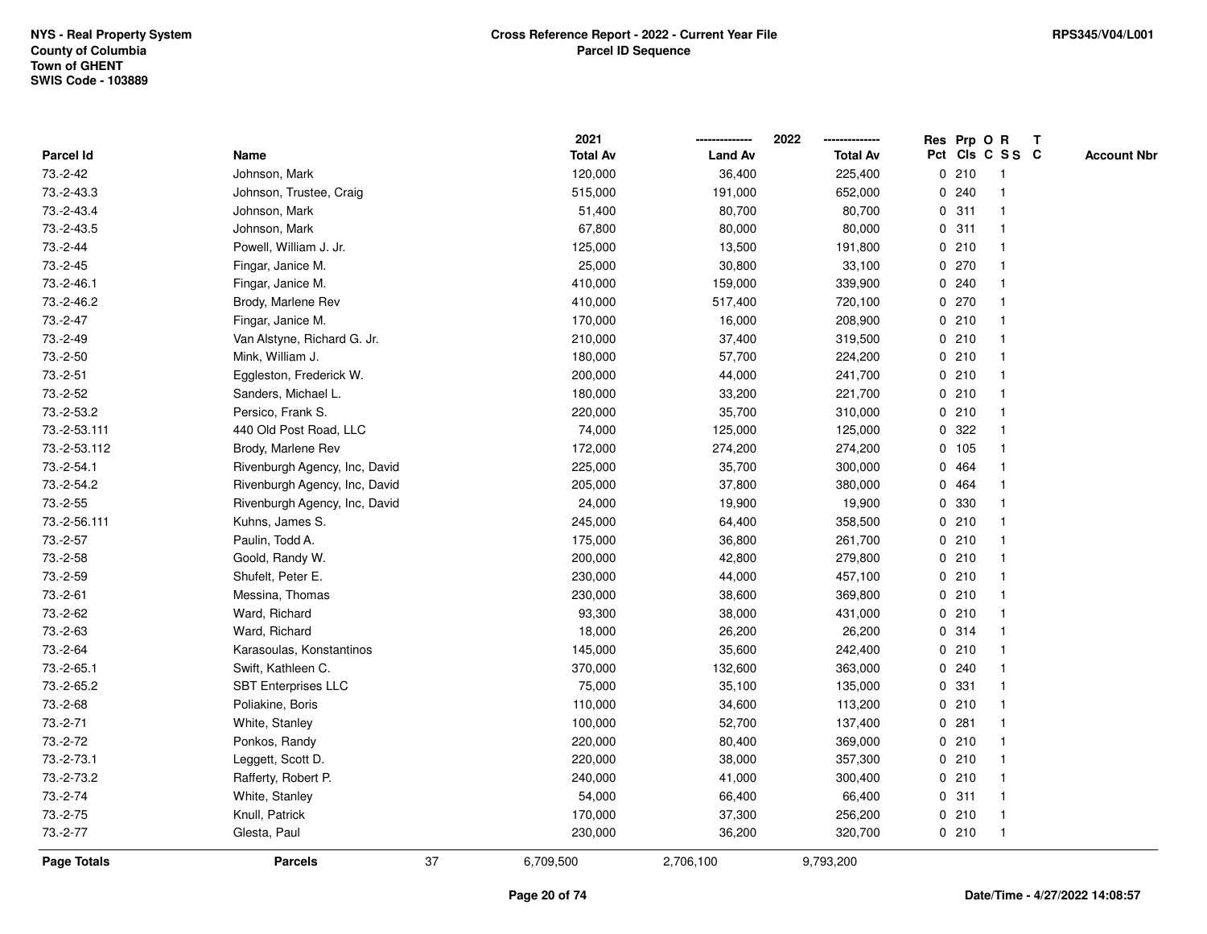NYS - Real Property System
County of Columbia
Town of GHENT
SWIS Code - 103889

**Cross Reference Report - 2022 - Current Year File**
**Parcel ID Sequence**

RPS345/V04/L001

| Parcel Id | Name | 2021 Total Av | 2022 Land Av | 2022 Total Av | Res Pct | Prp Cls | O C | R S S | T C | Account Nbr |
|---|---|---|---|---|---|---|---|---|---|---|
| 73.-2-42 | Johnson, Mark | 120,000 | 36,400 | 225,400 | 0 | 210 | | 1 | | |
| 73.-2-43.3 | Johnson, Trustee, Craig | 515,000 | 191,000 | 652,000 | 0 | 240 | | 1 | | |
| 73.-2-43.4 | Johnson, Mark | 51,400 | 80,700 | 80,700 | 0 | 311 | | 1 | | |
| 73.-2-43.5 | Johnson, Mark | 67,800 | 80,000 | 80,000 | 0 | 311 | | 1 | | |
| 73.-2-44 | Powell, William J. Jr. | 125,000 | 13,500 | 191,800 | 0 | 210 | | 1 | | |
| 73.-2-45 | Fingar, Janice M. | 25,000 | 30,800 | 33,100 | 0 | 270 | | 1 | | |
| 73.-2-46.1 | Fingar, Janice M. | 410,000 | 159,000 | 339,900 | 0 | 240 | | 1 | | |
| 73.-2-46.2 | Brody, Marlene Rev | 410,000 | 517,400 | 720,100 | 0 | 270 | | 1 | | |
| 73.-2-47 | Fingar, Janice M. | 170,000 | 16,000 | 208,900 | 0 | 210 | | 1 | | |
| 73.-2-49 | Van Alstyne, Richard G. Jr. | 210,000 | 37,400 | 319,500 | 0 | 210 | | 1 | | |
| 73.-2-50 | Mink, William J. | 180,000 | 57,700 | 224,200 | 0 | 210 | | 1 | | |
| 73.-2-51 | Eggleston, Frederick W. | 200,000 | 44,000 | 241,700 | 0 | 210 | | 1 | | |
| 73.-2-52 | Sanders, Michael L. | 180,000 | 33,200 | 221,700 | 0 | 210 | | 1 | | |
| 73.-2-53.2 | Persico, Frank S. | 220,000 | 35,700 | 310,000 | 0 | 210 | | 1 | | |
| 73.-2-53.111 | 440 Old Post Road, LLC | 74,000 | 125,000 | 125,000 | 0 | 322 | | 1 | | |
| 73.-2-53.112 | Brody, Marlene Rev | 172,000 | 274,200 | 274,200 | 0 | 105 | | 1 | | |
| 73.-2-54.1 | Rivenburgh Agency, Inc, David | 225,000 | 35,700 | 300,000 | 0 | 464 | | 1 | | |
| 73.-2-54.2 | Rivenburgh Agency, Inc, David | 205,000 | 37,800 | 380,000 | 0 | 464 | | 1 | | |
| 73.-2-55 | Rivenburgh Agency, Inc, David | 24,000 | 19,900 | 19,900 | 0 | 330 | | 1 | | |
| 73.-2-56.111 | Kuhns, James S. | 245,000 | 64,400 | 358,500 | 0 | 210 | | 1 | | |
| 73.-2-57 | Paulin, Todd A. | 175,000 | 36,800 | 261,700 | 0 | 210 | | 1 | | |
| 73.-2-58 | Goold, Randy W. | 200,000 | 42,800 | 279,800 | 0 | 210 | | 1 | | |
| 73.-2-59 | Shufelt, Peter E. | 230,000 | 44,000 | 457,100 | 0 | 210 | | 1 | | |
| 73.-2-61 | Messina, Thomas | 230,000 | 38,600 | 369,800 | 0 | 210 | | 1 | | |
| 73.-2-62 | Ward, Richard | 93,300 | 38,000 | 431,000 | 0 | 210 | | 1 | | |
| 73.-2-63 | Ward, Richard | 18,000 | 26,200 | 26,200 | 0 | 314 | | 1 | | |
| 73.-2-64 | Karasoulas, Konstantinos | 145,000 | 35,600 | 242,400 | 0 | 210 | | 1 | | |
| 73.-2-65.1 | Swift, Kathleen C. | 370,000 | 132,600 | 363,000 | 0 | 240 | | 1 | | |
| 73.-2-65.2 | SBT Enterprises LLC | 75,000 | 35,100 | 135,000 | 0 | 331 | | 1 | | |
| 73.-2-68 | Poliakine, Boris | 110,000 | 34,600 | 113,200 | 0 | 210 | | 1 | | |
| 73.-2-71 | White, Stanley | 100,000 | 52,700 | 137,400 | 0 | 281 | | 1 | | |
| 73.-2-72 | Ponkos, Randy | 220,000 | 80,400 | 369,000 | 0 | 210 | | 1 | | |
| 73.-2-73.1 | Leggett, Scott D. | 220,000 | 38,000 | 357,300 | 0 | 210 | | 1 | | |
| 73.-2-73.2 | Rafferty, Robert P. | 240,000 | 41,000 | 300,400 | 0 | 210 | | 1 | | |
| 73.-2-74 | White, Stanley | 54,000 | 66,400 | 66,400 | 0 | 311 | | 1 | | |
| 73.-2-75 | Knull, Patrick | 170,000 | 37,300 | 256,200 | 0 | 210 | | 1 | | |
| 73.-2-77 | Glesta, Paul | 230,000 | 36,200 | 320,700 | 0 | 210 | | 1 | | |
| **Page Totals** | **Parcels** 37 | 6,709,500 | 2,706,100 | 9,793,200 | | | | | | |

Date/Time - 4/27/2022 14:08:57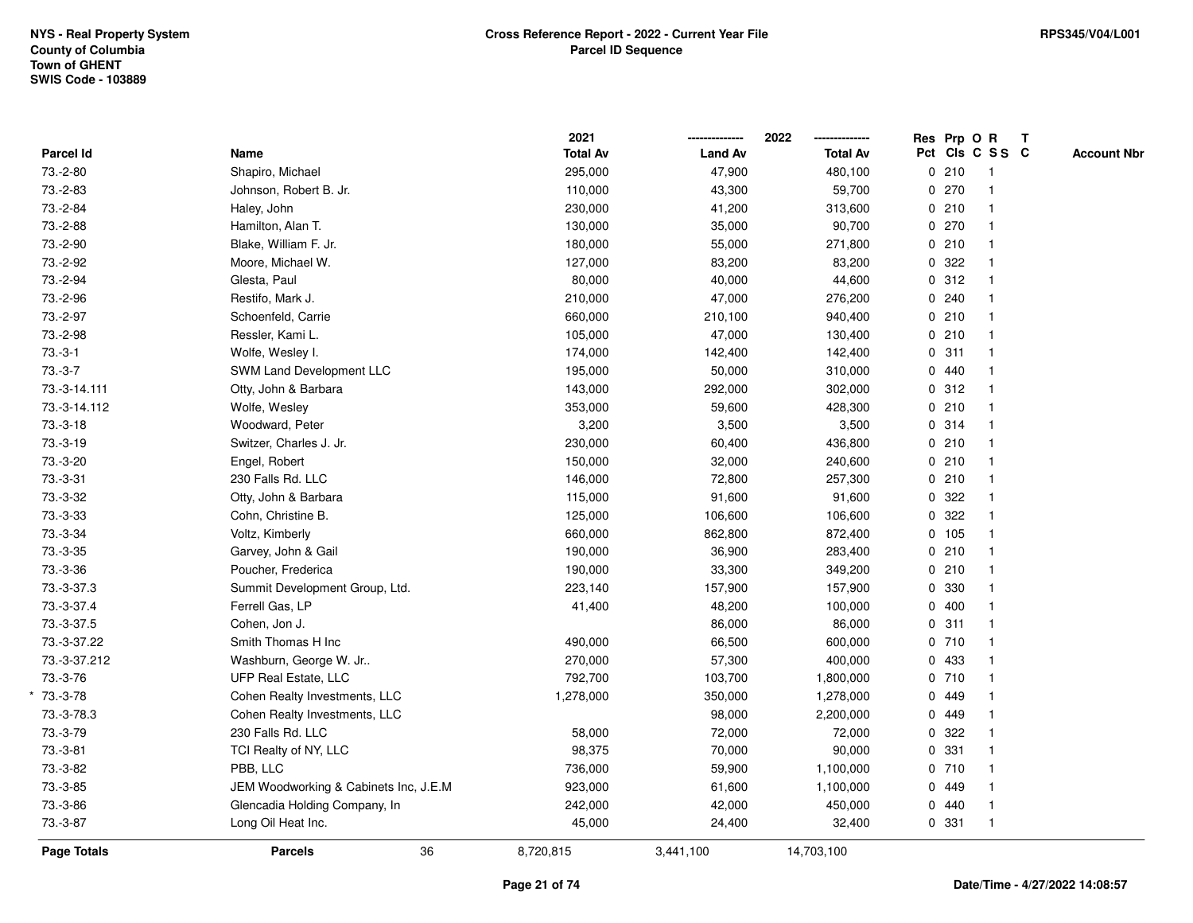NYS - Real Property System
County of Columbia
Town of GHENT
SWIS Code - 103889

**Cross Reference Report - 2022 - Current Year File**
**Parcel ID Sequence**

RPS345/V04/L001

| Parcel Id | Name | 2021 Total Av | 2022 Land Av | 2022 Total Av | Res Pct | Prp Cls | O C | R S S | T C | Account Nbr |
|---|---|---|---|---|---|---|---|---|---|---|
| 73.-2-80 | Shapiro, Michael | 295,000 | 47,900 | 480,100 | 0 | 210 | | 1 | | |
| 73.-2-83 | Johnson, Robert B. Jr. | 110,000 | 43,300 | 59,700 | 0 | 270 | | 1 | | |
| 73.-2-84 | Haley, John | 230,000 | 41,200 | 313,600 | 0 | 210 | | 1 | | |
| 73.-2-88 | Hamilton, Alan T. | 130,000 | 35,000 | 90,700 | 0 | 270 | | 1 | | |
| 73.-2-90 | Blake, William F. Jr. | 180,000 | 55,000 | 271,800 | 0 | 210 | | 1 | | |
| 73.-2-92 | Moore, Michael W. | 127,000 | 83,200 | 83,200 | 0 | 322 | | 1 | | |
| 73.-2-94 | Glesta, Paul | 80,000 | 40,000 | 44,600 | 0 | 312 | | 1 | | |
| 73.-2-96 | Restifo, Mark J. | 210,000 | 47,000 | 276,200 | 0 | 240 | | 1 | | |
| 73.-2-97 | Schoenfeld, Carrie | 660,000 | 210,100 | 940,400 | 0 | 210 | | 1 | | |
| 73.-2-98 | Ressler, Kami L. | 105,000 | 47,000 | 130,400 | 0 | 210 | | 1 | | |
| 73.-3-1 | Wolfe, Wesley I. | 174,000 | 142,400 | 142,400 | 0 | 311 | | 1 | | |
| 73.-3-7 | SWM Land Development LLC | 195,000 | 50,000 | 310,000 | 0 | 440 | | 1 | | |
| 73.-3-14.111 | Otty, John & Barbara | 143,000 | 292,000 | 302,000 | 0 | 312 | | 1 | | |
| 73.-3-14.112 | Wolfe, Wesley | 353,000 | 59,600 | 428,300 | 0 | 210 | | 1 | | |
| 73.-3-18 | Woodward, Peter | 3,200 | 3,500 | 3,500 | 0 | 314 | | 1 | | |
| 73.-3-19 | Switzer, Charles J. Jr. | 230,000 | 60,400 | 436,800 | 0 | 210 | | 1 | | |
| 73.-3-20 | Engel, Robert | 150,000 | 32,000 | 240,600 | 0 | 210 | | 1 | | |
| 73.-3-31 | 230 Falls Rd. LLC | 146,000 | 72,800 | 257,300 | 0 | 210 | | 1 | | |
| 73.-3-32 | Otty, John & Barbara | 115,000 | 91,600 | 91,600 | 0 | 322 | | 1 | | |
| 73.-3-33 | Cohn, Christine B. | 125,000 | 106,600 | 106,600 | 0 | 322 | | 1 | | |
| 73.-3-34 | Voltz, Kimberly | 660,000 | 862,800 | 872,400 | 0 | 105 | | 1 | | |
| 73.-3-35 | Garvey, John & Gail | 190,000 | 36,900 | 283,400 | 0 | 210 | | 1 | | |
| 73.-3-36 | Poucher, Frederica | 190,000 | 33,300 | 349,200 | 0 | 210 | | 1 | | |
| 73.-3-37.3 | Summit Development Group, Ltd. | 223,140 | 157,900 | 157,900 | 0 | 330 | | 1 | | |
| 73.-3-37.4 | Ferrell Gas, LP | 41,400 | 48,200 | 100,000 | 0 | 400 | | 1 | | |
| 73.-3-37.5 | Cohen, Jon J. | | 86,000 | 86,000 | 0 | 311 | | 1 | | |
| 73.-3-37.22 | Smith Thomas H Inc | 490,000 | 66,500 | 600,000 | 0 | 710 | | 1 | | |
| 73.-3-37.212 | Washburn, George W. Jr.. | 270,000 | 57,300 | 400,000 | 0 | 433 | | 1 | | |
| 73.-3-76 | UFP Real Estate, LLC | 792,700 | 103,700 | 1,800,000 | 0 | 710 | | 1 | | |
| * 73.-3-78 | Cohen Realty Investments, LLC | 1,278,000 | 350,000 | 1,278,000 | 0 | 449 | | 1 | | |
| 73.-3-78.3 | Cohen Realty Investments, LLC | | 98,000 | 2,200,000 | 0 | 449 | | 1 | | |
| 73.-3-79 | 230 Falls Rd. LLC | 58,000 | 72,000 | 72,000 | 0 | 322 | | 1 | | |
| 73.-3-81 | TCI Realty of NY, LLC | 98,375 | 70,000 | 90,000 | 0 | 331 | | 1 | | |
| 73.-3-82 | PBB, LLC | 736,000 | 59,900 | 1,100,000 | 0 | 710 | | 1 | | |
| 73.-3-85 | JEM Woodworking & Cabinets Inc, J.E.M | 923,000 | 61,600 | 1,100,000 | 0 | 449 | | 1 | | |
| 73.-3-86 | Glencadia Holding Company, In | 242,000 | 42,000 | 450,000 | 0 | 440 | | 1 | | |
| 73.-3-87 | Long Oil Heat Inc. | 45,000 | 24,400 | 32,400 | 0 | 331 | | 1 | | |
| **Page Totals** | **Parcels** 36 | 8,720,815 | 3,441,100 | 14,703,100 | | | | | | |

Date/Time - 4/27/2022 14:08:57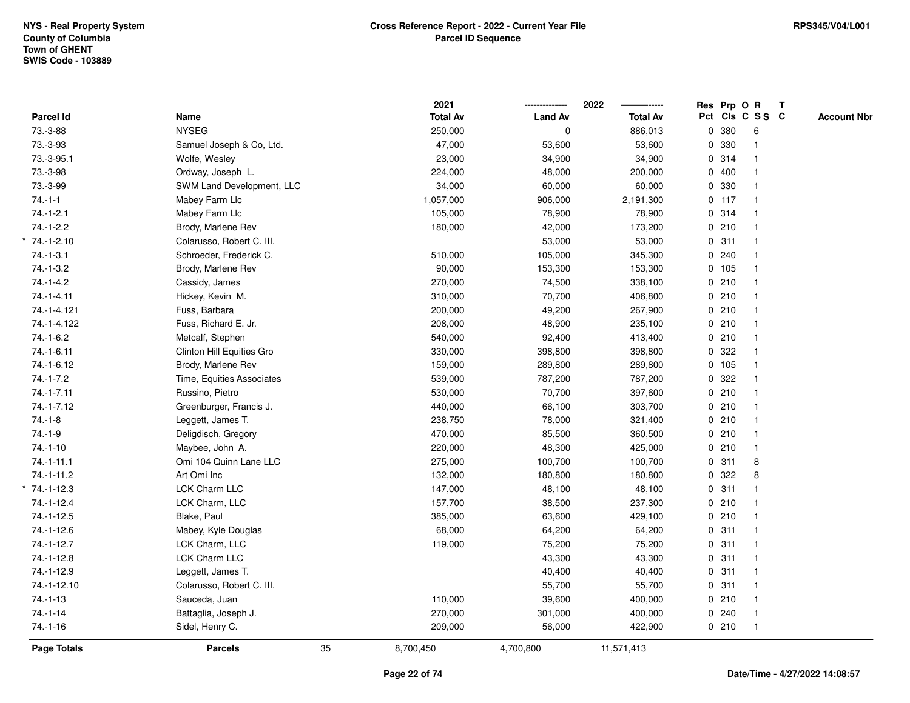NYS - Real Property System
County of Columbia
Town of GHENT
SWIS Code - 103889

# Cross Reference Report - 2022 - Current Year File
## Parcel ID Sequence

RPS345/V04/L001

| Parcel Id | Name | 2021 Total Av | 2022 Land Av | 2022 Total Av | Res Pct | Prp Cls | O C | R S S | T C | Account Nbr |
|---|---|---|---|---|---|---|---|---|---|---|
| 73.-3-88 | NYSEG | 250,000 | 0 | 886,013 | 0 | 380 | | 6 | | |
| 73.-3-93 | Samuel Joseph & Co, Ltd. | 47,000 | 53,600 | 53,600 | 0 | 330 | | 1 | | |
| 73.-3-95.1 | Wolfe, Wesley | 23,000 | 34,900 | 34,900 | 0 | 314 | | 1 | | |
| 73.-3-98 | Ordway, Joseph L. | 224,000 | 48,000 | 200,000 | 0 | 400 | | 1 | | |
| 73.-3-99 | SWM Land Development, LLC | 34,000 | 60,000 | 60,000 | 0 | 330 | | 1 | | |
| 74.-1-1 | Mabey Farm Llc | 1,057,000 | 906,000 | 2,191,300 | 0 | 117 | | 1 | | |
| 74.-1-2.1 | Mabey Farm Llc | 105,000 | 78,900 | 78,900 | 0 | 314 | | 1 | | |
| 74.-1-2.2 | Brody, Marlene Rev | 180,000 | 42,000 | 173,200 | 0 | 210 | | 1 | | |
| * 74.-1-2.10 | Colarusso, Robert C. III. | | 53,000 | 53,000 | 0 | 311 | | 1 | | |
| 74.-1-3.1 | Schroeder, Frederick C. | 510,000 | 105,000 | 345,300 | 0 | 240 | | 1 | | |
| 74.-1-3.2 | Brody, Marlene Rev | 90,000 | 153,300 | 153,300 | 0 | 105 | | 1 | | |
| 74.-1-4.2 | Cassidy, James | 270,000 | 74,500 | 338,100 | 0 | 210 | | 1 | | |
| 74.-1-4.11 | Hickey, Kevin M. | 310,000 | 70,700 | 406,800 | 0 | 210 | | 1 | | |
| 74.-1-4.121 | Fuss, Barbara | 200,000 | 49,200 | 267,900 | 0 | 210 | | 1 | | |
| 74.-1-4.122 | Fuss, Richard E. Jr. | 208,000 | 48,900 | 235,100 | 0 | 210 | | 1 | | |
| 74.-1-6.2 | Metcalf, Stephen | 540,000 | 92,400 | 413,400 | 0 | 210 | | 1 | | |
| 74.-1-6.11 | Clinton Hill Equities Gro | 330,000 | 398,800 | 398,800 | 0 | 322 | | 1 | | |
| 74.-1-6.12 | Brody, Marlene Rev | 159,000 | 289,800 | 289,800 | 0 | 105 | | 1 | | |
| 74.-1-7.2 | Time, Equities Associates | 539,000 | 787,200 | 787,200 | 0 | 322 | | 1 | | |
| 74.-1-7.11 | Russino, Pietro | 530,000 | 70,700 | 397,600 | 0 | 210 | | 1 | | |
| 74.-1-7.12 | Greenburger, Francis J. | 440,000 | 66,100 | 303,700 | 0 | 210 | | 1 | | |
| 74.-1-8 | Leggett, James T. | 238,750 | 78,000 | 321,400 | 0 | 210 | | 1 | | |
| 74.-1-9 | Deligdisch, Gregory | 470,000 | 85,500 | 360,500 | 0 | 210 | | 1 | | |
| 74.-1-10 | Maybee, John A. | 220,000 | 48,300 | 425,000 | 0 | 210 | | 1 | | |
| 74.-1-11.1 | Omi 104 Quinn Lane LLC | 275,000 | 100,700 | 100,700 | 0 | 311 | | 8 | | |
| 74.-1-11.2 | Art Omi Inc | 132,000 | 180,800 | 180,800 | 0 | 322 | | 8 | | |
| * 74.-1-12.3 | LCK Charm LLC | 147,000 | 48,100 | 48,100 | 0 | 311 | | 1 | | |
| 74.-1-12.4 | LCK Charm, LLC | 157,700 | 38,500 | 237,300 | 0 | 210 | | 1 | | |
| 74.-1-12.5 | Blake, Paul | 385,000 | 63,600 | 429,100 | 0 | 210 | | 1 | | |
| 74.-1-12.6 | Mabey, Kyle Douglas | 68,000 | 64,200 | 64,200 | 0 | 311 | | 1 | | |
| 74.-1-12.7 | LCK Charm, LLC | 119,000 | 75,200 | 75,200 | 0 | 311 | | 1 | | |
| 74.-1-12.8 | LCK Charm LLC | | 43,300 | 43,300 | 0 | 311 | | 1 | | |
| 74.-1-12.9 | Leggett, James T. | | 40,400 | 40,400 | 0 | 311 | | 1 | | |
| 74.-1-12.10 | Colarusso, Robert C. III. | | 55,700 | 55,700 | 0 | 311 | | 1 | | |
| 74.-1-13 | Sauceda, Juan | 110,000 | 39,600 | 400,000 | 0 | 210 | | 1 | | |
| 74.-1-14 | Battaglia, Joseph J. | 270,000 | 301,000 | 400,000 | 0 | 240 | | 1 | | |
| 74.-1-16 | Sidel, Henry C. | 209,000 | 56,000 | 422,900 | 0 | 210 | | 1 | | |
| **Page Totals** | **Parcels** 35 | 8,700,450 | 4,700,800 | 11,571,413 | | | | | | |

Date/Time - 4/27/2022 14:08:57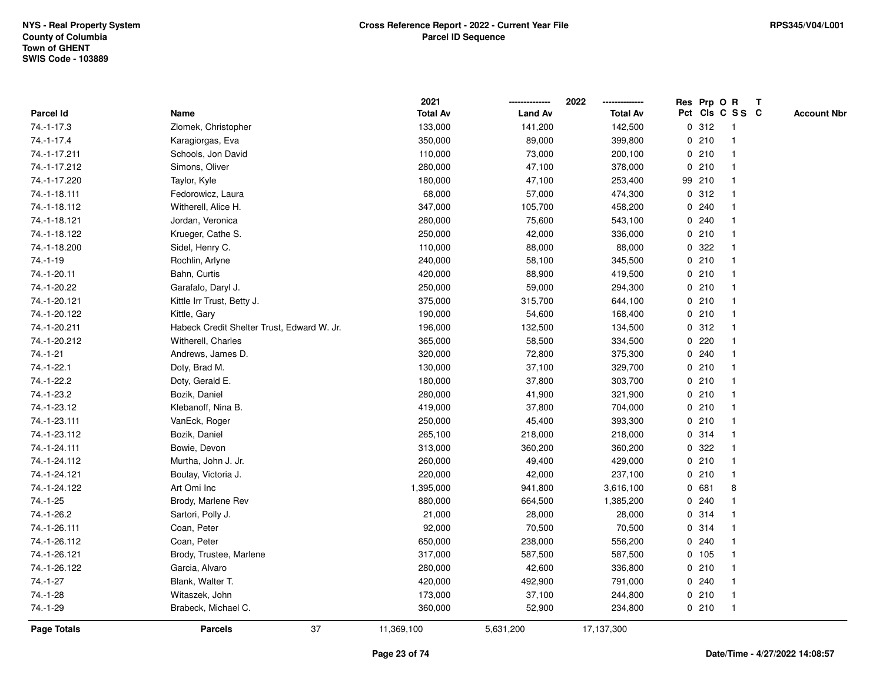| Parcel Id | Name | 2021 Total Av | 2022 Land Av | 2022 Total Av | Res Pct | Prp Cls | O C | R S S | T C | Account Nbr |
|---|---|---|---|---|---|---|---|---|---|---|
| 74.-1-17.3 | Zlomek, Christopher | 133,000 | 141,200 | 142,500 | 0 | 312 | | 1 | | |
| 74.-1-17.4 | Karagiorgas, Eva | 350,000 | 89,000 | 399,800 | 0 | 210 | | 1 | | |
| 74.-1-17.211 | Schools, Jon David | 110,000 | 73,000 | 200,100 | 0 | 210 | | 1 | | |
| 74.-1-17.212 | Simons, Oliver | 280,000 | 47,100 | 378,000 | 0 | 210 | | 1 | | |
| 74.-1-17.220 | Taylor, Kyle | 180,000 | 47,100 | 253,400 | 99 | 210 | | 1 | | |
| 74.-1-18.111 | Fedorowicz, Laura | 68,000 | 57,000 | 474,300 | 0 | 312 | | 1 | | |
| 74.-1-18.112 | Witherell, Alice H. | 347,000 | 105,700 | 458,200 | 0 | 240 | | 1 | | |
| 74.-1-18.121 | Jordan, Veronica | 280,000 | 75,600 | 543,100 | 0 | 240 | | 1 | | |
| 74.-1-18.122 | Krueger, Cathe S. | 250,000 | 42,000 | 336,000 | 0 | 210 | | 1 | | |
| 74.-1-18.200 | Sidel, Henry C. | 110,000 | 88,000 | 88,000 | 0 | 322 | | 1 | | |
| 74.-1-19 | Rochlin, Arlyne | 240,000 | 58,100 | 345,500 | 0 | 210 | | 1 | | |
| 74.-1-20.11 | Bahn, Curtis | 420,000 | 88,900 | 419,500 | 0 | 210 | | 1 | | |
| 74.-1-20.22 | Garafalo, Daryl J. | 250,000 | 59,000 | 294,300 | 0 | 210 | | 1 | | |
| 74.-1-20.121 | Kittle Irr Trust, Betty J. | 375,000 | 315,700 | 644,100 | 0 | 210 | | 1 | | |
| 74.-1-20.122 | Kittle, Gary | 190,000 | 54,600 | 168,400 | 0 | 210 | | 1 | | |
| 74.-1-20.211 | Habeck Credit Shelter Trust, Edward W. Jr. | 196,000 | 132,500 | 134,500 | 0 | 312 | | 1 | | |
| 74.-1-20.212 | Witherell, Charles | 365,000 | 58,500 | 334,500 | 0 | 220 | | 1 | | |
| 74.-1-21 | Andrews, James D. | 320,000 | 72,800 | 375,300 | 0 | 240 | | 1 | | |
| 74.-1-22.1 | Doty, Brad M. | 130,000 | 37,100 | 329,700 | 0 | 210 | | 1 | | |
| 74.-1-22.2 | Doty, Gerald E. | 180,000 | 37,800 | 303,700 | 0 | 210 | | 1 | | |
| 74.-1-23.2 | Bozik, Daniel | 280,000 | 41,900 | 321,900 | 0 | 210 | | 1 | | |
| 74.-1-23.12 | Klebanoff, Nina B. | 419,000 | 37,800 | 704,000 | 0 | 210 | | 1 | | |
| 74.-1-23.111 | VanEck, Roger | 250,000 | 45,400 | 393,300 | 0 | 210 | | 1 | | |
| 74.-1-23.112 | Bozik, Daniel | 265,100 | 218,000 | 218,000 | 0 | 314 | | 1 | | |
| 74.-1-24.111 | Bowie, Devon | 313,000 | 360,200 | 360,200 | 0 | 322 | | 1 | | |
| 74.-1-24.112 | Murtha, John J. Jr. | 260,000 | 49,400 | 429,000 | 0 | 210 | | 1 | | |
| 74.-1-24.121 | Boulay, Victoria J. | 220,000 | 42,000 | 237,100 | 0 | 210 | | 1 | | |
| 74.-1-24.122 | Art Omi Inc | 1,395,000 | 941,800 | 3,616,100 | 0 | 681 | | 8 | | |
| 74.-1-25 | Brody, Marlene Rev | 880,000 | 664,500 | 1,385,200 | 0 | 240 | | 1 | | |
| 74.-1-26.2 | Sartori, Polly J. | 21,000 | 28,000 | 28,000 | 0 | 314 | | 1 | | |
| 74.-1-26.111 | Coan, Peter | 92,000 | 70,500 | 70,500 | 0 | 314 | | 1 | | |
| 74.-1-26.112 | Coan, Peter | 650,000 | 238,000 | 556,200 | 0 | 240 | | 1 | | |
| 74.-1-26.121 | Brody, Trustee, Marlene | 317,000 | 587,500 | 587,500 | 0 | 105 | | 1 | | |
| 74.-1-26.122 | Garcia, Alvaro | 280,000 | 42,600 | 336,800 | 0 | 210 | | 1 | | |
| 74.-1-27 | Blank, Walter T. | 420,000 | 492,900 | 791,000 | 0 | 240 | | 1 | | |
| 74.-1-28 | Witaszek, John | 173,000 | 37,100 | 244,800 | 0 | 210 | | 1 | | |
| 74.-1-29 | Brabeck, Michael C. | 360,000 | 52,900 | 234,800 | 0 | 210 | | 1 | | |
| **Page Totals** | **Parcels** 37 | 11,369,100 | 5,631,200 | 17,137,300 | | | | | | |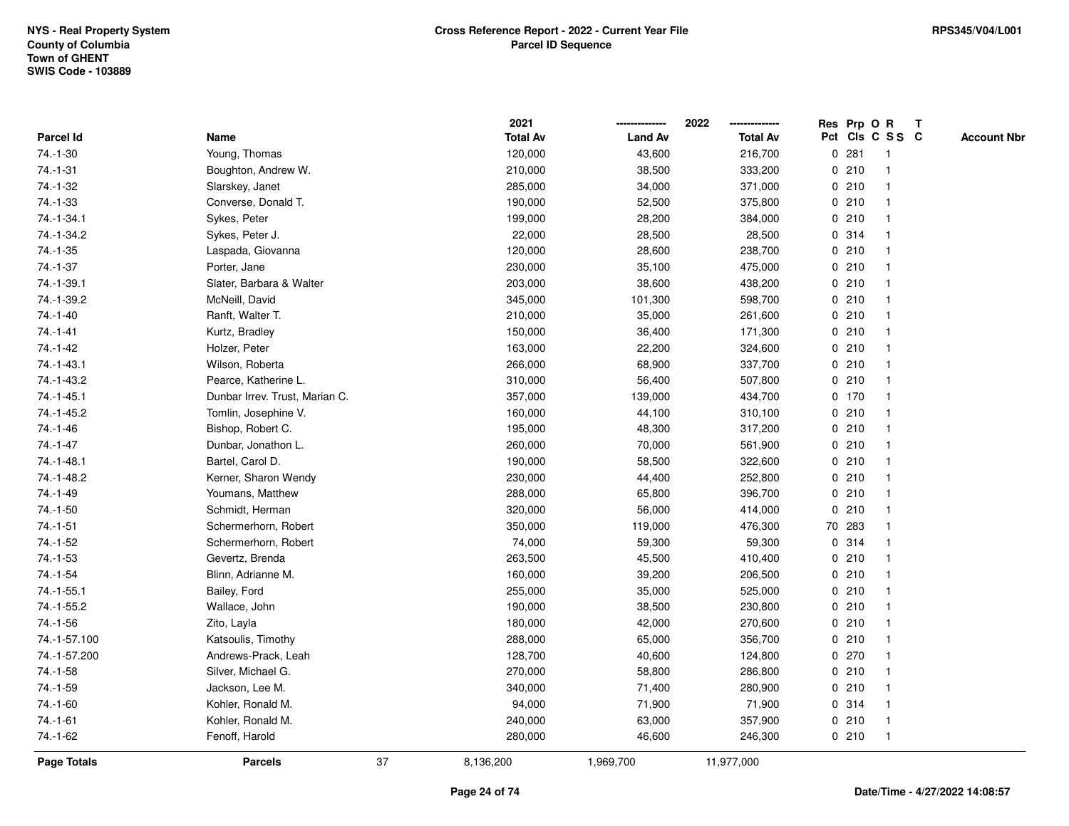NYS - Real Property System
County of Columbia
Town of GHENT
SWIS Code - 103889

# Cross Reference Report - 2022 - Current Year File
## Parcel ID Sequence

RPS345/V04/L001

| Parcel Id | Name | 2021 Total Av | 2022 Land Av | 2022 Total Av | Res Pct | Prp Cls | O C | R S S | T C | Account Nbr |
|---|---|---|---|---|---|---|---|---|---|---|
| 74.-1-30 | Young, Thomas | 120,000 | 43,600 | 216,700 | 0 | 281 | | 1 | | |
| 74.-1-31 | Boughton, Andrew W. | 210,000 | 38,500 | 333,200 | 0 | 210 | | 1 | | |
| 74.-1-32 | Slarskey, Janet | 285,000 | 34,000 | 371,000 | 0 | 210 | | 1 | | |
| 74.-1-33 | Converse, Donald T. | 190,000 | 52,500 | 375,800 | 0 | 210 | | 1 | | |
| 74.-1-34.1 | Sykes, Peter | 199,000 | 28,200 | 384,000 | 0 | 210 | | 1 | | |
| 74.-1-34.2 | Sykes, Peter J. | 22,000 | 28,500 | 28,500 | 0 | 314 | | 1 | | |
| 74.-1-35 | Laspada, Giovanna | 120,000 | 28,600 | 238,700 | 0 | 210 | | 1 | | |
| 74.-1-37 | Porter, Jane | 230,000 | 35,100 | 475,000 | 0 | 210 | | 1 | | |
| 74.-1-39.1 | Slater, Barbara & Walter | 203,000 | 38,600 | 438,200 | 0 | 210 | | 1 | | |
| 74.-1-39.2 | McNeill, David | 345,000 | 101,300 | 598,700 | 0 | 210 | | 1 | | |
| 74.-1-40 | Ranft, Walter T. | 210,000 | 35,000 | 261,600 | 0 | 210 | | 1 | | |
| 74.-1-41 | Kurtz, Bradley | 150,000 | 36,400 | 171,300 | 0 | 210 | | 1 | | |
| 74.-1-42 | Holzer, Peter | 163,000 | 22,200 | 324,600 | 0 | 210 | | 1 | | |
| 74.-1-43.1 | Wilson, Roberta | 266,000 | 68,900 | 337,700 | 0 | 210 | | 1 | | |
| 74.-1-43.2 | Pearce, Katherine L. | 310,000 | 56,400 | 507,800 | 0 | 210 | | 1 | | |
| 74.-1-45.1 | Dunbar Irrev. Trust, Marian C. | 357,000 | 139,000 | 434,700 | 0 | 170 | | 1 | | |
| 74.-1-45.2 | Tomlin, Josephine V. | 160,000 | 44,100 | 310,100 | 0 | 210 | | 1 | | |
| 74.-1-46 | Bishop, Robert C. | 195,000 | 48,300 | 317,200 | 0 | 210 | | 1 | | |
| 74.-1-47 | Dunbar, Jonathon L. | 260,000 | 70,000 | 561,900 | 0 | 210 | | 1 | | |
| 74.-1-48.1 | Bartel, Carol D. | 190,000 | 58,500 | 322,600 | 0 | 210 | | 1 | | |
| 74.-1-48.2 | Kerner, Sharon Wendy | 230,000 | 44,400 | 252,800 | 0 | 210 | | 1 | | |
| 74.-1-49 | Youmans, Matthew | 288,000 | 65,800 | 396,700 | 0 | 210 | | 1 | | |
| 74.-1-50 | Schmidt, Herman | 320,000 | 56,000 | 414,000 | 0 | 210 | | 1 | | |
| 74.-1-51 | Schermerhorn, Robert | 350,000 | 119,000 | 476,300 | 70 | 283 | | 1 | | |
| 74.-1-52 | Schermerhorn, Robert | 74,000 | 59,300 | 59,300 | 0 | 314 | | 1 | | |
| 74.-1-53 | Gevertz, Brenda | 263,500 | 45,500 | 410,400 | 0 | 210 | | 1 | | |
| 74.-1-54 | Blinn, Adrianne M. | 160,000 | 39,200 | 206,500 | 0 | 210 | | 1 | | |
| 74.-1-55.1 | Bailey, Ford | 255,000 | 35,000 | 525,000 | 0 | 210 | | 1 | | |
| 74.-1-55.2 | Wallace, John | 190,000 | 38,500 | 230,800 | 0 | 210 | | 1 | | |
| 74.-1-56 | Zito, Layla | 180,000 | 42,000 | 270,600 | 0 | 210 | | 1 | | |
| 74.-1-57.100 | Katsoulis, Timothy | 288,000 | 65,000 | 356,700 | 0 | 210 | | 1 | | |
| 74.-1-57.200 | Andrews-Prack, Leah | 128,700 | 40,600 | 124,800 | 0 | 270 | | 1 | | |
| 74.-1-58 | Silver, Michael G. | 270,000 | 58,800 | 286,800 | 0 | 210 | | 1 | | |
| 74.-1-59 | Jackson, Lee M. | 340,000 | 71,400 | 280,900 | 0 | 210 | | 1 | | |
| 74.-1-60 | Kohler, Ronald M. | 94,000 | 71,900 | 71,900 | 0 | 314 | | 1 | | |
| 74.-1-61 | Kohler, Ronald M. | 240,000 | 63,000 | 357,900 | 0 | 210 | | 1 | | |
| 74.-1-62 | Fenoff, Harold | 280,000 | 46,600 | 246,300 | 0 | 210 | | 1 | | |
| **Page Totals** | **Parcels** 37 | 8,136,200 | 1,969,700 | 11,977,000 | | | | | | |

Date/Time - 4/27/2022 14:08:57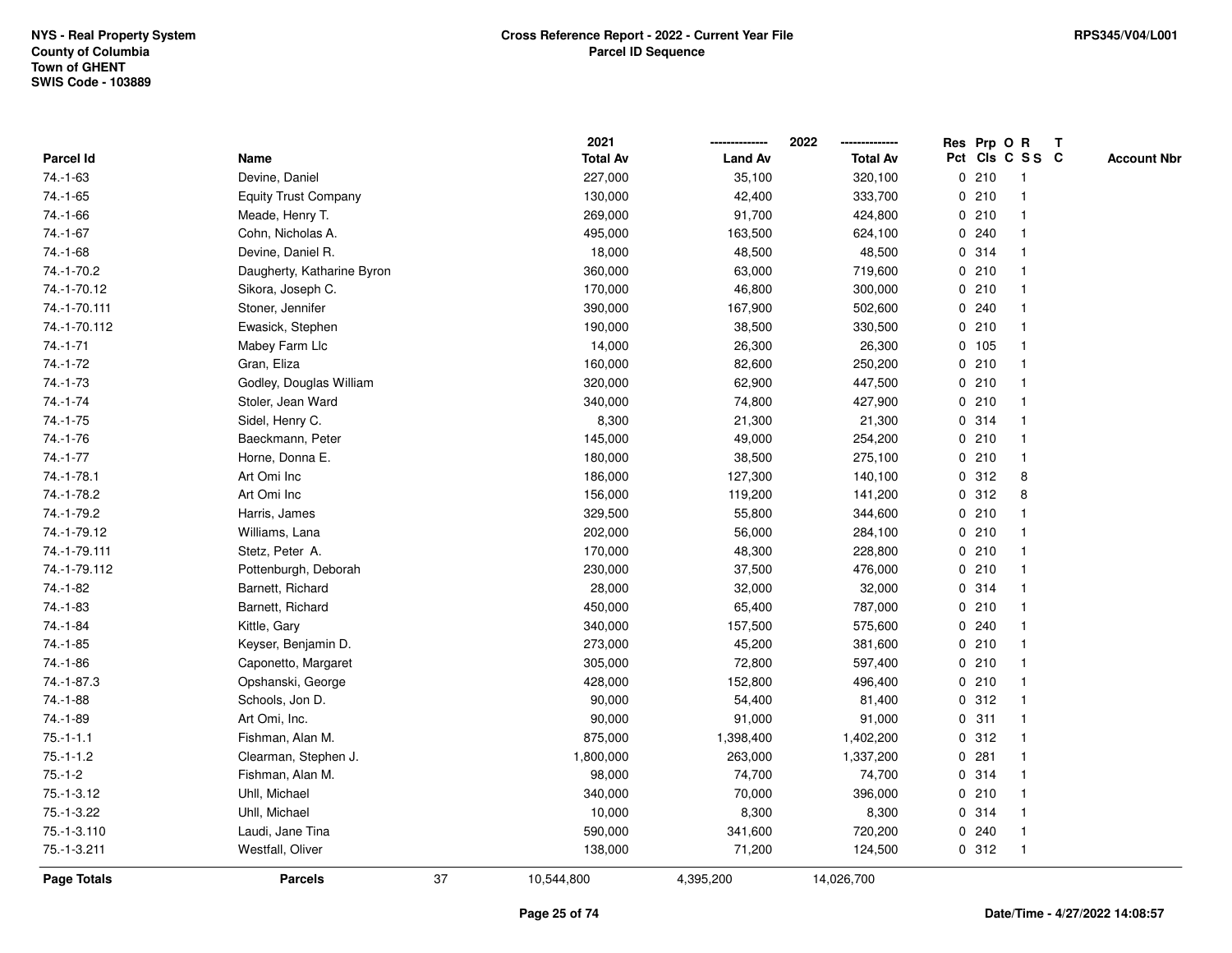NYS - Real Property System
County of Columbia
Town of GHENT
SWIS Code - 103889

**Cross Reference Report - 2022 - Current Year File**
**Parcel ID Sequence**

RPS345/V04/L001

| Parcel Id | Name | 2021 Total Av | 2022 Land Av | 2022 Total Av | Res Pct | Prp Cls | O C | R S S | T C | Account Nbr |
|---|---|---|---|---|---|---|---|---|---|---|
| 74.-1-63 | Devine, Daniel | 227,000 | 35,100 | 320,100 | 0 | 210 | | 1 | | |
| 74.-1-65 | Equity Trust Company | 130,000 | 42,400 | 333,700 | 0 | 210 | | 1 | | |
| 74.-1-66 | Meade, Henry T. | 269,000 | 91,700 | 424,800 | 0 | 210 | | 1 | | |
| 74.-1-67 | Cohn, Nicholas A. | 495,000 | 163,500 | 624,100 | 0 | 240 | | 1 | | |
| 74.-1-68 | Devine, Daniel R. | 18,000 | 48,500 | 48,500 | 0 | 314 | | 1 | | |
| 74.-1-70.2 | Daugherty, Katharine Byron | 360,000 | 63,000 | 719,600 | 0 | 210 | | 1 | | |
| 74.-1-70.12 | Sikora, Joseph C. | 170,000 | 46,800 | 300,000 | 0 | 210 | | 1 | | |
| 74.-1-70.111 | Stoner, Jennifer | 390,000 | 167,900 | 502,600 | 0 | 240 | | 1 | | |
| 74.-1-70.112 | Ewasick, Stephen | 190,000 | 38,500 | 330,500 | 0 | 210 | | 1 | | |
| 74.-1-71 | Mabey Farm Llc | 14,000 | 26,300 | 26,300 | 0 | 105 | | 1 | | |
| 74.-1-72 | Gran, Eliza | 160,000 | 82,600 | 250,200 | 0 | 210 | | 1 | | |
| 74.-1-73 | Godley, Douglas William | 320,000 | 62,900 | 447,500 | 0 | 210 | | 1 | | |
| 74.-1-74 | Stoler, Jean Ward | 340,000 | 74,800 | 427,900 | 0 | 210 | | 1 | | |
| 74.-1-75 | Sidel, Henry C. | 8,300 | 21,300 | 21,300 | 0 | 314 | | 1 | | |
| 74.-1-76 | Baeckmann, Peter | 145,000 | 49,000 | 254,200 | 0 | 210 | | 1 | | |
| 74.-1-77 | Horne, Donna E. | 180,000 | 38,500 | 275,100 | 0 | 210 | | 1 | | |
| 74.-1-78.1 | Art Omi Inc | 186,000 | 127,300 | 140,100 | 0 | 312 | | 8 | | |
| 74.-1-78.2 | Art Omi Inc | 156,000 | 119,200 | 141,200 | 0 | 312 | | 8 | | |
| 74.-1-79.2 | Harris, James | 329,500 | 55,800 | 344,600 | 0 | 210 | | 1 | | |
| 74.-1-79.12 | Williams, Lana | 202,000 | 56,000 | 284,100 | 0 | 210 | | 1 | | |
| 74.-1-79.111 | Stetz, Peter A. | 170,000 | 48,300 | 228,800 | 0 | 210 | | 1 | | |
| 74.-1-79.112 | Pottenburgh, Deborah | 230,000 | 37,500 | 476,000 | 0 | 210 | | 1 | | |
| 74.-1-82 | Barnett, Richard | 28,000 | 32,000 | 32,000 | 0 | 314 | | 1 | | |
| 74.-1-83 | Barnett, Richard | 450,000 | 65,400 | 787,000 | 0 | 210 | | 1 | | |
| 74.-1-84 | Kittle, Gary | 340,000 | 157,500 | 575,600 | 0 | 240 | | 1 | | |
| 74.-1-85 | Keyser, Benjamin D. | 273,000 | 45,200 | 381,600 | 0 | 210 | | 1 | | |
| 74.-1-86 | Caponetto, Margaret | 305,000 | 72,800 | 597,400 | 0 | 210 | | 1 | | |
| 74.-1-87.3 | Opshanski, George | 428,000 | 152,800 | 496,400 | 0 | 210 | | 1 | | |
| 74.-1-88 | Schools, Jon D. | 90,000 | 54,400 | 81,400 | 0 | 312 | | 1 | | |
| 74.-1-89 | Art Omi, Inc. | 90,000 | 91,000 | 91,000 | 0 | 311 | | 1 | | |
| 75.-1-1.1 | Fishman, Alan M. | 875,000 | 1,398,400 | 1,402,200 | 0 | 312 | | 1 | | |
| 75.-1-1.2 | Clearman, Stephen J. | 1,800,000 | 263,000 | 1,337,200 | 0 | 281 | | 1 | | |
| 75.-1-2 | Fishman, Alan M. | 98,000 | 74,700 | 74,700 | 0 | 314 | | 1 | | |
| 75.-1-3.12 | Uhll, Michael | 340,000 | 70,000 | 396,000 | 0 | 210 | | 1 | | |
| 75.-1-3.22 | Uhll, Michael | 10,000 | 8,300 | 8,300 | 0 | 314 | | 1 | | |
| 75.-1-3.110 | Laudi, Jane Tina | 590,000 | 341,600 | 720,200 | 0 | 240 | | 1 | | |
| 75.-1-3.211 | Westfall, Oliver | 138,000 | 71,200 | 124,500 | 0 | 312 | | 1 | | |
| **Page Totals** | **Parcels** 37 | 10,544,800 | 4,395,200 | 14,026,700 | | | | | | |

Date/Time - 4/27/2022 14:08:57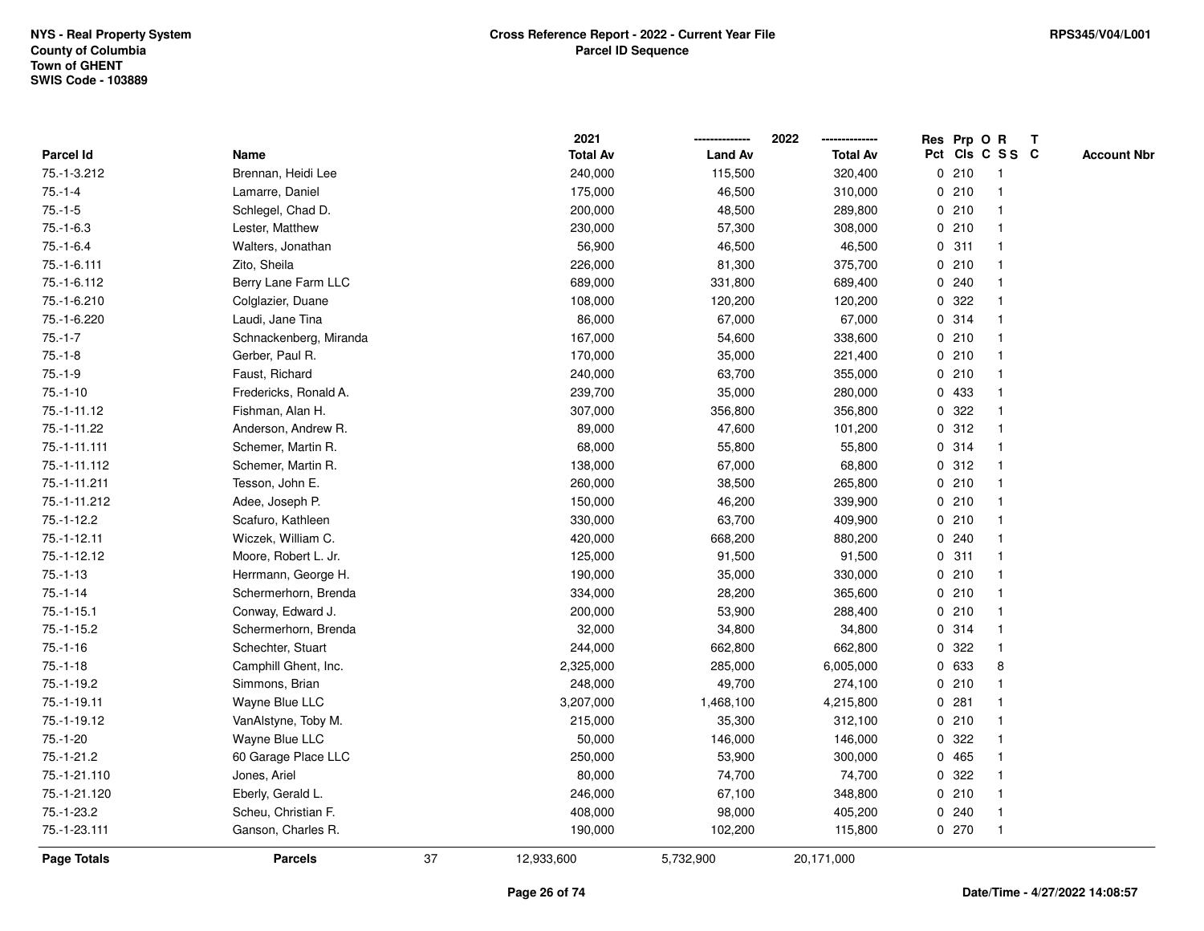NYS - Real Property System
County of Columbia
Town of GHENT
SWIS Code - 103889

**Cross Reference Report - 2022 - Current Year File**
**Parcel ID Sequence**

RPS345/V04/L001

| Parcel Id | Name | 2021 Total Av | 2022 Land Av | 2022 Total Av | Res Pct | Prp Cls | O C | R SS | T C | Account Nbr |
|---|---|---|---|---|---|---|---|---|---|---|
| 75.-1-3.212 | Brennan, Heidi Lee | 240,000 | 115,500 | 320,400 | 0 | 210 | | 1 | | |
| 75.-1-4 | Lamarre, Daniel | 175,000 | 46,500 | 310,000 | 0 | 210 | | 1 | | |
| 75.-1-5 | Schlegel, Chad D. | 200,000 | 48,500 | 289,800 | 0 | 210 | | 1 | | |
| 75.-1-6.3 | Lester, Matthew | 230,000 | 57,300 | 308,000 | 0 | 210 | | 1 | | |
| 75.-1-6.4 | Walters, Jonathan | 56,900 | 46,500 | 46,500 | 0 | 311 | | 1 | | |
| 75.-1-6.111 | Zito, Sheila | 226,000 | 81,300 | 375,700 | 0 | 210 | | 1 | | |
| 75.-1-6.112 | Berry Lane Farm LLC | 689,000 | 331,800 | 689,400 | 0 | 240 | | 1 | | |
| 75.-1-6.210 | Colglazier, Duane | 108,000 | 120,200 | 120,200 | 0 | 322 | | 1 | | |
| 75.-1-6.220 | Laudi, Jane Tina | 86,000 | 67,000 | 67,000 | 0 | 314 | | 1 | | |
| 75.-1-7 | Schnackenberg, Miranda | 167,000 | 54,600 | 338,600 | 0 | 210 | | 1 | | |
| 75.-1-8 | Gerber, Paul R. | 170,000 | 35,000 | 221,400 | 0 | 210 | | 1 | | |
| 75.-1-9 | Faust, Richard | 240,000 | 63,700 | 355,000 | 0 | 210 | | 1 | | |
| 75.-1-10 | Fredericks, Ronald A. | 239,700 | 35,000 | 280,000 | 0 | 433 | | 1 | | |
| 75.-1-11.12 | Fishman, Alan H. | 307,000 | 356,800 | 356,800 | 0 | 322 | | 1 | | |
| 75.-1-11.22 | Anderson, Andrew R. | 89,000 | 47,600 | 101,200 | 0 | 312 | | 1 | | |
| 75.-1-11.111 | Schemer, Martin R. | 68,000 | 55,800 | 55,800 | 0 | 314 | | 1 | | |
| 75.-1-11.112 | Schemer, Martin R. | 138,000 | 67,000 | 68,800 | 0 | 312 | | 1 | | |
| 75.-1-11.211 | Tesson, John E. | 260,000 | 38,500 | 265,800 | 0 | 210 | | 1 | | |
| 75.-1-11.212 | Adee, Joseph P. | 150,000 | 46,200 | 339,900 | 0 | 210 | | 1 | | |
| 75.-1-12.2 | Scafuro, Kathleen | 330,000 | 63,700 | 409,900 | 0 | 210 | | 1 | | |
| 75.-1-12.11 | Wiczek, William C. | 420,000 | 668,200 | 880,200 | 0 | 240 | | 1 | | |
| 75.-1-12.12 | Moore, Robert L. Jr. | 125,000 | 91,500 | 91,500 | 0 | 311 | | 1 | | |
| 75.-1-13 | Herrmann, George H. | 190,000 | 35,000 | 330,000 | 0 | 210 | | 1 | | |
| 75.-1-14 | Schermerhorn, Brenda | 334,000 | 28,200 | 365,600 | 0 | 210 | | 1 | | |
| 75.-1-15.1 | Conway, Edward J. | 200,000 | 53,900 | 288,400 | 0 | 210 | | 1 | | |
| 75.-1-15.2 | Schermerhorn, Brenda | 32,000 | 34,800 | 34,800 | 0 | 314 | | 1 | | |
| 75.-1-16 | Schechter, Stuart | 244,000 | 662,800 | 662,800 | 0 | 322 | | 1 | | |
| 75.-1-18 | Camphill Ghent, Inc. | 2,325,000 | 285,000 | 6,005,000 | 0 | 633 | | 8 | | |
| 75.-1-19.2 | Simmons, Brian | 248,000 | 49,700 | 274,100 | 0 | 210 | | 1 | | |
| 75.-1-19.11 | Wayne Blue LLC | 3,207,000 | 1,468,100 | 4,215,800 | 0 | 281 | | 1 | | |
| 75.-1-19.12 | VanAlstyne, Toby M. | 215,000 | 35,300 | 312,100 | 0 | 210 | | 1 | | |
| 75.-1-20 | Wayne Blue LLC | 50,000 | 146,000 | 146,000 | 0 | 322 | | 1 | | |
| 75.-1-21.2 | 60 Garage Place LLC | 250,000 | 53,900 | 300,000 | 0 | 465 | | 1 | | |
| 75.-1-21.110 | Jones, Ariel | 80,000 | 74,700 | 74,700 | 0 | 322 | | 1 | | |
| 75.-1-21.120 | Eberly, Gerald L. | 246,000 | 67,100 | 348,800 | 0 | 210 | | 1 | | |
| 75.-1-23.2 | Scheu, Christian F. | 408,000 | 98,000 | 405,200 | 0 | 240 | | 1 | | |
| 75.-1-23.111 | Ganson, Charles R. | 190,000 | 102,200 | 115,800 | 0 | 270 | | 1 | | |
| **Page Totals** | **Parcels** 37 | 12,933,600 | 5,732,900 | 20,171,000 | | | | | | |

Date/Time - 4/27/2022 14:08:57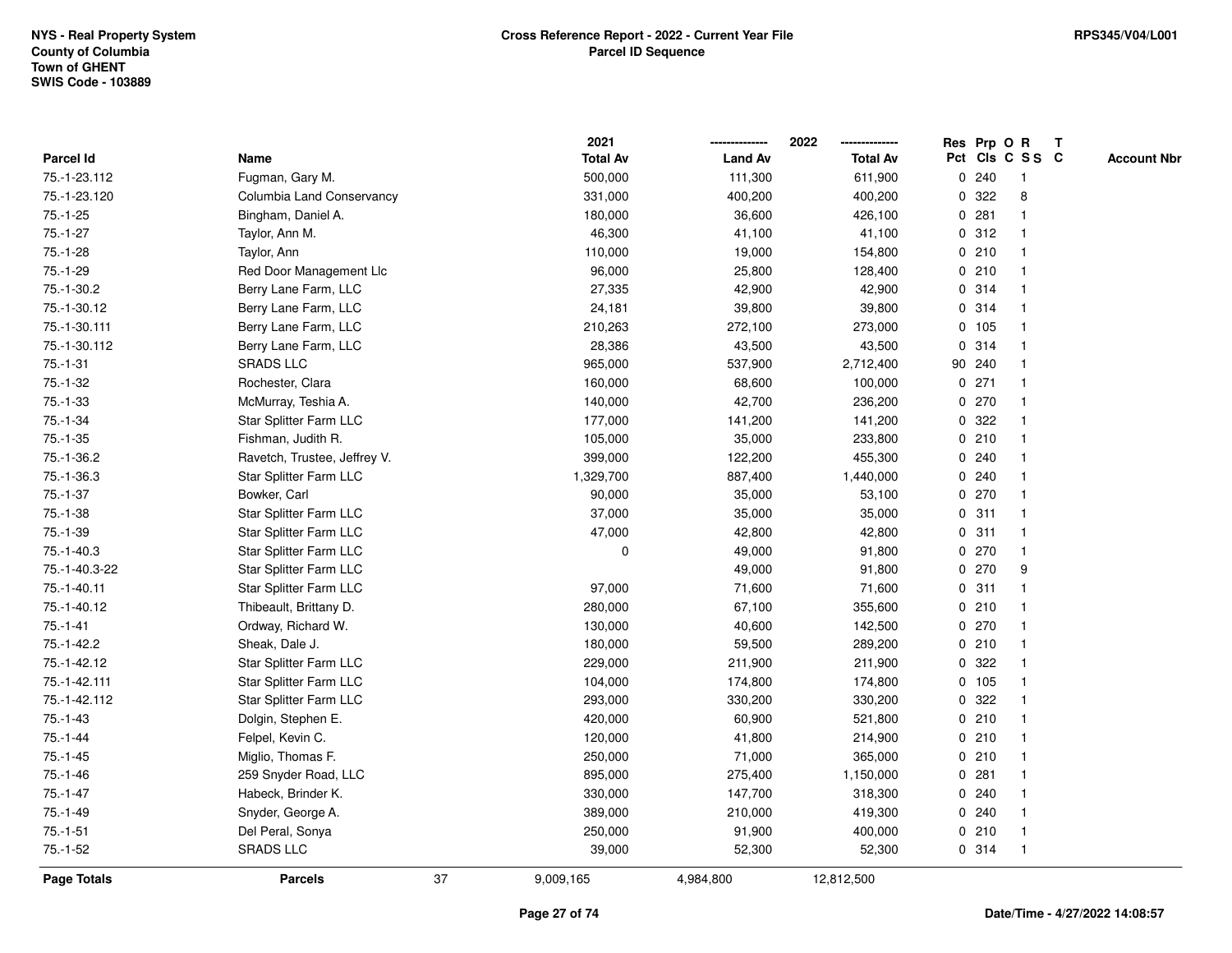NYS - Real Property System
County of Columbia
Town of GHENT
SWIS Code - 103889

**Cross Reference Report - 2022 - Current Year File**
**Parcel ID Sequence**

RPS345/V04/L001

| Parcel Id | Name | 2021 Total Av | 2022 Land Av | 2022 Total Av | Res Pct | Prp Cls | O C | R SS | T C | Account Nbr |
|---|---|---|---|---|---|---|---|---|---|---|
| 75.-1-23.112 | Fugman, Gary M. | 500,000 | 111,300 | 611,900 | 0 | 240 | | 1 | | |
| 75.-1-23.120 | Columbia Land Conservancy | 331,000 | 400,200 | 400,200 | 0 | 322 | | 8 | | |
| 75.-1-25 | Bingham, Daniel A. | 180,000 | 36,600 | 426,100 | 0 | 281 | | 1 | | |
| 75.-1-27 | Taylor, Ann M. | 46,300 | 41,100 | 41,100 | 0 | 312 | | 1 | | |
| 75.-1-28 | Taylor, Ann | 110,000 | 19,000 | 154,800 | 0 | 210 | | 1 | | |
| 75.-1-29 | Red Door Management Llc | 96,000 | 25,800 | 128,400 | 0 | 210 | | 1 | | |
| 75.-1-30.2 | Berry Lane Farm, LLC | 27,335 | 42,900 | 42,900 | 0 | 314 | | 1 | | |
| 75.-1-30.12 | Berry Lane Farm, LLC | 24,181 | 39,800 | 39,800 | 0 | 314 | | 1 | | |
| 75.-1-30.111 | Berry Lane Farm, LLC | 210,263 | 272,100 | 273,000 | 0 | 105 | | 1 | | |
| 75.-1-30.112 | Berry Lane Farm, LLC | 28,386 | 43,500 | 43,500 | 0 | 314 | | 1 | | |
| 75.-1-31 | SRADS LLC | 965,000 | 537,900 | 2,712,400 | 90 | 240 | | 1 | | |
| 75.-1-32 | Rochester, Clara | 160,000 | 68,600 | 100,000 | 0 | 271 | | 1 | | |
| 75.-1-33 | McMurray, Teshia A. | 140,000 | 42,700 | 236,200 | 0 | 270 | | 1 | | |
| 75.-1-34 | Star Splitter Farm LLC | 177,000 | 141,200 | 141,200 | 0 | 322 | | 1 | | |
| 75.-1-35 | Fishman, Judith R. | 105,000 | 35,000 | 233,800 | 0 | 210 | | 1 | | |
| 75.-1-36.2 | Ravetch, Trustee, Jeffrey V. | 399,000 | 122,200 | 455,300 | 0 | 240 | | 1 | | |
| 75.-1-36.3 | Star Splitter Farm LLC | 1,329,700 | 887,400 | 1,440,000 | 0 | 240 | | 1 | | |
| 75.-1-37 | Bowker, Carl | 90,000 | 35,000 | 53,100 | 0 | 270 | | 1 | | |
| 75.-1-38 | Star Splitter Farm LLC | 37,000 | 35,000 | 35,000 | 0 | 311 | | 1 | | |
| 75.-1-39 | Star Splitter Farm LLC | 47,000 | 42,800 | 42,800 | 0 | 311 | | 1 | | |
| 75.-1-40.3 | Star Splitter Farm LLC | 0 | 49,000 | 91,800 | 0 | 270 | | 1 | | |
| 75.-1-40.3-22 | Star Splitter Farm LLC | | 49,000 | 91,800 | 0 | 270 | | 9 | | |
| 75.-1-40.11 | Star Splitter Farm LLC | 97,000 | 71,600 | 71,600 | 0 | 311 | | 1 | | |
| 75.-1-40.12 | Thibeault, Brittany D. | 280,000 | 67,100 | 355,600 | 0 | 210 | | 1 | | |
| 75.-1-41 | Ordway, Richard W. | 130,000 | 40,600 | 142,500 | 0 | 270 | | 1 | | |
| 75.-1-42.2 | Sheak, Dale J. | 180,000 | 59,500 | 289,200 | 0 | 210 | | 1 | | |
| 75.-1-42.12 | Star Splitter Farm LLC | 229,000 | 211,900 | 211,900 | 0 | 322 | | 1 | | |
| 75.-1-42.111 | Star Splitter Farm LLC | 104,000 | 174,800 | 174,800 | 0 | 105 | | 1 | | |
| 75.-1-42.112 | Star Splitter Farm LLC | 293,000 | 330,200 | 330,200 | 0 | 322 | | 1 | | |
| 75.-1-43 | Dolgin, Stephen E. | 420,000 | 60,900 | 521,800 | 0 | 210 | | 1 | | |
| 75.-1-44 | Felpel, Kevin C. | 120,000 | 41,800 | 214,900 | 0 | 210 | | 1 | | |
| 75.-1-45 | Miglio, Thomas F. | 250,000 | 71,000 | 365,000 | 0 | 210 | | 1 | | |
| 75.-1-46 | 259 Snyder Road, LLC | 895,000 | 275,400 | 1,150,000 | 0 | 281 | | 1 | | |
| 75.-1-47 | Habeck, Brinder K. | 330,000 | 147,700 | 318,300 | 0 | 240 | | 1 | | |
| 75.-1-49 | Snyder, George A. | 389,000 | 210,000 | 419,300 | 0 | 240 | | 1 | | |
| 75.-1-51 | Del Peral, Sonya | 250,000 | 91,900 | 400,000 | 0 | 210 | | 1 | | |
| 75.-1-52 | SRADS LLC | 39,000 | 52,300 | 52,300 | 0 | 314 | | 1 | | |
| **Page Totals** | **Parcels** 37 | 9,009,165 | 4,984,800 | 12,812,500 | | | | | | |

Date/Time - 4/27/2022 14:08:57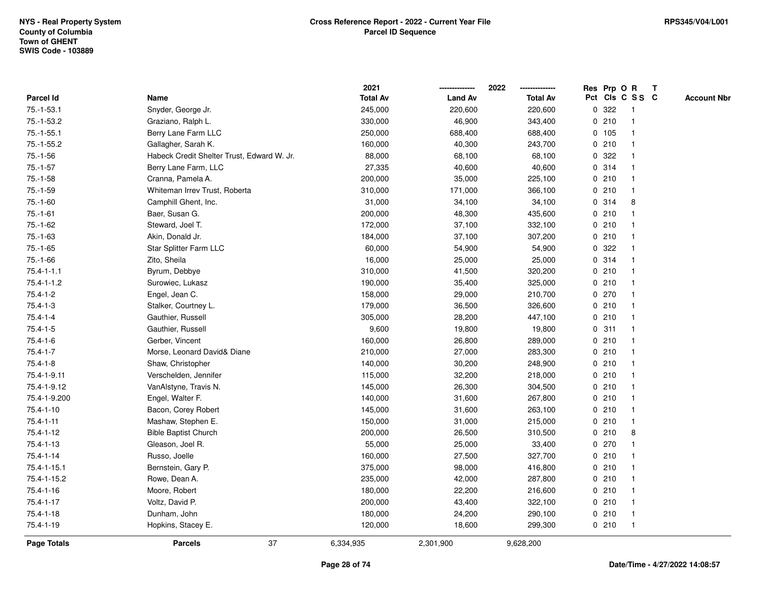NYS - Real Property System
County of Columbia
Town of GHENT
SWIS Code - 103889

# Cross Reference Report - 2022 - Current Year File
## Parcel ID Sequence

RPS345/V04/L001

| Parcel Id | Name | 2021 Total Av | 2022 Land Av | 2022 Total Av | Res Pct | Prp Cls | O C | R S S | T C | Account Nbr |
|---|---|---|---|---|---|---|---|---|---|---|
| 75.-1-53.1 | Snyder, George Jr. | 245,000 | 220,600 | 220,600 | 0 | 322 | | 1 | | |
| 75.-1-53.2 | Graziano, Ralph L. | 330,000 | 46,900 | 343,400 | 0 | 210 | | 1 | | |
| 75.-1-55.1 | Berry Lane Farm LLC | 250,000 | 688,400 | 688,400 | 0 | 105 | | 1 | | |
| 75.-1-55.2 | Gallagher, Sarah K. | 160,000 | 40,300 | 243,700 | 0 | 210 | | 1 | | |
| 75.-1-56 | Habeck Credit Shelter Trust, Edward W. Jr. | 88,000 | 68,100 | 68,100 | 0 | 322 | | 1 | | |
| 75.-1-57 | Berry Lane Farm, LLC | 27,335 | 40,600 | 40,600 | 0 | 314 | | 1 | | |
| 75.-1-58 | Cranna, Pamela A. | 200,000 | 35,000 | 225,100 | 0 | 210 | | 1 | | |
| 75.-1-59 | Whiteman Irrev Trust, Roberta | 310,000 | 171,000 | 366,100 | 0 | 210 | | 1 | | |
| 75.-1-60 | Camphill Ghent, Inc. | 31,000 | 34,100 | 34,100 | 0 | 314 | | 8 | | |
| 75.-1-61 | Baer, Susan G. | 200,000 | 48,300 | 435,600 | 0 | 210 | | 1 | | |
| 75.-1-62 | Steward, Joel T. | 172,000 | 37,100 | 332,100 | 0 | 210 | | 1 | | |
| 75.-1-63 | Akin, Donald Jr. | 184,000 | 37,100 | 307,200 | 0 | 210 | | 1 | | |
| 75.-1-65 | Star Splitter Farm LLC | 60,000 | 54,900 | 54,900 | 0 | 322 | | 1 | | |
| 75.-1-66 | Zito, Sheila | 16,000 | 25,000 | 25,000 | 0 | 314 | | 1 | | |
| 75.4-1-1.1 | Byrum, Debbye | 310,000 | 41,500 | 320,200 | 0 | 210 | | 1 | | |
| 75.4-1-1.2 | Surowiec, Lukasz | 190,000 | 35,400 | 325,000 | 0 | 210 | | 1 | | |
| 75.4-1-2 | Engel, Jean C. | 158,000 | 29,000 | 210,700 | 0 | 270 | | 1 | | |
| 75.4-1-3 | Stalker, Courtney L. | 179,000 | 36,500 | 326,600 | 0 | 210 | | 1 | | |
| 75.4-1-4 | Gauthier, Russell | 305,000 | 28,200 | 447,100 | 0 | 210 | | 1 | | |
| 75.4-1-5 | Gauthier, Russell | 9,600 | 19,800 | 19,800 | 0 | 311 | | 1 | | |
| 75.4-1-6 | Gerber, Vincent | 160,000 | 26,800 | 289,000 | 0 | 210 | | 1 | | |
| 75.4-1-7 | Morse, Leonard David& Diane | 210,000 | 27,000 | 283,300 | 0 | 210 | | 1 | | |
| 75.4-1-8 | Shaw, Christopher | 140,000 | 30,200 | 248,900 | 0 | 210 | | 1 | | |
| 75.4-1-9.11 | Verschelden, Jennifer | 115,000 | 32,200 | 218,000 | 0 | 210 | | 1 | | |
| 75.4-1-9.12 | VanAlstyne, Travis N. | 145,000 | 26,300 | 304,500 | 0 | 210 | | 1 | | |
| 75.4-1-9.200 | Engel, Walter F. | 140,000 | 31,600 | 267,800 | 0 | 210 | | 1 | | |
| 75.4-1-10 | Bacon, Corey Robert | 145,000 | 31,600 | 263,100 | 0 | 210 | | 1 | | |
| 75.4-1-11 | Mashaw, Stephen E. | 150,000 | 31,000 | 215,000 | 0 | 210 | | 1 | | |
| 75.4-1-12 | Bible Baptist Church | 200,000 | 26,500 | 310,500 | 0 | 210 | | 8 | | |
| 75.4-1-13 | Gleason, Joel R. | 55,000 | 25,000 | 33,400 | 0 | 270 | | 1 | | |
| 75.4-1-14 | Russo, Joelle | 160,000 | 27,500 | 327,700 | 0 | 210 | | 1 | | |
| 75.4-1-15.1 | Bernstein, Gary P. | 375,000 | 98,000 | 416,800 | 0 | 210 | | 1 | | |
| 75.4-1-15.2 | Rowe, Dean A. | 235,000 | 42,000 | 287,800 | 0 | 210 | | 1 | | |
| 75.4-1-16 | Moore, Robert | 180,000 | 22,200 | 216,600 | 0 | 210 | | 1 | | |
| 75.4-1-17 | Voltz, David P. | 200,000 | 43,400 | 322,100 | 0 | 210 | | 1 | | |
| 75.4-1-18 | Dunham, John | 180,000 | 24,200 | 290,100 | 0 | 210 | | 1 | | |
| 75.4-1-19 | Hopkins, Stacey E. | 120,000 | 18,600 | 299,300 | 0 | 210 | | 1 | | |
| **Page Totals** | **Parcels** 37 | 6,334,935 | 2,301,900 | 9,628,200 | | | | | | |

Date/Time - 4/27/2022 14:08:57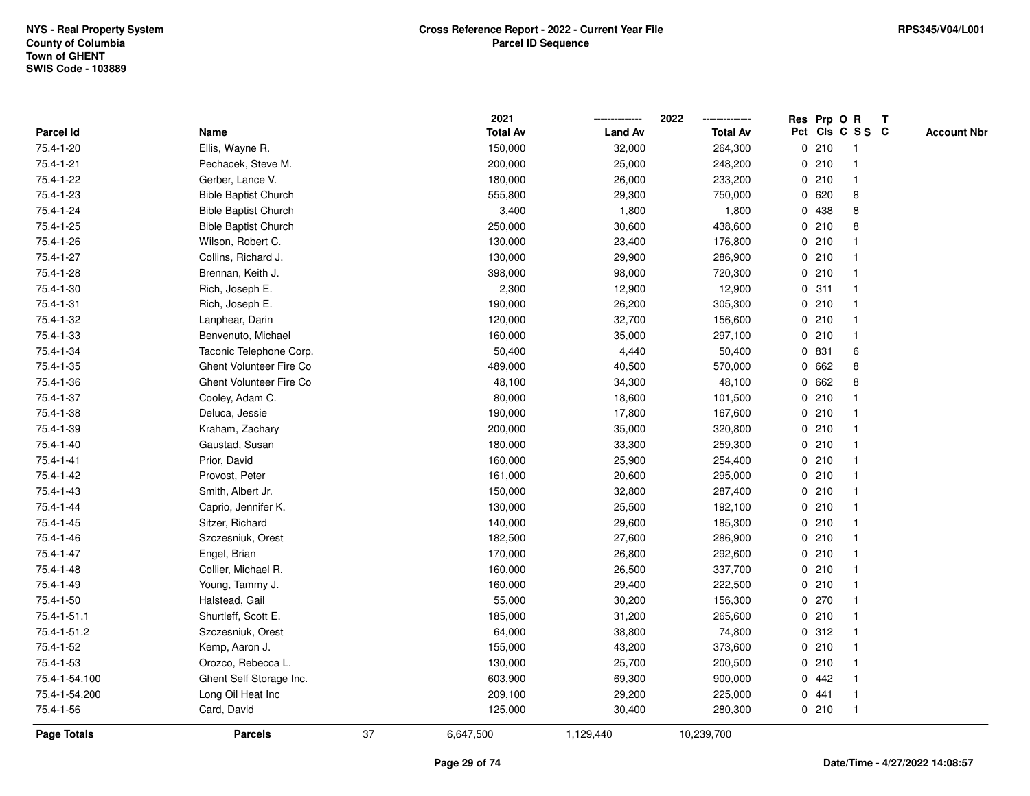NYS - Real Property System
County of Columbia
Town of GHENT
SWIS Code - 103889

**Cross Reference Report - 2022 - Current Year File**
**Parcel ID Sequence**

RPS345/V04/L001

| Parcel Id | Name | 2021 Total Av | 2022 Land Av | 2022 Total Av | Res Pct | Prp Cls | O C | R S S | T C | Account Nbr |
|---|---|---|---|---|---|---|---|---|---|---|
| 75.4-1-20 | Ellis, Wayne R. | 150,000 | 32,000 | 264,300 | 0 | 210 | | 1 | | |
| 75.4-1-21 | Pechacek, Steve M. | 200,000 | 25,000 | 248,200 | 0 | 210 | | 1 | | |
| 75.4-1-22 | Gerber, Lance V. | 180,000 | 26,000 | 233,200 | 0 | 210 | | 1 | | |
| 75.4-1-23 | Bible Baptist Church | 555,800 | 29,300 | 750,000 | 0 | 620 | | 8 | | |
| 75.4-1-24 | Bible Baptist Church | 3,400 | 1,800 | 1,800 | 0 | 438 | | 8 | | |
| 75.4-1-25 | Bible Baptist Church | 250,000 | 30,600 | 438,600 | 0 | 210 | | 8 | | |
| 75.4-1-26 | Wilson, Robert C. | 130,000 | 23,400 | 176,800 | 0 | 210 | | 1 | | |
| 75.4-1-27 | Collins, Richard J. | 130,000 | 29,900 | 286,900 | 0 | 210 | | 1 | | |
| 75.4-1-28 | Brennan, Keith J. | 398,000 | 98,000 | 720,300 | 0 | 210 | | 1 | | |
| 75.4-1-30 | Rich, Joseph E. | 2,300 | 12,900 | 12,900 | 0 | 311 | | 1 | | |
| 75.4-1-31 | Rich, Joseph E. | 190,000 | 26,200 | 305,300 | 0 | 210 | | 1 | | |
| 75.4-1-32 | Lanphear, Darin | 120,000 | 32,700 | 156,600 | 0 | 210 | | 1 | | |
| 75.4-1-33 | Benvenuto, Michael | 160,000 | 35,000 | 297,100 | 0 | 210 | | 1 | | |
| 75.4-1-34 | Taconic Telephone Corp. | 50,400 | 4,440 | 50,400 | 0 | 831 | | 6 | | |
| 75.4-1-35 | Ghent Volunteer Fire Co | 489,000 | 40,500 | 570,000 | 0 | 662 | | 8 | | |
| 75.4-1-36 | Ghent Volunteer Fire Co | 48,100 | 34,300 | 48,100 | 0 | 662 | | 8 | | |
| 75.4-1-37 | Cooley, Adam C. | 80,000 | 18,600 | 101,500 | 0 | 210 | | 1 | | |
| 75.4-1-38 | Deluca, Jessie | 190,000 | 17,800 | 167,600 | 0 | 210 | | 1 | | |
| 75.4-1-39 | Kraham, Zachary | 200,000 | 35,000 | 320,800 | 0 | 210 | | 1 | | |
| 75.4-1-40 | Gaustad, Susan | 180,000 | 33,300 | 259,300 | 0 | 210 | | 1 | | |
| 75.4-1-41 | Prior, David | 160,000 | 25,900 | 254,400 | 0 | 210 | | 1 | | |
| 75.4-1-42 | Provost, Peter | 161,000 | 20,600 | 295,000 | 0 | 210 | | 1 | | |
| 75.4-1-43 | Smith, Albert Jr. | 150,000 | 32,800 | 287,400 | 0 | 210 | | 1 | | |
| 75.4-1-44 | Caprio, Jennifer K. | 130,000 | 25,500 | 192,100 | 0 | 210 | | 1 | | |
| 75.4-1-45 | Sitzer, Richard | 140,000 | 29,600 | 185,300 | 0 | 210 | | 1 | | |
| 75.4-1-46 | Szczesniuk, Orest | 182,500 | 27,600 | 286,900 | 0 | 210 | | 1 | | |
| 75.4-1-47 | Engel, Brian | 170,000 | 26,800 | 292,600 | 0 | 210 | | 1 | | |
| 75.4-1-48 | Collier, Michael R. | 160,000 | 26,500 | 337,700 | 0 | 210 | | 1 | | |
| 75.4-1-49 | Young, Tammy J. | 160,000 | 29,400 | 222,500 | 0 | 210 | | 1 | | |
| 75.4-1-50 | Halstead, Gail | 55,000 | 30,200 | 156,300 | 0 | 270 | | 1 | | |
| 75.4-1-51.1 | Shurtleff, Scott E. | 185,000 | 31,200 | 265,600 | 0 | 210 | | 1 | | |
| 75.4-1-51.2 | Szczesniuk, Orest | 64,000 | 38,800 | 74,800 | 0 | 312 | | 1 | | |
| 75.4-1-52 | Kemp, Aaron J. | 155,000 | 43,200 | 373,600 | 0 | 210 | | 1 | | |
| 75.4-1-53 | Orozco, Rebecca L. | 130,000 | 25,700 | 200,500 | 0 | 210 | | 1 | | |
| 75.4-1-54.100 | Ghent Self Storage Inc. | 603,900 | 69,300 | 900,000 | 0 | 442 | | 1 | | |
| 75.4-1-54.200 | Long Oil Heat Inc | 209,100 | 29,200 | 225,000 | 0 | 441 | | 1 | | |
| 75.4-1-56 | Card, David | 125,000 | 30,400 | 280,300 | 0 | 210 | | 1 | | |
| **Page Totals** | **Parcels** 37 | 6,647,500 | 1,129,440 | 10,239,700 | | | | | | |

Date/Time - 4/27/2022 14:08:57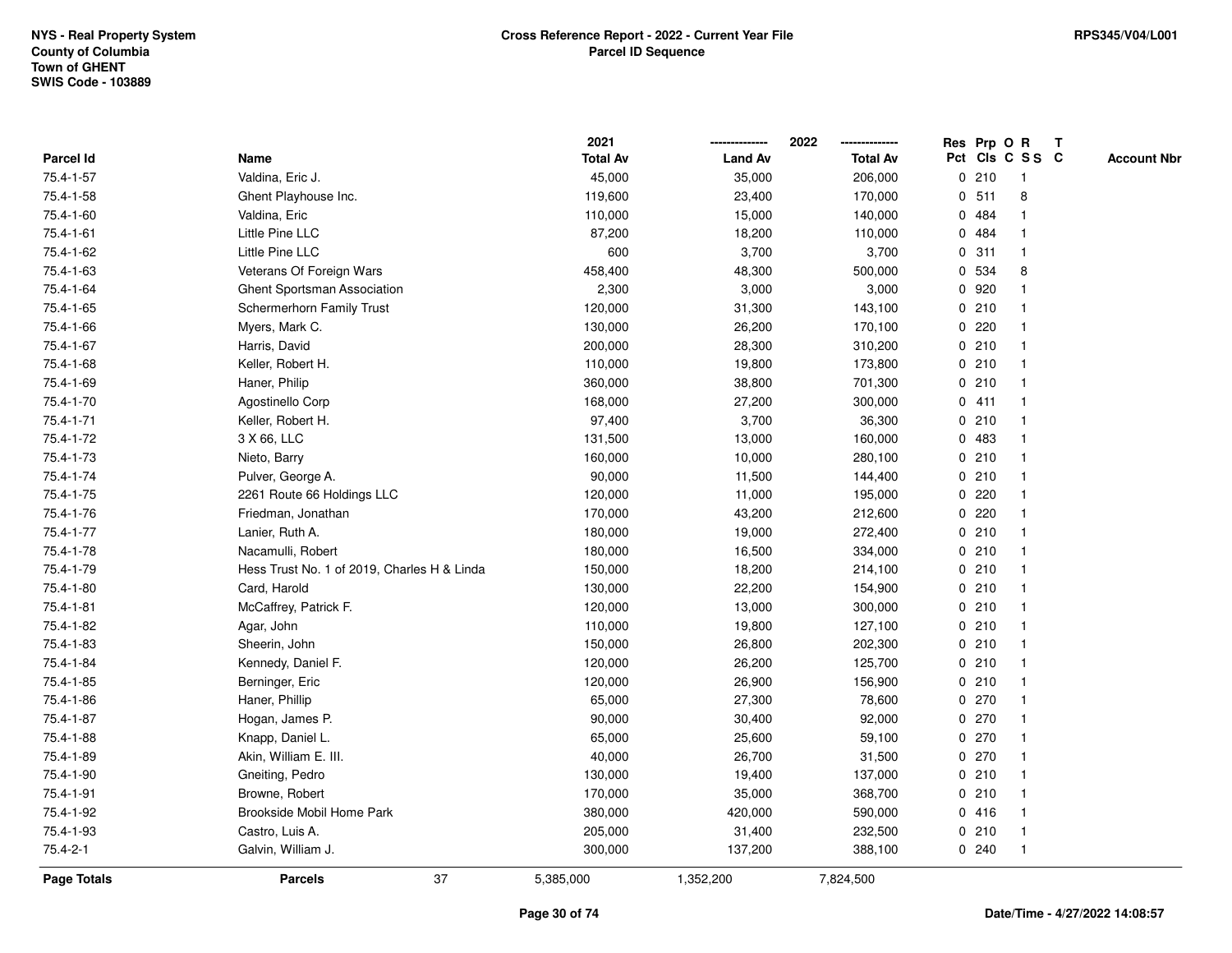NYS - Real Property System
County of Columbia
Town of GHENT
SWIS Code - 103889

**Cross Reference Report - 2022 - Current Year File**
**Parcel ID Sequence**

RPS345/V04/L001

| Parcel Id | Name | 2021 Total Av | 2022 Land Av | 2022 Total Av | Res Pct | Prp Cls | O C | R S S | T C | Account Nbr |
|---|---|---|---|---|---|---|---|---|---|---|
| 75.4-1-57 | Valdina, Eric J. | 45,000 | 35,000 | 206,000 | 0 | 210 | | 1 | | |
| 75.4-1-58 | Ghent Playhouse Inc. | 119,600 | 23,400 | 170,000 | 0 | 511 | | 8 | | |
| 75.4-1-60 | Valdina, Eric | 110,000 | 15,000 | 140,000 | 0 | 484 | | 1 | | |
| 75.4-1-61 | Little Pine LLC | 87,200 | 18,200 | 110,000 | 0 | 484 | | 1 | | |
| 75.4-1-62 | Little Pine LLC | 600 | 3,700 | 3,700 | 0 | 311 | | 1 | | |
| 75.4-1-63 | Veterans Of Foreign Wars | 458,400 | 48,300 | 500,000 | 0 | 534 | | 8 | | |
| 75.4-1-64 | Ghent Sportsman Association | 2,300 | 3,000 | 3,000 | 0 | 920 | | 1 | | |
| 75.4-1-65 | Schermerhorn Family Trust | 120,000 | 31,300 | 143,100 | 0 | 210 | | 1 | | |
| 75.4-1-66 | Myers, Mark C. | 130,000 | 26,200 | 170,100 | 0 | 220 | | 1 | | |
| 75.4-1-67 | Harris, David | 200,000 | 28,300 | 310,200 | 0 | 210 | | 1 | | |
| 75.4-1-68 | Keller, Robert H. | 110,000 | 19,800 | 173,800 | 0 | 210 | | 1 | | |
| 75.4-1-69 | Haner, Philip | 360,000 | 38,800 | 701,300 | 0 | 210 | | 1 | | |
| 75.4-1-70 | Agostinello Corp | 168,000 | 27,200 | 300,000 | 0 | 411 | | 1 | | |
| 75.4-1-71 | Keller, Robert H. | 97,400 | 3,700 | 36,300 | 0 | 210 | | 1 | | |
| 75.4-1-72 | 3 X 66, LLC | 131,500 | 13,000 | 160,000 | 0 | 483 | | 1 | | |
| 75.4-1-73 | Nieto, Barry | 160,000 | 10,000 | 280,100 | 0 | 210 | | 1 | | |
| 75.4-1-74 | Pulver, George A. | 90,000 | 11,500 | 144,400 | 0 | 210 | | 1 | | |
| 75.4-1-75 | 2261 Route 66 Holdings LLC | 120,000 | 11,000 | 195,000 | 0 | 220 | | 1 | | |
| 75.4-1-76 | Friedman, Jonathan | 170,000 | 43,200 | 212,600 | 0 | 220 | | 1 | | |
| 75.4-1-77 | Lanier, Ruth A. | 180,000 | 19,000 | 272,400 | 0 | 210 | | 1 | | |
| 75.4-1-78 | Nacamulli, Robert | 180,000 | 16,500 | 334,000 | 0 | 210 | | 1 | | |
| 75.4-1-79 | Hess Trust No. 1 of 2019, Charles H & Linda | 150,000 | 18,200 | 214,100 | 0 | 210 | | 1 | | |
| 75.4-1-80 | Card, Harold | 130,000 | 22,200 | 154,900 | 0 | 210 | | 1 | | |
| 75.4-1-81 | McCaffrey, Patrick F. | 120,000 | 13,000 | 300,000 | 0 | 210 | | 1 | | |
| 75.4-1-82 | Agar, John | 110,000 | 19,800 | 127,100 | 0 | 210 | | 1 | | |
| 75.4-1-83 | Sheerin, John | 150,000 | 26,800 | 202,300 | 0 | 210 | | 1 | | |
| 75.4-1-84 | Kennedy, Daniel F. | 120,000 | 26,200 | 125,700 | 0 | 210 | | 1 | | |
| 75.4-1-85 | Berninger, Eric | 120,000 | 26,900 | 156,900 | 0 | 210 | | 1 | | |
| 75.4-1-86 | Haner, Phillip | 65,000 | 27,300 | 78,600 | 0 | 270 | | 1 | | |
| 75.4-1-87 | Hogan, James P. | 90,000 | 30,400 | 92,000 | 0 | 270 | | 1 | | |
| 75.4-1-88 | Knapp, Daniel L. | 65,000 | 25,600 | 59,100 | 0 | 270 | | 1 | | |
| 75.4-1-89 | Akin, William E. III. | 40,000 | 26,700 | 31,500 | 0 | 270 | | 1 | | |
| 75.4-1-90 | Gneiting, Pedro | 130,000 | 19,400 | 137,000 | 0 | 210 | | 1 | | |
| 75.4-1-91 | Browne, Robert | 170,000 | 35,000 | 368,700 | 0 | 210 | | 1 | | |
| 75.4-1-92 | Brookside Mobil Home Park | 380,000 | 420,000 | 590,000 | 0 | 416 | | 1 | | |
| 75.4-1-93 | Castro, Luis A. | 205,000 | 31,400 | 232,500 | 0 | 210 | | 1 | | |
| 75.4-2-1 | Galvin, William J. | 300,000 | 137,200 | 388,100 | 0 | 240 | | 1 | | |
| **Page Totals** | **Parcels** 37 | 5,385,000 | 1,352,200 | 7,824,500 | | | | | | |

Date/Time - 4/27/2022 14:08:57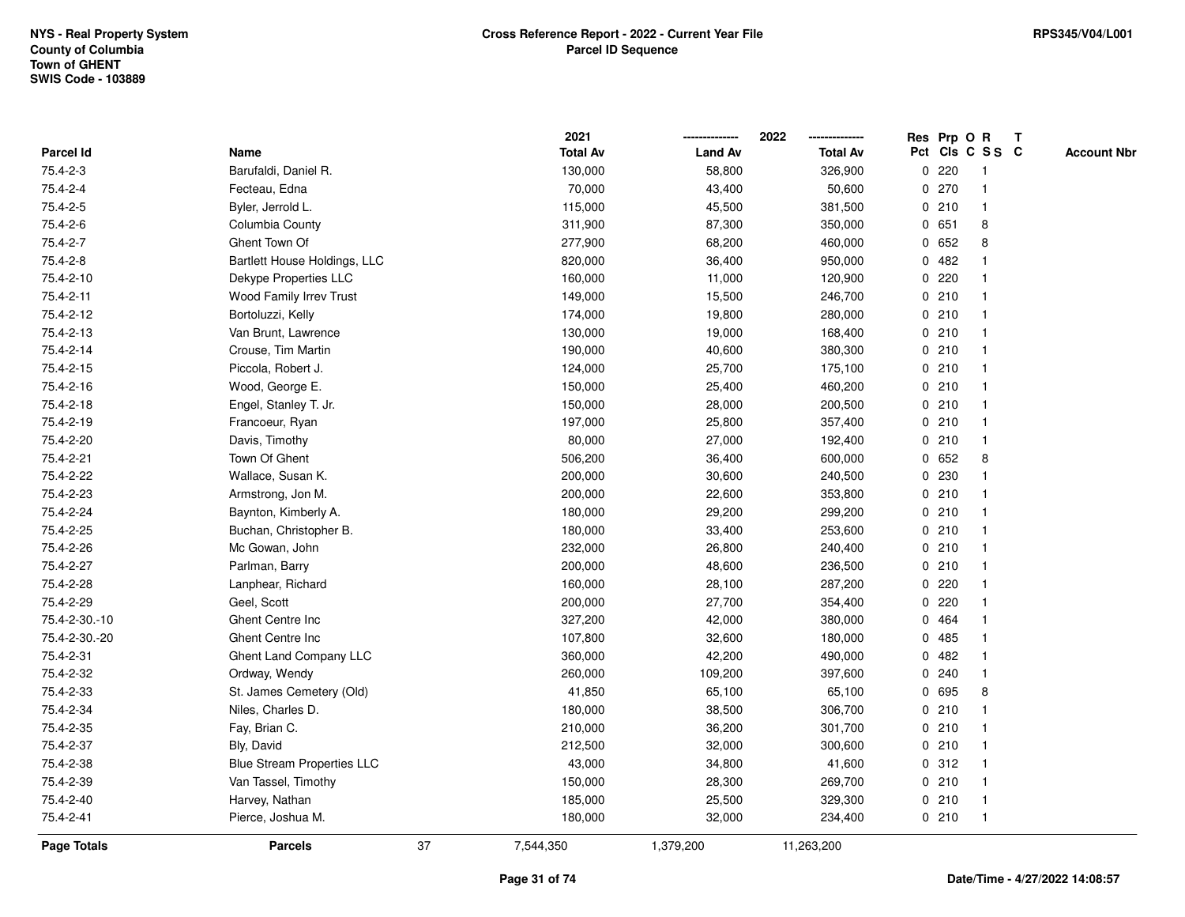NYS - Real Property System
County of Columbia
Town of GHENT
SWIS Code - 103889

# Cross Reference Report - 2022 - Current Year File
## Parcel ID Sequence

RPS345/V04/L001

| Parcel Id | Name | 2021 Total Av | 2022 Land Av | 2022 Total Av | Res Pct | Prp Cls | O C | R S S | T C | Account Nbr |
|---|---|---|---|---|---|---|---|---|---|---|
| 75.4-2-3 | Barufaldi, Daniel R. | 130,000 | 58,800 | 326,900 | 0 | 220 | | 1 | | |
| 75.4-2-4 | Fecteau, Edna | 70,000 | 43,400 | 50,600 | 0 | 270 | | 1 | | |
| 75.4-2-5 | Byler, Jerrold L. | 115,000 | 45,500 | 381,500 | 0 | 210 | | 1 | | |
| 75.4-2-6 | Columbia County | 311,900 | 87,300 | 350,000 | 0 | 651 | | 8 | | |
| 75.4-2-7 | Ghent Town Of | 277,900 | 68,200 | 460,000 | 0 | 652 | | 8 | | |
| 75.4-2-8 | Bartlett House Holdings, LLC | 820,000 | 36,400 | 950,000 | 0 | 482 | | 1 | | |
| 75.4-2-10 | Dekype Properties LLC | 160,000 | 11,000 | 120,900 | 0 | 220 | | 1 | | |
| 75.4-2-11 | Wood Family Irrev Trust | 149,000 | 15,500 | 246,700 | 0 | 210 | | 1 | | |
| 75.4-2-12 | Bortoluzzi, Kelly | 174,000 | 19,800 | 280,000 | 0 | 210 | | 1 | | |
| 75.4-2-13 | Van Brunt, Lawrence | 130,000 | 19,000 | 168,400 | 0 | 210 | | 1 | | |
| 75.4-2-14 | Crouse, Tim Martin | 190,000 | 40,600 | 380,300 | 0 | 210 | | 1 | | |
| 75.4-2-15 | Piccola, Robert J. | 124,000 | 25,700 | 175,100 | 0 | 210 | | 1 | | |
| 75.4-2-16 | Wood, George E. | 150,000 | 25,400 | 460,200 | 0 | 210 | | 1 | | |
| 75.4-2-18 | Engel, Stanley T. Jr. | 150,000 | 28,000 | 200,500 | 0 | 210 | | 1 | | |
| 75.4-2-19 | Francoeur, Ryan | 197,000 | 25,800 | 357,400 | 0 | 210 | | 1 | | |
| 75.4-2-20 | Davis, Timothy | 80,000 | 27,000 | 192,400 | 0 | 210 | | 1 | | |
| 75.4-2-21 | Town Of Ghent | 506,200 | 36,400 | 600,000 | 0 | 652 | | 8 | | |
| 75.4-2-22 | Wallace, Susan K. | 200,000 | 30,600 | 240,500 | 0 | 230 | | 1 | | |
| 75.4-2-23 | Armstrong, Jon M. | 200,000 | 22,600 | 353,800 | 0 | 210 | | 1 | | |
| 75.4-2-24 | Baynton, Kimberly A. | 180,000 | 29,200 | 299,200 | 0 | 210 | | 1 | | |
| 75.4-2-25 | Buchan, Christopher B. | 180,000 | 33,400 | 253,600 | 0 | 210 | | 1 | | |
| 75.4-2-26 | Mc Gowan, John | 232,000 | 26,800 | 240,400 | 0 | 210 | | 1 | | |
| 75.4-2-27 | Parlman, Barry | 200,000 | 48,600 | 236,500 | 0 | 210 | | 1 | | |
| 75.4-2-28 | Lanphear, Richard | 160,000 | 28,100 | 287,200 | 0 | 220 | | 1 | | |
| 75.4-2-29 | Geel, Scott | 200,000 | 27,700 | 354,400 | 0 | 220 | | 1 | | |
| 75.4-2-30.-10 | Ghent Centre Inc | 327,200 | 42,000 | 380,000 | 0 | 464 | | 1 | | |
| 75.4-2-30.-20 | Ghent Centre Inc | 107,800 | 32,600 | 180,000 | 0 | 485 | | 1 | | |
| 75.4-2-31 | Ghent Land Company LLC | 360,000 | 42,200 | 490,000 | 0 | 482 | | 1 | | |
| 75.4-2-32 | Ordway, Wendy | 260,000 | 109,200 | 397,600 | 0 | 240 | | 1 | | |
| 75.4-2-33 | St. James Cemetery (Old) | 41,850 | 65,100 | 65,100 | 0 | 695 | | 8 | | |
| 75.4-2-34 | Niles, Charles D. | 180,000 | 38,500 | 306,700 | 0 | 210 | | 1 | | |
| 75.4-2-35 | Fay, Brian C. | 210,000 | 36,200 | 301,700 | 0 | 210 | | 1 | | |
| 75.4-2-37 | Bly, David | 212,500 | 32,000 | 300,600 | 0 | 210 | | 1 | | |
| 75.4-2-38 | Blue Stream Properties LLC | 43,000 | 34,800 | 41,600 | 0 | 312 | | 1 | | |
| 75.4-2-39 | Van Tassel, Timothy | 150,000 | 28,300 | 269,700 | 0 | 210 | | 1 | | |
| 75.4-2-40 | Harvey, Nathan | 185,000 | 25,500 | 329,300 | 0 | 210 | | 1 | | |
| 75.4-2-41 | Pierce, Joshua M. | 180,000 | 32,000 | 234,400 | 0 | 210 | | 1 | | |
| **Page Totals** | **Parcels** 37 | 7,544,350 | 1,379,200 | 11,263,200 | | | | | | |

Date/Time - 4/27/2022 14:08:57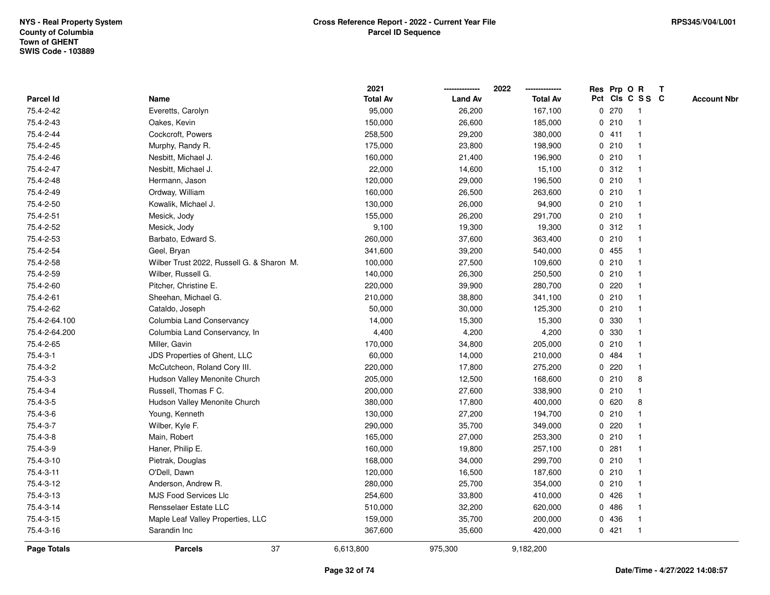**NYS - Real Property System**
**County of Columbia**
**Town of GHENT**
**SWIS Code - 103889**

**Cross Reference Report - 2022 - Current Year File**
**Parcel ID Sequence**

**RPS345/V04/L001**

| Parcel Id | Name | 2021 Total Av | 2022 Land Av | 2022 Total Av | Res Pct | Prp Cls | O C | R S S | T C | Account Nbr |
|---|---|---|---|---|---|---|---|---|---|---|
| 75.4-2-42 | Everetts, Carolyn | 95,000 | 26,200 | 167,100 | 0 | 270 | | 1 | | |
| 75.4-2-43 | Oakes, Kevin | 150,000 | 26,600 | 185,000 | 0 | 210 | | 1 | | |
| 75.4-2-44 | Cockcroft, Powers | 258,500 | 29,200 | 380,000 | 0 | 411 | | 1 | | |
| 75.4-2-45 | Murphy, Randy R. | 175,000 | 23,800 | 198,900 | 0 | 210 | | 1 | | |
| 75.4-2-46 | Nesbitt, Michael J. | 160,000 | 21,400 | 196,900 | 0 | 210 | | 1 | | |
| 75.4-2-47 | Nesbitt, Michael J. | 22,000 | 14,600 | 15,100 | 0 | 312 | | 1 | | |
| 75.4-2-48 | Hermann, Jason | 120,000 | 29,000 | 196,500 | 0 | 210 | | 1 | | |
| 75.4-2-49 | Ordway, William | 160,000 | 26,500 | 263,600 | 0 | 210 | | 1 | | |
| 75.4-2-50 | Kowalik, Michael J. | 130,000 | 26,000 | 94,900 | 0 | 210 | | 1 | | |
| 75.4-2-51 | Mesick, Jody | 155,000 | 26,200 | 291,700 | 0 | 210 | | 1 | | |
| 75.4-2-52 | Mesick, Jody | 9,100 | 19,300 | 19,300 | 0 | 312 | | 1 | | |
| 75.4-2-53 | Barbato, Edward S. | 260,000 | 37,600 | 363,400 | 0 | 210 | | 1 | | |
| 75.4-2-54 | Geel, Bryan | 341,600 | 39,200 | 540,000 | 0 | 455 | | 1 | | |
| 75.4-2-58 | Wilber Trust 2022, Russell G. & Sharon M. | 100,000 | 27,500 | 109,600 | 0 | 210 | | 1 | | |
| 75.4-2-59 | Wilber, Russell G. | 140,000 | 26,300 | 250,500 | 0 | 210 | | 1 | | |
| 75.4-2-60 | Pitcher, Christine E. | 220,000 | 39,900 | 280,700 | 0 | 220 | | 1 | | |
| 75.4-2-61 | Sheehan, Michael G. | 210,000 | 38,800 | 341,100 | 0 | 210 | | 1 | | |
| 75.4-2-62 | Cataldo, Joseph | 50,000 | 30,000 | 125,300 | 0 | 210 | | 1 | | |
| 75.4-2-64.100 | Columbia Land Conservancy | 14,000 | 15,300 | 15,300 | 0 | 330 | | 1 | | |
| 75.4-2-64.200 | Columbia Land Conservancy, In | 4,400 | 4,200 | 4,200 | 0 | 330 | | 1 | | |
| 75.4-2-65 | Miller, Gavin | 170,000 | 34,800 | 205,000 | 0 | 210 | | 1 | | |
| 75.4-3-1 | JDS Properties of Ghent, LLC | 60,000 | 14,000 | 210,000 | 0 | 484 | | 1 | | |
| 75.4-3-2 | McCutcheon, Roland Cory III. | 220,000 | 17,800 | 275,200 | 0 | 220 | | 1 | | |
| 75.4-3-3 | Hudson Valley Menonite Church | 205,000 | 12,500 | 168,600 | 0 | 210 | | 8 | | |
| 75.4-3-4 | Russell, Thomas F C. | 200,000 | 27,600 | 338,900 | 0 | 210 | | 1 | | |
| 75.4-3-5 | Hudson Valley Menonite Church | 380,000 | 17,800 | 400,000 | 0 | 620 | | 8 | | |
| 75.4-3-6 | Young, Kenneth | 130,000 | 27,200 | 194,700 | 0 | 210 | | 1 | | |
| 75.4-3-7 | Wilber, Kyle F. | 290,000 | 35,700 | 349,000 | 0 | 220 | | 1 | | |
| 75.4-3-8 | Main, Robert | 165,000 | 27,000 | 253,300 | 0 | 210 | | 1 | | |
| 75.4-3-9 | Haner, Philip E. | 160,000 | 19,800 | 257,100 | 0 | 281 | | 1 | | |
| 75.4-3-10 | Pietrak, Douglas | 168,000 | 34,000 | 299,700 | 0 | 210 | | 1 | | |
| 75.4-3-11 | O'Dell, Dawn | 120,000 | 16,500 | 187,600 | 0 | 210 | | 1 | | |
| 75.4-3-12 | Anderson, Andrew R. | 280,000 | 25,700 | 354,000 | 0 | 210 | | 1 | | |
| 75.4-3-13 | MJS Food Services Llc | 254,600 | 33,800 | 410,000 | 0 | 426 | | 1 | | |
| 75.4-3-14 | Rensselaer Estate LLC | 510,000 | 32,200 | 620,000 | 0 | 486 | | 1 | | |
| 75.4-3-15 | Maple Leaf Valley Properties, LLC | 159,000 | 35,700 | 200,000 | 0 | 436 | | 1 | | |
| 75.4-3-16 | Sarandin Inc | 367,600 | 35,600 | 420,000 | 0 | 421 | | 1 | | |
| **Page Totals** | **Parcels** 37 | 6,613,800 | 975,300 | 9,182,200 | | | | | | |

**Date/Time - 4/27/2022 14:08:57**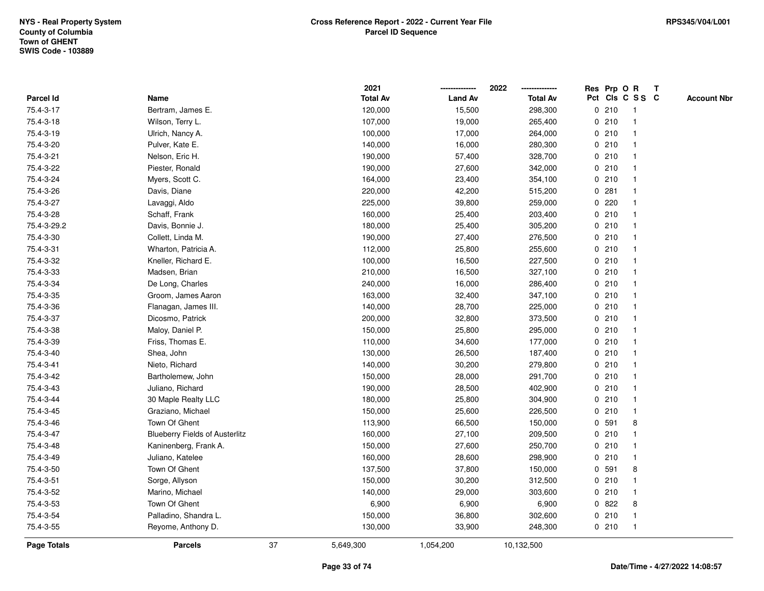NYS - Real Property System
County of Columbia
Town of GHENT
SWIS Code - 103889

# Cross Reference Report - 2022 - Current Year File
## Parcel ID Sequence

RPS345/V04/L001

| Parcel Id | Name | 2021 Total Av | 2022 Land Av | 2022 Total Av | Res Pct | Prp Cls | O C | R S S | T C | Account Nbr |
|---|---|---|---|---|---|---|---|---|---|---|
| 75.4-3-17 | Bertram, James E. | 120,000 | 15,500 | 298,300 | 0 | 210 | | 1 | | |
| 75.4-3-18 | Wilson, Terry L. | 107,000 | 19,000 | 265,400 | 0 | 210 | | 1 | | |
| 75.4-3-19 | Ulrich, Nancy A. | 100,000 | 17,000 | 264,000 | 0 | 210 | | 1 | | |
| 75.4-3-20 | Pulver, Kate E. | 140,000 | 16,000 | 280,300 | 0 | 210 | | 1 | | |
| 75.4-3-21 | Nelson, Eric H. | 190,000 | 57,400 | 328,700 | 0 | 210 | | 1 | | |
| 75.4-3-22 | Piester, Ronald | 190,000 | 27,600 | 342,000 | 0 | 210 | | 1 | | |
| 75.4-3-24 | Myers, Scott C. | 164,000 | 23,400 | 354,100 | 0 | 210 | | 1 | | |
| 75.4-3-26 | Davis, Diane | 220,000 | 42,200 | 515,200 | 0 | 281 | | 1 | | |
| 75.4-3-27 | Lavaggi, Aldo | 225,000 | 39,800 | 259,000 | 0 | 220 | | 1 | | |
| 75.4-3-28 | Schaff, Frank | 160,000 | 25,400 | 203,400 | 0 | 210 | | 1 | | |
| 75.4-3-29.2 | Davis, Bonnie J. | 180,000 | 25,400 | 305,200 | 0 | 210 | | 1 | | |
| 75.4-3-30 | Collett, Linda M. | 190,000 | 27,400 | 276,500 | 0 | 210 | | 1 | | |
| 75.4-3-31 | Wharton, Patricia A. | 112,000 | 25,800 | 255,600 | 0 | 210 | | 1 | | |
| 75.4-3-32 | Kneller, Richard E. | 100,000 | 16,500 | 227,500 | 0 | 210 | | 1 | | |
| 75.4-3-33 | Madsen, Brian | 210,000 | 16,500 | 327,100 | 0 | 210 | | 1 | | |
| 75.4-3-34 | De Long, Charles | 240,000 | 16,000 | 286,400 | 0 | 210 | | 1 | | |
| 75.4-3-35 | Groom, James Aaron | 163,000 | 32,400 | 347,100 | 0 | 210 | | 1 | | |
| 75.4-3-36 | Flanagan, James III. | 140,000 | 28,700 | 225,000 | 0 | 210 | | 1 | | |
| 75.4-3-37 | Dicosmo, Patrick | 200,000 | 32,800 | 373,500 | 0 | 210 | | 1 | | |
| 75.4-3-38 | Maloy, Daniel P. | 150,000 | 25,800 | 295,000 | 0 | 210 | | 1 | | |
| 75.4-3-39 | Friss, Thomas E. | 110,000 | 34,600 | 177,000 | 0 | 210 | | 1 | | |
| 75.4-3-40 | Shea, John | 130,000 | 26,500 | 187,400 | 0 | 210 | | 1 | | |
| 75.4-3-41 | Nieto, Richard | 140,000 | 30,200 | 279,800 | 0 | 210 | | 1 | | |
| 75.4-3-42 | Bartholemew, John | 150,000 | 28,000 | 291,700 | 0 | 210 | | 1 | | |
| 75.4-3-43 | Juliano, Richard | 190,000 | 28,500 | 402,900 | 0 | 210 | | 1 | | |
| 75.4-3-44 | 30 Maple Realty LLC | 180,000 | 25,800 | 304,900 | 0 | 210 | | 1 | | |
| 75.4-3-45 | Graziano, Michael | 150,000 | 25,600 | 226,500 | 0 | 210 | | 1 | | |
| 75.4-3-46 | Town Of Ghent | 113,900 | 66,500 | 150,000 | 0 | 591 | | 8 | | |
| 75.4-3-47 | Blueberry Fields of Austerlitz | 160,000 | 27,100 | 209,500 | 0 | 210 | | 1 | | |
| 75.4-3-48 | Kaninenberg, Frank A. | 150,000 | 27,600 | 250,700 | 0 | 210 | | 1 | | |
| 75.4-3-49 | Juliano, Katelee | 160,000 | 28,600 | 298,900 | 0 | 210 | | 1 | | |
| 75.4-3-50 | Town Of Ghent | 137,500 | 37,800 | 150,000 | 0 | 591 | | 8 | | |
| 75.4-3-51 | Sorge, Allyson | 150,000 | 30,200 | 312,500 | 0 | 210 | | 1 | | |
| 75.4-3-52 | Marino, Michael | 140,000 | 29,000 | 303,600 | 0 | 210 | | 1 | | |
| 75.4-3-53 | Town Of Ghent | 6,900 | 6,900 | 6,900 | 0 | 822 | | 8 | | |
| 75.4-3-54 | Palladino, Shandra L. | 150,000 | 36,800 | 302,600 | 0 | 210 | | 1 | | |
| 75.4-3-55 | Reyome, Anthony D. | 130,000 | 33,900 | 248,300 | 0 | 210 | | 1 | | |
| **Page Totals** | **Parcels** 37 | 5,649,300 | 1,054,200 | 10,132,500 | | | | | | |

Date/Time - 4/27/2022 14:08:57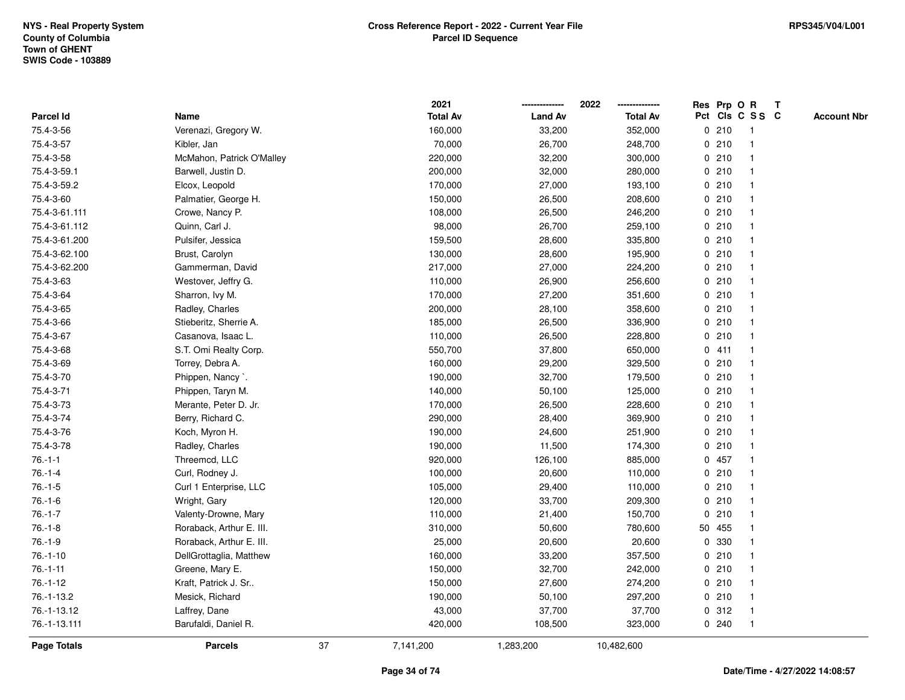NYS - Real Property System
County of Columbia
Town of GHENT
SWIS Code - 103889

# Cross Reference Report - 2022 - Current Year File
## Parcel ID Sequence

RPS345/V04/L001

| Parcel Id | Name | 2021 Total Av | 2022 Land Av | 2022 Total Av | Res Pct | Prp Cls | O C | R SS | T C | Account Nbr |
|---|---|---|---|---|---|---|---|---|---|---|
| 75.4-3-56 | Verenazi, Gregory W. | 160,000 | 33,200 | 352,000 | 0 | 210 | | 1 | | |
| 75.4-3-57 | Kibler, Jan | 70,000 | 26,700 | 248,700 | 0 | 210 | | 1 | | |
| 75.4-3-58 | McMahon, Patrick O'Malley | 220,000 | 32,200 | 300,000 | 0 | 210 | | 1 | | |
| 75.4-3-59.1 | Barwell, Justin D. | 200,000 | 32,000 | 280,000 | 0 | 210 | | 1 | | |
| 75.4-3-59.2 | Elcox, Leopold | 170,000 | 27,000 | 193,100 | 0 | 210 | | 1 | | |
| 75.4-3-60 | Palmatier, George H. | 150,000 | 26,500 | 208,600 | 0 | 210 | | 1 | | |
| 75.4-3-61.111 | Crowe, Nancy P. | 108,000 | 26,500 | 246,200 | 0 | 210 | | 1 | | |
| 75.4-3-61.112 | Quinn, Carl J. | 98,000 | 26,700 | 259,100 | 0 | 210 | | 1 | | |
| 75.4-3-61.200 | Pulsifer, Jessica | 159,500 | 28,600 | 335,800 | 0 | 210 | | 1 | | |
| 75.4-3-62.100 | Brust, Carolyn | 130,000 | 28,600 | 195,900 | 0 | 210 | | 1 | | |
| 75.4-3-62.200 | Gammerman, David | 217,000 | 27,000 | 224,200 | 0 | 210 | | 1 | | |
| 75.4-3-63 | Westover, Jeffry G. | 110,000 | 26,900 | 256,600 | 0 | 210 | | 1 | | |
| 75.4-3-64 | Sharron, Ivy M. | 170,000 | 27,200 | 351,600 | 0 | 210 | | 1 | | |
| 75.4-3-65 | Radley, Charles | 200,000 | 28,100 | 358,600 | 0 | 210 | | 1 | | |
| 75.4-3-66 | Stieberitz, Sherrie A. | 185,000 | 26,500 | 336,900 | 0 | 210 | | 1 | | |
| 75.4-3-67 | Casanova, Isaac L. | 110,000 | 26,500 | 228,800 | 0 | 210 | | 1 | | |
| 75.4-3-68 | S.T. Omi Realty Corp. | 550,700 | 37,800 | 650,000 | 0 | 411 | | 1 | | |
| 75.4-3-69 | Torrey, Debra A. | 160,000 | 29,200 | 329,500 | 0 | 210 | | 1 | | |
| 75.4-3-70 | Phippen, Nancy `. | 190,000 | 32,700 | 179,500 | 0 | 210 | | 1 | | |
| 75.4-3-71 | Phippen, Taryn M. | 140,000 | 50,100 | 125,000 | 0 | 210 | | 1 | | |
| 75.4-3-73 | Merante, Peter D. Jr. | 170,000 | 26,500 | 228,600 | 0 | 210 | | 1 | | |
| 75.4-3-74 | Berry, Richard C. | 290,000 | 28,400 | 369,900 | 0 | 210 | | 1 | | |
| 75.4-3-76 | Koch, Myron H. | 190,000 | 24,600 | 251,900 | 0 | 210 | | 1 | | |
| 75.4-3-78 | Radley, Charles | 190,000 | 11,500 | 174,300 | 0 | 210 | | 1 | | |
| 76.-1-1 | Threemcd, LLC | 920,000 | 126,100 | 885,000 | 0 | 457 | | 1 | | |
| 76.-1-4 | Curl, Rodney J. | 100,000 | 20,600 | 110,000 | 0 | 210 | | 1 | | |
| 76.-1-5 | Curl 1 Enterprise, LLC | 105,000 | 29,400 | 110,000 | 0 | 210 | | 1 | | |
| 76.-1-6 | Wright, Gary | 120,000 | 33,700 | 209,300 | 0 | 210 | | 1 | | |
| 76.-1-7 | Valenty-Drowne, Mary | 110,000 | 21,400 | 150,700 | 0 | 210 | | 1 | | |
| 76.-1-8 | Roraback, Arthur E. III. | 310,000 | 50,600 | 780,600 | 50 | 455 | | 1 | | |
| 76.-1-9 | Roraback, Arthur E. III. | 25,000 | 20,600 | 20,600 | 0 | 330 | | 1 | | |
| 76.-1-10 | DellGrottaglia, Matthew | 160,000 | 33,200 | 357,500 | 0 | 210 | | 1 | | |
| 76.-1-11 | Greene, Mary E. | 150,000 | 32,700 | 242,000 | 0 | 210 | | 1 | | |
| 76.-1-12 | Kraft, Patrick J. Sr.. | 150,000 | 27,600 | 274,200 | 0 | 210 | | 1 | | |
| 76.-1-13.2 | Mesick, Richard | 190,000 | 50,100 | 297,200 | 0 | 210 | | 1 | | |
| 76.-1-13.12 | Laffrey, Dane | 43,000 | 37,700 | 37,700 | 0 | 312 | | 1 | | |
| 76.-1-13.111 | Barufaldi, Daniel R. | 420,000 | 108,500 | 323,000 | 0 | 240 | | 1 | | |
| **Page Totals** | **Parcels** 37 | 7,141,200 | 1,283,200 | 10,482,600 | | | | | | |

Date/Time - 4/27/2022 14:08:57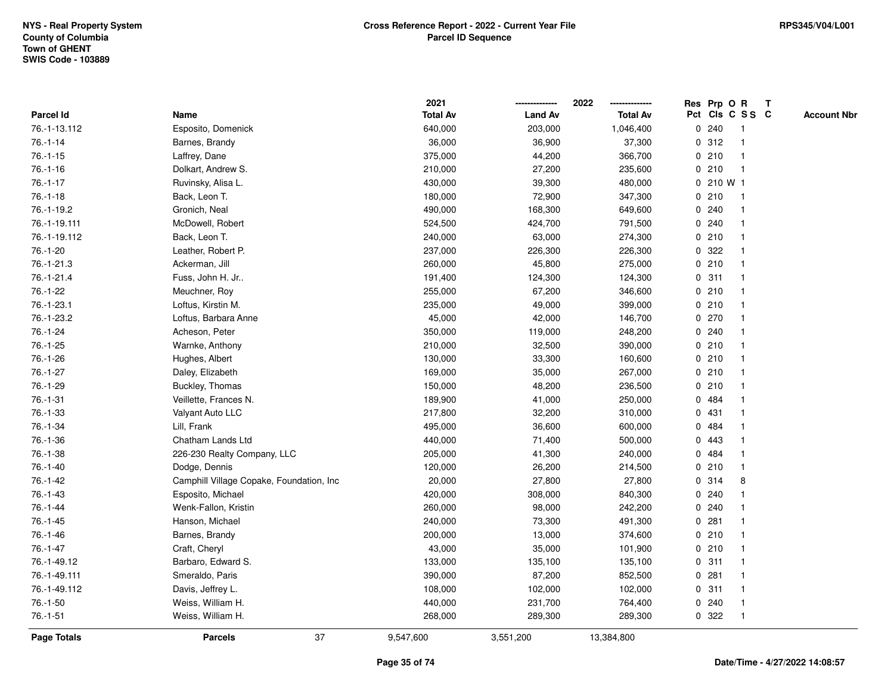NYS - Real Property System
County of Columbia
Town of GHENT
SWIS Code - 103889

**Cross Reference Report - 2022 - Current Year File**
**Parcel ID Sequence**

RPS345/V04/L001

| Parcel Id | Name | 2021 Total Av | 2022 Land Av | 2022 Total Av | Res Pct | Prp Cls | O C | R S S | T C | Account Nbr |
|---|---|---|---|---|---|---|---|---|---|---|
| 76.-1-13.112 | Esposito, Domenick | 640,000 | 203,000 | 1,046,400 | 0 | 240 | | 1 | | |
| 76.-1-14 | Barnes, Brandy | 36,000 | 36,900 | 37,300 | 0 | 312 | | 1 | | |
| 76.-1-15 | Laffrey, Dane | 375,000 | 44,200 | 366,700 | 0 | 210 | | 1 | | |
| 76.-1-16 | Dolkart, Andrew S. | 210,000 | 27,200 | 235,600 | 0 | 210 | | 1 | | |
| 76.-1-17 | Ruvinsky, Alisa L. | 430,000 | 39,300 | 480,000 | 0 | 210 | W | 1 | | |
| 76.-1-18 | Back, Leon T. | 180,000 | 72,900 | 347,300 | 0 | 210 | | 1 | | |
| 76.-1-19.2 | Gronich, Neal | 490,000 | 168,300 | 649,600 | 0 | 240 | | 1 | | |
| 76.-1-19.111 | McDowell, Robert | 524,500 | 424,700 | 791,500 | 0 | 240 | | 1 | | |
| 76.-1-19.112 | Back, Leon T. | 240,000 | 63,000 | 274,300 | 0 | 210 | | 1 | | |
| 76.-1-20 | Leather, Robert P. | 237,000 | 226,300 | 226,300 | 0 | 322 | | 1 | | |
| 76.-1-21.3 | Ackerman, Jill | 260,000 | 45,800 | 275,000 | 0 | 210 | | 1 | | |
| 76.-1-21.4 | Fuss, John H. Jr.. | 191,400 | 124,300 | 124,300 | 0 | 311 | | 1 | | |
| 76.-1-22 | Meuchner, Roy | 255,000 | 67,200 | 346,600 | 0 | 210 | | 1 | | |
| 76.-1-23.1 | Loftus, Kirstin M. | 235,000 | 49,000 | 399,000 | 0 | 210 | | 1 | | |
| 76.-1-23.2 | Loftus, Barbara Anne | 45,000 | 42,000 | 146,700 | 0 | 270 | | 1 | | |
| 76.-1-24 | Acheson, Peter | 350,000 | 119,000 | 248,200 | 0 | 240 | | 1 | | |
| 76.-1-25 | Warnke, Anthony | 210,000 | 32,500 | 390,000 | 0 | 210 | | 1 | | |
| 76.-1-26 | Hughes, Albert | 130,000 | 33,300 | 160,600 | 0 | 210 | | 1 | | |
| 76.-1-27 | Daley, Elizabeth | 169,000 | 35,000 | 267,000 | 0 | 210 | | 1 | | |
| 76.-1-29 | Buckley, Thomas | 150,000 | 48,200 | 236,500 | 0 | 210 | | 1 | | |
| 76.-1-31 | Veillette, Frances N. | 189,900 | 41,000 | 250,000 | 0 | 484 | | 1 | | |
| 76.-1-33 | Valyant Auto LLC | 217,800 | 32,200 | 310,000 | 0 | 431 | | 1 | | |
| 76.-1-34 | Lill, Frank | 495,000 | 36,600 | 600,000 | 0 | 484 | | 1 | | |
| 76.-1-36 | Chatham Lands Ltd | 440,000 | 71,400 | 500,000 | 0 | 443 | | 1 | | |
| 76.-1-38 | 226-230 Realty Company, LLC | 205,000 | 41,300 | 240,000 | 0 | 484 | | 1 | | |
| 76.-1-40 | Dodge, Dennis | 120,000 | 26,200 | 214,500 | 0 | 210 | | 1 | | |
| 76.-1-42 | Camphill Village Copake, Foundation, Inc | 20,000 | 27,800 | 27,800 | 0 | 314 | | 8 | | |
| 76.-1-43 | Esposito, Michael | 420,000 | 308,000 | 840,300 | 0 | 240 | | 1 | | |
| 76.-1-44 | Wenk-Fallon, Kristin | 260,000 | 98,000 | 242,200 | 0 | 240 | | 1 | | |
| 76.-1-45 | Hanson, Michael | 240,000 | 73,300 | 491,300 | 0 | 281 | | 1 | | |
| 76.-1-46 | Barnes, Brandy | 200,000 | 13,000 | 374,600 | 0 | 210 | | 1 | | |
| 76.-1-47 | Craft, Cheryl | 43,000 | 35,000 | 101,900 | 0 | 210 | | 1 | | |
| 76.-1-49.12 | Barbaro, Edward S. | 133,000 | 135,100 | 135,100 | 0 | 311 | | 1 | | |
| 76.-1-49.111 | Smeraldo, Paris | 390,000 | 87,200 | 852,500 | 0 | 281 | | 1 | | |
| 76.-1-49.112 | Davis, Jeffrey L. | 108,000 | 102,000 | 102,000 | 0 | 311 | | 1 | | |
| 76.-1-50 | Weiss, William H. | 440,000 | 231,700 | 764,400 | 0 | 240 | | 1 | | |
| 76.-1-51 | Weiss, William H. | 268,000 | 289,300 | 289,300 | 0 | 322 | | 1 | | |
| **Page Totals** | **Parcels** 37 | 9,547,600 | 3,551,200 | 13,384,800 | | | | | | |

Date/Time - 4/27/2022 14:08:57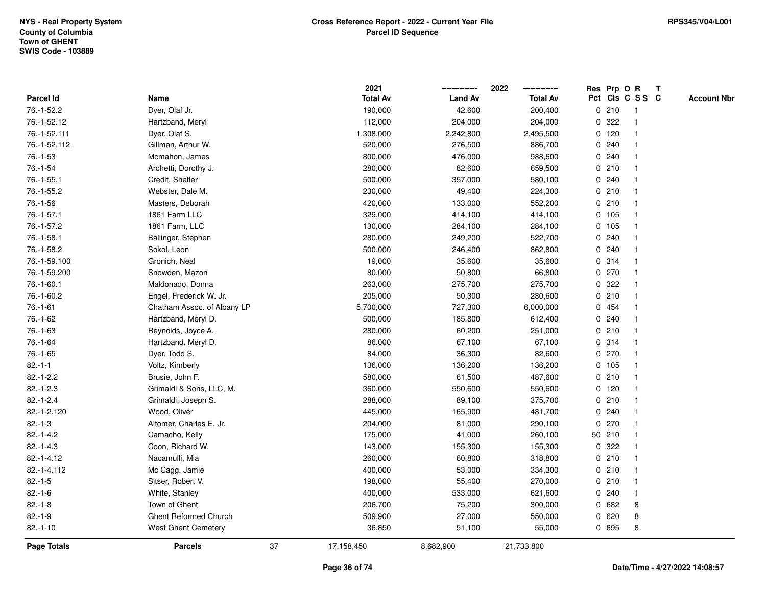NYS - Real Property System
County of Columbia
Town of GHENT
SWIS Code - 103889

**Cross Reference Report - 2022 - Current Year File**
**Parcel ID Sequence**

RPS345/V04/L001

| Parcel Id | Name | 2021 Total Av | 2022 Land Av | 2022 Total Av | Res Pct | Prp Cls | O C | R S S | T C | Account Nbr |
|---|---|---|---|---|---|---|---|---|---|---|
| 76.-1-52.2 | Dyer, Olaf Jr. | 190,000 | 42,600 | 200,400 | 0 | 210 | | 1 | | |
| 76.-1-52.12 | Hartzband, Meryl | 112,000 | 204,000 | 204,000 | 0 | 322 | | 1 | | |
| 76.-1-52.111 | Dyer, Olaf S. | 1,308,000 | 2,242,800 | 2,495,500 | 0 | 120 | | 1 | | |
| 76.-1-52.112 | Gillman, Arthur W. | 520,000 | 276,500 | 886,700 | 0 | 240 | | 1 | | |
| 76.-1-53 | Mcmahon, James | 800,000 | 476,000 | 988,600 | 0 | 240 | | 1 | | |
| 76.-1-54 | Archetti, Dorothy J. | 280,000 | 82,600 | 659,500 | 0 | 210 | | 1 | | |
| 76.-1-55.1 | Credit, Shelter | 500,000 | 357,000 | 580,100 | 0 | 240 | | 1 | | |
| 76.-1-55.2 | Webster, Dale M. | 230,000 | 49,400 | 224,300 | 0 | 210 | | 1 | | |
| 76.-1-56 | Masters, Deborah | 420,000 | 133,000 | 552,200 | 0 | 210 | | 1 | | |
| 76.-1-57.1 | 1861 Farm LLC | 329,000 | 414,100 | 414,100 | 0 | 105 | | 1 | | |
| 76.-1-57.2 | 1861 Farm, LLC | 130,000 | 284,100 | 284,100 | 0 | 105 | | 1 | | |
| 76.-1-58.1 | Ballinger, Stephen | 280,000 | 249,200 | 522,700 | 0 | 240 | | 1 | | |
| 76.-1-58.2 | Sokol, Leon | 500,000 | 246,400 | 862,800 | 0 | 240 | | 1 | | |
| 76.-1-59.100 | Gronich, Neal | 19,000 | 35,600 | 35,600 | 0 | 314 | | 1 | | |
| 76.-1-59.200 | Snowden, Mazon | 80,000 | 50,800 | 66,800 | 0 | 270 | | 1 | | |
| 76.-1-60.1 | Maldonado, Donna | 263,000 | 275,700 | 275,700 | 0 | 322 | | 1 | | |
| 76.-1-60.2 | Engel, Frederick W. Jr. | 205,000 | 50,300 | 280,600 | 0 | 210 | | 1 | | |
| 76.-1-61 | Chatham Assoc. of Albany LP | 5,700,000 | 727,300 | 6,000,000 | 0 | 454 | | 1 | | |
| 76.-1-62 | Hartzband, Meryl D. | 500,000 | 185,800 | 612,400 | 0 | 240 | | 1 | | |
| 76.-1-63 | Reynolds, Joyce A. | 280,000 | 60,200 | 251,000 | 0 | 210 | | 1 | | |
| 76.-1-64 | Hartzband, Meryl D. | 86,000 | 67,100 | 67,100 | 0 | 314 | | 1 | | |
| 76.-1-65 | Dyer, Todd S. | 84,000 | 36,300 | 82,600 | 0 | 270 | | 1 | | |
| 82.-1-1 | Voltz, Kimberly | 136,000 | 136,200 | 136,200 | 0 | 105 | | 1 | | |
| 82.-1-2.2 | Brusie, John F. | 580,000 | 61,500 | 487,600 | 0 | 210 | | 1 | | |
| 82.-1-2.3 | Grimaldi & Sons, LLC, M. | 360,000 | 550,600 | 550,600 | 0 | 120 | | 1 | | |
| 82.-1-2.4 | Grimaldi, Joseph S. | 288,000 | 89,100 | 375,700 | 0 | 210 | | 1 | | |
| 82.-1-2.120 | Wood, Oliver | 445,000 | 165,900 | 481,700 | 0 | 240 | | 1 | | |
| 82.-1-3 | Altomer, Charles E. Jr. | 204,000 | 81,000 | 290,100 | 0 | 270 | | 1 | | |
| 82.-1-4.2 | Camacho, Kelly | 175,000 | 41,000 | 260,100 | 50 | 210 | | 1 | | |
| 82.-1-4.3 | Coon, Richard W. | 143,000 | 155,300 | 155,300 | 0 | 322 | | 1 | | |
| 82.-1-4.12 | Nacamulli, Mia | 260,000 | 60,800 | 318,800 | 0 | 210 | | 1 | | |
| 82.-1-4.112 | Mc Cagg, Jamie | 400,000 | 53,000 | 334,300 | 0 | 210 | | 1 | | |
| 82.-1-5 | Sitser, Robert V. | 198,000 | 55,400 | 270,000 | 0 | 210 | | 1 | | |
| 82.-1-6 | White, Stanley | 400,000 | 533,000 | 621,600 | 0 | 240 | | 1 | | |
| 82.-1-8 | Town of Ghent | 206,700 | 75,200 | 300,000 | 0 | 682 | | 8 | | |
| 82.-1-9 | Ghent Reformed Church | 509,900 | 27,000 | 550,000 | 0 | 620 | | 8 | | |
| 82.-1-10 | West Ghent Cemetery | 36,850 | 51,100 | 55,000 | 0 | 695 | | 8 | | |
| **Page Totals** | **Parcels** 37 | 17,158,450 | 8,682,900 | 21,733,800 | | | | | | |

Date/Time - 4/27/2022 14:08:57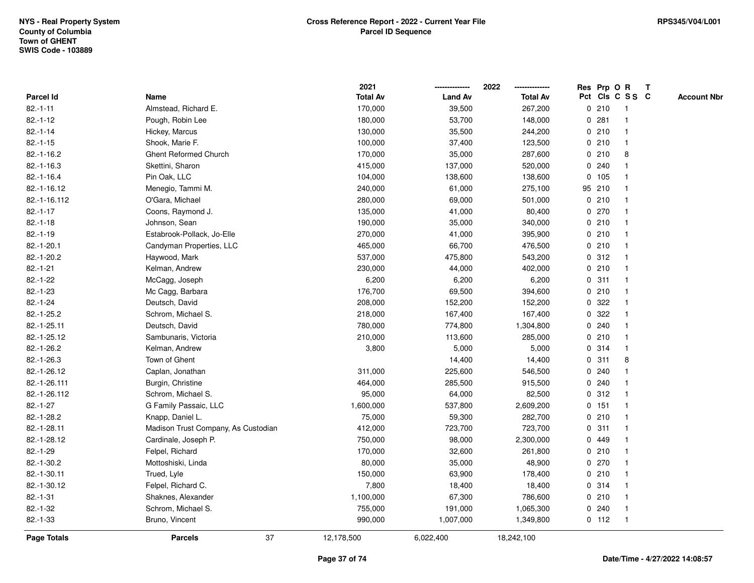NYS - Real Property System
County of Columbia
Town of GHENT
SWIS Code - 103889

**Cross Reference Report - 2022 - Current Year File**
**Parcel ID Sequence**

RPS345/V04/L001

| Parcel Id | Name | 2021 Total Av | 2022 Land Av | 2022 Total Av | Res Pct | Prp Cls | O C | R S S | T C | Account Nbr |
|---|---|---|---|---|---|---|---|---|---|---|
| 82.-1-11 | Almstead, Richard E. | 170,000 | 39,500 | 267,200 | 0 | 210 | | 1 | | |
| 82.-1-12 | Pough, Robin Lee | 180,000 | 53,700 | 148,000 | 0 | 281 | | 1 | | |
| 82.-1-14 | Hickey, Marcus | 130,000 | 35,500 | 244,200 | 0 | 210 | | 1 | | |
| 82.-1-15 | Shook, Marie F. | 100,000 | 37,400 | 123,500 | 0 | 210 | | 1 | | |
| 82.-1-16.2 | Ghent Reformed Church | 170,000 | 35,000 | 287,600 | 0 | 210 | | 8 | | |
| 82.-1-16.3 | Skettini, Sharon | 415,000 | 137,000 | 520,000 | 0 | 240 | | 1 | | |
| 82.-1-16.4 | Pin Oak, LLC | 104,000 | 138,600 | 138,600 | 0 | 105 | | 1 | | |
| 82.-1-16.12 | Menegio, Tammi M. | 240,000 | 61,000 | 275,100 | 95 | 210 | | 1 | | |
| 82.-1-16.112 | O'Gara, Michael | 280,000 | 69,000 | 501,000 | 0 | 210 | | 1 | | |
| 82.-1-17 | Coons, Raymond J. | 135,000 | 41,000 | 80,400 | 0 | 270 | | 1 | | |
| 82.-1-18 | Johnson, Sean | 190,000 | 35,000 | 340,000 | 0 | 210 | | 1 | | |
| 82.-1-19 | Estabrook-Pollack, Jo-Elle | 270,000 | 41,000 | 395,900 | 0 | 210 | | 1 | | |
| 82.-1-20.1 | Candyman Properties, LLC | 465,000 | 66,700 | 476,500 | 0 | 210 | | 1 | | |
| 82.-1-20.2 | Haywood, Mark | 537,000 | 475,800 | 543,200 | 0 | 312 | | 1 | | |
| 82.-1-21 | Kelman, Andrew | 230,000 | 44,000 | 402,000 | 0 | 210 | | 1 | | |
| 82.-1-22 | McCagg, Joseph | 6,200 | 6,200 | 6,200 | 0 | 311 | | 1 | | |
| 82.-1-23 | Mc Cagg, Barbara | 176,700 | 69,500 | 394,600 | 0 | 210 | | 1 | | |
| 82.-1-24 | Deutsch, David | 208,000 | 152,200 | 152,200 | 0 | 322 | | 1 | | |
| 82.-1-25.2 | Schrom, Michael S. | 218,000 | 167,400 | 167,400 | 0 | 322 | | 1 | | |
| 82.-1-25.11 | Deutsch, David | 780,000 | 774,800 | 1,304,800 | 0 | 240 | | 1 | | |
| 82.-1-25.12 | Sambunaris, Victoria | 210,000 | 113,600 | 285,000 | 0 | 210 | | 1 | | |
| 82.-1-26.2 | Kelman, Andrew | 3,800 | 5,000 | 5,000 | 0 | 314 | | 1 | | |
| 82.-1-26.3 | Town of Ghent | | 14,400 | 14,400 | 0 | 311 | | 8 | | |
| 82.-1-26.12 | Caplan, Jonathan | 311,000 | 225,600 | 546,500 | 0 | 240 | | 1 | | |
| 82.-1-26.111 | Burgin, Christine | 464,000 | 285,500 | 915,500 | 0 | 240 | | 1 | | |
| 82.-1-26.112 | Schrom, Michael S. | 95,000 | 64,000 | 82,500 | 0 | 312 | | 1 | | |
| 82.-1-27 | G Family Passaic, LLC | 1,600,000 | 537,800 | 2,609,200 | 0 | 151 | | 1 | | |
| 82.-1-28.2 | Knapp, Daniel L. | 75,000 | 59,300 | 282,700 | 0 | 210 | | 1 | | |
| 82.-1-28.11 | Madison Trust Company, As Custodian | 412,000 | 723,700 | 723,700 | 0 | 311 | | 1 | | |
| 82.-1-28.12 | Cardinale, Joseph P. | 750,000 | 98,000 | 2,300,000 | 0 | 449 | | 1 | | |
| 82.-1-29 | Felpel, Richard | 170,000 | 32,600 | 261,800 | 0 | 210 | | 1 | | |
| 82.-1-30.2 | Mottoshiski, Linda | 80,000 | 35,000 | 48,900 | 0 | 270 | | 1 | | |
| 82.-1-30.11 | Trued, Lyle | 150,000 | 63,900 | 178,400 | 0 | 210 | | 1 | | |
| 82.-1-30.12 | Felpel, Richard C. | 7,800 | 18,400 | 18,400 | 0 | 314 | | 1 | | |
| 82.-1-31 | Shaknes, Alexander | 1,100,000 | 67,300 | 786,600 | 0 | 210 | | 1 | | |
| 82.-1-32 | Schrom, Michael S. | 755,000 | 191,000 | 1,065,300 | 0 | 240 | | 1 | | |
| 82.-1-33 | Bruno, Vincent | 990,000 | 1,007,000 | 1,349,800 | 0 | 112 | | 1 | | |
| **Page Totals** | **Parcels** 37 | 12,178,500 | 6,022,400 | 18,242,100 | | | | | | |

Date/Time - 4/27/2022 14:08:57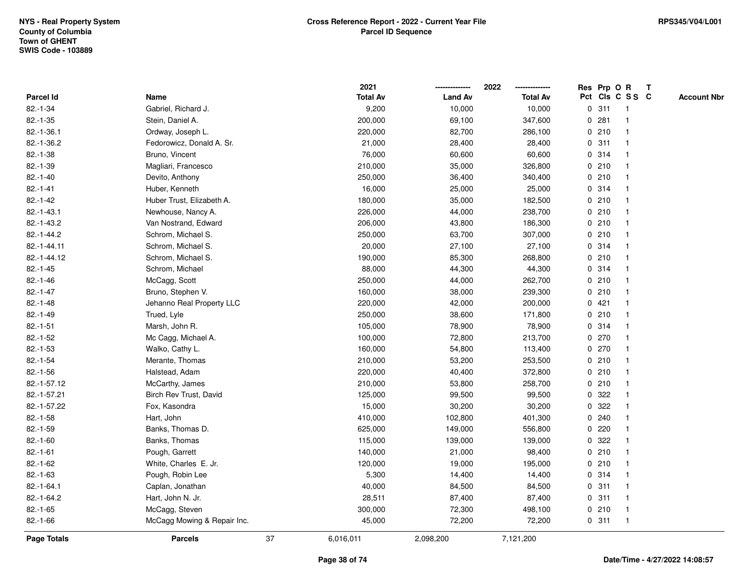NYS - Real Property System
County of Columbia
Town of GHENT
SWIS Code - 103889

**Cross Reference Report - 2022 - Current Year File**
**Parcel ID Sequence**

RPS345/V04/L001

| Parcel Id | Name | 2021 Total Av | 2022 Land Av | 2022 Total Av | Res Pct | Prp Cls | O C | R SS | T C | Account Nbr |
|---|---|---|---|---|---|---|---|---|---|---|
| 82.-1-34 | Gabriel, Richard J. | 9,200 | 10,000 | 10,000 | 0 | 311 | | 1 | | |
| 82.-1-35 | Stein, Daniel A. | 200,000 | 69,100 | 347,600 | 0 | 281 | | 1 | | |
| 82.-1-36.1 | Ordway, Joseph L. | 220,000 | 82,700 | 286,100 | 0 | 210 | | 1 | | |
| 82.-1-36.2 | Fedorowicz, Donald A. Sr. | 21,000 | 28,400 | 28,400 | 0 | 311 | | 1 | | |
| 82.-1-38 | Bruno, Vincent | 76,000 | 60,600 | 60,600 | 0 | 314 | | 1 | | |
| 82.-1-39 | Magliari, Francesco | 210,000 | 35,000 | 326,800 | 0 | 210 | | 1 | | |
| 82.-1-40 | Devito, Anthony | 250,000 | 36,400 | 340,400 | 0 | 210 | | 1 | | |
| 82.-1-41 | Huber, Kenneth | 16,000 | 25,000 | 25,000 | 0 | 314 | | 1 | | |
| 82.-1-42 | Huber Trust, Elizabeth A. | 180,000 | 35,000 | 182,500 | 0 | 210 | | 1 | | |
| 82.-1-43.1 | Newhouse, Nancy A. | 226,000 | 44,000 | 238,700 | 0 | 210 | | 1 | | |
| 82.-1-43.2 | Van Nostrand, Edward | 206,000 | 43,800 | 186,300 | 0 | 210 | | 1 | | |
| 82.-1-44.2 | Schrom, Michael S. | 250,000 | 63,700 | 307,000 | 0 | 210 | | 1 | | |
| 82.-1-44.11 | Schrom, Michael S. | 20,000 | 27,100 | 27,100 | 0 | 314 | | 1 | | |
| 82.-1-44.12 | Schrom, Michael S. | 190,000 | 85,300 | 268,800 | 0 | 210 | | 1 | | |
| 82.-1-45 | Schrom, Michael | 88,000 | 44,300 | 44,300 | 0 | 314 | | 1 | | |
| 82.-1-46 | McCagg, Scott | 250,000 | 44,000 | 262,700 | 0 | 210 | | 1 | | |
| 82.-1-47 | Bruno, Stephen V. | 160,000 | 38,000 | 239,300 | 0 | 210 | | 1 | | |
| 82.-1-48 | Jehanno Real Property LLC | 220,000 | 42,000 | 200,000 | 0 | 421 | | 1 | | |
| 82.-1-49 | Trued, Lyle | 250,000 | 38,600 | 171,800 | 0 | 210 | | 1 | | |
| 82.-1-51 | Marsh, John R. | 105,000 | 78,900 | 78,900 | 0 | 314 | | 1 | | |
| 82.-1-52 | Mc Cagg, Michael A. | 100,000 | 72,800 | 213,700 | 0 | 270 | | 1 | | |
| 82.-1-53 | Walko, Cathy L. | 160,000 | 54,800 | 113,400 | 0 | 270 | | 1 | | |
| 82.-1-54 | Merante, Thomas | 210,000 | 53,200 | 253,500 | 0 | 210 | | 1 | | |
| 82.-1-56 | Halstead, Adam | 220,000 | 40,400 | 372,800 | 0 | 210 | | 1 | | |
| 82.-1-57.12 | McCarthy, James | 210,000 | 53,800 | 258,700 | 0 | 210 | | 1 | | |
| 82.-1-57.21 | Birch Rev Trust, David | 125,000 | 99,500 | 99,500 | 0 | 322 | | 1 | | |
| 82.-1-57.22 | Fox, Kasondra | 15,000 | 30,200 | 30,200 | 0 | 322 | | 1 | | |
| 82.-1-58 | Hart, John | 410,000 | 102,800 | 401,300 | 0 | 240 | | 1 | | |
| 82.-1-59 | Banks, Thomas D. | 625,000 | 149,000 | 556,800 | 0 | 220 | | 1 | | |
| 82.-1-60 | Banks, Thomas | 115,000 | 139,000 | 139,000 | 0 | 322 | | 1 | | |
| 82.-1-61 | Pough, Garrett | 140,000 | 21,000 | 98,400 | 0 | 210 | | 1 | | |
| 82.-1-62 | White, Charles E. Jr. | 120,000 | 19,000 | 195,000 | 0 | 210 | | 1 | | |
| 82.-1-63 | Pough, Robin Lee | 5,300 | 14,400 | 14,400 | 0 | 314 | | 1 | | |
| 82.-1-64.1 | Caplan, Jonathan | 40,000 | 84,500 | 84,500 | 0 | 311 | | 1 | | |
| 82.-1-64.2 | Hart, John N. Jr. | 28,511 | 87,400 | 87,400 | 0 | 311 | | 1 | | |
| 82.-1-65 | McCagg, Steven | 300,000 | 72,300 | 498,100 | 0 | 210 | | 1 | | |
| 82.-1-66 | McCagg Mowing & Repair Inc. | 45,000 | 72,200 | 72,200 | 0 | 311 | | 1 | | |
| **Page Totals** | **Parcels** 37 | 6,016,011 | 2,098,200 | 7,121,200 | | | | | | |

Date/Time - 4/27/2022 14:08:57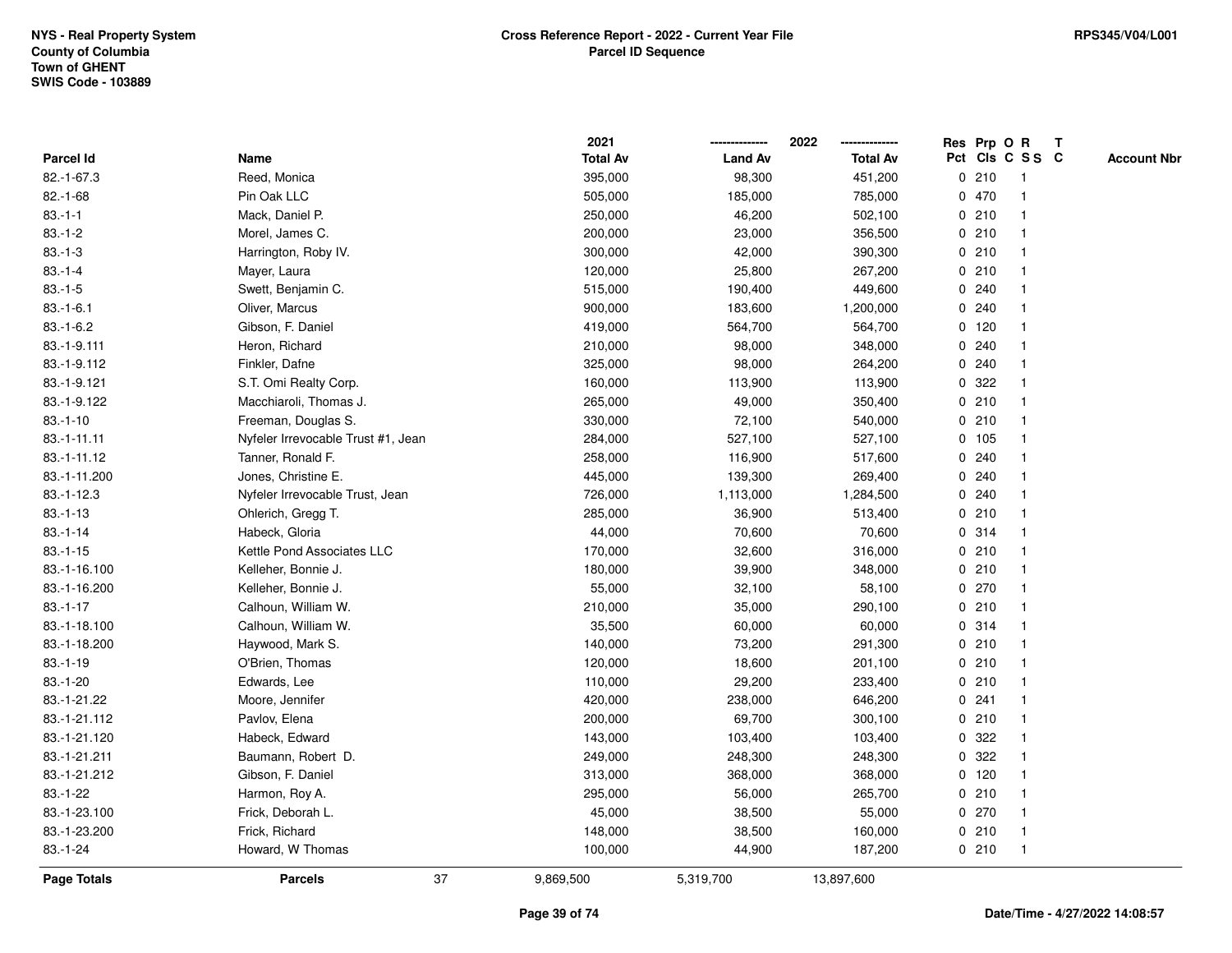NYS - Real Property System
County of Columbia
Town of GHENT
SWIS Code - 103889

**Cross Reference Report - 2022 - Current Year File**
**Parcel ID Sequence**

RPS345/V04/L001

| Parcel Id | Name | 2021 Total Av | 2022 Land Av | 2022 Total Av | Res Pct | Prp Cls | O C | R S S | T C | Account Nbr |
|---|---|---|---|---|---|---|---|---|---|---|
| 82.-1-67.3 | Reed, Monica | 395,000 | 98,300 | 451,200 | 0 | 210 | | 1 | | |
| 82.-1-68 | Pin Oak LLC | 505,000 | 185,000 | 785,000 | 0 | 470 | | 1 | | |
| 83.-1-1 | Mack, Daniel P. | 250,000 | 46,200 | 502,100 | 0 | 210 | | 1 | | |
| 83.-1-2 | Morel, James C. | 200,000 | 23,000 | 356,500 | 0 | 210 | | 1 | | |
| 83.-1-3 | Harrington, Roby IV. | 300,000 | 42,000 | 390,300 | 0 | 210 | | 1 | | |
| 83.-1-4 | Mayer, Laura | 120,000 | 25,800 | 267,200 | 0 | 210 | | 1 | | |
| 83.-1-5 | Swett, Benjamin C. | 515,000 | 190,400 | 449,600 | 0 | 240 | | 1 | | |
| 83.-1-6.1 | Oliver, Marcus | 900,000 | 183,600 | 1,200,000 | 0 | 240 | | 1 | | |
| 83.-1-6.2 | Gibson, F. Daniel | 419,000 | 564,700 | 564,700 | 0 | 120 | | 1 | | |
| 83.-1-9.111 | Heron, Richard | 210,000 | 98,000 | 348,000 | 0 | 240 | | 1 | | |
| 83.-1-9.112 | Finkler, Dafne | 325,000 | 98,000 | 264,200 | 0 | 240 | | 1 | | |
| 83.-1-9.121 | S.T. Omi Realty Corp. | 160,000 | 113,900 | 113,900 | 0 | 322 | | 1 | | |
| 83.-1-9.122 | Macchiaroli, Thomas J. | 265,000 | 49,000 | 350,400 | 0 | 210 | | 1 | | |
| 83.-1-10 | Freeman, Douglas S. | 330,000 | 72,100 | 540,000 | 0 | 210 | | 1 | | |
| 83.-1-11.11 | Nyfeler Irrevocable Trust #1, Jean | 284,000 | 527,100 | 527,100 | 0 | 105 | | 1 | | |
| 83.-1-11.12 | Tanner, Ronald F. | 258,000 | 116,900 | 517,600 | 0 | 240 | | 1 | | |
| 83.-1-11.200 | Jones, Christine E. | 445,000 | 139,300 | 269,400 | 0 | 240 | | 1 | | |
| 83.-1-12.3 | Nyfeler Irrevocable Trust, Jean | 726,000 | 1,113,000 | 1,284,500 | 0 | 240 | | 1 | | |
| 83.-1-13 | Ohlerich, Gregg T. | 285,000 | 36,900 | 513,400 | 0 | 210 | | 1 | | |
| 83.-1-14 | Habeck, Gloria | 44,000 | 70,600 | 70,600 | 0 | 314 | | 1 | | |
| 83.-1-15 | Kettle Pond Associates LLC | 170,000 | 32,600 | 316,000 | 0 | 210 | | 1 | | |
| 83.-1-16.100 | Kelleher, Bonnie J. | 180,000 | 39,900 | 348,000 | 0 | 210 | | 1 | | |
| 83.-1-16.200 | Kelleher, Bonnie J. | 55,000 | 32,100 | 58,100 | 0 | 270 | | 1 | | |
| 83.-1-17 | Calhoun, William W. | 210,000 | 35,000 | 290,100 | 0 | 210 | | 1 | | |
| 83.-1-18.100 | Calhoun, William W. | 35,500 | 60,000 | 60,000 | 0 | 314 | | 1 | | |
| 83.-1-18.200 | Haywood, Mark S. | 140,000 | 73,200 | 291,300 | 0 | 210 | | 1 | | |
| 83.-1-19 | O'Brien, Thomas | 120,000 | 18,600 | 201,100 | 0 | 210 | | 1 | | |
| 83.-1-20 | Edwards, Lee | 110,000 | 29,200 | 233,400 | 0 | 210 | | 1 | | |
| 83.-1-21.22 | Moore, Jennifer | 420,000 | 238,000 | 646,200 | 0 | 241 | | 1 | | |
| 83.-1-21.112 | Pavlov, Elena | 200,000 | 69,700 | 300,100 | 0 | 210 | | 1 | | |
| 83.-1-21.120 | Habeck, Edward | 143,000 | 103,400 | 103,400 | 0 | 322 | | 1 | | |
| 83.-1-21.211 | Baumann, Robert D. | 249,000 | 248,300 | 248,300 | 0 | 322 | | 1 | | |
| 83.-1-21.212 | Gibson, F. Daniel | 313,000 | 368,000 | 368,000 | 0 | 120 | | 1 | | |
| 83.-1-22 | Harmon, Roy A. | 295,000 | 56,000 | 265,700 | 0 | 210 | | 1 | | |
| 83.-1-23.100 | Frick, Deborah L. | 45,000 | 38,500 | 55,000 | 0 | 270 | | 1 | | |
| 83.-1-23.200 | Frick, Richard | 148,000 | 38,500 | 160,000 | 0 | 210 | | 1 | | |
| 83.-1-24 | Howard, W Thomas | 100,000 | 44,900 | 187,200 | 0 | 210 | | 1 | | |
| **Page Totals** | **Parcels** 37 | 9,869,500 | 5,319,700 | 13,897,600 | | | | | | |

Date/Time - 4/27/2022 14:08:57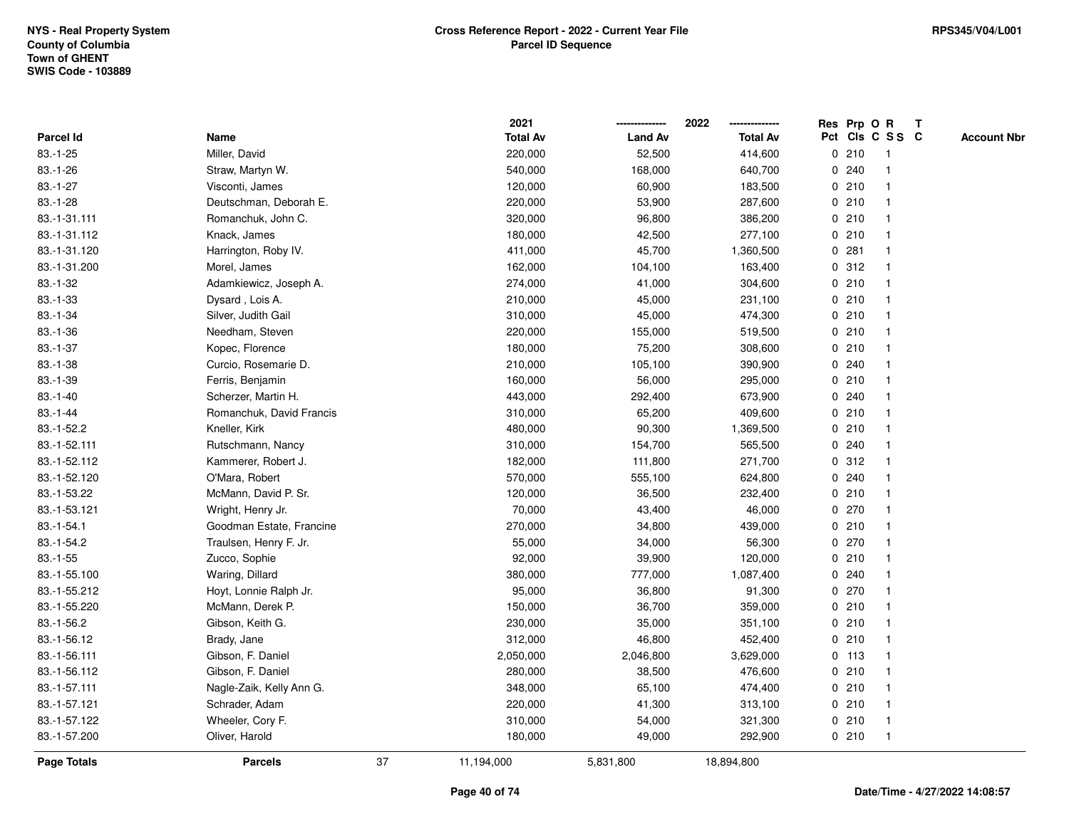NYS - Real Property System
County of Columbia
Town of GHENT
SWIS Code - 103889

## Cross Reference Report - 2022 - Current Year File
### Parcel ID Sequence

RPS345/V04/L001

| Parcel Id | Name | 2021 Total Av | 2022 Land Av | 2022 Total Av | Res Pct | Prp Cls | O C | R S S | T C | Account Nbr |
|---|---|---|---|---|---|---|---|---|---|---|
| 83.-1-25 | Miller, David | 220,000 | 52,500 | 414,600 | 0 | 210 | | 1 | | |
| 83.-1-26 | Straw, Martyn W. | 540,000 | 168,000 | 640,700 | 0 | 240 | | 1 | | |
| 83.-1-27 | Visconti, James | 120,000 | 60,900 | 183,500 | 0 | 210 | | 1 | | |
| 83.-1-28 | Deutschman, Deborah E. | 220,000 | 53,900 | 287,600 | 0 | 210 | | 1 | | |
| 83.-1-31.111 | Romanchuk, John C. | 320,000 | 96,800 | 386,200 | 0 | 210 | | 1 | | |
| 83.-1-31.112 | Knack, James | 180,000 | 42,500 | 277,100 | 0 | 210 | | 1 | | |
| 83.-1-31.120 | Harrington, Roby IV. | 411,000 | 45,700 | 1,360,500 | 0 | 281 | | 1 | | |
| 83.-1-31.200 | Morel, James | 162,000 | 104,100 | 163,400 | 0 | 312 | | 1 | | |
| 83.-1-32 | Adamkiewicz, Joseph A. | 274,000 | 41,000 | 304,600 | 0 | 210 | | 1 | | |
| 83.-1-33 | Dysard , Lois A. | 210,000 | 45,000 | 231,100 | 0 | 210 | | 1 | | |
| 83.-1-34 | Silver, Judith Gail | 310,000 | 45,000 | 474,300 | 0 | 210 | | 1 | | |
| 83.-1-36 | Needham, Steven | 220,000 | 155,000 | 519,500 | 0 | 210 | | 1 | | |
| 83.-1-37 | Kopec, Florence | 180,000 | 75,200 | 308,600 | 0 | 210 | | 1 | | |
| 83.-1-38 | Curcio, Rosemarie D. | 210,000 | 105,100 | 390,900 | 0 | 240 | | 1 | | |
| 83.-1-39 | Ferris, Benjamin | 160,000 | 56,000 | 295,000 | 0 | 210 | | 1 | | |
| 83.-1-40 | Scherzer, Martin H. | 443,000 | 292,400 | 673,900 | 0 | 240 | | 1 | | |
| 83.-1-44 | Romanchuk, David Francis | 310,000 | 65,200 | 409,600 | 0 | 210 | | 1 | | |
| 83.-1-52.2 | Kneller, Kirk | 480,000 | 90,300 | 1,369,500 | 0 | 210 | | 1 | | |
| 83.-1-52.111 | Rutschmann, Nancy | 310,000 | 154,700 | 565,500 | 0 | 240 | | 1 | | |
| 83.-1-52.112 | Kammerer, Robert J. | 182,000 | 111,800 | 271,700 | 0 | 312 | | 1 | | |
| 83.-1-52.120 | O'Mara, Robert | 570,000 | 555,100 | 624,800 | 0 | 240 | | 1 | | |
| 83.-1-53.22 | McMann, David P. Sr. | 120,000 | 36,500 | 232,400 | 0 | 210 | | 1 | | |
| 83.-1-53.121 | Wright, Henry Jr. | 70,000 | 43,400 | 46,000 | 0 | 270 | | 1 | | |
| 83.-1-54.1 | Goodman Estate, Francine | 270,000 | 34,800 | 439,000 | 0 | 210 | | 1 | | |
| 83.-1-54.2 | Traulsen, Henry F. Jr. | 55,000 | 34,000 | 56,300 | 0 | 270 | | 1 | | |
| 83.-1-55 | Zucco, Sophie | 92,000 | 39,900 | 120,000 | 0 | 210 | | 1 | | |
| 83.-1-55.100 | Waring, Dillard | 380,000 | 777,000 | 1,087,400 | 0 | 240 | | 1 | | |
| 83.-1-55.212 | Hoyt, Lonnie Ralph Jr. | 95,000 | 36,800 | 91,300 | 0 | 270 | | 1 | | |
| 83.-1-55.220 | McMann, Derek P. | 150,000 | 36,700 | 359,000 | 0 | 210 | | 1 | | |
| 83.-1-56.2 | Gibson, Keith G. | 230,000 | 35,000 | 351,100 | 0 | 210 | | 1 | | |
| 83.-1-56.12 | Brady, Jane | 312,000 | 46,800 | 452,400 | 0 | 210 | | 1 | | |
| 83.-1-56.111 | Gibson, F. Daniel | 2,050,000 | 2,046,800 | 3,629,000 | 0 | 113 | | 1 | | |
| 83.-1-56.112 | Gibson, F. Daniel | 280,000 | 38,500 | 476,600 | 0 | 210 | | 1 | | |
| 83.-1-57.111 | Nagle-Zaik, Kelly Ann G. | 348,000 | 65,100 | 474,400 | 0 | 210 | | 1 | | |
| 83.-1-57.121 | Schrader, Adam | 220,000 | 41,300 | 313,100 | 0 | 210 | | 1 | | |
| 83.-1-57.122 | Wheeler, Cory F. | 310,000 | 54,000 | 321,300 | 0 | 210 | | 1 | | |
| 83.-1-57.200 | Oliver, Harold | 180,000 | 49,000 | 292,900 | 0 | 210 | | 1 | | |
| **Page Totals** | **Parcels** 37 | 11,194,000 | 5,831,800 | 18,894,800 | | | | | | |

Date/Time - 4/27/2022 14:08:57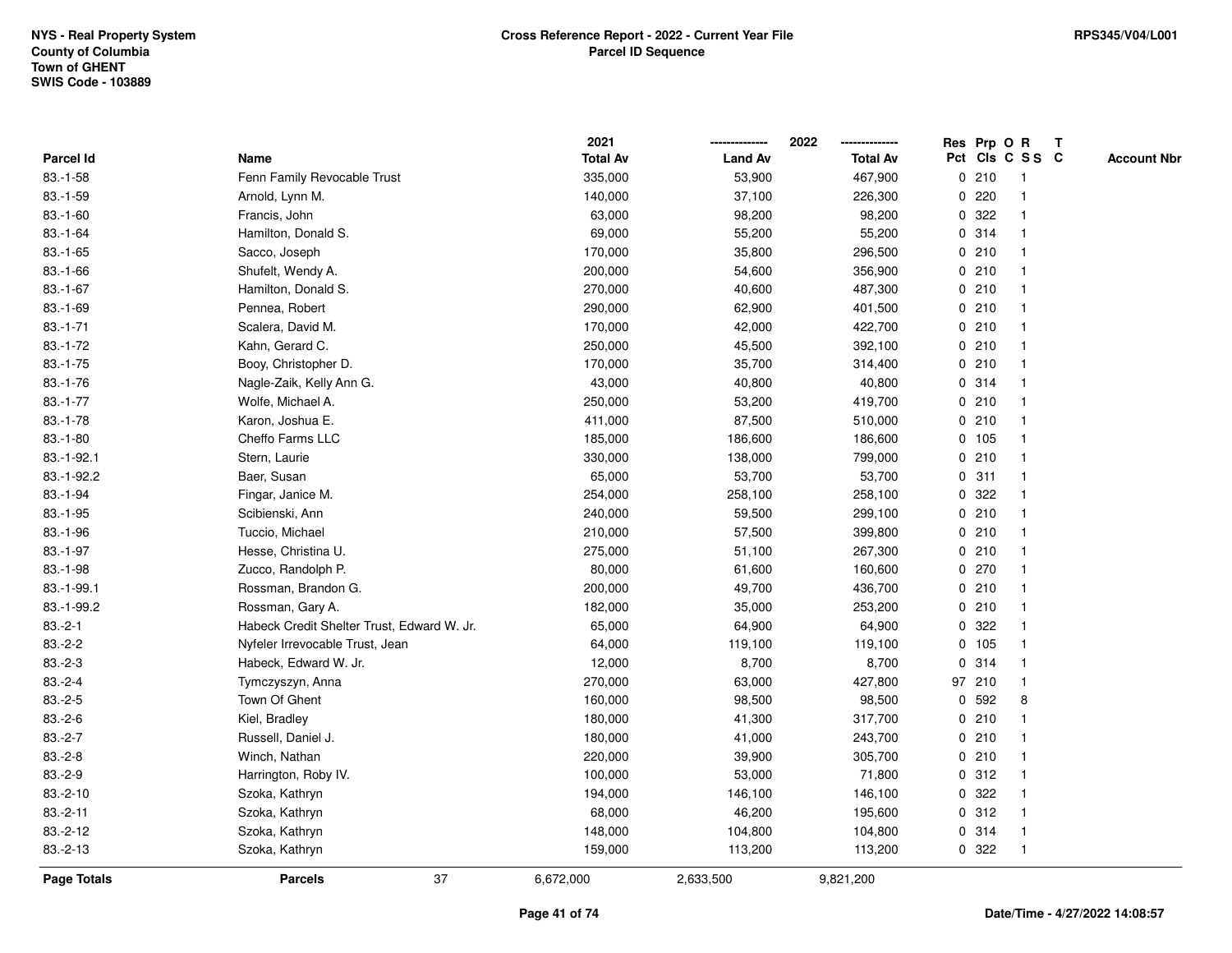NYS - Real Property System
County of Columbia
Town of GHENT
SWIS Code - 103889

**Cross Reference Report - 2022 - Current Year File**
**Parcel ID Sequence**

RPS345/V04/L001

| Parcel Id | Name | 2021 Total Av | 2022 Land Av | 2022 Total Av | Res Pct | Prp Cls | O C | R SS | T C | Account Nbr |
|---|---|---|---|---|---|---|---|---|---|---|
| 83.-1-58 | Fenn Family Revocable Trust | 335,000 | 53,900 | 467,900 | 0 | 210 | | 1 | | |
| 83.-1-59 | Arnold, Lynn M. | 140,000 | 37,100 | 226,300 | 0 | 220 | | 1 | | |
| 83.-1-60 | Francis, John | 63,000 | 98,200 | 98,200 | 0 | 322 | | 1 | | |
| 83.-1-64 | Hamilton, Donald S. | 69,000 | 55,200 | 55,200 | 0 | 314 | | 1 | | |
| 83.-1-65 | Sacco, Joseph | 170,000 | 35,800 | 296,500 | 0 | 210 | | 1 | | |
| 83.-1-66 | Shufelt, Wendy A. | 200,000 | 54,600 | 356,900 | 0 | 210 | | 1 | | |
| 83.-1-67 | Hamilton, Donald S. | 270,000 | 40,600 | 487,300 | 0 | 210 | | 1 | | |
| 83.-1-69 | Pennea, Robert | 290,000 | 62,900 | 401,500 | 0 | 210 | | 1 | | |
| 83.-1-71 | Scalera, David M. | 170,000 | 42,000 | 422,700 | 0 | 210 | | 1 | | |
| 83.-1-72 | Kahn, Gerard C. | 250,000 | 45,500 | 392,100 | 0 | 210 | | 1 | | |
| 83.-1-75 | Booy, Christopher D. | 170,000 | 35,700 | 314,400 | 0 | 210 | | 1 | | |
| 83.-1-76 | Nagle-Zaik, Kelly Ann G. | 43,000 | 40,800 | 40,800 | 0 | 314 | | 1 | | |
| 83.-1-77 | Wolfe, Michael A. | 250,000 | 53,200 | 419,700 | 0 | 210 | | 1 | | |
| 83.-1-78 | Karon, Joshua E. | 411,000 | 87,500 | 510,000 | 0 | 210 | | 1 | | |
| 83.-1-80 | Cheffo Farms LLC | 185,000 | 186,600 | 186,600 | 0 | 105 | | 1 | | |
| 83.-1-92.1 | Stern, Laurie | 330,000 | 138,000 | 799,000 | 0 | 210 | | 1 | | |
| 83.-1-92.2 | Baer, Susan | 65,000 | 53,700 | 53,700 | 0 | 311 | | 1 | | |
| 83.-1-94 | Fingar, Janice M. | 254,000 | 258,100 | 258,100 | 0 | 322 | | 1 | | |
| 83.-1-95 | Scibienski, Ann | 240,000 | 59,500 | 299,100 | 0 | 210 | | 1 | | |
| 83.-1-96 | Tuccio, Michael | 210,000 | 57,500 | 399,800 | 0 | 210 | | 1 | | |
| 83.-1-97 | Hesse, Christina U. | 275,000 | 51,100 | 267,300 | 0 | 210 | | 1 | | |
| 83.-1-98 | Zucco, Randolph P. | 80,000 | 61,600 | 160,600 | 0 | 270 | | 1 | | |
| 83.-1-99.1 | Rossman, Brandon G. | 200,000 | 49,700 | 436,700 | 0 | 210 | | 1 | | |
| 83.-1-99.2 | Rossman, Gary A. | 182,000 | 35,000 | 253,200 | 0 | 210 | | 1 | | |
| 83.-2-1 | Habeck Credit Shelter Trust, Edward W. Jr. | 65,000 | 64,900 | 64,900 | 0 | 322 | | 1 | | |
| 83.-2-2 | Nyfeler Irrevocable Trust, Jean | 64,000 | 119,100 | 119,100 | 0 | 105 | | 1 | | |
| 83.-2-3 | Habeck, Edward W. Jr. | 12,000 | 8,700 | 8,700 | 0 | 314 | | 1 | | |
| 83.-2-4 | Tymczyszyn, Anna | 270,000 | 63,000 | 427,800 | 97 | 210 | | 1 | | |
| 83.-2-5 | Town Of Ghent | 160,000 | 98,500 | 98,500 | 0 | 592 | | 8 | | |
| 83.-2-6 | Kiel, Bradley | 180,000 | 41,300 | 317,700 | 0 | 210 | | 1 | | |
| 83.-2-7 | Russell, Daniel J. | 180,000 | 41,000 | 243,700 | 0 | 210 | | 1 | | |
| 83.-2-8 | Winch, Nathan | 220,000 | 39,900 | 305,700 | 0 | 210 | | 1 | | |
| 83.-2-9 | Harrington, Roby IV. | 100,000 | 53,000 | 71,800 | 0 | 312 | | 1 | | |
| 83.-2-10 | Szoka, Kathryn | 194,000 | 146,100 | 146,100 | 0 | 322 | | 1 | | |
| 83.-2-11 | Szoka, Kathryn | 68,000 | 46,200 | 195,600 | 0 | 312 | | 1 | | |
| 83.-2-12 | Szoka, Kathryn | 148,000 | 104,800 | 104,800 | 0 | 314 | | 1 | | |
| 83.-2-13 | Szoka, Kathryn | 159,000 | 113,200 | 113,200 | 0 | 322 | | 1 | | |
| **Page Totals** | **Parcels** 37 | 6,672,000 | 2,633,500 | 9,821,200 | | | | | | |

Date/Time - 4/27/2022 14:08:57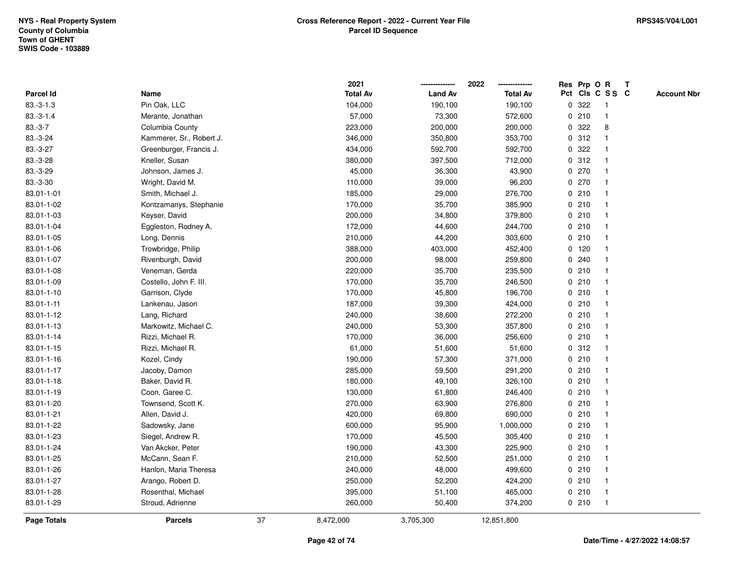NYS - Real Property System
County of Columbia
Town of GHENT
SWIS Code - 103889

**Cross Reference Report - 2022 - Current Year File**
**Parcel ID Sequence**

RPS345/V04/L001

| Parcel Id | Name | 2021 Total Av | 2022 Land Av | 2022 Total Av | Res Pct | Prp Cls | O C | R S S | T C | Account Nbr |
|---|---|---|---|---|---|---|---|---|---|---|
| 83.-3-1.3 | Pin Oak, LLC | 104,000 | 190,100 | 190,100 | 0 | 322 | | 1 | | |
| 83.-3-1.4 | Merante, Jonathan | 57,000 | 73,300 | 572,600 | 0 | 210 | | 1 | | |
| 83.-3-7 | Columbia County | 223,000 | 200,000 | 200,000 | 0 | 322 | | 8 | | |
| 83.-3-24 | Kammerer, Sr., Robert J. | 346,000 | 350,800 | 353,700 | 0 | 312 | | 1 | | |
| 83.-3-27 | Greenburger, Francis J. | 434,000 | 592,700 | 592,700 | 0 | 322 | | 1 | | |
| 83.-3-28 | Kneller, Susan | 380,000 | 397,500 | 712,000 | 0 | 312 | | 1 | | |
| 83.-3-29 | Johnson, James J. | 45,000 | 36,300 | 43,900 | 0 | 270 | | 1 | | |
| 83.-3-30 | Wright, David M. | 110,000 | 39,000 | 96,200 | 0 | 270 | | 1 | | |
| 83.01-1-01 | Smith, Michael J. | 185,000 | 29,000 | 276,700 | 0 | 210 | | 1 | | |
| 83.01-1-02 | Kontzamanys, Stephanie | 170,000 | 35,700 | 385,900 | 0 | 210 | | 1 | | |
| 83.01-1-03 | Keyser, David | 200,000 | 34,800 | 379,800 | 0 | 210 | | 1 | | |
| 83.01-1-04 | Eggleston, Rodney A. | 172,000 | 44,600 | 244,700 | 0 | 210 | | 1 | | |
| 83.01-1-05 | Long, Dennis | 210,000 | 44,200 | 303,600 | 0 | 210 | | 1 | | |
| 83.01-1-06 | Trowbridge, Philip | 388,000 | 403,000 | 452,400 | 0 | 120 | | 1 | | |
| 83.01-1-07 | Rivenburgh, David | 200,000 | 98,000 | 259,800 | 0 | 240 | | 1 | | |
| 83.01-1-08 | Veneman, Gerda | 220,000 | 35,700 | 235,500 | 0 | 210 | | 1 | | |
| 83.01-1-09 | Costello, John F. III. | 170,000 | 35,700 | 246,500 | 0 | 210 | | 1 | | |
| 83.01-1-10 | Garrison, Clyde | 170,000 | 45,800 | 196,700 | 0 | 210 | | 1 | | |
| 83.01-1-11 | Lankenau, Jason | 187,000 | 39,300 | 424,000 | 0 | 210 | | 1 | | |
| 83.01-1-12 | Lang, Richard | 240,000 | 38,600 | 272,200 | 0 | 210 | | 1 | | |
| 83.01-1-13 | Markowitz, Michael C. | 240,000 | 53,300 | 357,800 | 0 | 210 | | 1 | | |
| 83.01-1-14 | Rizzi, Michael R. | 170,000 | 36,000 | 256,600 | 0 | 210 | | 1 | | |
| 83.01-1-15 | Rizzi, Michael R. | 61,000 | 51,600 | 51,600 | 0 | 312 | | 1 | | |
| 83.01-1-16 | Kozel, Cindy | 190,000 | 57,300 | 371,000 | 0 | 210 | | 1 | | |
| 83.01-1-17 | Jacoby, Damon | 285,000 | 59,500 | 291,200 | 0 | 210 | | 1 | | |
| 83.01-1-18 | Baker, David R. | 180,000 | 49,100 | 326,100 | 0 | 210 | | 1 | | |
| 83.01-1-19 | Coon, Garee C. | 130,000 | 61,800 | 246,400 | 0 | 210 | | 1 | | |
| 83.01-1-20 | Townsend, Scott K. | 270,000 | 63,900 | 276,800 | 0 | 210 | | 1 | | |
| 83.01-1-21 | Allen, David J. | 420,000 | 69,800 | 690,000 | 0 | 210 | | 1 | | |
| 83.01-1-22 | Sadowsky, Jane | 600,000 | 95,900 | 1,000,000 | 0 | 210 | | 1 | | |
| 83.01-1-23 | Siegel, Andrew R. | 170,000 | 45,500 | 305,400 | 0 | 210 | | 1 | | |
| 83.01-1-24 | Van Akcker, Peter | 190,000 | 43,300 | 225,900 | 0 | 210 | | 1 | | |
| 83.01-1-25 | McCann, Sean F. | 210,000 | 52,500 | 251,000 | 0 | 210 | | 1 | | |
| 83.01-1-26 | Hanlon, Maria Theresa | 240,000 | 48,000 | 499,600 | 0 | 210 | | 1 | | |
| 83.01-1-27 | Arango, Robert D. | 250,000 | 52,200 | 424,200 | 0 | 210 | | 1 | | |
| 83.01-1-28 | Rosenthal, Michael | 395,000 | 51,100 | 465,000 | 0 | 210 | | 1 | | |
| 83.01-1-29 | Stroud, Adrienne | 260,000 | 50,400 | 374,200 | 0 | 210 | | 1 | | |
| **Page Totals** | **Parcels** 37 | 8,472,000 | 3,705,300 | 12,851,800 | | | | | | |

Date/Time - 4/27/2022 14:08:57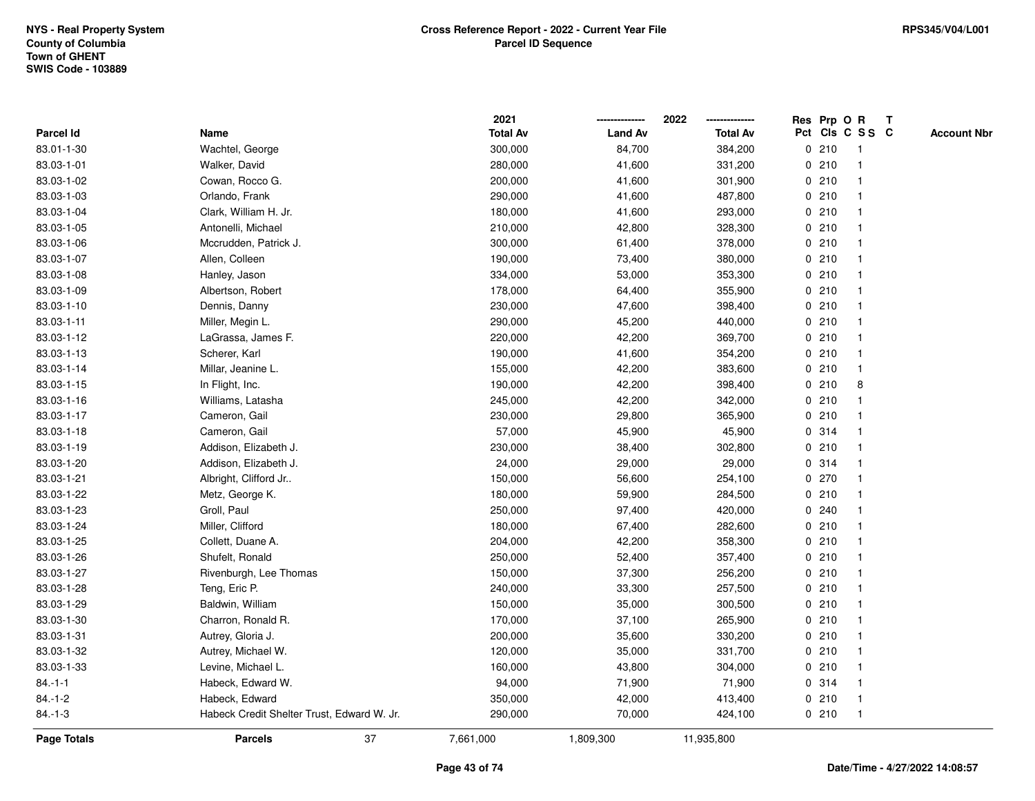NYS - Real Property System
County of Columbia
Town of GHENT
SWIS Code - 103889

**Cross Reference Report - 2022 - Current Year File**
**Parcel ID Sequence**

RPS345/V04/L001

| Parcel Id | Name | 2021 Total Av | 2022 Land Av | 2022 Total Av | Res Pct | Prp Cls | O C | R S S | T C | Account Nbr |
|---|---|---|---|---|---|---|---|---|---|---|
| 83.01-1-30 | Wachtel, George | 300,000 | 84,700 | 384,200 | 0 | 210 | | 1 | | |
| 83.03-1-01 | Walker, David | 280,000 | 41,600 | 331,200 | 0 | 210 | | 1 | | |
| 83.03-1-02 | Cowan, Rocco G. | 200,000 | 41,600 | 301,900 | 0 | 210 | | 1 | | |
| 83.03-1-03 | Orlando, Frank | 290,000 | 41,600 | 487,800 | 0 | 210 | | 1 | | |
| 83.03-1-04 | Clark, William H. Jr. | 180,000 | 41,600 | 293,000 | 0 | 210 | | 1 | | |
| 83.03-1-05 | Antonelli, Michael | 210,000 | 42,800 | 328,300 | 0 | 210 | | 1 | | |
| 83.03-1-06 | Mccrudden, Patrick J. | 300,000 | 61,400 | 378,000 | 0 | 210 | | 1 | | |
| 83.03-1-07 | Allen, Colleen | 190,000 | 73,400 | 380,000 | 0 | 210 | | 1 | | |
| 83.03-1-08 | Hanley, Jason | 334,000 | 53,000 | 353,300 | 0 | 210 | | 1 | | |
| 83.03-1-09 | Albertson, Robert | 178,000 | 64,400 | 355,900 | 0 | 210 | | 1 | | |
| 83.03-1-10 | Dennis, Danny | 230,000 | 47,600 | 398,400 | 0 | 210 | | 1 | | |
| 83.03-1-11 | Miller, Megin L. | 290,000 | 45,200 | 440,000 | 0 | 210 | | 1 | | |
| 83.03-1-12 | LaGrassa, James F. | 220,000 | 42,200 | 369,700 | 0 | 210 | | 1 | | |
| 83.03-1-13 | Scherer, Karl | 190,000 | 41,600 | 354,200 | 0 | 210 | | 1 | | |
| 83.03-1-14 | Millar, Jeanine L. | 155,000 | 42,200 | 383,600 | 0 | 210 | | 1 | | |
| 83.03-1-15 | In Flight, Inc. | 190,000 | 42,200 | 398,400 | 0 | 210 | | 8 | | |
| 83.03-1-16 | Williams, Latasha | 245,000 | 42,200 | 342,000 | 0 | 210 | | 1 | | |
| 83.03-1-17 | Cameron, Gail | 230,000 | 29,800 | 365,900 | 0 | 210 | | 1 | | |
| 83.03-1-18 | Cameron, Gail | 57,000 | 45,900 | 45,900 | 0 | 314 | | 1 | | |
| 83.03-1-19 | Addison, Elizabeth J. | 230,000 | 38,400 | 302,800 | 0 | 210 | | 1 | | |
| 83.03-1-20 | Addison, Elizabeth J. | 24,000 | 29,000 | 29,000 | 0 | 314 | | 1 | | |
| 83.03-1-21 | Albright, Clifford Jr.. | 150,000 | 56,600 | 254,100 | 0 | 270 | | 1 | | |
| 83.03-1-22 | Metz, George K. | 180,000 | 59,900 | 284,500 | 0 | 210 | | 1 | | |
| 83.03-1-23 | Groll, Paul | 250,000 | 97,400 | 420,000 | 0 | 240 | | 1 | | |
| 83.03-1-24 | Miller, Clifford | 180,000 | 67,400 | 282,600 | 0 | 210 | | 1 | | |
| 83.03-1-25 | Collett, Duane A. | 204,000 | 42,200 | 358,300 | 0 | 210 | | 1 | | |
| 83.03-1-26 | Shufelt, Ronald | 250,000 | 52,400 | 357,400 | 0 | 210 | | 1 | | |
| 83.03-1-27 | Rivenburgh, Lee Thomas | 150,000 | 37,300 | 256,200 | 0 | 210 | | 1 | | |
| 83.03-1-28 | Teng, Eric P. | 240,000 | 33,300 | 257,500 | 0 | 210 | | 1 | | |
| 83.03-1-29 | Baldwin, William | 150,000 | 35,000 | 300,500 | 0 | 210 | | 1 | | |
| 83.03-1-30 | Charron, Ronald R. | 170,000 | 37,100 | 265,900 | 0 | 210 | | 1 | | |
| 83.03-1-31 | Autrey, Gloria J. | 200,000 | 35,600 | 330,200 | 0 | 210 | | 1 | | |
| 83.03-1-32 | Autrey, Michael W. | 120,000 | 35,000 | 331,700 | 0 | 210 | | 1 | | |
| 83.03-1-33 | Levine, Michael L. | 160,000 | 43,800 | 304,000 | 0 | 210 | | 1 | | |
| 84.-1-1 | Habeck, Edward W. | 94,000 | 71,900 | 71,900 | 0 | 314 | | 1 | | |
| 84.-1-2 | Habeck, Edward | 350,000 | 42,000 | 413,400 | 0 | 210 | | 1 | | |
| 84.-1-3 | Habeck Credit Shelter Trust, Edward W. Jr. | 290,000 | 70,000 | 424,100 | 0 | 210 | | 1 | | |
| **Page Totals** | **Parcels** 37 | 7,661,000 | 1,809,300 | 11,935,800 | | | | | | |

Date/Time - 4/27/2022 14:08:57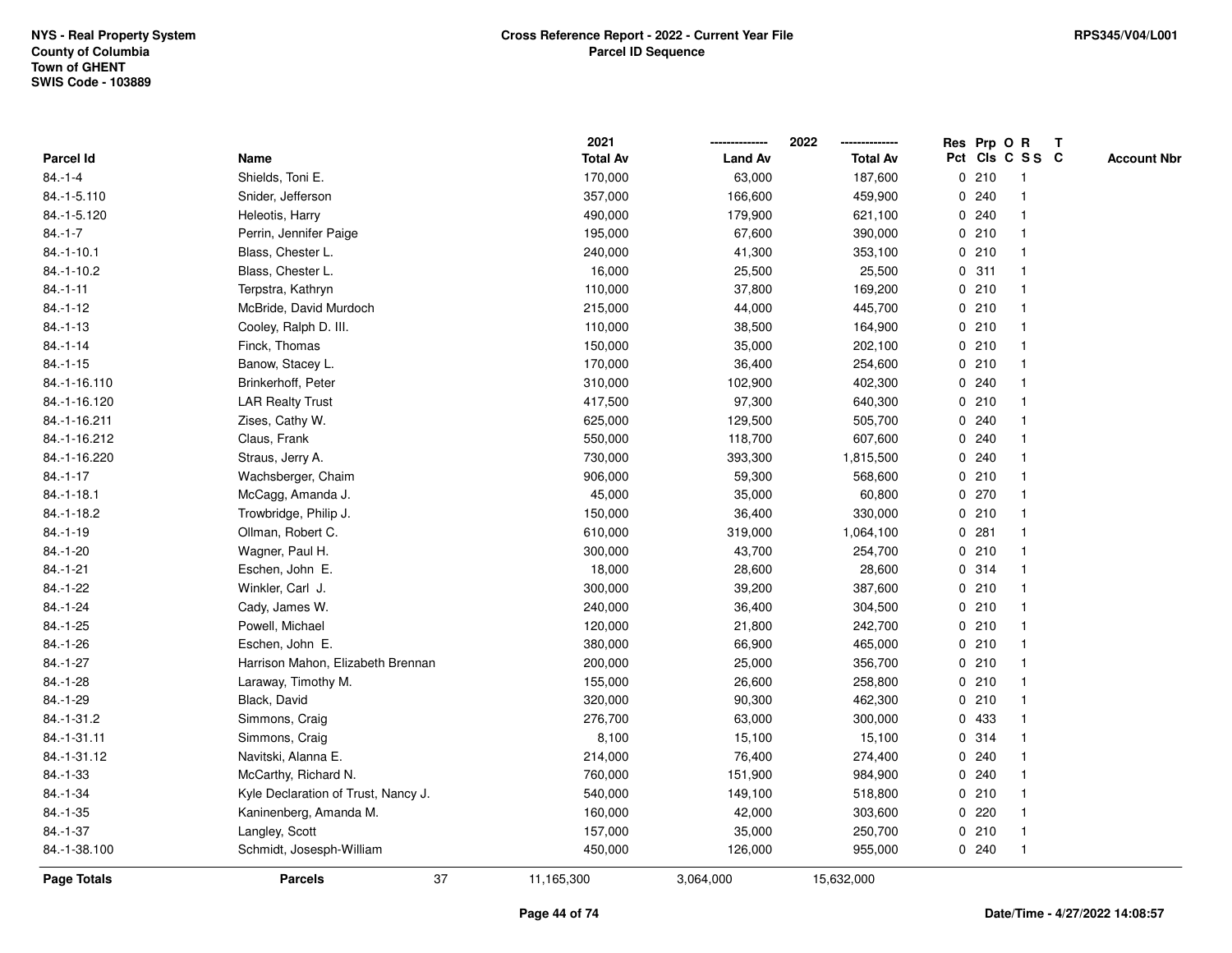NYS - Real Property System
County of Columbia
Town of GHENT
SWIS Code - 103889

# Cross Reference Report - 2022 - Current Year File
## Parcel ID Sequence

RPS345/V04/L001

| Parcel Id | Name | 2021 Total Av | 2022 Land Av | 2022 Total Av | Res Pct | Prp Cls | O C | R S S | T C | Account Nbr |
|---|---|---|---|---|---|---|---|---|---|---|
| 84.-1-4 | Shields, Toni E. | 170,000 | 63,000 | 187,600 | 0 | 210 | | 1 | | |
| 84.-1-5.110 | Snider, Jefferson | 357,000 | 166,600 | 459,900 | 0 | 240 | | 1 | | |
| 84.-1-5.120 | Heleotis, Harry | 490,000 | 179,900 | 621,100 | 0 | 240 | | 1 | | |
| 84.-1-7 | Perrin, Jennifer Paige | 195,000 | 67,600 | 390,000 | 0 | 210 | | 1 | | |
| 84.-1-10.1 | Blass, Chester L. | 240,000 | 41,300 | 353,100 | 0 | 210 | | 1 | | |
| 84.-1-10.2 | Blass, Chester L. | 16,000 | 25,500 | 25,500 | 0 | 311 | | 1 | | |
| 84.-1-11 | Terpstra, Kathryn | 110,000 | 37,800 | 169,200 | 0 | 210 | | 1 | | |
| 84.-1-12 | McBride, David Murdoch | 215,000 | 44,000 | 445,700 | 0 | 210 | | 1 | | |
| 84.-1-13 | Cooley, Ralph D. III. | 110,000 | 38,500 | 164,900 | 0 | 210 | | 1 | | |
| 84.-1-14 | Finck, Thomas | 150,000 | 35,000 | 202,100 | 0 | 210 | | 1 | | |
| 84.-1-15 | Banow, Stacey L. | 170,000 | 36,400 | 254,600 | 0 | 210 | | 1 | | |
| 84.-1-16.110 | Brinkerhoff, Peter | 310,000 | 102,900 | 402,300 | 0 | 240 | | 1 | | |
| 84.-1-16.120 | LAR Realty Trust | 417,500 | 97,300 | 640,300 | 0 | 210 | | 1 | | |
| 84.-1-16.211 | Zises, Cathy W. | 625,000 | 129,500 | 505,700 | 0 | 240 | | 1 | | |
| 84.-1-16.212 | Claus, Frank | 550,000 | 118,700 | 607,600 | 0 | 240 | | 1 | | |
| 84.-1-16.220 | Straus, Jerry A. | 730,000 | 393,300 | 1,815,500 | 0 | 240 | | 1 | | |
| 84.-1-17 | Wachsberger, Chaim | 906,000 | 59,300 | 568,600 | 0 | 210 | | 1 | | |
| 84.-1-18.1 | McCagg, Amanda J. | 45,000 | 35,000 | 60,800 | 0 | 270 | | 1 | | |
| 84.-1-18.2 | Trowbridge, Philip J. | 150,000 | 36,400 | 330,000 | 0 | 210 | | 1 | | |
| 84.-1-19 | Ollman, Robert C. | 610,000 | 319,000 | 1,064,100 | 0 | 281 | | 1 | | |
| 84.-1-20 | Wagner, Paul H. | 300,000 | 43,700 | 254,700 | 0 | 210 | | 1 | | |
| 84.-1-21 | Eschen, John E. | 18,000 | 28,600 | 28,600 | 0 | 314 | | 1 | | |
| 84.-1-22 | Winkler, Carl J. | 300,000 | 39,200 | 387,600 | 0 | 210 | | 1 | | |
| 84.-1-24 | Cady, James W. | 240,000 | 36,400 | 304,500 | 0 | 210 | | 1 | | |
| 84.-1-25 | Powell, Michael | 120,000 | 21,800 | 242,700 | 0 | 210 | | 1 | | |
| 84.-1-26 | Eschen, John E. | 380,000 | 66,900 | 465,000 | 0 | 210 | | 1 | | |
| 84.-1-27 | Harrison Mahon, Elizabeth Brennan | 200,000 | 25,000 | 356,700 | 0 | 210 | | 1 | | |
| 84.-1-28 | Laraway, Timothy M. | 155,000 | 26,600 | 258,800 | 0 | 210 | | 1 | | |
| 84.-1-29 | Black, David | 320,000 | 90,300 | 462,300 | 0 | 210 | | 1 | | |
| 84.-1-31.2 | Simmons, Craig | 276,700 | 63,000 | 300,000 | 0 | 433 | | 1 | | |
| 84.-1-31.11 | Simmons, Craig | 8,100 | 15,100 | 15,100 | 0 | 314 | | 1 | | |
| 84.-1-31.12 | Navitski, Alanna E. | 214,000 | 76,400 | 274,400 | 0 | 240 | | 1 | | |
| 84.-1-33 | McCarthy, Richard N. | 760,000 | 151,900 | 984,900 | 0 | 240 | | 1 | | |
| 84.-1-34 | Kyle Declaration of Trust, Nancy J. | 540,000 | 149,100 | 518,800 | 0 | 210 | | 1 | | |
| 84.-1-35 | Kaninenberg, Amanda M. | 160,000 | 42,000 | 303,600 | 0 | 220 | | 1 | | |
| 84.-1-37 | Langley, Scott | 157,000 | 35,000 | 250,700 | 0 | 210 | | 1 | | |
| 84.-1-38.100 | Schmidt, Josesph-William | 450,000 | 126,000 | 955,000 | 0 | 240 | | 1 | | |
| **Page Totals** | **Parcels** 37 | 11,165,300 | 3,064,000 | 15,632,000 | | | | | | |

Date/Time - 4/27/2022 14:08:57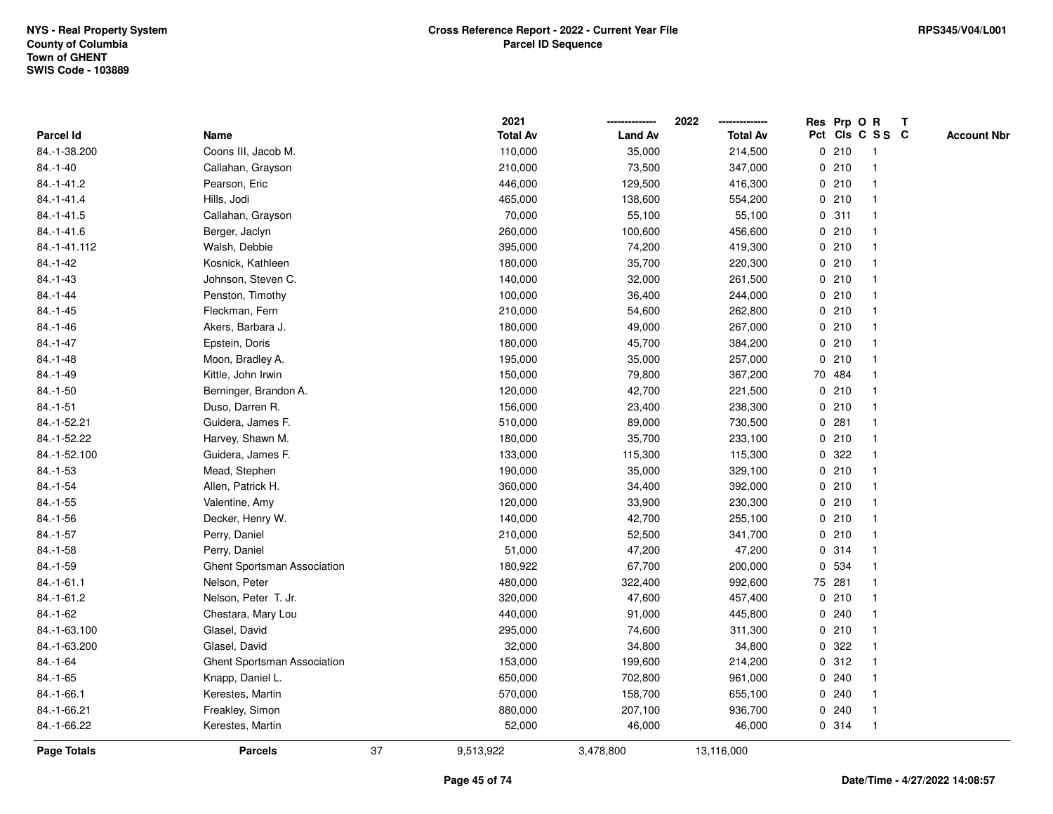NYS - Real Property System
County of Columbia
Town of GHENT
SWIS Code - 103889

**Cross Reference Report - 2022 - Current Year File**
**Parcel ID Sequence**

RPS345/V04/L001

| Parcel Id | Name | 2021 Total Av | 2022 Land Av | 2022 Total Av | Res Pct | Prp Cls | O C | R S S | T C | Account Nbr |
|---|---|---|---|---|---|---|---|---|---|---|
| 84.-1-38.200 | Coons III, Jacob M. | 110,000 | 35,000 | 214,500 | 0 | 210 | | 1 | | |
| 84.-1-40 | Callahan, Grayson | 210,000 | 73,500 | 347,000 | 0 | 210 | | 1 | | |
| 84.-1-41.2 | Pearson, Eric | 446,000 | 129,500 | 416,300 | 0 | 210 | | 1 | | |
| 84.-1-41.4 | Hills, Jodi | 465,000 | 138,600 | 554,200 | 0 | 210 | | 1 | | |
| 84.-1-41.5 | Callahan, Grayson | 70,000 | 55,100 | 55,100 | 0 | 311 | | 1 | | |
| 84.-1-41.6 | Berger, Jaclyn | 260,000 | 100,600 | 456,600 | 0 | 210 | | 1 | | |
| 84.-1-41.112 | Walsh, Debbie | 395,000 | 74,200 | 419,300 | 0 | 210 | | 1 | | |
| 84.-1-42 | Kosnick, Kathleen | 180,000 | 35,700 | 220,300 | 0 | 210 | | 1 | | |
| 84.-1-43 | Johnson, Steven C. | 140,000 | 32,000 | 261,500 | 0 | 210 | | 1 | | |
| 84.-1-44 | Penston, Timothy | 100,000 | 36,400 | 244,000 | 0 | 210 | | 1 | | |
| 84.-1-45 | Fleckman, Fern | 210,000 | 54,600 | 262,800 | 0 | 210 | | 1 | | |
| 84.-1-46 | Akers, Barbara J. | 180,000 | 49,000 | 267,000 | 0 | 210 | | 1 | | |
| 84.-1-47 | Epstein, Doris | 180,000 | 45,700 | 384,200 | 0 | 210 | | 1 | | |
| 84.-1-48 | Moon, Bradley A. | 195,000 | 35,000 | 257,000 | 0 | 210 | | 1 | | |
| 84.-1-49 | Kittle, John Irwin | 150,000 | 79,800 | 367,200 | 70 | 484 | | 1 | | |
| 84.-1-50 | Berninger, Brandon A. | 120,000 | 42,700 | 221,500 | 0 | 210 | | 1 | | |
| 84.-1-51 | Duso, Darren R. | 156,000 | 23,400 | 238,300 | 0 | 210 | | 1 | | |
| 84.-1-52.21 | Guidera, James F. | 510,000 | 89,000 | 730,500 | 0 | 281 | | 1 | | |
| 84.-1-52.22 | Harvey, Shawn M. | 180,000 | 35,700 | 233,100 | 0 | 210 | | 1 | | |
| 84.-1-52.100 | Guidera, James F. | 133,000 | 115,300 | 115,300 | 0 | 322 | | 1 | | |
| 84.-1-53 | Mead, Stephen | 190,000 | 35,000 | 329,100 | 0 | 210 | | 1 | | |
| 84.-1-54 | Allen, Patrick H. | 360,000 | 34,400 | 392,000 | 0 | 210 | | 1 | | |
| 84.-1-55 | Valentine, Amy | 120,000 | 33,900 | 230,300 | 0 | 210 | | 1 | | |
| 84.-1-56 | Decker, Henry W. | 140,000 | 42,700 | 255,100 | 0 | 210 | | 1 | | |
| 84.-1-57 | Perry, Daniel | 210,000 | 52,500 | 341,700 | 0 | 210 | | 1 | | |
| 84.-1-58 | Perry, Daniel | 51,000 | 47,200 | 47,200 | 0 | 314 | | 1 | | |
| 84.-1-59 | Ghent Sportsman Association | 180,922 | 67,700 | 200,000 | 0 | 534 | | 1 | | |
| 84.-1-61.1 | Nelson, Peter | 480,000 | 322,400 | 992,600 | 75 | 281 | | 1 | | |
| 84.-1-61.2 | Nelson, Peter T. Jr. | 320,000 | 47,600 | 457,400 | 0 | 210 | | 1 | | |
| 84.-1-62 | Chestara, Mary Lou | 440,000 | 91,000 | 445,800 | 0 | 240 | | 1 | | |
| 84.-1-63.100 | Glasel, David | 295,000 | 74,600 | 311,300 | 0 | 210 | | 1 | | |
| 84.-1-63.200 | Glasel, David | 32,000 | 34,800 | 34,800 | 0 | 322 | | 1 | | |
| 84.-1-64 | Ghent Sportsman Association | 153,000 | 199,600 | 214,200 | 0 | 312 | | 1 | | |
| 84.-1-65 | Knapp, Daniel L. | 650,000 | 702,800 | 961,000 | 0 | 240 | | 1 | | |
| 84.-1-66.1 | Kerestes, Martin | 570,000 | 158,700 | 655,100 | 0 | 240 | | 1 | | |
| 84.-1-66.21 | Freakley, Simon | 880,000 | 207,100 | 936,700 | 0 | 240 | | 1 | | |
| 84.-1-66.22 | Kerestes, Martin | 52,000 | 46,000 | 46,000 | 0 | 314 | | 1 | | |
| **Page Totals** | **Parcels** 37 | 9,513,922 | 3,478,800 | 13,116,000 | | | | | | |

**Date/Time - 4/27/2022 14:08:57**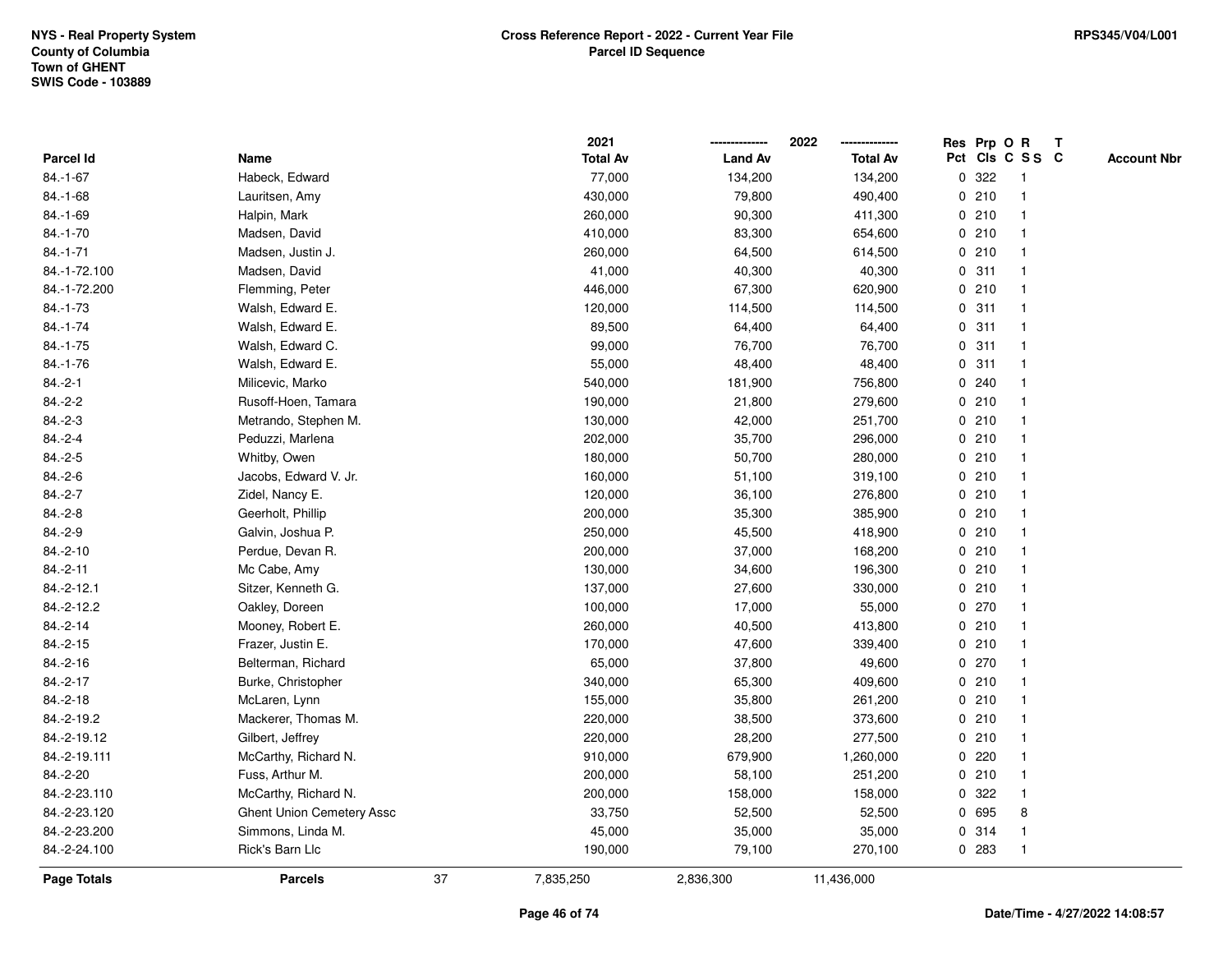NYS - Real Property System
County of Columbia
Town of GHENT
SWIS Code - 103889

**Cross Reference Report - 2022 - Current Year File**
**Parcel ID Sequence**

RPS345/V04/L001

| Parcel Id | Name | 2021 Total Av | 2022 Land Av | 2022 Total Av | Res Pct | Prp Cls | O C | R S S | T C | Account Nbr |
|---|---|---|---|---|---|---|---|---|---|---|
| 84.-1-67 | Habeck, Edward | 77,000 | 134,200 | 134,200 | 0 | 322 | | 1 | | |
| 84.-1-68 | Lauritsen, Amy | 430,000 | 79,800 | 490,400 | 0 | 210 | | 1 | | |
| 84.-1-69 | Halpin, Mark | 260,000 | 90,300 | 411,300 | 0 | 210 | | 1 | | |
| 84.-1-70 | Madsen, David | 410,000 | 83,300 | 654,600 | 0 | 210 | | 1 | | |
| 84.-1-71 | Madsen, Justin J. | 260,000 | 64,500 | 614,500 | 0 | 210 | | 1 | | |
| 84.-1-72.100 | Madsen, David | 41,000 | 40,300 | 40,300 | 0 | 311 | | 1 | | |
| 84.-1-72.200 | Flemming, Peter | 446,000 | 67,300 | 620,900 | 0 | 210 | | 1 | | |
| 84.-1-73 | Walsh, Edward E. | 120,000 | 114,500 | 114,500 | 0 | 311 | | 1 | | |
| 84.-1-74 | Walsh, Edward E. | 89,500 | 64,400 | 64,400 | 0 | 311 | | 1 | | |
| 84.-1-75 | Walsh, Edward C. | 99,000 | 76,700 | 76,700 | 0 | 311 | | 1 | | |
| 84.-1-76 | Walsh, Edward E. | 55,000 | 48,400 | 48,400 | 0 | 311 | | 1 | | |
| 84.-2-1 | Milicevic, Marko | 540,000 | 181,900 | 756,800 | 0 | 240 | | 1 | | |
| 84.-2-2 | Rusoff-Hoen, Tamara | 190,000 | 21,800 | 279,600 | 0 | 210 | | 1 | | |
| 84.-2-3 | Metrando, Stephen M. | 130,000 | 42,000 | 251,700 | 0 | 210 | | 1 | | |
| 84.-2-4 | Peduzzi, Marlena | 202,000 | 35,700 | 296,000 | 0 | 210 | | 1 | | |
| 84.-2-5 | Whitby, Owen | 180,000 | 50,700 | 280,000 | 0 | 210 | | 1 | | |
| 84.-2-6 | Jacobs, Edward V. Jr. | 160,000 | 51,100 | 319,100 | 0 | 210 | | 1 | | |
| 84.-2-7 | Zidel, Nancy E. | 120,000 | 36,100 | 276,800 | 0 | 210 | | 1 | | |
| 84.-2-8 | Geerholt, Phillip | 200,000 | 35,300 | 385,900 | 0 | 210 | | 1 | | |
| 84.-2-9 | Galvin, Joshua P. | 250,000 | 45,500 | 418,900 | 0 | 210 | | 1 | | |
| 84.-2-10 | Perdue, Devan R. | 200,000 | 37,000 | 168,200 | 0 | 210 | | 1 | | |
| 84.-2-11 | Mc Cabe, Amy | 130,000 | 34,600 | 196,300 | 0 | 210 | | 1 | | |
| 84.-2-12.1 | Sitzer, Kenneth G. | 137,000 | 27,600 | 330,000 | 0 | 210 | | 1 | | |
| 84.-2-12.2 | Oakley, Doreen | 100,000 | 17,000 | 55,000 | 0 | 270 | | 1 | | |
| 84.-2-14 | Mooney, Robert E. | 260,000 | 40,500 | 413,800 | 0 | 210 | | 1 | | |
| 84.-2-15 | Frazer, Justin E. | 170,000 | 47,600 | 339,400 | 0 | 210 | | 1 | | |
| 84.-2-16 | Belterman, Richard | 65,000 | 37,800 | 49,600 | 0 | 270 | | 1 | | |
| 84.-2-17 | Burke, Christopher | 340,000 | 65,300 | 409,600 | 0 | 210 | | 1 | | |
| 84.-2-18 | McLaren, Lynn | 155,000 | 35,800 | 261,200 | 0 | 210 | | 1 | | |
| 84.-2-19.2 | Mackerer, Thomas M. | 220,000 | 38,500 | 373,600 | 0 | 210 | | 1 | | |
| 84.-2-19.12 | Gilbert, Jeffrey | 220,000 | 28,200 | 277,500 | 0 | 210 | | 1 | | |
| 84.-2-19.111 | McCarthy, Richard N. | 910,000 | 679,900 | 1,260,000 | 0 | 220 | | 1 | | |
| 84.-2-20 | Fuss, Arthur M. | 200,000 | 58,100 | 251,200 | 0 | 210 | | 1 | | |
| 84.-2-23.110 | McCarthy, Richard N. | 200,000 | 158,000 | 158,000 | 0 | 322 | | 1 | | |
| 84.-2-23.120 | Ghent Union Cemetery Assc | 33,750 | 52,500 | 52,500 | 0 | 695 | | 8 | | |
| 84.-2-23.200 | Simmons, Linda M. | 45,000 | 35,000 | 35,000 | 0 | 314 | | 1 | | |
| 84.-2-24.100 | Rick's Barn Llc | 190,000 | 79,100 | 270,100 | 0 | 283 | | 1 | | |
| **Page Totals** | **Parcels** 37 | 7,835,250 | 2,836,300 | 11,436,000 | | | | | | |

Date/Time - 4/27/2022 14:08:57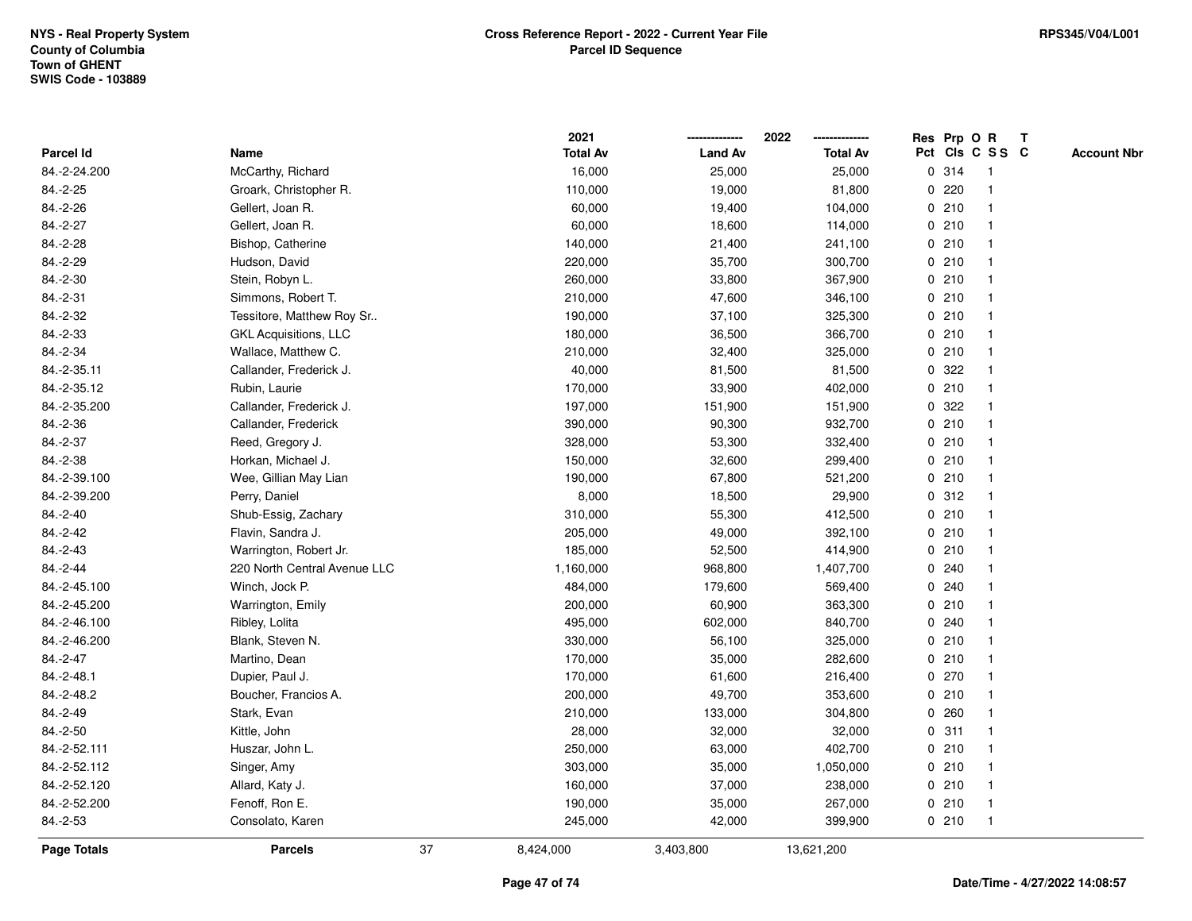NYS - Real Property System
County of Columbia
Town of GHENT
SWIS Code - 103889

# Cross Reference Report - 2022 - Current Year File
## Parcel ID Sequence

RPS345/V04/L001

| Parcel Id | Name | 2021 Total Av | 2022 Land Av | 2022 Total Av | Res Pct | Prp Cls | O C | R S S | T C | Account Nbr |
|---|---|---|---|---|---|---|---|---|---|---|
| 84.-2-24.200 | McCarthy, Richard | 16,000 | 25,000 | 25,000 | 0 | 314 | | 1 | | |
| 84.-2-25 | Groark, Christopher R. | 110,000 | 19,000 | 81,800 | 0 | 220 | | 1 | | |
| 84.-2-26 | Gellert, Joan R. | 60,000 | 19,400 | 104,000 | 0 | 210 | | 1 | | |
| 84.-2-27 | Gellert, Joan R. | 60,000 | 18,600 | 114,000 | 0 | 210 | | 1 | | |
| 84.-2-28 | Bishop, Catherine | 140,000 | 21,400 | 241,100 | 0 | 210 | | 1 | | |
| 84.-2-29 | Hudson, David | 220,000 | 35,700 | 300,700 | 0 | 210 | | 1 | | |
| 84.-2-30 | Stein, Robyn L. | 260,000 | 33,800 | 367,900 | 0 | 210 | | 1 | | |
| 84.-2-31 | Simmons, Robert T. | 210,000 | 47,600 | 346,100 | 0 | 210 | | 1 | | |
| 84.-2-32 | Tessitore, Matthew Roy Sr.. | 190,000 | 37,100 | 325,300 | 0 | 210 | | 1 | | |
| 84.-2-33 | GKL Acquisitions, LLC | 180,000 | 36,500 | 366,700 | 0 | 210 | | 1 | | |
| 84.-2-34 | Wallace, Matthew C. | 210,000 | 32,400 | 325,000 | 0 | 210 | | 1 | | |
| 84.-2-35.11 | Callander, Frederick J. | 40,000 | 81,500 | 81,500 | 0 | 322 | | 1 | | |
| 84.-2-35.12 | Rubin, Laurie | 170,000 | 33,900 | 402,000 | 0 | 210 | | 1 | | |
| 84.-2-35.200 | Callander, Frederick J. | 197,000 | 151,900 | 151,900 | 0 | 322 | | 1 | | |
| 84.-2-36 | Callander, Frederick | 390,000 | 90,300 | 932,700 | 0 | 210 | | 1 | | |
| 84.-2-37 | Reed, Gregory J. | 328,000 | 53,300 | 332,400 | 0 | 210 | | 1 | | |
| 84.-2-38 | Horkan, Michael J. | 150,000 | 32,600 | 299,400 | 0 | 210 | | 1 | | |
| 84.-2-39.100 | Wee, Gillian May Lian | 190,000 | 67,800 | 521,200 | 0 | 210 | | 1 | | |
| 84.-2-39.200 | Perry, Daniel | 8,000 | 18,500 | 29,900 | 0 | 312 | | 1 | | |
| 84.-2-40 | Shub-Essig, Zachary | 310,000 | 55,300 | 412,500 | 0 | 210 | | 1 | | |
| 84.-2-42 | Flavin, Sandra J. | 205,000 | 49,000 | 392,100 | 0 | 210 | | 1 | | |
| 84.-2-43 | Warrington, Robert Jr. | 185,000 | 52,500 | 414,900 | 0 | 210 | | 1 | | |
| 84.-2-44 | 220 North Central Avenue LLC | 1,160,000 | 968,800 | 1,407,700 | 0 | 240 | | 1 | | |
| 84.-2-45.100 | Winch, Jock P. | 484,000 | 179,600 | 569,400 | 0 | 240 | | 1 | | |
| 84.-2-45.200 | Warrington, Emily | 200,000 | 60,900 | 363,300 | 0 | 210 | | 1 | | |
| 84.-2-46.100 | Ribley, Lolita | 495,000 | 602,000 | 840,700 | 0 | 240 | | 1 | | |
| 84.-2-46.200 | Blank, Steven N. | 330,000 | 56,100 | 325,000 | 0 | 210 | | 1 | | |
| 84.-2-47 | Martino, Dean | 170,000 | 35,000 | 282,600 | 0 | 210 | | 1 | | |
| 84.-2-48.1 | Dupier, Paul J. | 170,000 | 61,600 | 216,400 | 0 | 270 | | 1 | | |
| 84.-2-48.2 | Boucher, Francios A. | 200,000 | 49,700 | 353,600 | 0 | 210 | | 1 | | |
| 84.-2-49 | Stark, Evan | 210,000 | 133,000 | 304,800 | 0 | 260 | | 1 | | |
| 84.-2-50 | Kittle, John | 28,000 | 32,000 | 32,000 | 0 | 311 | | 1 | | |
| 84.-2-52.111 | Huszar, John L. | 250,000 | 63,000 | 402,700 | 0 | 210 | | 1 | | |
| 84.-2-52.112 | Singer, Amy | 303,000 | 35,000 | 1,050,000 | 0 | 210 | | 1 | | |
| 84.-2-52.120 | Allard, Katy J. | 160,000 | 37,000 | 238,000 | 0 | 210 | | 1 | | |
| 84.-2-52.200 | Fenoff, Ron E. | 190,000 | 35,000 | 267,000 | 0 | 210 | | 1 | | |
| 84.-2-53 | Consolato, Karen | 245,000 | 42,000 | 399,900 | 0 | 210 | | 1 | | |
| **Page Totals** | **Parcels** 37 | 8,424,000 | 3,403,800 | 13,621,200 | | | | | | |

Date/Time - 4/27/2022 14:08:57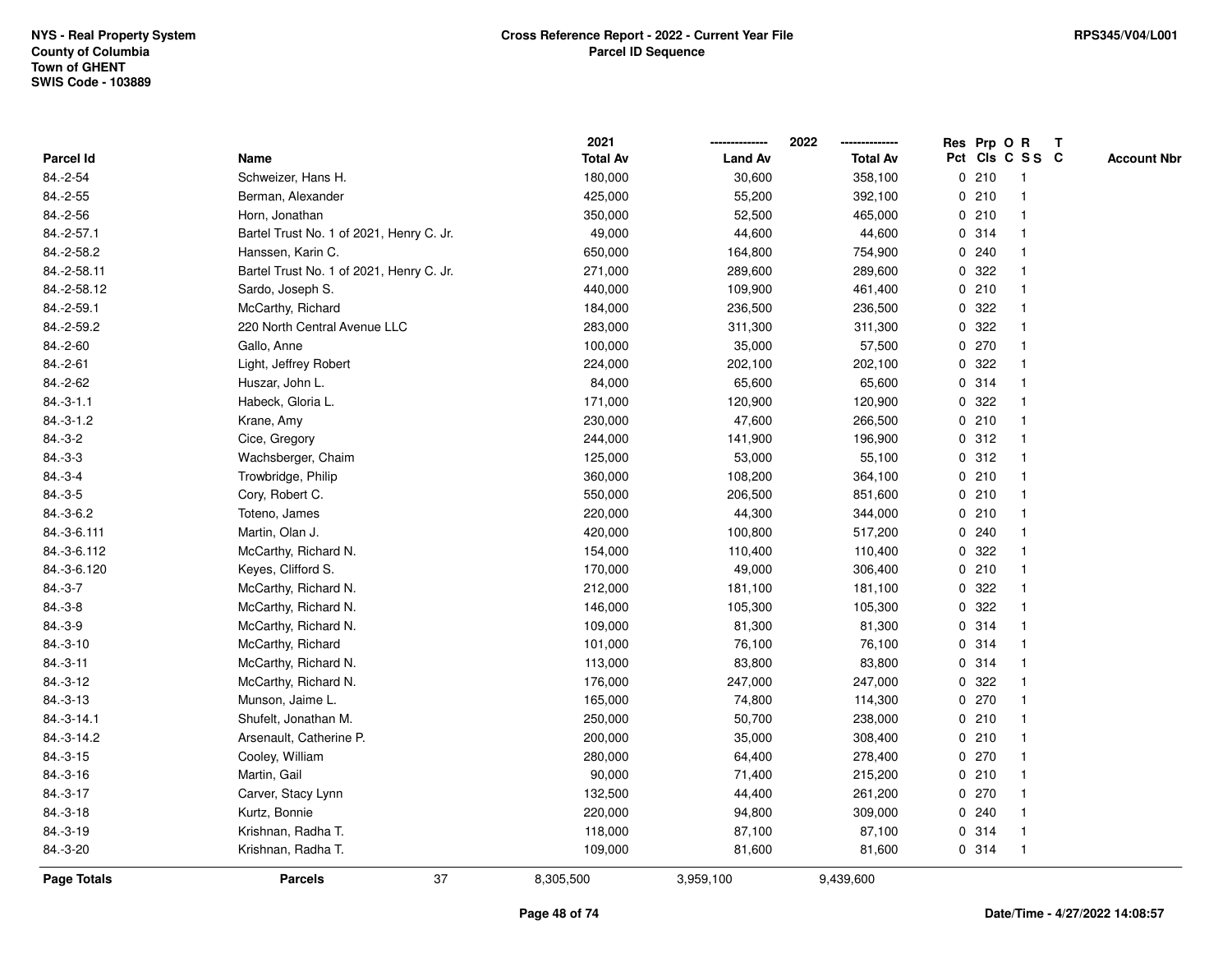**NYS - Real Property System**
**County of Columbia**
**Town of GHENT**
**SWIS Code - 103889**

**Cross Reference Report - 2022 - Current Year File**
**Parcel ID Sequence**

**RPS345/V04/L001**

| Parcel Id | Name | 2021 Total Av | 2022 Land Av | 2022 Total Av | Res Pct | Prp Cls | O C | R S S | T C | Account Nbr |
|---|---|---|---|---|---|---|---|---|---|---|
| 84.-2-54 | Schweizer, Hans H. | 180,000 | 30,600 | 358,100 | 0 | 210 | | 1 | | |
| 84.-2-55 | Berman, Alexander | 425,000 | 55,200 | 392,100 | 0 | 210 | | 1 | | |
| 84.-2-56 | Horn, Jonathan | 350,000 | 52,500 | 465,000 | 0 | 210 | | 1 | | |
| 84.-2-57.1 | Bartel Trust No. 1 of 2021, Henry C. Jr. | 49,000 | 44,600 | 44,600 | 0 | 314 | | 1 | | |
| 84.-2-58.2 | Hanssen, Karin C. | 650,000 | 164,800 | 754,900 | 0 | 240 | | 1 | | |
| 84.-2-58.11 | Bartel Trust No. 1 of 2021, Henry C. Jr. | 271,000 | 289,600 | 289,600 | 0 | 322 | | 1 | | |
| 84.-2-58.12 | Sardo, Joseph S. | 440,000 | 109,900 | 461,400 | 0 | 210 | | 1 | | |
| 84.-2-59.1 | McCarthy, Richard | 184,000 | 236,500 | 236,500 | 0 | 322 | | 1 | | |
| 84.-2-59.2 | 220 North Central Avenue LLC | 283,000 | 311,300 | 311,300 | 0 | 322 | | 1 | | |
| 84.-2-60 | Gallo, Anne | 100,000 | 35,000 | 57,500 | 0 | 270 | | 1 | | |
| 84.-2-61 | Light, Jeffrey Robert | 224,000 | 202,100 | 202,100 | 0 | 322 | | 1 | | |
| 84.-2-62 | Huszar, John L. | 84,000 | 65,600 | 65,600 | 0 | 314 | | 1 | | |
| 84.-3-1.1 | Habeck, Gloria L. | 171,000 | 120,900 | 120,900 | 0 | 322 | | 1 | | |
| 84.-3-1.2 | Krane, Amy | 230,000 | 47,600 | 266,500 | 0 | 210 | | 1 | | |
| 84.-3-2 | Cice, Gregory | 244,000 | 141,900 | 196,900 | 0 | 312 | | 1 | | |
| 84.-3-3 | Wachsberger, Chaim | 125,000 | 53,000 | 55,100 | 0 | 312 | | 1 | | |
| 84.-3-4 | Trowbridge, Philip | 360,000 | 108,200 | 364,100 | 0 | 210 | | 1 | | |
| 84.-3-5 | Cory, Robert C. | 550,000 | 206,500 | 851,600 | 0 | 210 | | 1 | | |
| 84.-3-6.2 | Toteno, James | 220,000 | 44,300 | 344,000 | 0 | 210 | | 1 | | |
| 84.-3-6.111 | Martin, Olan J. | 420,000 | 100,800 | 517,200 | 0 | 240 | | 1 | | |
| 84.-3-6.112 | McCarthy, Richard N. | 154,000 | 110,400 | 110,400 | 0 | 322 | | 1 | | |
| 84.-3-6.120 | Keyes, Clifford S. | 170,000 | 49,000 | 306,400 | 0 | 210 | | 1 | | |
| 84.-3-7 | McCarthy, Richard N. | 212,000 | 181,100 | 181,100 | 0 | 322 | | 1 | | |
| 84.-3-8 | McCarthy, Richard N. | 146,000 | 105,300 | 105,300 | 0 | 322 | | 1 | | |
| 84.-3-9 | McCarthy, Richard N. | 109,000 | 81,300 | 81,300 | 0 | 314 | | 1 | | |
| 84.-3-10 | McCarthy, Richard | 101,000 | 76,100 | 76,100 | 0 | 314 | | 1 | | |
| 84.-3-11 | McCarthy, Richard N. | 113,000 | 83,800 | 83,800 | 0 | 314 | | 1 | | |
| 84.-3-12 | McCarthy, Richard N. | 176,000 | 247,000 | 247,000 | 0 | 322 | | 1 | | |
| 84.-3-13 | Munson, Jaime L. | 165,000 | 74,800 | 114,300 | 0 | 270 | | 1 | | |
| 84.-3-14.1 | Shufelt, Jonathan M. | 250,000 | 50,700 | 238,000 | 0 | 210 | | 1 | | |
| 84.-3-14.2 | Arsenault, Catherine P. | 200,000 | 35,000 | 308,400 | 0 | 210 | | 1 | | |
| 84.-3-15 | Cooley, William | 280,000 | 64,400 | 278,400 | 0 | 270 | | 1 | | |
| 84.-3-16 | Martin, Gail | 90,000 | 71,400 | 215,200 | 0 | 210 | | 1 | | |
| 84.-3-17 | Carver, Stacy Lynn | 132,500 | 44,400 | 261,200 | 0 | 270 | | 1 | | |
| 84.-3-18 | Kurtz, Bonnie | 220,000 | 94,800 | 309,000 | 0 | 240 | | 1 | | |
| 84.-3-19 | Krishnan, Radha T. | 118,000 | 87,100 | 87,100 | 0 | 314 | | 1 | | |
| 84.-3-20 | Krishnan, Radha T. | 109,000 | 81,600 | 81,600 | 0 | 314 | | 1 | | |
| **Page Totals** | **Parcels** 37 | 8,305,500 | 3,959,100 | 9,439,600 | | | | | | |

**Date/Time - 4/27/2022 14:08:57**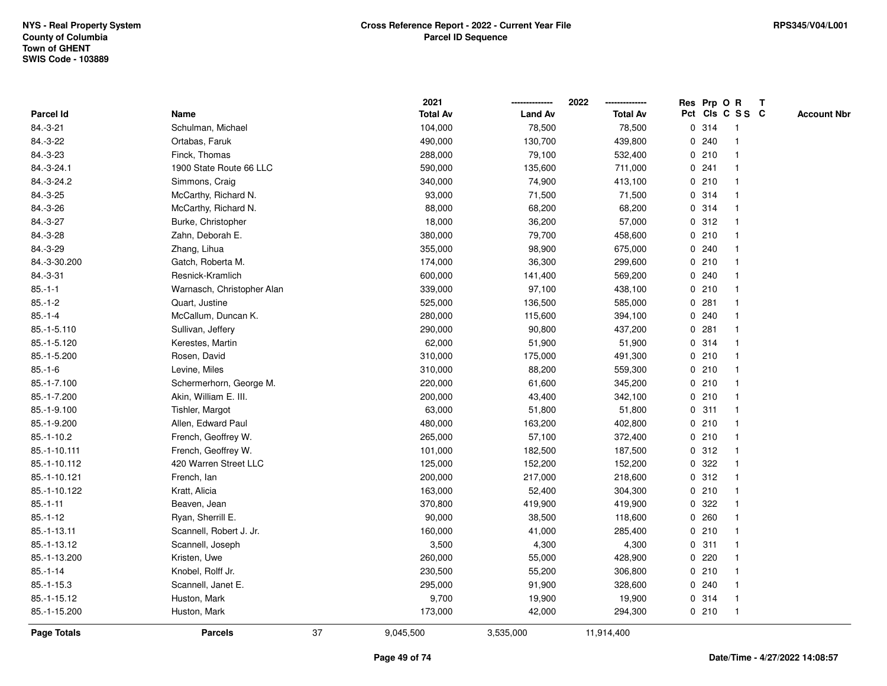NYS - Real Property System
County of Columbia
Town of GHENT
SWIS Code - 103889

**Cross Reference Report - 2022 - Current Year File**
**Parcel ID Sequence**

RPS345/V04/L001

| Parcel Id | Name | 2021 Total Av | 2022 Land Av | 2022 Total Av | Res Pct | Prp Cls | O C | R S S | T C | Account Nbr |
|---|---|---|---|---|---|---|---|---|---|---|
| 84.-3-21 | Schulman, Michael | 104,000 | 78,500 | 78,500 | 0 | 314 | | 1 | | |
| 84.-3-22 | Ortabas, Faruk | 490,000 | 130,700 | 439,800 | 0 | 240 | | 1 | | |
| 84.-3-23 | Finck, Thomas | 288,000 | 79,100 | 532,400 | 0 | 210 | | 1 | | |
| 84.-3-24.1 | 1900 State Route 66 LLC | 590,000 | 135,600 | 711,000 | 0 | 241 | | 1 | | |
| 84.-3-24.2 | Simmons, Craig | 340,000 | 74,900 | 413,100 | 0 | 210 | | 1 | | |
| 84.-3-25 | McCarthy, Richard N. | 93,000 | 71,500 | 71,500 | 0 | 314 | | 1 | | |
| 84.-3-26 | McCarthy, Richard N. | 88,000 | 68,200 | 68,200 | 0 | 314 | | 1 | | |
| 84.-3-27 | Burke, Christopher | 18,000 | 36,200 | 57,000 | 0 | 312 | | 1 | | |
| 84.-3-28 | Zahn, Deborah E. | 380,000 | 79,700 | 458,600 | 0 | 210 | | 1 | | |
| 84.-3-29 | Zhang, Lihua | 355,000 | 98,900 | 675,000 | 0 | 240 | | 1 | | |
| 84.-3-30.200 | Gatch, Roberta M. | 174,000 | 36,300 | 299,600 | 0 | 210 | | 1 | | |
| 84.-3-31 | Resnick-Kramlich | 600,000 | 141,400 | 569,200 | 0 | 240 | | 1 | | |
| 85.-1-1 | Warnasch, Christopher Alan | 339,000 | 97,100 | 438,100 | 0 | 210 | | 1 | | |
| 85.-1-2 | Quart, Justine | 525,000 | 136,500 | 585,000 | 0 | 281 | | 1 | | |
| 85.-1-4 | McCallum, Duncan K. | 280,000 | 115,600 | 394,100 | 0 | 240 | | 1 | | |
| 85.-1-5.110 | Sullivan, Jeffery | 290,000 | 90,800 | 437,200 | 0 | 281 | | 1 | | |
| 85.-1-5.120 | Kerestes, Martin | 62,000 | 51,900 | 51,900 | 0 | 314 | | 1 | | |
| 85.-1-5.200 | Rosen, David | 310,000 | 175,000 | 491,300 | 0 | 210 | | 1 | | |
| 85.-1-6 | Levine, Miles | 310,000 | 88,200 | 559,300 | 0 | 210 | | 1 | | |
| 85.-1-7.100 | Schermerhorn, George M. | 220,000 | 61,600 | 345,200 | 0 | 210 | | 1 | | |
| 85.-1-7.200 | Akin, William E. III. | 200,000 | 43,400 | 342,100 | 0 | 210 | | 1 | | |
| 85.-1-9.100 | Tishler, Margot | 63,000 | 51,800 | 51,800 | 0 | 311 | | 1 | | |
| 85.-1-9.200 | Allen, Edward Paul | 480,000 | 163,200 | 402,800 | 0 | 210 | | 1 | | |
| 85.-1-10.2 | French, Geoffrey W. | 265,000 | 57,100 | 372,400 | 0 | 210 | | 1 | | |
| 85.-1-10.111 | French, Geoffrey W. | 101,000 | 182,500 | 187,500 | 0 | 312 | | 1 | | |
| 85.-1-10.112 | 420 Warren Street LLC | 125,000 | 152,200 | 152,200 | 0 | 322 | | 1 | | |
| 85.-1-10.121 | French, Ian | 200,000 | 217,000 | 218,600 | 0 | 312 | | 1 | | |
| 85.-1-10.122 | Kratt, Alicia | 163,000 | 52,400 | 304,300 | 0 | 210 | | 1 | | |
| 85.-1-11 | Beaven, Jean | 370,800 | 419,900 | 419,900 | 0 | 322 | | 1 | | |
| 85.-1-12 | Ryan, Sherrill E. | 90,000 | 38,500 | 118,600 | 0 | 260 | | 1 | | |
| 85.-1-13.11 | Scannell, Robert J. Jr. | 160,000 | 41,000 | 285,400 | 0 | 210 | | 1 | | |
| 85.-1-13.12 | Scannell, Joseph | 3,500 | 4,300 | 4,300 | 0 | 311 | | 1 | | |
| 85.-1-13.200 | Kristen, Uwe | 260,000 | 55,000 | 428,900 | 0 | 220 | | 1 | | |
| 85.-1-14 | Knobel, Rolff Jr. | 230,500 | 55,200 | 306,800 | 0 | 210 | | 1 | | |
| 85.-1-15.3 | Scannell, Janet E. | 295,000 | 91,900 | 328,600 | 0 | 240 | | 1 | | |
| 85.-1-15.12 | Huston, Mark | 9,700 | 19,900 | 19,900 | 0 | 314 | | 1 | | |
| 85.-1-15.200 | Huston, Mark | 173,000 | 42,000 | 294,300 | 0 | 210 | | 1 | | |
| **Page Totals** | **Parcels** 37 | 9,045,500 | 3,535,000 | 11,914,400 | | | | | | |

Date/Time - 4/27/2022 14:08:57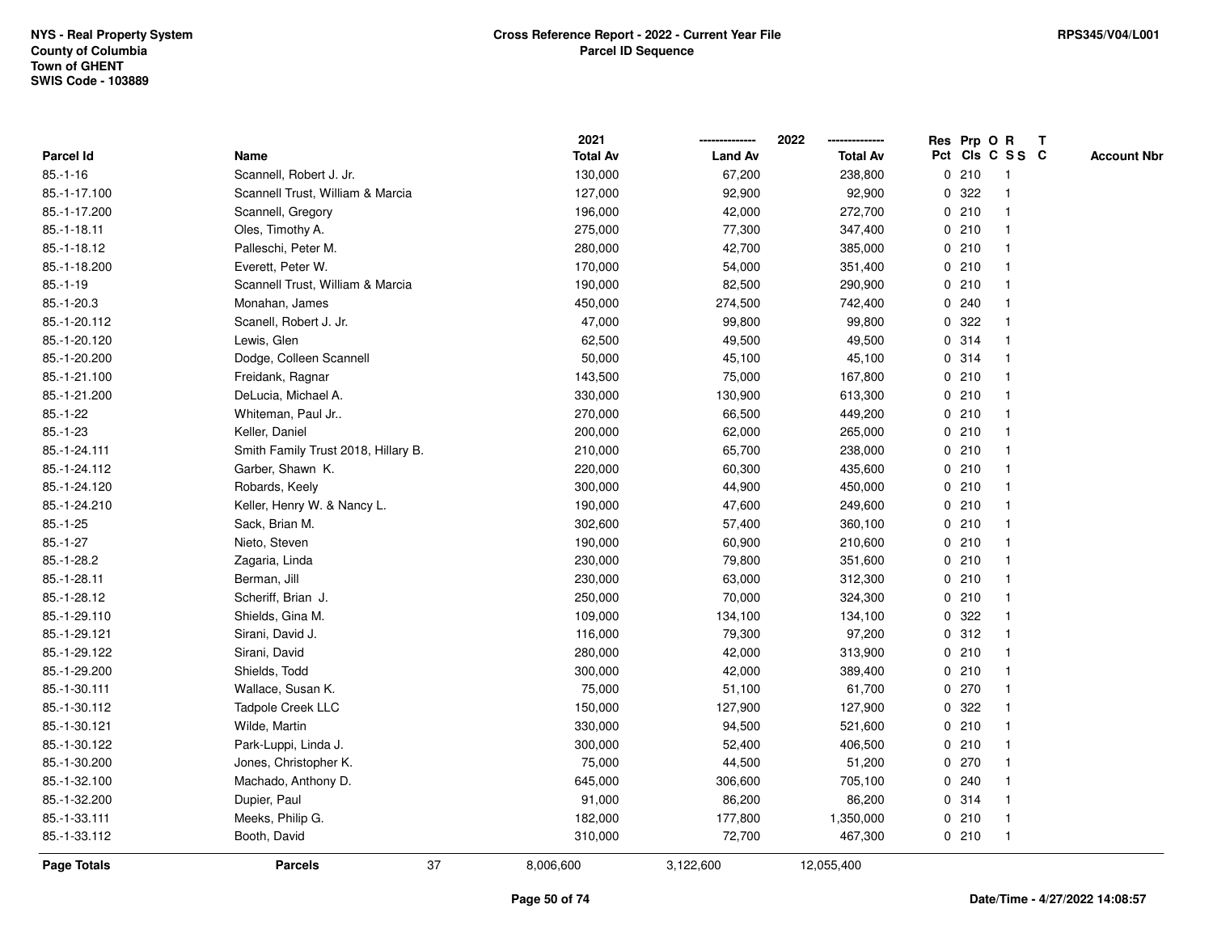NYS - Real Property System
County of Columbia
Town of GHENT
SWIS Code - 103889

# Cross Reference Report - 2022 - Current Year File
## Parcel ID Sequence

RPS345/V04/L001

| Parcel Id | Name | 2021 Total Av | 2022 Land Av | 2022 Total Av | Res Pct | Prp Cls | O C | R S S | T C | Account Nbr |
|---|---|---|---|---|---|---|---|---|---|---|
| 85.-1-16 | Scannell, Robert J. Jr. | 130,000 | 67,200 | 238,800 | 0 | 210 | | 1 | | |
| 85.-1-17.100 | Scannell Trust, William & Marcia | 127,000 | 92,900 | 92,900 | 0 | 322 | | 1 | | |
| 85.-1-17.200 | Scannell, Gregory | 196,000 | 42,000 | 272,700 | 0 | 210 | | 1 | | |
| 85.-1-18.11 | Oles, Timothy A. | 275,000 | 77,300 | 347,400 | 0 | 210 | | 1 | | |
| 85.-1-18.12 | Palleschi, Peter M. | 280,000 | 42,700 | 385,000 | 0 | 210 | | 1 | | |
| 85.-1-18.200 | Everett, Peter W. | 170,000 | 54,000 | 351,400 | 0 | 210 | | 1 | | |
| 85.-1-19 | Scannell Trust, William & Marcia | 190,000 | 82,500 | 290,900 | 0 | 210 | | 1 | | |
| 85.-1-20.3 | Monahan, James | 450,000 | 274,500 | 742,400 | 0 | 240 | | 1 | | |
| 85.-1-20.112 | Scanell, Robert J. Jr. | 47,000 | 99,800 | 99,800 | 0 | 322 | | 1 | | |
| 85.-1-20.120 | Lewis, Glen | 62,500 | 49,500 | 49,500 | 0 | 314 | | 1 | | |
| 85.-1-20.200 | Dodge, Colleen Scannell | 50,000 | 45,100 | 45,100 | 0 | 314 | | 1 | | |
| 85.-1-21.100 | Freidank, Ragnar | 143,500 | 75,000 | 167,800 | 0 | 210 | | 1 | | |
| 85.-1-21.200 | DeLucia, Michael A. | 330,000 | 130,900 | 613,300 | 0 | 210 | | 1 | | |
| 85.-1-22 | Whiteman, Paul Jr.. | 270,000 | 66,500 | 449,200 | 0 | 210 | | 1 | | |
| 85.-1-23 | Keller, Daniel | 200,000 | 62,000 | 265,000 | 0 | 210 | | 1 | | |
| 85.-1-24.111 | Smith Family Trust 2018, Hillary B. | 210,000 | 65,700 | 238,000 | 0 | 210 | | 1 | | |
| 85.-1-24.112 | Garber, Shawn K. | 220,000 | 60,300 | 435,600 | 0 | 210 | | 1 | | |
| 85.-1-24.120 | Robards, Keely | 300,000 | 44,900 | 450,000 | 0 | 210 | | 1 | | |
| 85.-1-24.210 | Keller, Henry W. & Nancy L. | 190,000 | 47,600 | 249,600 | 0 | 210 | | 1 | | |
| 85.-1-25 | Sack, Brian M. | 302,600 | 57,400 | 360,100 | 0 | 210 | | 1 | | |
| 85.-1-27 | Nieto, Steven | 190,000 | 60,900 | 210,600 | 0 | 210 | | 1 | | |
| 85.-1-28.2 | Zagaria, Linda | 230,000 | 79,800 | 351,600 | 0 | 210 | | 1 | | |
| 85.-1-28.11 | Berman, Jill | 230,000 | 63,000 | 312,300 | 0 | 210 | | 1 | | |
| 85.-1-28.12 | Scheriff, Brian J. | 250,000 | 70,000 | 324,300 | 0 | 210 | | 1 | | |
| 85.-1-29.110 | Shields, Gina M. | 109,000 | 134,100 | 134,100 | 0 | 322 | | 1 | | |
| 85.-1-29.121 | Sirani, David J. | 116,000 | 79,300 | 97,200 | 0 | 312 | | 1 | | |
| 85.-1-29.122 | Sirani, David | 280,000 | 42,000 | 313,900 | 0 | 210 | | 1 | | |
| 85.-1-29.200 | Shields, Todd | 300,000 | 42,000 | 389,400 | 0 | 210 | | 1 | | |
| 85.-1-30.111 | Wallace, Susan K. | 75,000 | 51,100 | 61,700 | 0 | 270 | | 1 | | |
| 85.-1-30.112 | Tadpole Creek LLC | 150,000 | 127,900 | 127,900 | 0 | 322 | | 1 | | |
| 85.-1-30.121 | Wilde, Martin | 330,000 | 94,500 | 521,600 | 0 | 210 | | 1 | | |
| 85.-1-30.122 | Park-Luppi, Linda J. | 300,000 | 52,400 | 406,500 | 0 | 210 | | 1 | | |
| 85.-1-30.200 | Jones, Christopher K. | 75,000 | 44,500 | 51,200 | 0 | 270 | | 1 | | |
| 85.-1-32.100 | Machado, Anthony D. | 645,000 | 306,600 | 705,100 | 0 | 240 | | 1 | | |
| 85.-1-32.200 | Dupier, Paul | 91,000 | 86,200 | 86,200 | 0 | 314 | | 1 | | |
| 85.-1-33.111 | Meeks, Philip G. | 182,000 | 177,800 | 1,350,000 | 0 | 210 | | 1 | | |
| 85.-1-33.112 | Booth, David | 310,000 | 72,700 | 467,300 | 0 | 210 | | 1 | | |
| **Page Totals** | **Parcels** 37 | 8,006,600 | 3,122,600 | 12,055,400 | | | | | | |

Date/Time - 4/27/2022 14:08:57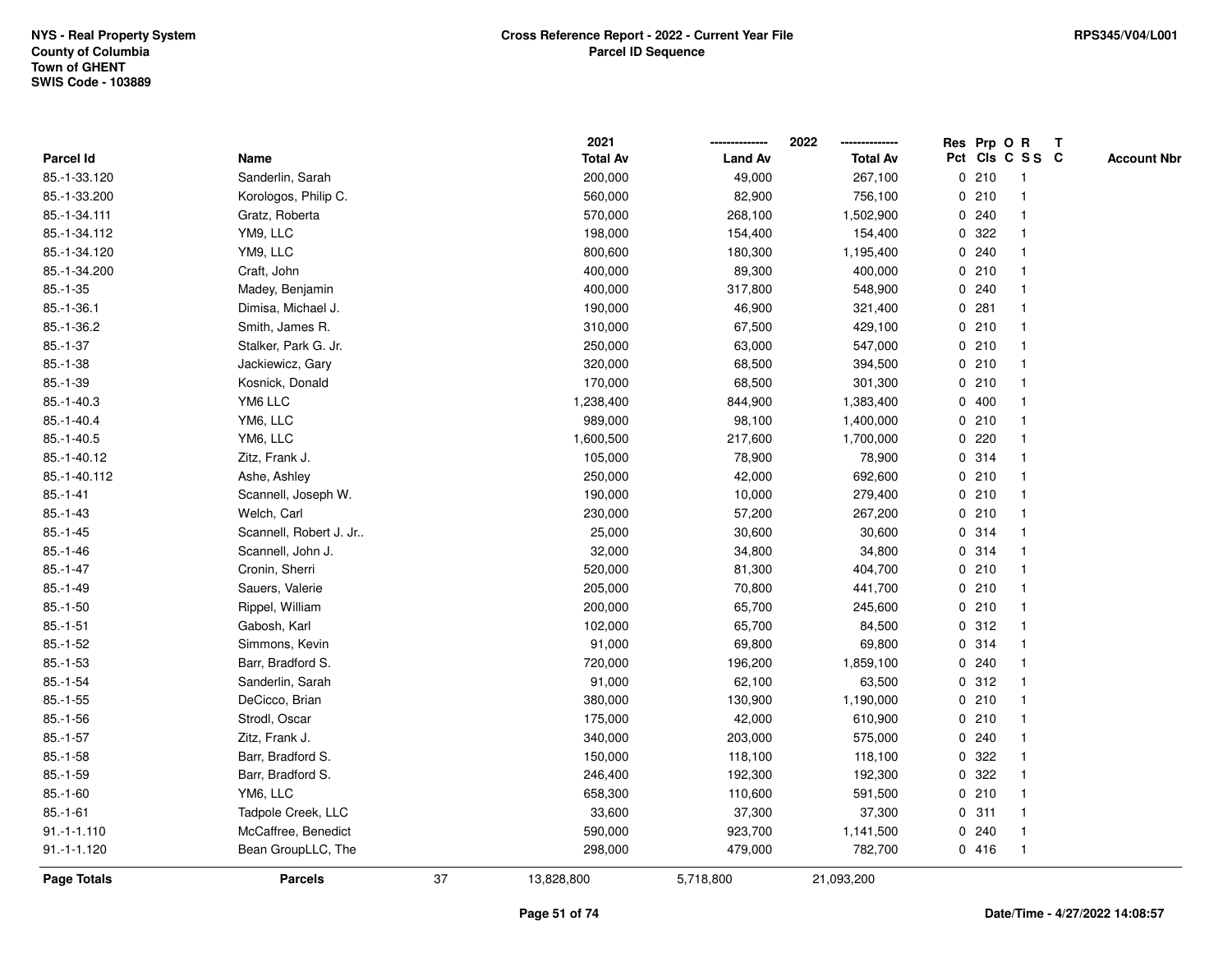NYS - Real Property System
County of Columbia
Town of GHENT
SWIS Code - 103889

**Cross Reference Report - 2022 - Current Year File**
**Parcel ID Sequence**

RPS345/V04/L001

| Parcel Id | Name | 2021 Total Av | 2022 Land Av | 2022 Total Av | Res Pct | Prp Cls | O C | R S S | T C | Account Nbr |
|---|---|---|---|---|---|---|---|---|---|---|
| 85.-1-33.120 | Sanderlin, Sarah | 200,000 | 49,000 | 267,100 | 0 | 210 | | 1 | | |
| 85.-1-33.200 | Korologos, Philip C. | 560,000 | 82,900 | 756,100 | 0 | 210 | | 1 | | |
| 85.-1-34.111 | Gratz, Roberta | 570,000 | 268,100 | 1,502,900 | 0 | 240 | | 1 | | |
| 85.-1-34.112 | YM9, LLC | 198,000 | 154,400 | 154,400 | 0 | 322 | | 1 | | |
| 85.-1-34.120 | YM9, LLC | 800,600 | 180,300 | 1,195,400 | 0 | 240 | | 1 | | |
| 85.-1-34.200 | Craft, John | 400,000 | 89,300 | 400,000 | 0 | 210 | | 1 | | |
| 85.-1-35 | Madey, Benjamin | 400,000 | 317,800 | 548,900 | 0 | 240 | | 1 | | |
| 85.-1-36.1 | Dimisa, Michael J. | 190,000 | 46,900 | 321,400 | 0 | 281 | | 1 | | |
| 85.-1-36.2 | Smith, James R. | 310,000 | 67,500 | 429,100 | 0 | 210 | | 1 | | |
| 85.-1-37 | Stalker, Park G. Jr. | 250,000 | 63,000 | 547,000 | 0 | 210 | | 1 | | |
| 85.-1-38 | Jackiewicz, Gary | 320,000 | 68,500 | 394,500 | 0 | 210 | | 1 | | |
| 85.-1-39 | Kosnick, Donald | 170,000 | 68,500 | 301,300 | 0 | 210 | | 1 | | |
| 85.-1-40.3 | YM6 LLC | 1,238,400 | 844,900 | 1,383,400 | 0 | 400 | | 1 | | |
| 85.-1-40.4 | YM6, LLC | 989,000 | 98,100 | 1,400,000 | 0 | 210 | | 1 | | |
| 85.-1-40.5 | YM6, LLC | 1,600,500 | 217,600 | 1,700,000 | 0 | 220 | | 1 | | |
| 85.-1-40.12 | Zitz, Frank J. | 105,000 | 78,900 | 78,900 | 0 | 314 | | 1 | | |
| 85.-1-40.112 | Ashe, Ashley | 250,000 | 42,000 | 692,600 | 0 | 210 | | 1 | | |
| 85.-1-41 | Scannell, Joseph W. | 190,000 | 10,000 | 279,400 | 0 | 210 | | 1 | | |
| 85.-1-43 | Welch, Carl | 230,000 | 57,200 | 267,200 | 0 | 210 | | 1 | | |
| 85.-1-45 | Scannell, Robert J. Jr.. | 25,000 | 30,600 | 30,600 | 0 | 314 | | 1 | | |
| 85.-1-46 | Scannell, John J. | 32,000 | 34,800 | 34,800 | 0 | 314 | | 1 | | |
| 85.-1-47 | Cronin, Sherri | 520,000 | 81,300 | 404,700 | 0 | 210 | | 1 | | |
| 85.-1-49 | Sauers, Valerie | 205,000 | 70,800 | 441,700 | 0 | 210 | | 1 | | |
| 85.-1-50 | Rippel, William | 200,000 | 65,700 | 245,600 | 0 | 210 | | 1 | | |
| 85.-1-51 | Gabosh, Karl | 102,000 | 65,700 | 84,500 | 0 | 312 | | 1 | | |
| 85.-1-52 | Simmons, Kevin | 91,000 | 69,800 | 69,800 | 0 | 314 | | 1 | | |
| 85.-1-53 | Barr, Bradford S. | 720,000 | 196,200 | 1,859,100 | 0 | 240 | | 1 | | |
| 85.-1-54 | Sanderlin, Sarah | 91,000 | 62,100 | 63,500 | 0 | 312 | | 1 | | |
| 85.-1-55 | DeCicco, Brian | 380,000 | 130,900 | 1,190,000 | 0 | 210 | | 1 | | |
| 85.-1-56 | Strodl, Oscar | 175,000 | 42,000 | 610,900 | 0 | 210 | | 1 | | |
| 85.-1-57 | Zitz, Frank J. | 340,000 | 203,000 | 575,000 | 0 | 240 | | 1 | | |
| 85.-1-58 | Barr, Bradford S. | 150,000 | 118,100 | 118,100 | 0 | 322 | | 1 | | |
| 85.-1-59 | Barr, Bradford S. | 246,400 | 192,300 | 192,300 | 0 | 322 | | 1 | | |
| 85.-1-60 | YM6, LLC | 658,300 | 110,600 | 591,500 | 0 | 210 | | 1 | | |
| 85.-1-61 | Tadpole Creek, LLC | 33,600 | 37,300 | 37,300 | 0 | 311 | | 1 | | |
| 91.-1-1.110 | McCaffree, Benedict | 590,000 | 923,700 | 1,141,500 | 0 | 240 | | 1 | | |
| 91.-1-1.120 | Bean GroupLLC, The | 298,000 | 479,000 | 782,700 | 0 | 416 | | 1 | | |
| **Page Totals** | **Parcels** 37 | 13,828,800 | 5,718,800 | 21,093,200 | | | | | | |

Date/Time - 4/27/2022 14:08:57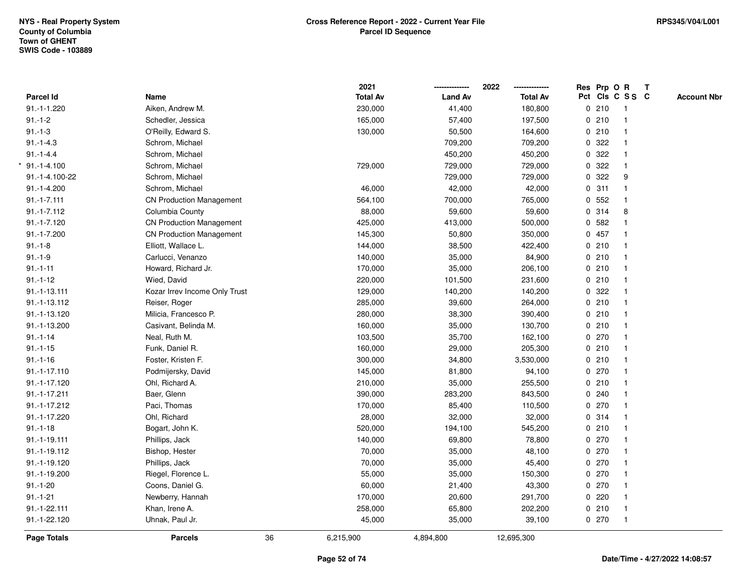NYS - Real Property System
County of Columbia
Town of GHENT
SWIS Code - 103889

# Cross Reference Report - 2022 - Current Year File
## Parcel ID Sequence

RPS345/V04/L001

| Parcel Id | Name | 2021 Total Av | 2022 Land Av | 2022 Total Av | Res Pct | Prp Cls | O C | R S S | T C | Account Nbr |
|---|---|---|---|---|---|---|---|---|---|---|
| 91.-1-1.220 | Aiken, Andrew M. | 230,000 | 41,400 | 180,800 | 0 | 210 | | 1 | | |
| 91.-1-2 | Schedler, Jessica | 165,000 | 57,400 | 197,500 | 0 | 210 | | 1 | | |
| 91.-1-3 | O'Reilly, Edward S. | 130,000 | 50,500 | 164,600 | 0 | 210 | | 1 | | |
| 91.-1-4.3 | Schrom, Michael | | 709,200 | 709,200 | 0 | 322 | | 1 | | |
| 91.-1-4.4 | Schrom, Michael | | 450,200 | 450,200 | 0 | 322 | | 1 | | |
| * 91.-1-4.100 | Schrom, Michael | 729,000 | 729,000 | 729,000 | 0 | 322 | | 1 | | |
| 91.-1-4.100-22 | Schrom, Michael | | 729,000 | 729,000 | 0 | 322 | | 9 | | |
| 91.-1-4.200 | Schrom, Michael | 46,000 | 42,000 | 42,000 | 0 | 311 | | 1 | | |
| 91.-1-7.111 | CN Production Management | 564,100 | 700,000 | 765,000 | 0 | 552 | | 1 | | |
| 91.-1-7.112 | Columbia County | 88,000 | 59,600 | 59,600 | 0 | 314 | | 8 | | |
| 91.-1-7.120 | CN Production Management | 425,000 | 413,000 | 500,000 | 0 | 582 | | 1 | | |
| 91.-1-7.200 | CN Production Management | 145,300 | 50,800 | 350,000 | 0 | 457 | | 1 | | |
| 91.-1-8 | Elliott, Wallace L. | 144,000 | 38,500 | 422,400 | 0 | 210 | | 1 | | |
| 91.-1-9 | Carlucci, Venanzo | 140,000 | 35,000 | 84,900 | 0 | 210 | | 1 | | |
| 91.-1-11 | Howard, Richard Jr. | 170,000 | 35,000 | 206,100 | 0 | 210 | | 1 | | |
| 91.-1-12 | Wied, David | 220,000 | 101,500 | 231,600 | 0 | 210 | | 1 | | |
| 91.-1-13.111 | Kozar Irrev Income Only Trust | 129,000 | 140,200 | 140,200 | 0 | 322 | | 1 | | |
| 91.-1-13.112 | Reiser, Roger | 285,000 | 39,600 | 264,000 | 0 | 210 | | 1 | | |
| 91.-1-13.120 | Milicia, Francesco P. | 280,000 | 38,300 | 390,400 | 0 | 210 | | 1 | | |
| 91.-1-13.200 | Casivant, Belinda M. | 160,000 | 35,000 | 130,700 | 0 | 210 | | 1 | | |
| 91.-1-14 | Neal, Ruth M. | 103,500 | 35,700 | 162,100 | 0 | 270 | | 1 | | |
| 91.-1-15 | Funk, Daniel R. | 160,000 | 29,000 | 205,300 | 0 | 210 | | 1 | | |
| 91.-1-16 | Foster, Kristen F. | 300,000 | 34,800 | 3,530,000 | 0 | 210 | | 1 | | |
| 91.-1-17.110 | Podmijersky, David | 145,000 | 81,800 | 94,100 | 0 | 270 | | 1 | | |
| 91.-1-17.120 | Ohl, Richard A. | 210,000 | 35,000 | 255,500 | 0 | 210 | | 1 | | |
| 91.-1-17.211 | Baer, Glenn | 390,000 | 283,200 | 843,500 | 0 | 240 | | 1 | | |
| 91.-1-17.212 | Paci, Thomas | 170,000 | 85,400 | 110,500 | 0 | 270 | | 1 | | |
| 91.-1-17.220 | Ohl, Richard | 28,000 | 32,000 | 32,000 | 0 | 314 | | 1 | | |
| 91.-1-18 | Bogart, John K. | 520,000 | 194,100 | 545,200 | 0 | 210 | | 1 | | |
| 91.-1-19.111 | Phillips, Jack | 140,000 | 69,800 | 78,800 | 0 | 270 | | 1 | | |
| 91.-1-19.112 | Bishop, Hester | 70,000 | 35,000 | 48,100 | 0 | 270 | | 1 | | |
| 91.-1-19.120 | Phillips, Jack | 70,000 | 35,000 | 45,400 | 0 | 270 | | 1 | | |
| 91.-1-19.200 | Riegel, Florence L. | 55,000 | 35,000 | 150,300 | 0 | 270 | | 1 | | |
| 91.-1-20 | Coons, Daniel G. | 60,000 | 21,400 | 43,300 | 0 | 270 | | 1 | | |
| 91.-1-21 | Newberry, Hannah | 170,000 | 20,600 | 291,700 | 0 | 220 | | 1 | | |
| 91.-1-22.111 | Khan, Irene A. | 258,000 | 65,800 | 202,200 | 0 | 210 | | 1 | | |
| 91.-1-22.120 | Uhnak, Paul Jr. | 45,000 | 35,000 | 39,100 | 0 | 270 | | 1 | | |
| **Page Totals** | **Parcels** 36 | 6,215,900 | 4,894,800 | 12,695,300 | | | | | | |

Date/Time - 4/27/2022 14:08:57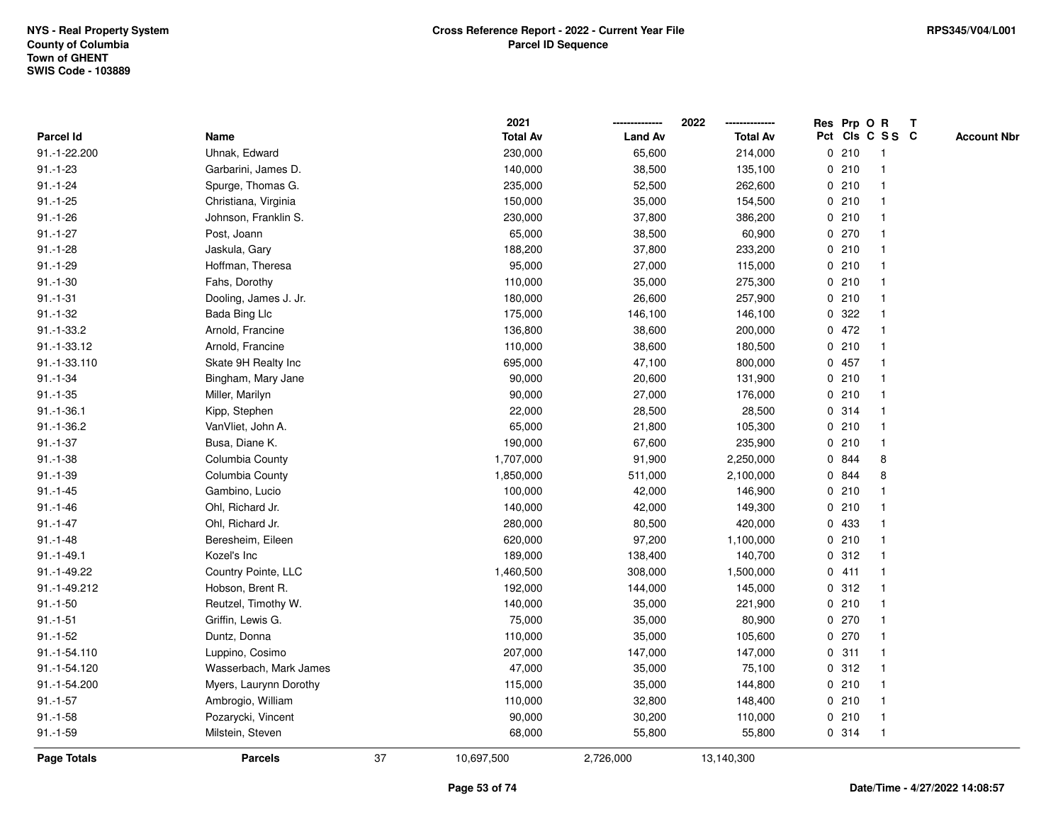**NYS - Real Property System**
**County of Columbia**
**Town of GHENT**
**SWIS Code - 103889**

**Cross Reference Report - 2022 - Current Year File**
**Parcel ID Sequence**

**RPS345/V04/L001**

| Parcel Id | Name | 2021 Total Av | 2022 Land Av | 2022 Total Av | Res Pct | Prp Cls | O C | R S S | T C | Account Nbr |
|---|---|---|---|---|---|---|---|---|---|---|
| 91.-1-22.200 | Uhnak, Edward | 230,000 | 65,600 | 214,000 | 0 | 210 | | 1 | | |
| 91.-1-23 | Garbarini, James D. | 140,000 | 38,500 | 135,100 | 0 | 210 | | 1 | | |
| 91.-1-24 | Spurge, Thomas G. | 235,000 | 52,500 | 262,600 | 0 | 210 | | 1 | | |
| 91.-1-25 | Christiana, Virginia | 150,000 | 35,000 | 154,500 | 0 | 210 | | 1 | | |
| 91.-1-26 | Johnson, Franklin S. | 230,000 | 37,800 | 386,200 | 0 | 210 | | 1 | | |
| 91.-1-27 | Post, Joann | 65,000 | 38,500 | 60,900 | 0 | 270 | | 1 | | |
| 91.-1-28 | Jaskula, Gary | 188,200 | 37,800 | 233,200 | 0 | 210 | | 1 | | |
| 91.-1-29 | Hoffman, Theresa | 95,000 | 27,000 | 115,000 | 0 | 210 | | 1 | | |
| 91.-1-30 | Fahs, Dorothy | 110,000 | 35,000 | 275,300 | 0 | 210 | | 1 | | |
| 91.-1-31 | Dooling, James J. Jr. | 180,000 | 26,600 | 257,900 | 0 | 210 | | 1 | | |
| 91.-1-32 | Bada Bing Llc | 175,000 | 146,100 | 146,100 | 0 | 322 | | 1 | | |
| 91.-1-33.2 | Arnold, Francine | 136,800 | 38,600 | 200,000 | 0 | 472 | | 1 | | |
| 91.-1-33.12 | Arnold, Francine | 110,000 | 38,600 | 180,500 | 0 | 210 | | 1 | | |
| 91.-1-33.110 | Skate 9H Realty Inc | 695,000 | 47,100 | 800,000 | 0 | 457 | | 1 | | |
| 91.-1-34 | Bingham, Mary Jane | 90,000 | 20,600 | 131,900 | 0 | 210 | | 1 | | |
| 91.-1-35 | Miller, Marilyn | 90,000 | 27,000 | 176,000 | 0 | 210 | | 1 | | |
| 91.-1-36.1 | Kipp, Stephen | 22,000 | 28,500 | 28,500 | 0 | 314 | | 1 | | |
| 91.-1-36.2 | VanVliet, John A. | 65,000 | 21,800 | 105,300 | 0 | 210 | | 1 | | |
| 91.-1-37 | Busa, Diane K. | 190,000 | 67,600 | 235,900 | 0 | 210 | | 1 | | |
| 91.-1-38 | Columbia County | 1,707,000 | 91,900 | 2,250,000 | 0 | 844 | | 8 | | |
| 91.-1-39 | Columbia County | 1,850,000 | 511,000 | 2,100,000 | 0 | 844 | | 8 | | |
| 91.-1-45 | Gambino, Lucio | 100,000 | 42,000 | 146,900 | 0 | 210 | | 1 | | |
| 91.-1-46 | Ohl, Richard Jr. | 140,000 | 42,000 | 149,300 | 0 | 210 | | 1 | | |
| 91.-1-47 | Ohl, Richard Jr. | 280,000 | 80,500 | 420,000 | 0 | 433 | | 1 | | |
| 91.-1-48 | Beresheim, Eileen | 620,000 | 97,200 | 1,100,000 | 0 | 210 | | 1 | | |
| 91.-1-49.1 | Kozel's Inc | 189,000 | 138,400 | 140,700 | 0 | 312 | | 1 | | |
| 91.-1-49.22 | Country Pointe, LLC | 1,460,500 | 308,000 | 1,500,000 | 0 | 411 | | 1 | | |
| 91.-1-49.212 | Hobson, Brent R. | 192,000 | 144,000 | 145,000 | 0 | 312 | | 1 | | |
| 91.-1-50 | Reutzel, Timothy W. | 140,000 | 35,000 | 221,900 | 0 | 210 | | 1 | | |
| 91.-1-51 | Griffin, Lewis G. | 75,000 | 35,000 | 80,900 | 0 | 270 | | 1 | | |
| 91.-1-52 | Duntz, Donna | 110,000 | 35,000 | 105,600 | 0 | 270 | | 1 | | |
| 91.-1-54.110 | Luppino, Cosimo | 207,000 | 147,000 | 147,000 | 0 | 311 | | 1 | | |
| 91.-1-54.120 | Wasserbach, Mark James | 47,000 | 35,000 | 75,100 | 0 | 312 | | 1 | | |
| 91.-1-54.200 | Myers, Laurynn Dorothy | 115,000 | 35,000 | 144,800 | 0 | 210 | | 1 | | |
| 91.-1-57 | Ambrogio, William | 110,000 | 32,800 | 148,400 | 0 | 210 | | 1 | | |
| 91.-1-58 | Pozarycki, Vincent | 90,000 | 30,200 | 110,000 | 0 | 210 | | 1 | | |
| 91.-1-59 | Milstein, Steven | 68,000 | 55,800 | 55,800 | 0 | 314 | | 1 | | |
| **Page Totals** | **Parcels** 37 | 10,697,500 | 2,726,000 | 13,140,300 | | | | | | |

**Date/Time - 4/27/2022 14:08:57**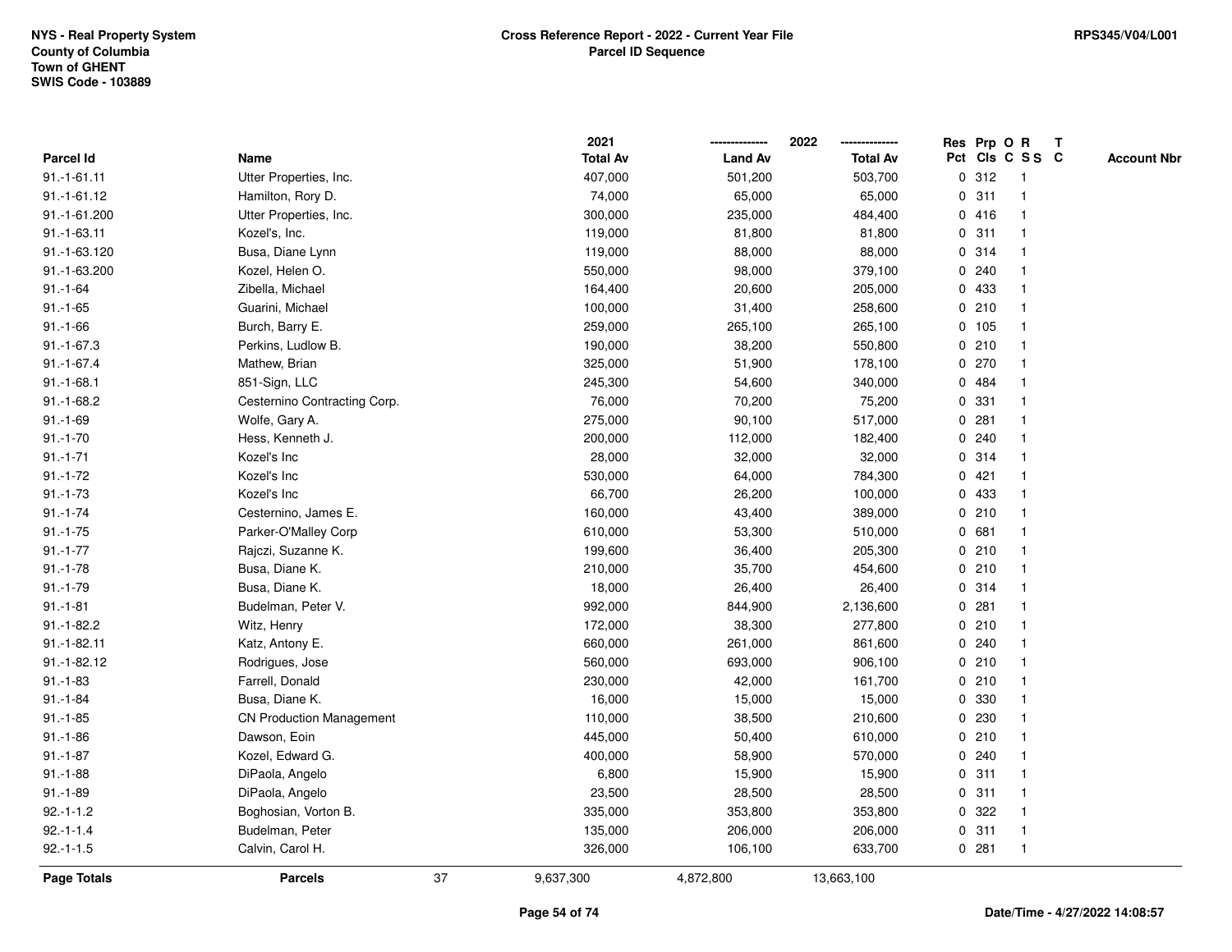**NYS - Real Property System**
**County of Columbia**
**Town of GHENT**
**SWIS Code - 103889**

**Cross Reference Report - 2022 - Current Year File**
**Parcel ID Sequence**

**RPS345/V04/L001**

| Parcel Id | Name | 2021 Total Av | 2022 Land Av | 2022 Total Av | Res Pct | Prp Cls | O C | R S S | T C | Account Nbr |
|---|---|---|---|---|---|---|---|---|---|---|
| 91.-1-61.11 | Utter Properties, Inc. | 407,000 | 501,200 | 503,700 | 0 | 312 | | 1 | | |
| 91.-1-61.12 | Hamilton, Rory D. | 74,000 | 65,000 | 65,000 | 0 | 311 | | 1 | | |
| 91.-1-61.200 | Utter Properties, Inc. | 300,000 | 235,000 | 484,400 | 0 | 416 | | 1 | | |
| 91.-1-63.11 | Kozel's, Inc. | 119,000 | 81,800 | 81,800 | 0 | 311 | | 1 | | |
| 91.-1-63.120 | Busa, Diane Lynn | 119,000 | 88,000 | 88,000 | 0 | 314 | | 1 | | |
| 91.-1-63.200 | Kozel, Helen O. | 550,000 | 98,000 | 379,100 | 0 | 240 | | 1 | | |
| 91.-1-64 | Zibella, Michael | 164,400 | 20,600 | 205,000 | 0 | 433 | | 1 | | |
| 91.-1-65 | Guarini, Michael | 100,000 | 31,400 | 258,600 | 0 | 210 | | 1 | | |
| 91.-1-66 | Burch, Barry E. | 259,000 | 265,100 | 265,100 | 0 | 105 | | 1 | | |
| 91.-1-67.3 | Perkins, Ludlow B. | 190,000 | 38,200 | 550,800 | 0 | 210 | | 1 | | |
| 91.-1-67.4 | Mathew, Brian | 325,000 | 51,900 | 178,100 | 0 | 270 | | 1 | | |
| 91.-1-68.1 | 851-Sign, LLC | 245,300 | 54,600 | 340,000 | 0 | 484 | | 1 | | |
| 91.-1-68.2 | Cesternino Contracting Corp. | 76,000 | 70,200 | 75,200 | 0 | 331 | | 1 | | |
| 91.-1-69 | Wolfe, Gary A. | 275,000 | 90,100 | 517,000 | 0 | 281 | | 1 | | |
| 91.-1-70 | Hess, Kenneth J. | 200,000 | 112,000 | 182,400 | 0 | 240 | | 1 | | |
| 91.-1-71 | Kozel's Inc | 28,000 | 32,000 | 32,000 | 0 | 314 | | 1 | | |
| 91.-1-72 | Kozel's Inc | 530,000 | 64,000 | 784,300 | 0 | 421 | | 1 | | |
| 91.-1-73 | Kozel's Inc | 66,700 | 26,200 | 100,000 | 0 | 433 | | 1 | | |
| 91.-1-74 | Cesternino, James E. | 160,000 | 43,400 | 389,000 | 0 | 210 | | 1 | | |
| 91.-1-75 | Parker-O'Malley Corp | 610,000 | 53,300 | 510,000 | 0 | 681 | | 1 | | |
| 91.-1-77 | Rajczi, Suzanne K. | 199,600 | 36,400 | 205,300 | 0 | 210 | | 1 | | |
| 91.-1-78 | Busa, Diane K. | 210,000 | 35,700 | 454,600 | 0 | 210 | | 1 | | |
| 91.-1-79 | Busa, Diane K. | 18,000 | 26,400 | 26,400 | 0 | 314 | | 1 | | |
| 91.-1-81 | Budelman, Peter V. | 992,000 | 844,900 | 2,136,600 | 0 | 281 | | 1 | | |
| 91.-1-82.2 | Witz, Henry | 172,000 | 38,300 | 277,800 | 0 | 210 | | 1 | | |
| 91.-1-82.11 | Katz, Antony E. | 660,000 | 261,000 | 861,600 | 0 | 240 | | 1 | | |
| 91.-1-82.12 | Rodrigues, Jose | 560,000 | 693,000 | 906,100 | 0 | 210 | | 1 | | |
| 91.-1-83 | Farrell, Donald | 230,000 | 42,000 | 161,700 | 0 | 210 | | 1 | | |
| 91.-1-84 | Busa, Diane K. | 16,000 | 15,000 | 15,000 | 0 | 330 | | 1 | | |
| 91.-1-85 | CN Production Management | 110,000 | 38,500 | 210,600 | 0 | 230 | | 1 | | |
| 91.-1-86 | Dawson, Eoin | 445,000 | 50,400 | 610,000 | 0 | 210 | | 1 | | |
| 91.-1-87 | Kozel, Edward G. | 400,000 | 58,900 | 570,000 | 0 | 240 | | 1 | | |
| 91.-1-88 | DiPaola, Angelo | 6,800 | 15,900 | 15,900 | 0 | 311 | | 1 | | |
| 91.-1-89 | DiPaola, Angelo | 23,500 | 28,500 | 28,500 | 0 | 311 | | 1 | | |
| 92.-1-1.2 | Boghosian, Vorton B. | 335,000 | 353,800 | 353,800 | 0 | 322 | | 1 | | |
| 92.-1-1.4 | Budelman, Peter | 135,000 | 206,000 | 206,000 | 0 | 311 | | 1 | | |
| 92.-1-1.5 | Calvin, Carol H. | 326,000 | 106,100 | 633,700 | 0 | 281 | | 1 | | |
| **Page Totals** | **Parcels** 37 | 9,637,300 | 4,872,800 | 13,663,100 | | | | | | |

**Date/Time - 4/27/2022 14:08:57**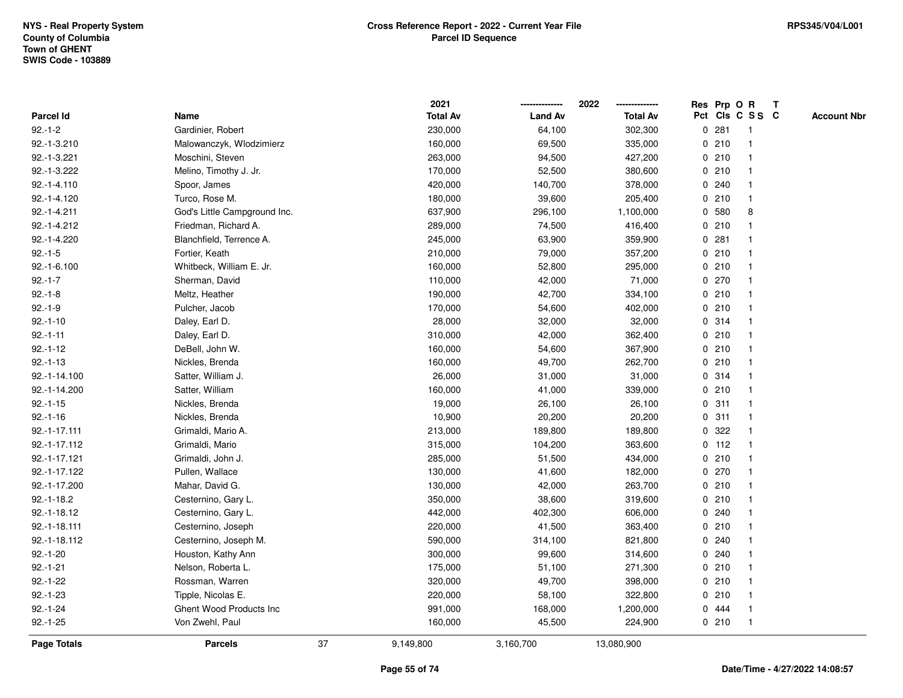NYS - Real Property System
County of Columbia
Town of GHENT
SWIS Code - 103889

**Cross Reference Report - 2022 - Current Year File**
**Parcel ID Sequence**

RPS345/V04/L001

| Parcel Id | Name | 2021 Total Av | 2022 Land Av | 2022 Total Av | Res Pct | Prp Cls | O C | R S S | T C | Account Nbr |
|---|---|---|---|---|---|---|---|---|---|---|
| 92.-1-2 | Gardinier, Robert | 230,000 | 64,100 | 302,300 | 0 | 281 | | 1 | | |
| 92.-1-3.210 | Malowanczyk, Wlodzimierz | 160,000 | 69,500 | 335,000 | 0 | 210 | | 1 | | |
| 92.-1-3.221 | Moschini, Steven | 263,000 | 94,500 | 427,200 | 0 | 210 | | 1 | | |
| 92.-1-3.222 | Melino, Timothy J. Jr. | 170,000 | 52,500 | 380,600 | 0 | 210 | | 1 | | |
| 92.-1-4.110 | Spoor, James | 420,000 | 140,700 | 378,000 | 0 | 240 | | 1 | | |
| 92.-1-4.120 | Turco, Rose M. | 180,000 | 39,600 | 205,400 | 0 | 210 | | 1 | | |
| 92.-1-4.211 | God's Little Campground Inc. | 637,900 | 296,100 | 1,100,000 | 0 | 580 | | 8 | | |
| 92.-1-4.212 | Friedman, Richard A. | 289,000 | 74,500 | 416,400 | 0 | 210 | | 1 | | |
| 92.-1-4.220 | Blanchfield, Terrence A. | 245,000 | 63,900 | 359,900 | 0 | 281 | | 1 | | |
| 92.-1-5 | Fortier, Keath | 210,000 | 79,000 | 357,200 | 0 | 210 | | 1 | | |
| 92.-1-6.100 | Whitbeck, William E. Jr. | 160,000 | 52,800 | 295,000 | 0 | 210 | | 1 | | |
| 92.-1-7 | Sherman, David | 110,000 | 42,000 | 71,000 | 0 | 270 | | 1 | | |
| 92.-1-8 | Meltz, Heather | 190,000 | 42,700 | 334,100 | 0 | 210 | | 1 | | |
| 92.-1-9 | Pulcher, Jacob | 170,000 | 54,600 | 402,000 | 0 | 210 | | 1 | | |
| 92.-1-10 | Daley, Earl D. | 28,000 | 32,000 | 32,000 | 0 | 314 | | 1 | | |
| 92.-1-11 | Daley, Earl D. | 310,000 | 42,000 | 362,400 | 0 | 210 | | 1 | | |
| 92.-1-12 | DeBell, John W. | 160,000 | 54,600 | 367,900 | 0 | 210 | | 1 | | |
| 92.-1-13 | Nickles, Brenda | 160,000 | 49,700 | 262,700 | 0 | 210 | | 1 | | |
| 92.-1-14.100 | Satter, William J. | 26,000 | 31,000 | 31,000 | 0 | 314 | | 1 | | |
| 92.-1-14.200 | Satter, William | 160,000 | 41,000 | 339,000 | 0 | 210 | | 1 | | |
| 92.-1-15 | Nickles, Brenda | 19,000 | 26,100 | 26,100 | 0 | 311 | | 1 | | |
| 92.-1-16 | Nickles, Brenda | 10,900 | 20,200 | 20,200 | 0 | 311 | | 1 | | |
| 92.-1-17.111 | Grimaldi, Mario A. | 213,000 | 189,800 | 189,800 | 0 | 322 | | 1 | | |
| 92.-1-17.112 | Grimaldi, Mario | 315,000 | 104,200 | 363,600 | 0 | 112 | | 1 | | |
| 92.-1-17.121 | Grimaldi, John J. | 285,000 | 51,500 | 434,000 | 0 | 210 | | 1 | | |
| 92.-1-17.122 | Pullen, Wallace | 130,000 | 41,600 | 182,000 | 0 | 270 | | 1 | | |
| 92.-1-17.200 | Mahar, David G. | 130,000 | 42,000 | 263,700 | 0 | 210 | | 1 | | |
| 92.-1-18.2 | Cesternino, Gary L. | 350,000 | 38,600 | 319,600 | 0 | 210 | | 1 | | |
| 92.-1-18.12 | Cesternino, Gary L. | 442,000 | 402,300 | 606,000 | 0 | 240 | | 1 | | |
| 92.-1-18.111 | Cesternino, Joseph | 220,000 | 41,500 | 363,400 | 0 | 210 | | 1 | | |
| 92.-1-18.112 | Cesternino, Joseph M. | 590,000 | 314,100 | 821,800 | 0 | 240 | | 1 | | |
| 92.-1-20 | Houston, Kathy Ann | 300,000 | 99,600 | 314,600 | 0 | 240 | | 1 | | |
| 92.-1-21 | Nelson, Roberta L. | 175,000 | 51,100 | 271,300 | 0 | 210 | | 1 | | |
| 92.-1-22 | Rossman, Warren | 320,000 | 49,700 | 398,000 | 0 | 210 | | 1 | | |
| 92.-1-23 | Tipple, Nicolas E. | 220,000 | 58,100 | 322,800 | 0 | 210 | | 1 | | |
| 92.-1-24 | Ghent Wood Products Inc | 991,000 | 168,000 | 1,200,000 | 0 | 444 | | 1 | | |
| 92.-1-25 | Von Zwehl, Paul | 160,000 | 45,500 | 224,900 | 0 | 210 | | 1 | | |
| **Page Totals** | **Parcels** 37 | 9,149,800 | 3,160,700 | 13,080,900 | | | | | | |

Date/Time - 4/27/2022 14:08:57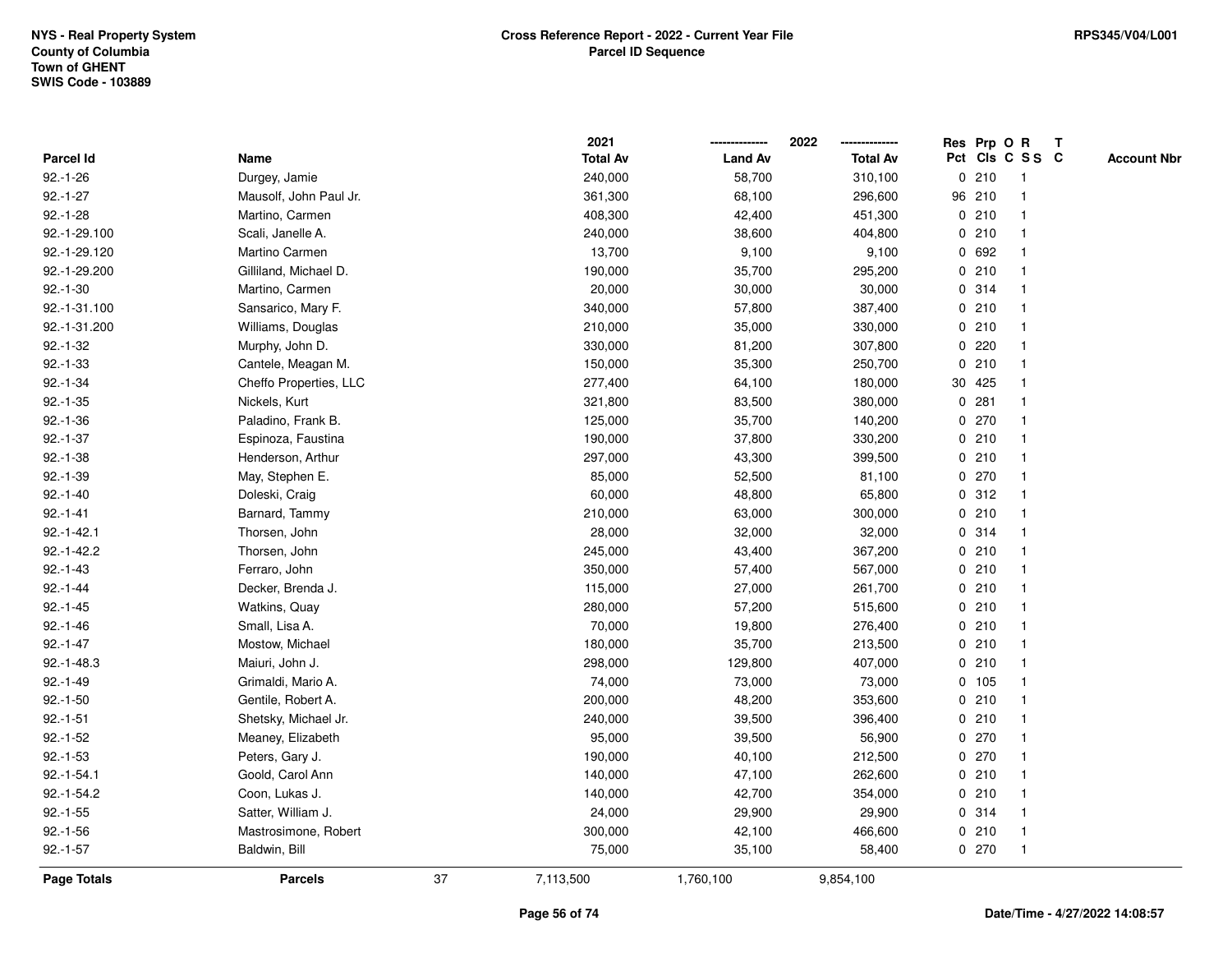NYS - Real Property System
County of Columbia
Town of GHENT
SWIS Code - 103889

**Cross Reference Report - 2022 - Current Year File**
**Parcel ID Sequence**

RPS345/V04/L001

| Parcel Id | Name | 2021 Total Av | 2022 Land Av | 2022 Total Av | Res Pct | Prp Cls | O C | R SS | T C | Account Nbr |
|---|---|---|---|---|---|---|---|---|---|---|
| 92.-1-26 | Durgey, Jamie | 240,000 | 58,700 | 310,100 | 0 | 210 | | 1 | | |
| 92.-1-27 | Mausolf, John Paul Jr. | 361,300 | 68,100 | 296,600 | 96 | 210 | | 1 | | |
| 92.-1-28 | Martino, Carmen | 408,300 | 42,400 | 451,300 | 0 | 210 | | 1 | | |
| 92.-1-29.100 | Scali, Janelle A. | 240,000 | 38,600 | 404,800 | 0 | 210 | | 1 | | |
| 92.-1-29.120 | Martino Carmen | 13,700 | 9,100 | 9,100 | 0 | 692 | | 1 | | |
| 92.-1-29.200 | Gilliland, Michael D. | 190,000 | 35,700 | 295,200 | 0 | 210 | | 1 | | |
| 92.-1-30 | Martino, Carmen | 20,000 | 30,000 | 30,000 | 0 | 314 | | 1 | | |
| 92.-1-31.100 | Sansarico, Mary F. | 340,000 | 57,800 | 387,400 | 0 | 210 | | 1 | | |
| 92.-1-31.200 | Williams, Douglas | 210,000 | 35,000 | 330,000 | 0 | 210 | | 1 | | |
| 92.-1-32 | Murphy, John D. | 330,000 | 81,200 | 307,800 | 0 | 220 | | 1 | | |
| 92.-1-33 | Cantele, Meagan M. | 150,000 | 35,300 | 250,700 | 0 | 210 | | 1 | | |
| 92.-1-34 | Cheffo Properties, LLC | 277,400 | 64,100 | 180,000 | 30 | 425 | | 1 | | |
| 92.-1-35 | Nickels, Kurt | 321,800 | 83,500 | 380,000 | 0 | 281 | | 1 | | |
| 92.-1-36 | Paladino, Frank B. | 125,000 | 35,700 | 140,200 | 0 | 270 | | 1 | | |
| 92.-1-37 | Espinoza, Faustina | 190,000 | 37,800 | 330,200 | 0 | 210 | | 1 | | |
| 92.-1-38 | Henderson, Arthur | 297,000 | 43,300 | 399,500 | 0 | 210 | | 1 | | |
| 92.-1-39 | May, Stephen E. | 85,000 | 52,500 | 81,100 | 0 | 270 | | 1 | | |
| 92.-1-40 | Doleski, Craig | 60,000 | 48,800 | 65,800 | 0 | 312 | | 1 | | |
| 92.-1-41 | Barnard, Tammy | 210,000 | 63,000 | 300,000 | 0 | 210 | | 1 | | |
| 92.-1-42.1 | Thorsen, John | 28,000 | 32,000 | 32,000 | 0 | 314 | | 1 | | |
| 92.-1-42.2 | Thorsen, John | 245,000 | 43,400 | 367,200 | 0 | 210 | | 1 | | |
| 92.-1-43 | Ferraro, John | 350,000 | 57,400 | 567,000 | 0 | 210 | | 1 | | |
| 92.-1-44 | Decker, Brenda J. | 115,000 | 27,000 | 261,700 | 0 | 210 | | 1 | | |
| 92.-1-45 | Watkins, Quay | 280,000 | 57,200 | 515,600 | 0 | 210 | | 1 | | |
| 92.-1-46 | Small, Lisa A. | 70,000 | 19,800 | 276,400 | 0 | 210 | | 1 | | |
| 92.-1-47 | Mostow, Michael | 180,000 | 35,700 | 213,500 | 0 | 210 | | 1 | | |
| 92.-1-48.3 | Maiuri, John J. | 298,000 | 129,800 | 407,000 | 0 | 210 | | 1 | | |
| 92.-1-49 | Grimaldi, Mario A. | 74,000 | 73,000 | 73,000 | 0 | 105 | | 1 | | |
| 92.-1-50 | Gentile, Robert A. | 200,000 | 48,200 | 353,600 | 0 | 210 | | 1 | | |
| 92.-1-51 | Shetsky, Michael Jr. | 240,000 | 39,500 | 396,400 | 0 | 210 | | 1 | | |
| 92.-1-52 | Meaney, Elizabeth | 95,000 | 39,500 | 56,900 | 0 | 270 | | 1 | | |
| 92.-1-53 | Peters, Gary J. | 190,000 | 40,100 | 212,500 | 0 | 270 | | 1 | | |
| 92.-1-54.1 | Goold, Carol Ann | 140,000 | 47,100 | 262,600 | 0 | 210 | | 1 | | |
| 92.-1-54.2 | Coon, Lukas J. | 140,000 | 42,700 | 354,000 | 0 | 210 | | 1 | | |
| 92.-1-55 | Satter, William J. | 24,000 | 29,900 | 29,900 | 0 | 314 | | 1 | | |
| 92.-1-56 | Mastrosimone, Robert | 300,000 | 42,100 | 466,600 | 0 | 210 | | 1 | | |
| 92.-1-57 | Baldwin, Bill | 75,000 | 35,100 | 58,400 | 0 | 270 | | 1 | | |
| **Page Totals** | **Parcels** 37 | 7,113,500 | 1,760,100 | 9,854,100 | | | | | | |

Date/Time - 4/27/2022 14:08:57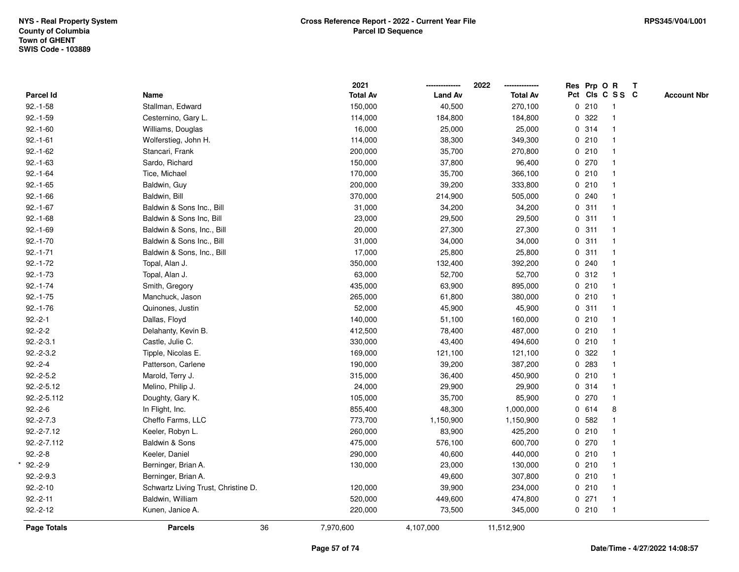NYS - Real Property System
County of Columbia
Town of GHENT
SWIS Code - 103889

# Cross Reference Report - 2022 - Current Year File
## Parcel ID Sequence

RPS345/V04/L001

| Parcel Id | Name | 2021 Total Av | 2022 Land Av | 2022 Total Av | Res Pct | Prp Cls | O C | R S S | T C | Account Nbr |
|---|---|---|---|---|---|---|---|---|---|---|
| 92.-1-58 | Stallman, Edward | 150,000 | 40,500 | 270,100 | 0 | 210 | | 1 | | |
| 92.-1-59 | Cesternino, Gary L. | 114,000 | 184,800 | 184,800 | 0 | 322 | | 1 | | |
| 92.-1-60 | Williams, Douglas | 16,000 | 25,000 | 25,000 | 0 | 314 | | 1 | | |
| 92.-1-61 | Wolferstieg, John H. | 114,000 | 38,300 | 349,300 | 0 | 210 | | 1 | | |
| 92.-1-62 | Stancari, Frank | 200,000 | 35,700 | 270,800 | 0 | 210 | | 1 | | |
| 92.-1-63 | Sardo, Richard | 150,000 | 37,800 | 96,400 | 0 | 270 | | 1 | | |
| 92.-1-64 | Tice, Michael | 170,000 | 35,700 | 366,100 | 0 | 210 | | 1 | | |
| 92.-1-65 | Baldwin, Guy | 200,000 | 39,200 | 333,800 | 0 | 210 | | 1 | | |
| 92.-1-66 | Baldwin, Bill | 370,000 | 214,900 | 505,000 | 0 | 240 | | 1 | | |
| 92.-1-67 | Baldwin & Sons Inc., Bill | 31,000 | 34,200 | 34,200 | 0 | 311 | | 1 | | |
| 92.-1-68 | Baldwin & Sons Inc, Bill | 23,000 | 29,500 | 29,500 | 0 | 311 | | 1 | | |
| 92.-1-69 | Baldwin & Sons, Inc., Bill | 20,000 | 27,300 | 27,300 | 0 | 311 | | 1 | | |
| 92.-1-70 | Baldwin & Sons Inc., Bill | 31,000 | 34,000 | 34,000 | 0 | 311 | | 1 | | |
| 92.-1-71 | Baldwin & Sons, Inc., Bill | 17,000 | 25,800 | 25,800 | 0 | 311 | | 1 | | |
| 92.-1-72 | Topal, Alan J. | 350,000 | 132,400 | 392,200 | 0 | 240 | | 1 | | |
| 92.-1-73 | Topal, Alan J. | 63,000 | 52,700 | 52,700 | 0 | 312 | | 1 | | |
| 92.-1-74 | Smith, Gregory | 435,000 | 63,900 | 895,000 | 0 | 210 | | 1 | | |
| 92.-1-75 | Manchuck, Jason | 265,000 | 61,800 | 380,000 | 0 | 210 | | 1 | | |
| 92.-1-76 | Quinones, Justin | 52,000 | 45,900 | 45,900 | 0 | 311 | | 1 | | |
| 92.-2-1 | Dallas, Floyd | 140,000 | 51,100 | 160,000 | 0 | 210 | | 1 | | |
| 92.-2-2 | Delahanty, Kevin B. | 412,500 | 78,400 | 487,000 | 0 | 210 | | 1 | | |
| 92.-2-3.1 | Castle, Julie C. | 330,000 | 43,400 | 494,600 | 0 | 210 | | 1 | | |
| 92.-2-3.2 | Tipple, Nicolas E. | 169,000 | 121,100 | 121,100 | 0 | 322 | | 1 | | |
| 92.-2-4 | Patterson, Carlene | 190,000 | 39,200 | 387,200 | 0 | 283 | | 1 | | |
| 92.-2-5.2 | Marold, Terry J. | 315,000 | 36,400 | 450,900 | 0 | 210 | | 1 | | |
| 92.-2-5.12 | Melino, Philip J. | 24,000 | 29,900 | 29,900 | 0 | 314 | | 1 | | |
| 92.-2-5.112 | Doughty, Gary K. | 105,000 | 35,700 | 85,900 | 0 | 270 | | 1 | | |
| 92.-2-6 | In Flight, Inc. | 855,400 | 48,300 | 1,000,000 | 0 | 614 | | 8 | | |
| 92.-2-7.3 | Cheffo Farms, LLC | 773,700 | 1,150,900 | 1,150,900 | 0 | 582 | | 1 | | |
| 92.-2-7.12 | Keeler, Robyn L. | 260,000 | 83,900 | 425,200 | 0 | 210 | | 1 | | |
| 92.-2-7.112 | Baldwin & Sons | 475,000 | 576,100 | 600,700 | 0 | 270 | | 1 | | |
| 92.-2-8 | Keeler, Daniel | 290,000 | 40,600 | 440,000 | 0 | 210 | | 1 | | |
| * 92.-2-9 | Berninger, Brian A. | 130,000 | 23,000 | 130,000 | 0 | 210 | | 1 | | |
| 92.-2-9.3 | Berninger, Brian A. | | 49,600 | 307,800 | 0 | 210 | | 1 | | |
| 92.-2-10 | Schwartz Living Trust, Christine D. | 120,000 | 39,900 | 234,000 | 0 | 210 | | 1 | | |
| 92.-2-11 | Baldwin, William | 520,000 | 449,600 | 474,800 | 0 | 271 | | 1 | | |
| 92.-2-12 | Kunen, Janice A. | 220,000 | 73,500 | 345,000 | 0 | 210 | | 1 | | |
| **Page Totals** | **Parcels** 36 | 7,970,600 | 4,107,000 | 11,512,900 | | | | | | |

Date/Time - 4/27/2022 14:08:57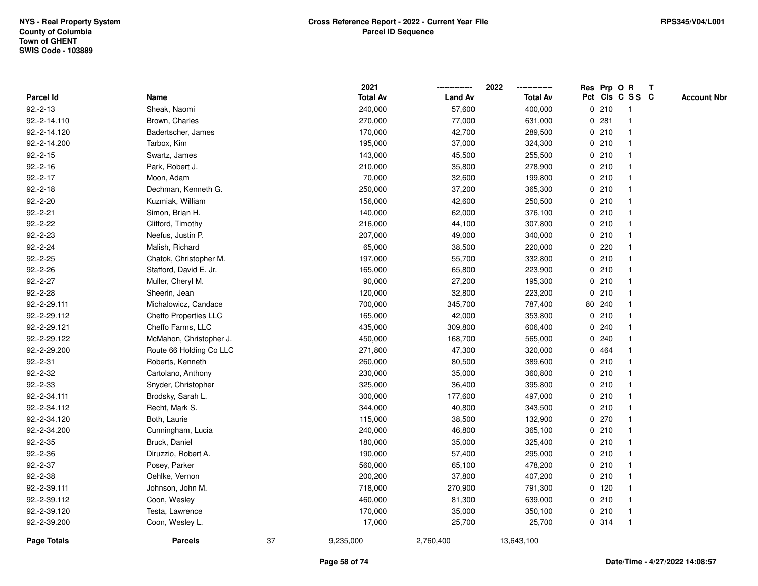NYS - Real Property System
County of Columbia
Town of GHENT
SWIS Code - 103889

# Cross Reference Report - 2022 - Current Year File
## Parcel ID Sequence

RPS345/V04/L001

| Parcel Id | Name | 2021 Total Av | 2022 Land Av | 2022 Total Av | Res Pct | Prp Cls | O C | R S S | T C | Account Nbr |
|---|---|---|---|---|---|---|---|---|---|---|
| 92.-2-13 | Sheak, Naomi | 240,000 | 57,600 | 400,000 | 0 | 210 | | 1 | | |
| 92.-2-14.110 | Brown, Charles | 270,000 | 77,000 | 631,000 | 0 | 281 | | 1 | | |
| 92.-2-14.120 | Badertscher, James | 170,000 | 42,700 | 289,500 | 0 | 210 | | 1 | | |
| 92.-2-14.200 | Tarbox, Kim | 195,000 | 37,000 | 324,300 | 0 | 210 | | 1 | | |
| 92.-2-15 | Swartz, James | 143,000 | 45,500 | 255,500 | 0 | 210 | | 1 | | |
| 92.-2-16 | Park, Robert J. | 210,000 | 35,800 | 278,900 | 0 | 210 | | 1 | | |
| 92.-2-17 | Moon, Adam | 70,000 | 32,600 | 199,800 | 0 | 210 | | 1 | | |
| 92.-2-18 | Dechman, Kenneth G. | 250,000 | 37,200 | 365,300 | 0 | 210 | | 1 | | |
| 92.-2-20 | Kuzmiak, William | 156,000 | 42,600 | 250,500 | 0 | 210 | | 1 | | |
| 92.-2-21 | Simon, Brian H. | 140,000 | 62,000 | 376,100 | 0 | 210 | | 1 | | |
| 92.-2-22 | Clifford, Timothy | 216,000 | 44,100 | 307,800 | 0 | 210 | | 1 | | |
| 92.-2-23 | Neefus, Justin P. | 207,000 | 49,000 | 340,000 | 0 | 210 | | 1 | | |
| 92.-2-24 | Malish, Richard | 65,000 | 38,500 | 220,000 | 0 | 220 | | 1 | | |
| 92.-2-25 | Chatok, Christopher M. | 197,000 | 55,700 | 332,800 | 0 | 210 | | 1 | | |
| 92.-2-26 | Stafford, David E. Jr. | 165,000 | 65,800 | 223,900 | 0 | 210 | | 1 | | |
| 92.-2-27 | Muller, Cheryl M. | 90,000 | 27,200 | 195,300 | 0 | 210 | | 1 | | |
| 92.-2-28 | Sheerin, Jean | 120,000 | 32,800 | 223,200 | 0 | 210 | | 1 | | |
| 92.-2-29.111 | Michalowicz, Candace | 700,000 | 345,700 | 787,400 | 80 | 240 | | 1 | | |
| 92.-2-29.112 | Cheffo Properties LLC | 165,000 | 42,000 | 353,800 | 0 | 210 | | 1 | | |
| 92.-2-29.121 | Cheffo Farms, LLC | 435,000 | 309,800 | 606,400 | 0 | 240 | | 1 | | |
| 92.-2-29.122 | McMahon, Christopher J. | 450,000 | 168,700 | 565,000 | 0 | 240 | | 1 | | |
| 92.-2-29.200 | Route 66 Holding Co LLC | 271,800 | 47,300 | 320,000 | 0 | 464 | | 1 | | |
| 92.-2-31 | Roberts, Kenneth | 260,000 | 80,500 | 389,600 | 0 | 210 | | 1 | | |
| 92.-2-32 | Cartolano, Anthony | 230,000 | 35,000 | 360,800 | 0 | 210 | | 1 | | |
| 92.-2-33 | Snyder, Christopher | 325,000 | 36,400 | 395,800 | 0 | 210 | | 1 | | |
| 92.-2-34.111 | Brodsky, Sarah L. | 300,000 | 177,600 | 497,000 | 0 | 210 | | 1 | | |
| 92.-2-34.112 | Recht, Mark S. | 344,000 | 40,800 | 343,500 | 0 | 210 | | 1 | | |
| 92.-2-34.120 | Both, Laurie | 115,000 | 38,500 | 132,900 | 0 | 270 | | 1 | | |
| 92.-2-34.200 | Cunningham, Lucia | 240,000 | 46,800 | 365,100 | 0 | 210 | | 1 | | |
| 92.-2-35 | Bruck, Daniel | 180,000 | 35,000 | 325,400 | 0 | 210 | | 1 | | |
| 92.-2-36 | Diruzzio, Robert A. | 190,000 | 57,400 | 295,000 | 0 | 210 | | 1 | | |
| 92.-2-37 | Posey, Parker | 560,000 | 65,100 | 478,200 | 0 | 210 | | 1 | | |
| 92.-2-38 | Oehlke, Vernon | 200,200 | 37,800 | 407,200 | 0 | 210 | | 1 | | |
| 92.-2-39.111 | Johnson, John M. | 718,000 | 270,900 | 791,300 | 0 | 120 | | 1 | | |
| 92.-2-39.112 | Coon, Wesley | 460,000 | 81,300 | 639,000 | 0 | 210 | | 1 | | |
| 92.-2-39.120 | Testa, Lawrence | 170,000 | 35,000 | 350,100 | 0 | 210 | | 1 | | |
| 92.-2-39.200 | Coon, Wesley L. | 17,000 | 25,700 | 25,700 | 0 | 314 | | 1 | | |
| **Page Totals** | **Parcels** 37 | 9,235,000 | 2,760,400 | 13,643,100 | | | | | | |

Date/Time - 4/27/2022 14:08:57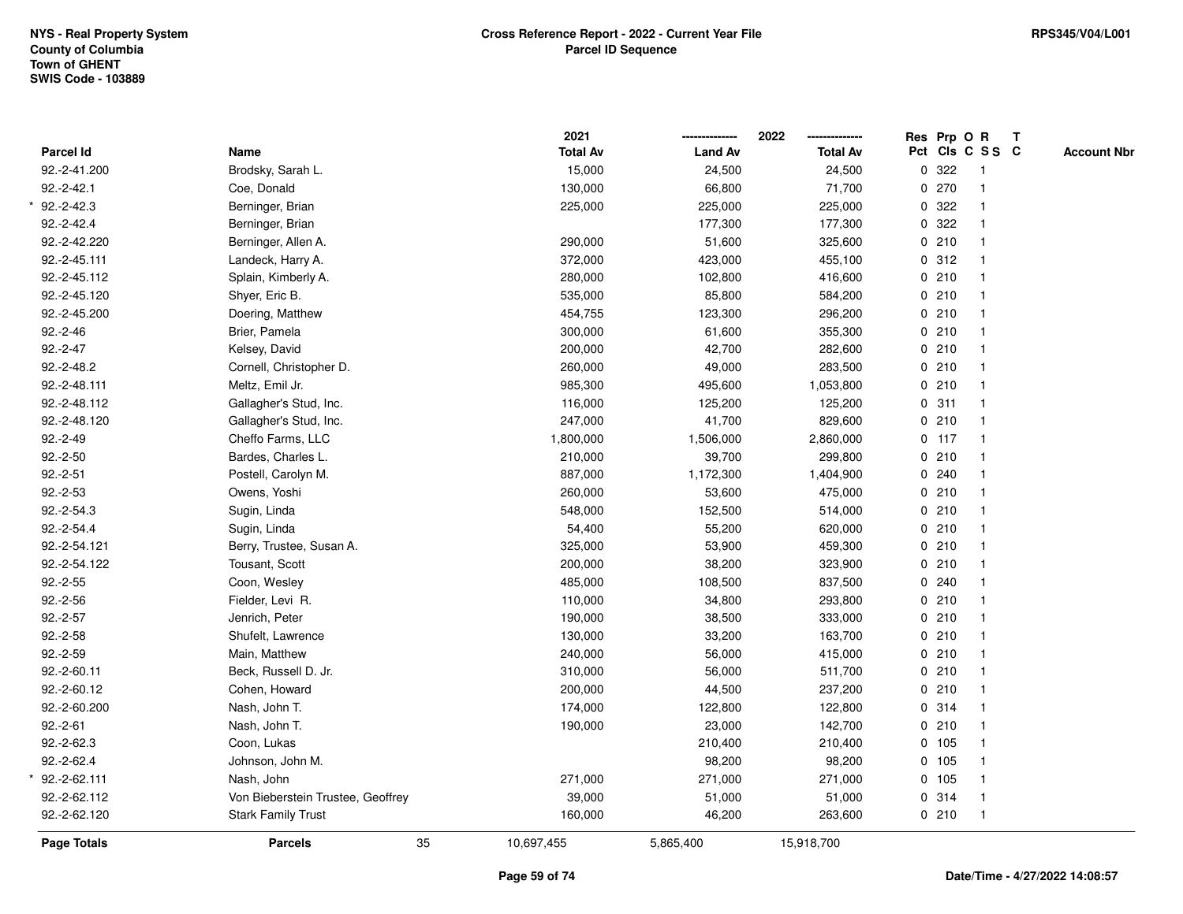NYS - Real Property System
County of Columbia
Town of GHENT
SWIS Code - 103889

**Cross Reference Report - 2022 - Current Year File**
**Parcel ID Sequence**

RPS345/V04/L001

| Parcel Id | Name | 2021 Total Av | 2022 Land Av | 2022 Total Av | Res Pct | Prp Cls | O C | R S S | T C | Account Nbr |
|---|---|---|---|---|---|---|---|---|---|---|
| 92.-2-41.200 | Brodsky, Sarah L. | 15,000 | 24,500 | 24,500 | 0 | 322 | | 1 | | |
| 92.-2-42.1 | Coe, Donald | 130,000 | 66,800 | 71,700 | 0 | 270 | | 1 | | |
| * 92.-2-42.3 | Berninger, Brian | 225,000 | 225,000 | 225,000 | 0 | 322 | | 1 | | |
| 92.-2-42.4 | Berninger, Brian | | 177,300 | 177,300 | 0 | 322 | | 1 | | |
| 92.-2-42.220 | Berninger, Allen A. | 290,000 | 51,600 | 325,600 | 0 | 210 | | 1 | | |
| 92.-2-45.111 | Landeck, Harry A. | 372,000 | 423,000 | 455,100 | 0 | 312 | | 1 | | |
| 92.-2-45.112 | Splain, Kimberly A. | 280,000 | 102,800 | 416,600 | 0 | 210 | | 1 | | |
| 92.-2-45.120 | Shyer, Eric B. | 535,000 | 85,800 | 584,200 | 0 | 210 | | 1 | | |
| 92.-2-45.200 | Doering, Matthew | 454,755 | 123,300 | 296,200 | 0 | 210 | | 1 | | |
| 92.-2-46 | Brier, Pamela | 300,000 | 61,600 | 355,300 | 0 | 210 | | 1 | | |
| 92.-2-47 | Kelsey, David | 200,000 | 42,700 | 282,600 | 0 | 210 | | 1 | | |
| 92.-2-48.2 | Cornell, Christopher D. | 260,000 | 49,000 | 283,500 | 0 | 210 | | 1 | | |
| 92.-2-48.111 | Meltz, Emil Jr. | 985,300 | 495,600 | 1,053,800 | 0 | 210 | | 1 | | |
| 92.-2-48.112 | Gallagher's Stud, Inc. | 116,000 | 125,200 | 125,200 | 0 | 311 | | 1 | | |
| 92.-2-48.120 | Gallagher's Stud, Inc. | 247,000 | 41,700 | 829,600 | 0 | 210 | | 1 | | |
| 92.-2-49 | Cheffo Farms, LLC | 1,800,000 | 1,506,000 | 2,860,000 | 0 | 117 | | 1 | | |
| 92.-2-50 | Bardes, Charles L. | 210,000 | 39,700 | 299,800 | 0 | 210 | | 1 | | |
| 92.-2-51 | Postell, Carolyn M. | 887,000 | 1,172,300 | 1,404,900 | 0 | 240 | | 1 | | |
| 92.-2-53 | Owens, Yoshi | 260,000 | 53,600 | 475,000 | 0 | 210 | | 1 | | |
| 92.-2-54.3 | Sugin, Linda | 548,000 | 152,500 | 514,000 | 0 | 210 | | 1 | | |
| 92.-2-54.4 | Sugin, Linda | 54,400 | 55,200 | 620,000 | 0 | 210 | | 1 | | |
| 92.-2-54.121 | Berry, Trustee, Susan A. | 325,000 | 53,900 | 459,300 | 0 | 210 | | 1 | | |
| 92.-2-54.122 | Tousant, Scott | 200,000 | 38,200 | 323,900 | 0 | 210 | | 1 | | |
| 92.-2-55 | Coon, Wesley | 485,000 | 108,500 | 837,500 | 0 | 240 | | 1 | | |
| 92.-2-56 | Fielder, Levi R. | 110,000 | 34,800 | 293,800 | 0 | 210 | | 1 | | |
| 92.-2-57 | Jenrich, Peter | 190,000 | 38,500 | 333,000 | 0 | 210 | | 1 | | |
| 92.-2-58 | Shufelt, Lawrence | 130,000 | 33,200 | 163,700 | 0 | 210 | | 1 | | |
| 92.-2-59 | Main, Matthew | 240,000 | 56,000 | 415,000 | 0 | 210 | | 1 | | |
| 92.-2-60.11 | Beck, Russell D. Jr. | 310,000 | 56,000 | 511,700 | 0 | 210 | | 1 | | |
| 92.-2-60.12 | Cohen, Howard | 200,000 | 44,500 | 237,200 | 0 | 210 | | 1 | | |
| 92.-2-60.200 | Nash, John T. | 174,000 | 122,800 | 122,800 | 0 | 314 | | 1 | | |
| 92.-2-61 | Nash, John T. | 190,000 | 23,000 | 142,700 | 0 | 210 | | 1 | | |
| 92.-2-62.3 | Coon, Lukas | | 210,400 | 210,400 | 0 | 105 | | 1 | | |
| 92.-2-62.4 | Johnson, John M. | | 98,200 | 98,200 | 0 | 105 | | 1 | | |
| * 92.-2-62.111 | Nash, John | 271,000 | 271,000 | 271,000 | 0 | 105 | | 1 | | |
| 92.-2-62.112 | Von Bieberstein Trustee, Geoffrey | 39,000 | 51,000 | 51,000 | 0 | 314 | | 1 | | |
| 92.-2-62.120 | Stark Family Trust | 160,000 | 46,200 | 263,600 | 0 | 210 | | 1 | | |
| **Page Totals** | **Parcels** 35 | 10,697,455 | 5,865,400 | 15,918,700 | | | | | | |

Date/Time - 4/27/2022 14:08:57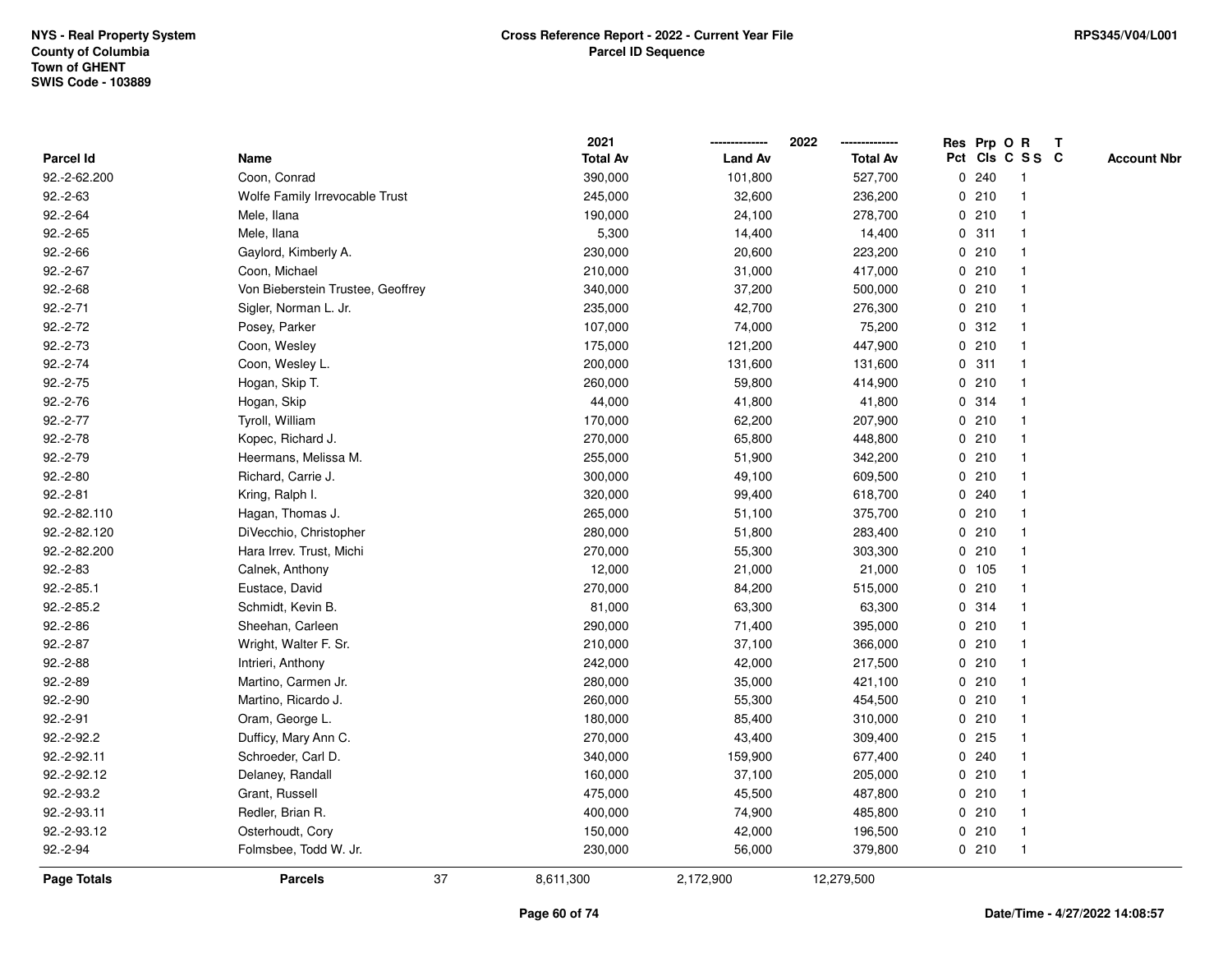NYS - Real Property System
County of Columbia
Town of GHENT
SWIS Code - 103889

**Cross Reference Report - 2022 - Current Year File**
**Parcel ID Sequence**

RPS345/V04/L001

| Parcel Id | Name | 2021 Total Av | 2022 Land Av | 2022 Total Av | Res Pct | Prp Cls | O C | R S S | T C | Account Nbr |
|---|---|---|---|---|---|---|---|---|---|---|
| 92.-2-62.200 | Coon, Conrad | 390,000 | 101,800 | 527,700 | 0 | 240 | | 1 | | |
| 92.-2-63 | Wolfe Family Irrevocable Trust | 245,000 | 32,600 | 236,200 | 0 | 210 | | 1 | | |
| 92.-2-64 | Mele, Ilana | 190,000 | 24,100 | 278,700 | 0 | 210 | | 1 | | |
| 92.-2-65 | Mele, Ilana | 5,300 | 14,400 | 14,400 | 0 | 311 | | 1 | | |
| 92.-2-66 | Gaylord, Kimberly A. | 230,000 | 20,600 | 223,200 | 0 | 210 | | 1 | | |
| 92.-2-67 | Coon, Michael | 210,000 | 31,000 | 417,000 | 0 | 210 | | 1 | | |
| 92.-2-68 | Von Bieberstein Trustee, Geoffrey | 340,000 | 37,200 | 500,000 | 0 | 210 | | 1 | | |
| 92.-2-71 | Sigler, Norman L. Jr. | 235,000 | 42,700 | 276,300 | 0 | 210 | | 1 | | |
| 92.-2-72 | Posey, Parker | 107,000 | 74,000 | 75,200 | 0 | 312 | | 1 | | |
| 92.-2-73 | Coon, Wesley | 175,000 | 121,200 | 447,900 | 0 | 210 | | 1 | | |
| 92.-2-74 | Coon, Wesley L. | 200,000 | 131,600 | 131,600 | 0 | 311 | | 1 | | |
| 92.-2-75 | Hogan, Skip T. | 260,000 | 59,800 | 414,900 | 0 | 210 | | 1 | | |
| 92.-2-76 | Hogan, Skip | 44,000 | 41,800 | 41,800 | 0 | 314 | | 1 | | |
| 92.-2-77 | Tyroll, William | 170,000 | 62,200 | 207,900 | 0 | 210 | | 1 | | |
| 92.-2-78 | Kopec, Richard J. | 270,000 | 65,800 | 448,800 | 0 | 210 | | 1 | | |
| 92.-2-79 | Heermans, Melissa M. | 255,000 | 51,900 | 342,200 | 0 | 210 | | 1 | | |
| 92.-2-80 | Richard, Carrie J. | 300,000 | 49,100 | 609,500 | 0 | 210 | | 1 | | |
| 92.-2-81 | Kring, Ralph I. | 320,000 | 99,400 | 618,700 | 0 | 240 | | 1 | | |
| 92.-2-82.110 | Hagan, Thomas J. | 265,000 | 51,100 | 375,700 | 0 | 210 | | 1 | | |
| 92.-2-82.120 | DiVecchio, Christopher | 280,000 | 51,800 | 283,400 | 0 | 210 | | 1 | | |
| 92.-2-82.200 | Hara Irrev. Trust, Michi | 270,000 | 55,300 | 303,300 | 0 | 210 | | 1 | | |
| 92.-2-83 | Calnek, Anthony | 12,000 | 21,000 | 21,000 | 0 | 105 | | 1 | | |
| 92.-2-85.1 | Eustace, David | 270,000 | 84,200 | 515,000 | 0 | 210 | | 1 | | |
| 92.-2-85.2 | Schmidt, Kevin B. | 81,000 | 63,300 | 63,300 | 0 | 314 | | 1 | | |
| 92.-2-86 | Sheehan, Carleen | 290,000 | 71,400 | 395,000 | 0 | 210 | | 1 | | |
| 92.-2-87 | Wright, Walter F. Sr. | 210,000 | 37,100 | 366,000 | 0 | 210 | | 1 | | |
| 92.-2-88 | Intrieri, Anthony | 242,000 | 42,000 | 217,500 | 0 | 210 | | 1 | | |
| 92.-2-89 | Martino, Carmen Jr. | 280,000 | 35,000 | 421,100 | 0 | 210 | | 1 | | |
| 92.-2-90 | Martino, Ricardo J. | 260,000 | 55,300 | 454,500 | 0 | 210 | | 1 | | |
| 92.-2-91 | Oram, George L. | 180,000 | 85,400 | 310,000 | 0 | 210 | | 1 | | |
| 92.-2-92.2 | Dufficy, Mary Ann C. | 270,000 | 43,400 | 309,400 | 0 | 215 | | 1 | | |
| 92.-2-92.11 | Schroeder, Carl D. | 340,000 | 159,900 | 677,400 | 0 | 240 | | 1 | | |
| 92.-2-92.12 | Delaney, Randall | 160,000 | 37,100 | 205,000 | 0 | 210 | | 1 | | |
| 92.-2-93.2 | Grant, Russell | 475,000 | 45,500 | 487,800 | 0 | 210 | | 1 | | |
| 92.-2-93.11 | Redler, Brian R. | 400,000 | 74,900 | 485,800 | 0 | 210 | | 1 | | |
| 92.-2-93.12 | Osterhoudt, Cory | 150,000 | 42,000 | 196,500 | 0 | 210 | | 1 | | |
| 92.-2-94 | Folmsbee, Todd W. Jr. | 230,000 | 56,000 | 379,800 | 0 | 210 | | 1 | | |
| **Page Totals** | **Parcels** 37 | 8,611,300 | 2,172,900 | 12,279,500 | | | | | | |

**Date/Time - 4/27/2022 14:08:57**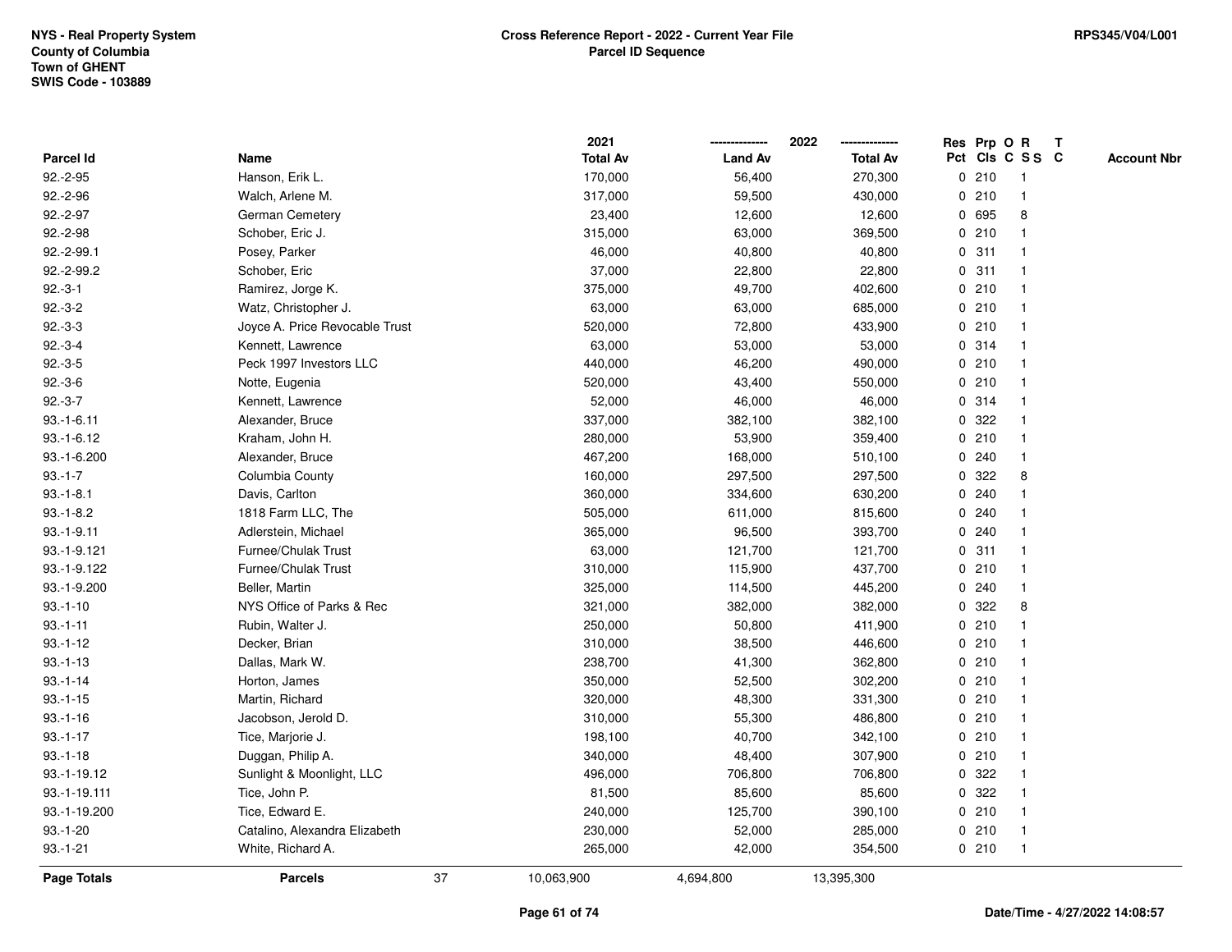NYS - Real Property System
County of Columbia
Town of GHENT
SWIS Code - 103889

**Cross Reference Report - 2022 - Current Year File**
**Parcel ID Sequence**

RPS345/V04/L001

| Parcel Id | Name | 2021 Total Av | 2022 Land Av | 2022 Total Av | Res Pct | Prp Cls | O C | R S S | T C | Account Nbr |
|---|---|---|---|---|---|---|---|---|---|---|
| 92.-2-95 | Hanson, Erik L. | 170,000 | 56,400 | 270,300 | 0 | 210 | | 1 | | |
| 92.-2-96 | Walch, Arlene M. | 317,000 | 59,500 | 430,000 | 0 | 210 | | 1 | | |
| 92.-2-97 | German Cemetery | 23,400 | 12,600 | 12,600 | 0 | 695 | | 8 | | |
| 92.-2-98 | Schober, Eric J. | 315,000 | 63,000 | 369,500 | 0 | 210 | | 1 | | |
| 92.-2-99.1 | Posey, Parker | 46,000 | 40,800 | 40,800 | 0 | 311 | | 1 | | |
| 92.-2-99.2 | Schober, Eric | 37,000 | 22,800 | 22,800 | 0 | 311 | | 1 | | |
| 92.-3-1 | Ramirez, Jorge K. | 375,000 | 49,700 | 402,600 | 0 | 210 | | 1 | | |
| 92.-3-2 | Watz, Christopher J. | 63,000 | 63,000 | 685,000 | 0 | 210 | | 1 | | |
| 92.-3-3 | Joyce A. Price Revocable Trust | 520,000 | 72,800 | 433,900 | 0 | 210 | | 1 | | |
| 92.-3-4 | Kennett, Lawrence | 63,000 | 53,000 | 53,000 | 0 | 314 | | 1 | | |
| 92.-3-5 | Peck 1997 Investors LLC | 440,000 | 46,200 | 490,000 | 0 | 210 | | 1 | | |
| 92.-3-6 | Notte, Eugenia | 520,000 | 43,400 | 550,000 | 0 | 210 | | 1 | | |
| 92.-3-7 | Kennett, Lawrence | 52,000 | 46,000 | 46,000 | 0 | 314 | | 1 | | |
| 93.-1-6.11 | Alexander, Bruce | 337,000 | 382,100 | 382,100 | 0 | 322 | | 1 | | |
| 93.-1-6.12 | Kraham, John H. | 280,000 | 53,900 | 359,400 | 0 | 210 | | 1 | | |
| 93.-1-6.200 | Alexander, Bruce | 467,200 | 168,000 | 510,100 | 0 | 240 | | 1 | | |
| 93.-1-7 | Columbia County | 160,000 | 297,500 | 297,500 | 0 | 322 | | 8 | | |
| 93.-1-8.1 | Davis, Carlton | 360,000 | 334,600 | 630,200 | 0 | 240 | | 1 | | |
| 93.-1-8.2 | 1818 Farm LLC, The | 505,000 | 611,000 | 815,600 | 0 | 240 | | 1 | | |
| 93.-1-9.11 | Adlerstein, Michael | 365,000 | 96,500 | 393,700 | 0 | 240 | | 1 | | |
| 93.-1-9.121 | Furnee/Chulak Trust | 63,000 | 121,700 | 121,700 | 0 | 311 | | 1 | | |
| 93.-1-9.122 | Furnee/Chulak Trust | 310,000 | 115,900 | 437,700 | 0 | 210 | | 1 | | |
| 93.-1-9.200 | Beller, Martin | 325,000 | 114,500 | 445,200 | 0 | 240 | | 1 | | |
| 93.-1-10 | NYS Office of Parks & Rec | 321,000 | 382,000 | 382,000 | 0 | 322 | | 8 | | |
| 93.-1-11 | Rubin, Walter J. | 250,000 | 50,800 | 411,900 | 0 | 210 | | 1 | | |
| 93.-1-12 | Decker, Brian | 310,000 | 38,500 | 446,600 | 0 | 210 | | 1 | | |
| 93.-1-13 | Dallas, Mark W. | 238,700 | 41,300 | 362,800 | 0 | 210 | | 1 | | |
| 93.-1-14 | Horton, James | 350,000 | 52,500 | 302,200 | 0 | 210 | | 1 | | |
| 93.-1-15 | Martin, Richard | 320,000 | 48,300 | 331,300 | 0 | 210 | | 1 | | |
| 93.-1-16 | Jacobson, Jerold D. | 310,000 | 55,300 | 486,800 | 0 | 210 | | 1 | | |
| 93.-1-17 | Tice, Marjorie J. | 198,100 | 40,700 | 342,100 | 0 | 210 | | 1 | | |
| 93.-1-18 | Duggan, Philip A. | 340,000 | 48,400 | 307,900 | 0 | 210 | | 1 | | |
| 93.-1-19.12 | Sunlight & Moonlight, LLC | 496,000 | 706,800 | 706,800 | 0 | 322 | | 1 | | |
| 93.-1-19.111 | Tice, John P. | 81,500 | 85,600 | 85,600 | 0 | 322 | | 1 | | |
| 93.-1-19.200 | Tice, Edward E. | 240,000 | 125,700 | 390,100 | 0 | 210 | | 1 | | |
| 93.-1-20 | Catalino, Alexandra Elizabeth | 230,000 | 52,000 | 285,000 | 0 | 210 | | 1 | | |
| 93.-1-21 | White, Richard A. | 265,000 | 42,000 | 354,500 | 0 | 210 | | 1 | | |
| **Page Totals** | **Parcels** 37 | 10,063,900 | 4,694,800 | 13,395,300 | | | | | | |

**Date/Time - 4/27/2022 14:08:57**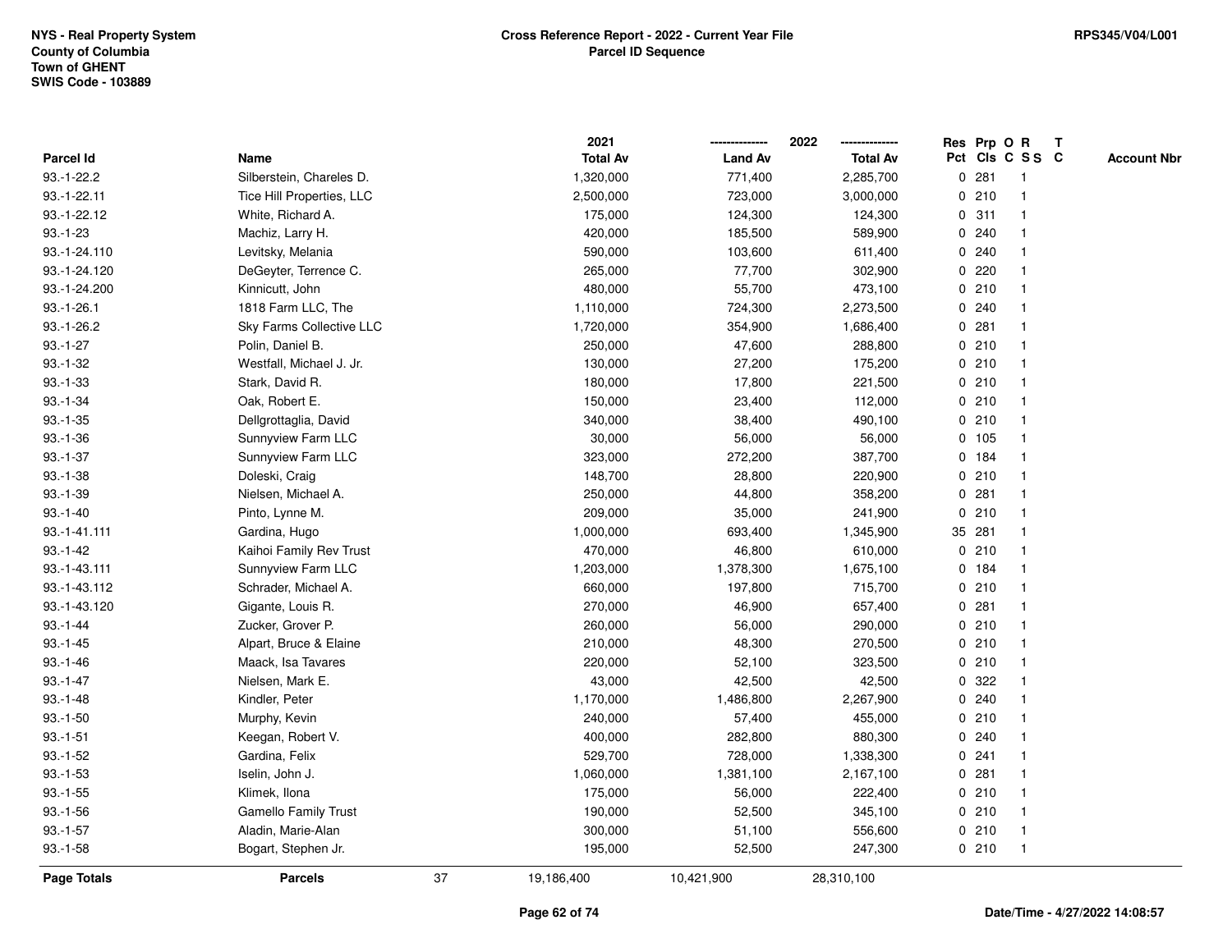NYS - Real Property System
County of Columbia
Town of GHENT
SWIS Code - 103889

**Cross Reference Report - 2022 - Current Year File**
**Parcel ID Sequence**

RPS345/V04/L001

| Parcel Id | Name | 2021 Total Av | 2022 Land Av | 2022 Total Av | Res Pct | Prp Cls | O C | R S S | T C | Account Nbr |
|---|---|---|---|---|---|---|---|---|---|---|
| 93.-1-22.2 | Silberstein, Chareles D. | 1,320,000 | 771,400 | 2,285,700 | 0 | 281 | | 1 | | |
| 93.-1-22.11 | Tice Hill Properties, LLC | 2,500,000 | 723,000 | 3,000,000 | 0 | 210 | | 1 | | |
| 93.-1-22.12 | White, Richard A. | 175,000 | 124,300 | 124,300 | 0 | 311 | | 1 | | |
| 93.-1-23 | Machiz, Larry H. | 420,000 | 185,500 | 589,900 | 0 | 240 | | 1 | | |
| 93.-1-24.110 | Levitsky, Melania | 590,000 | 103,600 | 611,400 | 0 | 240 | | 1 | | |
| 93.-1-24.120 | DeGeyter, Terrence C. | 265,000 | 77,700 | 302,900 | 0 | 220 | | 1 | | |
| 93.-1-24.200 | Kinnicutt, John | 480,000 | 55,700 | 473,100 | 0 | 210 | | 1 | | |
| 93.-1-26.1 | 1818 Farm LLC, The | 1,110,000 | 724,300 | 2,273,500 | 0 | 240 | | 1 | | |
| 93.-1-26.2 | Sky Farms Collective LLC | 1,720,000 | 354,900 | 1,686,400 | 0 | 281 | | 1 | | |
| 93.-1-27 | Polin, Daniel B. | 250,000 | 47,600 | 288,800 | 0 | 210 | | 1 | | |
| 93.-1-32 | Westfall, Michael J. Jr. | 130,000 | 27,200 | 175,200 | 0 | 210 | | 1 | | |
| 93.-1-33 | Stark, David R. | 180,000 | 17,800 | 221,500 | 0 | 210 | | 1 | | |
| 93.-1-34 | Oak, Robert E. | 150,000 | 23,400 | 112,000 | 0 | 210 | | 1 | | |
| 93.-1-35 | Dellgrottaglia, David | 340,000 | 38,400 | 490,100 | 0 | 210 | | 1 | | |
| 93.-1-36 | Sunnyview Farm LLC | 30,000 | 56,000 | 56,000 | 0 | 105 | | 1 | | |
| 93.-1-37 | Sunnyview Farm LLC | 323,000 | 272,200 | 387,700 | 0 | 184 | | 1 | | |
| 93.-1-38 | Doleski, Craig | 148,700 | 28,800 | 220,900 | 0 | 210 | | 1 | | |
| 93.-1-39 | Nielsen, Michael A. | 250,000 | 44,800 | 358,200 | 0 | 281 | | 1 | | |
| 93.-1-40 | Pinto, Lynne M. | 209,000 | 35,000 | 241,900 | 0 | 210 | | 1 | | |
| 93.-1-41.111 | Gardina, Hugo | 1,000,000 | 693,400 | 1,345,900 | 35 | 281 | | 1 | | |
| 93.-1-42 | Kaihoi Family Rev Trust | 470,000 | 46,800 | 610,000 | 0 | 210 | | 1 | | |
| 93.-1-43.111 | Sunnyview Farm LLC | 1,203,000 | 1,378,300 | 1,675,100 | 0 | 184 | | 1 | | |
| 93.-1-43.112 | Schrader, Michael A. | 660,000 | 197,800 | 715,700 | 0 | 210 | | 1 | | |
| 93.-1-43.120 | Gigante, Louis R. | 270,000 | 46,900 | 657,400 | 0 | 281 | | 1 | | |
| 93.-1-44 | Zucker, Grover P. | 260,000 | 56,000 | 290,000 | 0 | 210 | | 1 | | |
| 93.-1-45 | Alpart, Bruce & Elaine | 210,000 | 48,300 | 270,500 | 0 | 210 | | 1 | | |
| 93.-1-46 | Maack, Isa Tavares | 220,000 | 52,100 | 323,500 | 0 | 210 | | 1 | | |
| 93.-1-47 | Nielsen, Mark E. | 43,000 | 42,500 | 42,500 | 0 | 322 | | 1 | | |
| 93.-1-48 | Kindler, Peter | 1,170,000 | 1,486,800 | 2,267,900 | 0 | 240 | | 1 | | |
| 93.-1-50 | Murphy, Kevin | 240,000 | 57,400 | 455,000 | 0 | 210 | | 1 | | |
| 93.-1-51 | Keegan, Robert V. | 400,000 | 282,800 | 880,300 | 0 | 240 | | 1 | | |
| 93.-1-52 | Gardina, Felix | 529,700 | 728,000 | 1,338,300 | 0 | 241 | | 1 | | |
| 93.-1-53 | Iselin, John J. | 1,060,000 | 1,381,100 | 2,167,100 | 0 | 281 | | 1 | | |
| 93.-1-55 | Klimek, Ilona | 175,000 | 56,000 | 222,400 | 0 | 210 | | 1 | | |
| 93.-1-56 | Gamello Family Trust | 190,000 | 52,500 | 345,100 | 0 | 210 | | 1 | | |
| 93.-1-57 | Aladin, Marie-Alan | 300,000 | 51,100 | 556,600 | 0 | 210 | | 1 | | |
| 93.-1-58 | Bogart, Stephen Jr. | 195,000 | 52,500 | 247,300 | 0 | 210 | | 1 | | |
| **Page Totals** | **Parcels** 37 | 19,186,400 | 10,421,900 | 28,310,100 | | | | | | |

Date/Time - 4/27/2022 14:08:57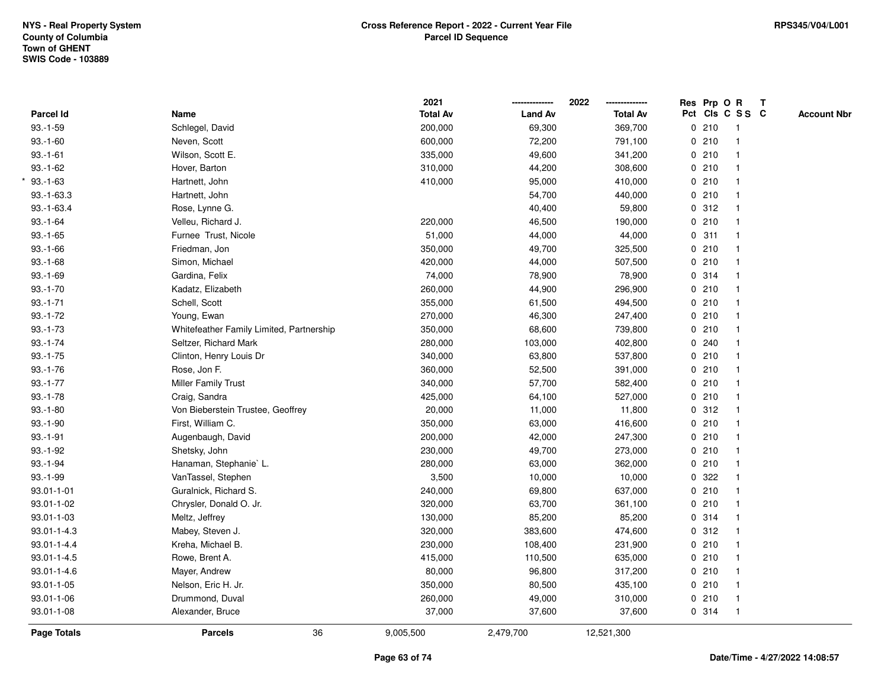NYS - Real Property System
County of Columbia
Town of GHENT
SWIS Code - 103889

**Cross Reference Report - 2022 - Current Year File**
**Parcel ID Sequence**

RPS345/V04/L001

| | Parcel Id | Name | 2021 Total Av | 2022 Land Av | 2022 Total Av | Res Pct | Prp Cls | O C | R S S | T C | Account Nbr |
|---|---|---|---|---|---|---|---|---|---|---|---|
| | 93.-1-59 | Schlegel, David | 200,000 | 69,300 | 369,700 | 0 | 210 | | 1 | | |
| | 93.-1-60 | Neven, Scott | 600,000 | 72,200 | 791,100 | 0 | 210 | | 1 | | |
| | 93.-1-61 | Wilson, Scott E. | 335,000 | 49,600 | 341,200 | 0 | 210 | | 1 | | |
| | 93.-1-62 | Hover, Barton | 310,000 | 44,200 | 308,600 | 0 | 210 | | 1 | | |
| * | 93.-1-63 | Hartnett, John | 410,000 | 95,000 | 410,000 | 0 | 210 | | 1 | | |
| | 93.-1-63.3 | Hartnett, John | | 54,700 | 440,000 | 0 | 210 | | 1 | | |
| | 93.-1-63.4 | Rose, Lynne G. | | 40,400 | 59,800 | 0 | 312 | | 1 | | |
| | 93.-1-64 | Velleu, Richard J. | 220,000 | 46,500 | 190,000 | 0 | 210 | | 1 | | |
| | 93.-1-65 | Furnee Trust, Nicole | 51,000 | 44,000 | 44,000 | 0 | 311 | | 1 | | |
| | 93.-1-66 | Friedman, Jon | 350,000 | 49,700 | 325,500 | 0 | 210 | | 1 | | |
| | 93.-1-68 | Simon, Michael | 420,000 | 44,000 | 507,500 | 0 | 210 | | 1 | | |
| | 93.-1-69 | Gardina, Felix | 74,000 | 78,900 | 78,900 | 0 | 314 | | 1 | | |
| | 93.-1-70 | Kadatz, Elizabeth | 260,000 | 44,900 | 296,900 | 0 | 210 | | 1 | | |
| | 93.-1-71 | Schell, Scott | 355,000 | 61,500 | 494,500 | 0 | 210 | | 1 | | |
| | 93.-1-72 | Young, Ewan | 270,000 | 46,300 | 247,400 | 0 | 210 | | 1 | | |
| | 93.-1-73 | Whitefeather Family Limited, Partnership | 350,000 | 68,600 | 739,800 | 0 | 210 | | 1 | | |
| | 93.-1-74 | Seltzer, Richard Mark | 280,000 | 103,000 | 402,800 | 0 | 240 | | 1 | | |
| | 93.-1-75 | Clinton, Henry Louis Dr | 340,000 | 63,800 | 537,800 | 0 | 210 | | 1 | | |
| | 93.-1-76 | Rose, Jon F. | 360,000 | 52,500 | 391,000 | 0 | 210 | | 1 | | |
| | 93.-1-77 | Miller Family Trust | 340,000 | 57,700 | 582,400 | 0 | 210 | | 1 | | |
| | 93.-1-78 | Craig, Sandra | 425,000 | 64,100 | 527,000 | 0 | 210 | | 1 | | |
| | 93.-1-80 | Von Bieberstein Trustee, Geoffrey | 20,000 | 11,000 | 11,800 | 0 | 312 | | 1 | | |
| | 93.-1-90 | First, William C. | 350,000 | 63,000 | 416,600 | 0 | 210 | | 1 | | |
| | 93.-1-91 | Augenbaugh, David | 200,000 | 42,000 | 247,300 | 0 | 210 | | 1 | | |
| | 93.-1-92 | Shetsky, John | 230,000 | 49,700 | 273,000 | 0 | 210 | | 1 | | |
| | 93.-1-94 | Hanaman, Stephanie` L. | 280,000 | 63,000 | 362,000 | 0 | 210 | | 1 | | |
| | 93.-1-99 | VanTassel, Stephen | 3,500 | 10,000 | 10,000 | 0 | 322 | | 1 | | |
| | 93.01-1-01 | Guralnick, Richard S. | 240,000 | 69,800 | 637,000 | 0 | 210 | | 1 | | |
| | 93.01-1-02 | Chrysler, Donald O. Jr. | 320,000 | 63,700 | 361,100 | 0 | 210 | | 1 | | |
| | 93.01-1-03 | Meltz, Jeffrey | 130,000 | 85,200 | 85,200 | 0 | 314 | | 1 | | |
| | 93.01-1-4.3 | Mabey, Steven J. | 320,000 | 383,600 | 474,600 | 0 | 312 | | 1 | | |
| | 93.01-1-4.4 | Kreha, Michael B. | 230,000 | 108,400 | 231,900 | 0 | 210 | | 1 | | |
| | 93.01-1-4.5 | Rowe, Brent A. | 415,000 | 110,500 | 635,000 | 0 | 210 | | 1 | | |
| | 93.01-1-4.6 | Mayer, Andrew | 80,000 | 96,800 | 317,200 | 0 | 210 | | 1 | | |
| | 93.01-1-05 | Nelson, Eric H. Jr. | 350,000 | 80,500 | 435,100 | 0 | 210 | | 1 | | |
| | 93.01-1-06 | Drummond, Duval | 260,000 | 49,000 | 310,000 | 0 | 210 | | 1 | | |
| | 93.01-1-08 | Alexander, Bruce | 37,000 | 37,600 | 37,600 | 0 | 314 | | 1 | | |
| | **Page Totals** | **Parcels** 36 | 9,005,500 | 2,479,700 | 12,521,300 | | | | | | |

Date/Time - 4/27/2022 14:08:57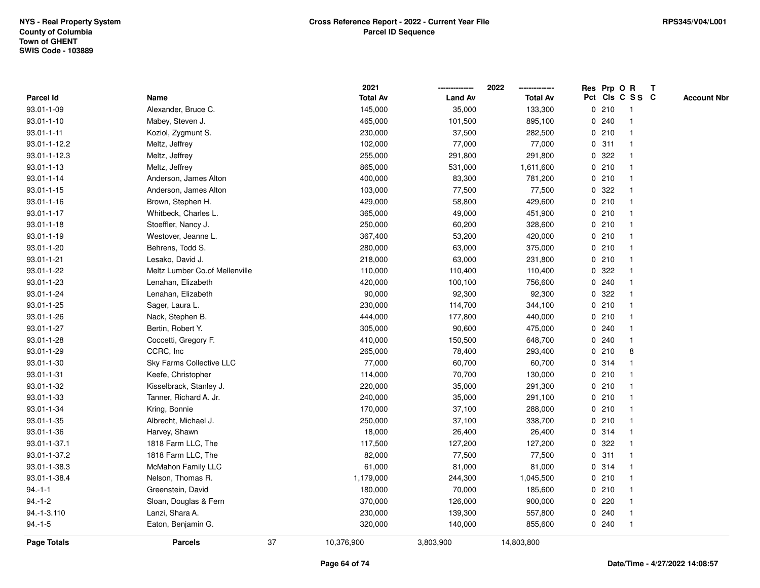NYS - Real Property System
County of Columbia
Town of GHENT
SWIS Code - 103889

**Cross Reference Report - 2022 - Current Year File**
**Parcel ID Sequence**

RPS345/V04/L001

| Parcel Id | Name | 2021 Total Av | 2022 Land Av | 2022 Total Av | Res Pct | Prp Cls | O C | R S S | T C | Account Nbr |
|---|---|---|---|---|---|---|---|---|---|---|
| 93.01-1-09 | Alexander, Bruce C. | 145,000 | 35,000 | 133,300 | 0 | 210 | | 1 | | |
| 93.01-1-10 | Mabey, Steven J. | 465,000 | 101,500 | 895,100 | 0 | 240 | | 1 | | |
| 93.01-1-11 | Koziol, Zygmunt S. | 230,000 | 37,500 | 282,500 | 0 | 210 | | 1 | | |
| 93.01-1-12.2 | Meltz, Jeffrey | 102,000 | 77,000 | 77,000 | 0 | 311 | | 1 | | |
| 93.01-1-12.3 | Meltz, Jeffrey | 255,000 | 291,800 | 291,800 | 0 | 322 | | 1 | | |
| 93.01-1-13 | Meltz, Jeffrey | 865,000 | 531,000 | 1,611,600 | 0 | 210 | | 1 | | |
| 93.01-1-14 | Anderson, James Alton | 400,000 | 83,300 | 781,200 | 0 | 210 | | 1 | | |
| 93.01-1-15 | Anderson, James Alton | 103,000 | 77,500 | 77,500 | 0 | 322 | | 1 | | |
| 93.01-1-16 | Brown, Stephen H. | 429,000 | 58,800 | 429,600 | 0 | 210 | | 1 | | |
| 93.01-1-17 | Whitbeck, Charles L. | 365,000 | 49,000 | 451,900 | 0 | 210 | | 1 | | |
| 93.01-1-18 | Stoeffler, Nancy J. | 250,000 | 60,200 | 328,600 | 0 | 210 | | 1 | | |
| 93.01-1-19 | Westover, Jeanne L. | 367,400 | 53,200 | 420,000 | 0 | 210 | | 1 | | |
| 93.01-1-20 | Behrens, Todd S. | 280,000 | 63,000 | 375,000 | 0 | 210 | | 1 | | |
| 93.01-1-21 | Lesako, David J. | 218,000 | 63,000 | 231,800 | 0 | 210 | | 1 | | |
| 93.01-1-22 | Meltz Lumber Co.of Mellenville | 110,000 | 110,400 | 110,400 | 0 | 322 | | 1 | | |
| 93.01-1-23 | Lenahan, Elizabeth | 420,000 | 100,100 | 756,600 | 0 | 240 | | 1 | | |
| 93.01-1-24 | Lenahan, Elizabeth | 90,000 | 92,300 | 92,300 | 0 | 322 | | 1 | | |
| 93.01-1-25 | Sager, Laura L. | 230,000 | 114,700 | 344,100 | 0 | 210 | | 1 | | |
| 93.01-1-26 | Nack, Stephen B. | 444,000 | 177,800 | 440,000 | 0 | 210 | | 1 | | |
| 93.01-1-27 | Bertin, Robert Y. | 305,000 | 90,600 | 475,000 | 0 | 240 | | 1 | | |
| 93.01-1-28 | Coccetti, Gregory F. | 410,000 | 150,500 | 648,700 | 0 | 240 | | 1 | | |
| 93.01-1-29 | CCRC, Inc | 265,000 | 78,400 | 293,400 | 0 | 210 | | 8 | | |
| 93.01-1-30 | Sky Farms Collective LLC | 77,000 | 60,700 | 60,700 | 0 | 314 | | 1 | | |
| 93.01-1-31 | Keefe, Christopher | 114,000 | 70,700 | 130,000 | 0 | 210 | | 1 | | |
| 93.01-1-32 | Kisselbrack, Stanley J. | 220,000 | 35,000 | 291,300 | 0 | 210 | | 1 | | |
| 93.01-1-33 | Tanner, Richard A. Jr. | 240,000 | 35,000 | 291,100 | 0 | 210 | | 1 | | |
| 93.01-1-34 | Kring, Bonnie | 170,000 | 37,100 | 288,000 | 0 | 210 | | 1 | | |
| 93.01-1-35 | Albrecht, Michael J. | 250,000 | 37,100 | 338,700 | 0 | 210 | | 1 | | |
| 93.01-1-36 | Harvey, Shawn | 18,000 | 26,400 | 26,400 | 0 | 314 | | 1 | | |
| 93.01-1-37.1 | 1818 Farm LLC, The | 117,500 | 127,200 | 127,200 | 0 | 322 | | 1 | | |
| 93.01-1-37.2 | 1818 Farm LLC, The | 82,000 | 77,500 | 77,500 | 0 | 311 | | 1 | | |
| 93.01-1-38.3 | McMahon Family LLC | 61,000 | 81,000 | 81,000 | 0 | 314 | | 1 | | |
| 93.01-1-38.4 | Nelson, Thomas R. | 1,179,000 | 244,300 | 1,045,500 | 0 | 210 | | 1 | | |
| 94.-1-1 | Greenstein, David | 180,000 | 70,000 | 185,600 | 0 | 210 | | 1 | | |
| 94.-1-2 | Sloan, Douglas & Fern | 370,000 | 126,000 | 900,000 | 0 | 220 | | 1 | | |
| 94.-1-3.110 | Lanzi, Shara A. | 230,000 | 139,300 | 557,800 | 0 | 240 | | 1 | | |
| 94.-1-5 | Eaton, Benjamin G. | 320,000 | 140,000 | 855,600 | 0 | 240 | | 1 | | |
| **Page Totals** | **Parcels** 37 | 10,376,900 | 3,803,900 | 14,803,800 | | | | | | |

Date/Time - 4/27/2022 14:08:57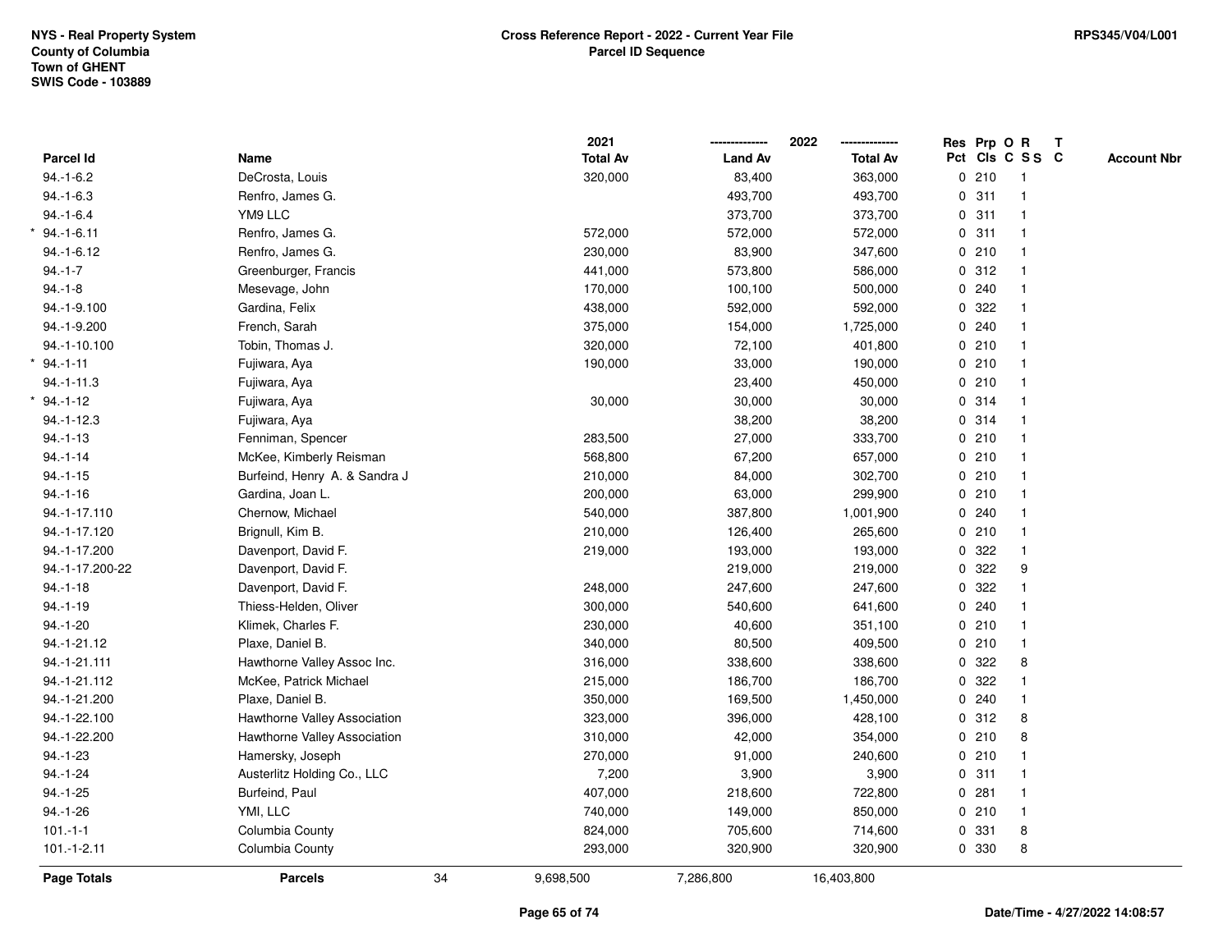NYS - Real Property System
County of Columbia
Town of GHENT
SWIS Code - 103889

**Cross Reference Report - 2022 - Current Year File**
**Parcel ID Sequence**

RPS345/V04/L001

| Parcel Id | Name | 2021 Total Av | 2022 Land Av | 2022 Total Av | Res Pct | Prp Cls | O C | R S S | T C | Account Nbr |
|---|---|---|---|---|---|---|---|---|---|---|
| 94.-1-6.2 | DeCrosta, Louis | 320,000 | 83,400 | 363,000 | 0 | 210 | | 1 | | |
| 94.-1-6.3 | Renfro, James G. | | 493,700 | 493,700 | 0 | 311 | | 1 | | |
| 94.-1-6.4 | YM9 LLC | | 373,700 | 373,700 | 0 | 311 | | 1 | | |
| * 94.-1-6.11 | Renfro, James G. | 572,000 | 572,000 | 572,000 | 0 | 311 | | 1 | | |
| 94.-1-6.12 | Renfro, James G. | 230,000 | 83,900 | 347,600 | 0 | 210 | | 1 | | |
| 94.-1-7 | Greenburger, Francis | 441,000 | 573,800 | 586,000 | 0 | 312 | | 1 | | |
| 94.-1-8 | Mesevage, John | 170,000 | 100,100 | 500,000 | 0 | 240 | | 1 | | |
| 94.-1-9.100 | Gardina, Felix | 438,000 | 592,000 | 592,000 | 0 | 322 | | 1 | | |
| 94.-1-9.200 | French, Sarah | 375,000 | 154,000 | 1,725,000 | 0 | 240 | | 1 | | |
| 94.-1-10.100 | Tobin, Thomas J. | 320,000 | 72,100 | 401,800 | 0 | 210 | | 1 | | |
| * 94.-1-11 | Fujiwara, Aya | 190,000 | 33,000 | 190,000 | 0 | 210 | | 1 | | |
| 94.-1-11.3 | Fujiwara, Aya | | 23,400 | 450,000 | 0 | 210 | | 1 | | |
| * 94.-1-12 | Fujiwara, Aya | 30,000 | 30,000 | 30,000 | 0 | 314 | | 1 | | |
| 94.-1-12.3 | Fujiwara, Aya | | 38,200 | 38,200 | 0 | 314 | | 1 | | |
| 94.-1-13 | Fenniman, Spencer | 283,500 | 27,000 | 333,700 | 0 | 210 | | 1 | | |
| 94.-1-14 | McKee, Kimberly Reisman | 568,800 | 67,200 | 657,000 | 0 | 210 | | 1 | | |
| 94.-1-15 | Burfeind, Henry A. & Sandra J | 210,000 | 84,000 | 302,700 | 0 | 210 | | 1 | | |
| 94.-1-16 | Gardina, Joan L. | 200,000 | 63,000 | 299,900 | 0 | 210 | | 1 | | |
| 94.-1-17.110 | Chernow, Michael | 540,000 | 387,800 | 1,001,900 | 0 | 240 | | 1 | | |
| 94.-1-17.120 | Brignull, Kim B. | 210,000 | 126,400 | 265,600 | 0 | 210 | | 1 | | |
| 94.-1-17.200 | Davenport, David F. | 219,000 | 193,000 | 193,000 | 0 | 322 | | 1 | | |
| 94.-1-17.200-22 | Davenport, David F. | | 219,000 | 219,000 | 0 | 322 | | 9 | | |
| 94.-1-18 | Davenport, David F. | 248,000 | 247,600 | 247,600 | 0 | 322 | | 1 | | |
| 94.-1-19 | Thiess-Helden, Oliver | 300,000 | 540,600 | 641,600 | 0 | 240 | | 1 | | |
| 94.-1-20 | Klimek, Charles F. | 230,000 | 40,600 | 351,100 | 0 | 210 | | 1 | | |
| 94.-1-21.12 | Plaxe, Daniel B. | 340,000 | 80,500 | 409,500 | 0 | 210 | | 1 | | |
| 94.-1-21.111 | Hawthorne Valley Assoc Inc. | 316,000 | 338,600 | 338,600 | 0 | 322 | | 8 | | |
| 94.-1-21.112 | McKee, Patrick Michael | 215,000 | 186,700 | 186,700 | 0 | 322 | | 1 | | |
| 94.-1-21.200 | Plaxe, Daniel B. | 350,000 | 169,500 | 1,450,000 | 0 | 240 | | 1 | | |
| 94.-1-22.100 | Hawthorne Valley Association | 323,000 | 396,000 | 428,100 | 0 | 312 | | 8 | | |
| 94.-1-22.200 | Hawthorne Valley Association | 310,000 | 42,000 | 354,000 | 0 | 210 | | 8 | | |
| 94.-1-23 | Hamersky, Joseph | 270,000 | 91,000 | 240,600 | 0 | 210 | | 1 | | |
| 94.-1-24 | Austerlitz Holding Co., LLC | 7,200 | 3,900 | 3,900 | 0 | 311 | | 1 | | |
| 94.-1-25 | Burfeind, Paul | 407,000 | 218,600 | 722,800 | 0 | 281 | | 1 | | |
| 94.-1-26 | YMI, LLC | 740,000 | 149,000 | 850,000 | 0 | 210 | | 1 | | |
| 101.-1-1 | Columbia County | 824,000 | 705,600 | 714,600 | 0 | 331 | | 8 | | |
| 101.-1-2.11 | Columbia County | 293,000 | 320,900 | 320,900 | 0 | 330 | | 8 | | |
| **Page Totals** | **Parcels** 34 | 9,698,500 | 7,286,800 | 16,403,800 | | | | | | |

Date/Time - 4/27/2022 14:08:57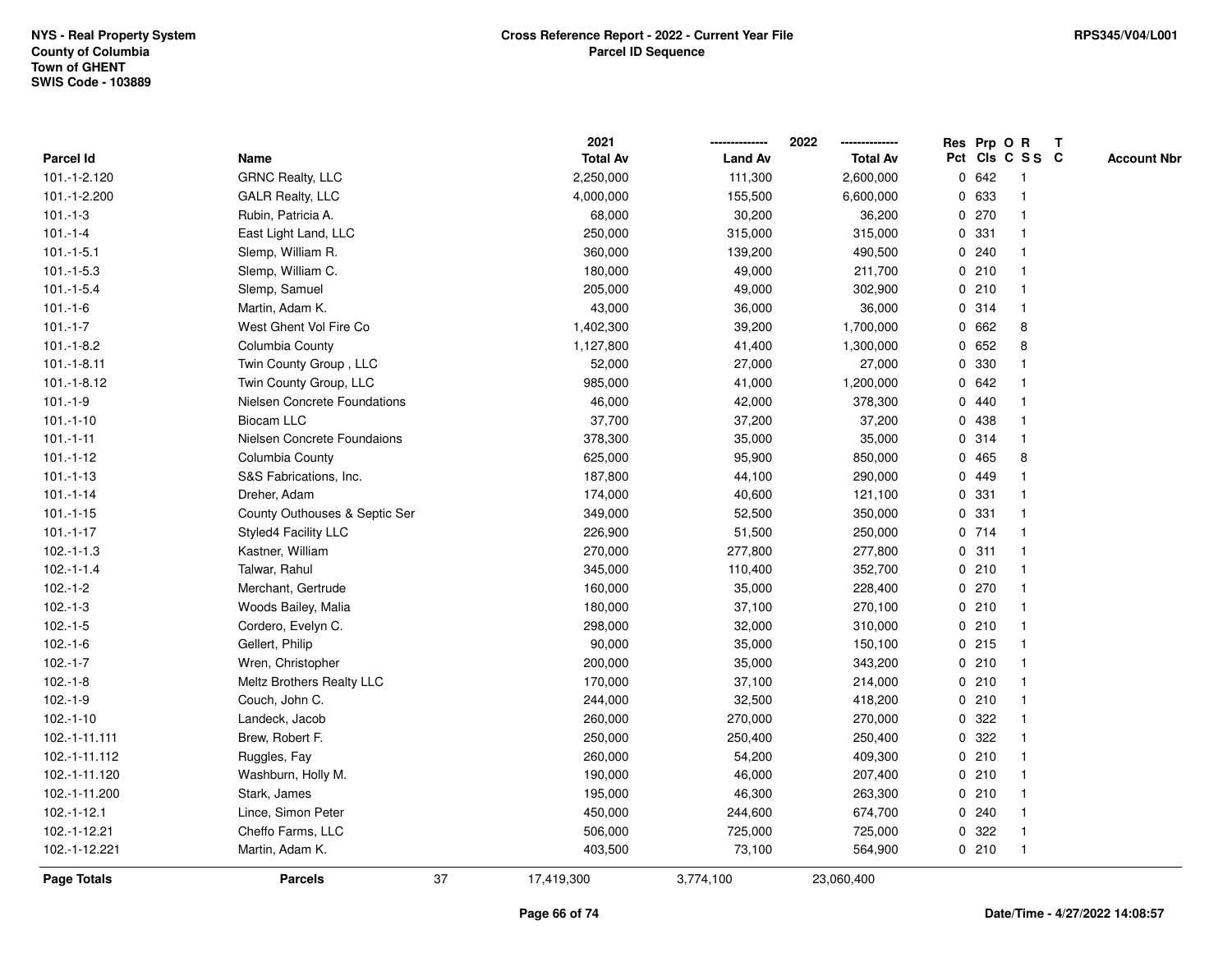**NYS - Real Property System**
**County of Columbia**
**Town of GHENT**
**SWIS Code - 103889**

**Cross Reference Report - 2022 - Current Year File**
**Parcel ID Sequence**

**RPS345/V04/L001**

| Parcel Id | Name | | 2021 Total Av | 2022 Land Av | 2022 Total Av | Res Pct | Prp Cls | O C | R S S | T C | Account Nbr |
|---|---|---|---|---|---|---|---|---|---|---|---|
| 101.-1-2.120 | GRNC Realty, LLC | | 2,250,000 | 111,300 | 2,600,000 | 0 | 642 | | 1 | | |
| 101.-1-2.200 | GALR Realty, LLC | | 4,000,000 | 155,500 | 6,600,000 | 0 | 633 | | 1 | | |
| 101.-1-3 | Rubin, Patricia A. | | 68,000 | 30,200 | 36,200 | 0 | 270 | | 1 | | |
| 101.-1-4 | East Light Land, LLC | | 250,000 | 315,000 | 315,000 | 0 | 331 | | 1 | | |
| 101.-1-5.1 | Slemp, William R. | | 360,000 | 139,200 | 490,500 | 0 | 240 | | 1 | | |
| 101.-1-5.3 | Slemp, William C. | | 180,000 | 49,000 | 211,700 | 0 | 210 | | 1 | | |
| 101.-1-5.4 | Slemp, Samuel | | 205,000 | 49,000 | 302,900 | 0 | 210 | | 1 | | |
| 101.-1-6 | Martin, Adam K. | | 43,000 | 36,000 | 36,000 | 0 | 314 | | 1 | | |
| 101.-1-7 | West Ghent Vol Fire Co | | 1,402,300 | 39,200 | 1,700,000 | 0 | 662 | | 8 | | |
| 101.-1-8.2 | Columbia County | | 1,127,800 | 41,400 | 1,300,000 | 0 | 652 | | 8 | | |
| 101.-1-8.11 | Twin County Group , LLC | | 52,000 | 27,000 | 27,000 | 0 | 330 | | 1 | | |
| 101.-1-8.12 | Twin County Group, LLC | | 985,000 | 41,000 | 1,200,000 | 0 | 642 | | 1 | | |
| 101.-1-9 | Nielsen Concrete Foundations | | 46,000 | 42,000 | 378,300 | 0 | 440 | | 1 | | |
| 101.-1-10 | Biocam LLC | | 37,700 | 37,200 | 37,200 | 0 | 438 | | 1 | | |
| 101.-1-11 | Nielsen Concrete Foundaions | | 378,300 | 35,000 | 35,000 | 0 | 314 | | 1 | | |
| 101.-1-12 | Columbia County | | 625,000 | 95,900 | 850,000 | 0 | 465 | | 8 | | |
| 101.-1-13 | S&S Fabrications, Inc. | | 187,800 | 44,100 | 290,000 | 0 | 449 | | 1 | | |
| 101.-1-14 | Dreher, Adam | | 174,000 | 40,600 | 121,100 | 0 | 331 | | 1 | | |
| 101.-1-15 | County Outhouses & Septic Ser | | 349,000 | 52,500 | 350,000 | 0 | 331 | | 1 | | |
| 101.-1-17 | Styled4 Facility LLC | | 226,900 | 51,500 | 250,000 | 0 | 714 | | 1 | | |
| 102.-1-1.3 | Kastner, William | | 270,000 | 277,800 | 277,800 | 0 | 311 | | 1 | | |
| 102.-1-1.4 | Talwar, Rahul | | 345,000 | 110,400 | 352,700 | 0 | 210 | | 1 | | |
| 102.-1-2 | Merchant, Gertrude | | 160,000 | 35,000 | 228,400 | 0 | 270 | | 1 | | |
| 102.-1-3 | Woods Bailey, Malia | | 180,000 | 37,100 | 270,100 | 0 | 210 | | 1 | | |
| 102.-1-5 | Cordero, Evelyn C. | | 298,000 | 32,000 | 310,000 | 0 | 210 | | 1 | | |
| 102.-1-6 | Gellert, Philip | | 90,000 | 35,000 | 150,100 | 0 | 215 | | 1 | | |
| 102.-1-7 | Wren, Christopher | | 200,000 | 35,000 | 343,200 | 0 | 210 | | 1 | | |
| 102.-1-8 | Meltz Brothers Realty LLC | | 170,000 | 37,100 | 214,000 | 0 | 210 | | 1 | | |
| 102.-1-9 | Couch, John C. | | 244,000 | 32,500 | 418,200 | 0 | 210 | | 1 | | |
| 102.-1-10 | Landeck, Jacob | | 260,000 | 270,000 | 270,000 | 0 | 322 | | 1 | | |
| 102.-1-11.111 | Brew, Robert F. | | 250,000 | 250,400 | 250,400 | 0 | 322 | | 1 | | |
| 102.-1-11.112 | Ruggles, Fay | | 260,000 | 54,200 | 409,300 | 0 | 210 | | 1 | | |
| 102.-1-11.120 | Washburn, Holly M. | | 190,000 | 46,000 | 207,400 | 0 | 210 | | 1 | | |
| 102.-1-11.200 | Stark, James | | 195,000 | 46,300 | 263,300 | 0 | 210 | | 1 | | |
| 102.-1-12.1 | Lince, Simon Peter | | 450,000 | 244,600 | 674,700 | 0 | 240 | | 1 | | |
| 102.-1-12.21 | Cheffo Farms, LLC | | 506,000 | 725,000 | 725,000 | 0 | 322 | | 1 | | |
| 102.-1-12.221 | Martin, Adam K. | | 403,500 | 73,100 | 564,900 | 0 | 210 | | 1 | | |
| **Page Totals** | **Parcels** | 37 | 17,419,300 | 3,774,100 | 23,060,400 | | | | | | |

**Date/Time - 4/27/2022 14:08:57**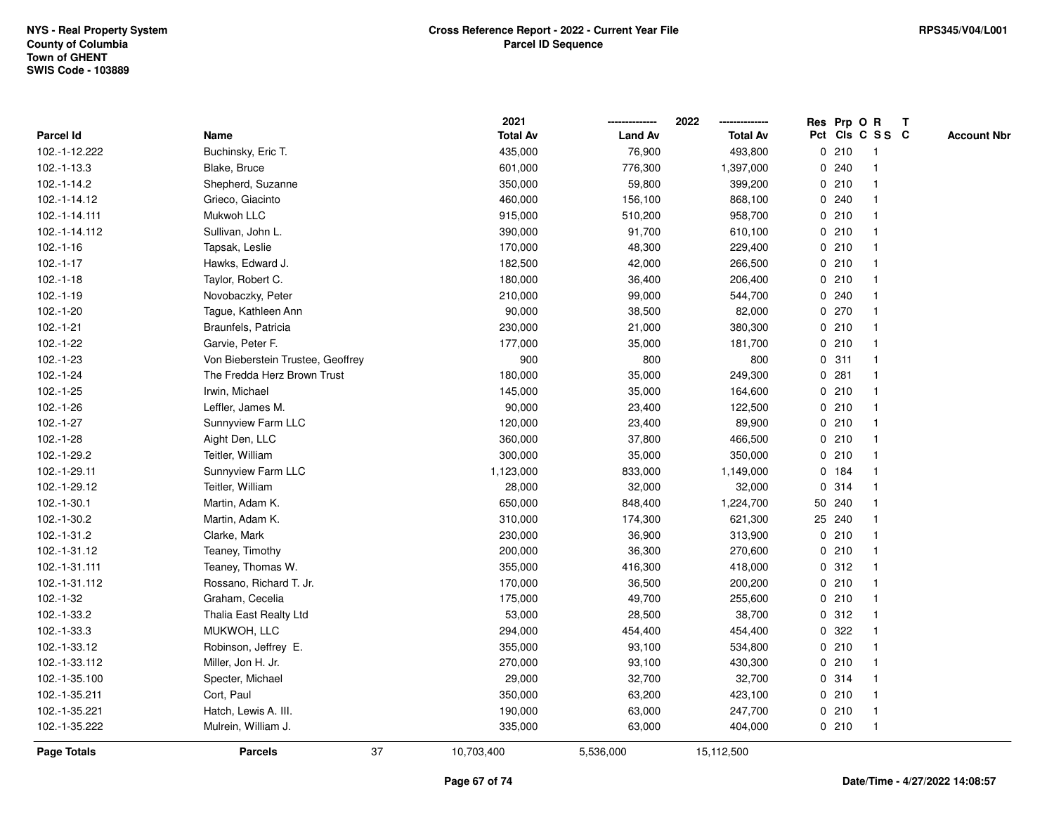NYS - Real Property System
County of Columbia
Town of GHENT
SWIS Code - 103889

**Cross Reference Report - 2022 - Current Year File**
**Parcel ID Sequence**

RPS345/V04/L001

| Parcel Id | Name | 2021 Total Av | 2022 Land Av | 2022 Total Av | Res Pct | Prp Cls | O C | R S S | T C | Account Nbr |
|---|---|---|---|---|---|---|---|---|---|---|
| 102.-1-12.222 | Buchinsky, Eric T. | 435,000 | 76,900 | 493,800 | 0 | 210 | | 1 | | |
| 102.-1-13.3 | Blake, Bruce | 601,000 | 776,300 | 1,397,000 | 0 | 240 | | 1 | | |
| 102.-1-14.2 | Shepherd, Suzanne | 350,000 | 59,800 | 399,200 | 0 | 210 | | 1 | | |
| 102.-1-14.12 | Grieco, Giacinto | 460,000 | 156,100 | 868,100 | 0 | 240 | | 1 | | |
| 102.-1-14.111 | Mukwoh LLC | 915,000 | 510,200 | 958,700 | 0 | 210 | | 1 | | |
| 102.-1-14.112 | Sullivan, John L. | 390,000 | 91,700 | 610,100 | 0 | 210 | | 1 | | |
| 102.-1-16 | Tapsak, Leslie | 170,000 | 48,300 | 229,400 | 0 | 210 | | 1 | | |
| 102.-1-17 | Hawks, Edward J. | 182,500 | 42,000 | 266,500 | 0 | 210 | | 1 | | |
| 102.-1-18 | Taylor, Robert C. | 180,000 | 36,400 | 206,400 | 0 | 210 | | 1 | | |
| 102.-1-19 | Novobaczky, Peter | 210,000 | 99,000 | 544,700 | 0 | 240 | | 1 | | |
| 102.-1-20 | Tague, Kathleen Ann | 90,000 | 38,500 | 82,000 | 0 | 270 | | 1 | | |
| 102.-1-21 | Braunfels, Patricia | 230,000 | 21,000 | 380,300 | 0 | 210 | | 1 | | |
| 102.-1-22 | Garvie, Peter F. | 177,000 | 35,000 | 181,700 | 0 | 210 | | 1 | | |
| 102.-1-23 | Von Bieberstein Trustee, Geoffrey | 900 | 800 | 800 | 0 | 311 | | 1 | | |
| 102.-1-24 | The Fredda Herz Brown Trust | 180,000 | 35,000 | 249,300 | 0 | 281 | | 1 | | |
| 102.-1-25 | Irwin, Michael | 145,000 | 35,000 | 164,600 | 0 | 210 | | 1 | | |
| 102.-1-26 | Leffler, James M. | 90,000 | 23,400 | 122,500 | 0 | 210 | | 1 | | |
| 102.-1-27 | Sunnyview Farm LLC | 120,000 | 23,400 | 89,900 | 0 | 210 | | 1 | | |
| 102.-1-28 | Aight Den, LLC | 360,000 | 37,800 | 466,500 | 0 | 210 | | 1 | | |
| 102.-1-29.2 | Teitler, William | 300,000 | 35,000 | 350,000 | 0 | 210 | | 1 | | |
| 102.-1-29.11 | Sunnyview Farm LLC | 1,123,000 | 833,000 | 1,149,000 | 0 | 184 | | 1 | | |
| 102.-1-29.12 | Teitler, William | 28,000 | 32,000 | 32,000 | 0 | 314 | | 1 | | |
| 102.-1-30.1 | Martin, Adam K. | 650,000 | 848,400 | 1,224,700 | 50 | 240 | | 1 | | |
| 102.-1-30.2 | Martin, Adam K. | 310,000 | 174,300 | 621,300 | 25 | 240 | | 1 | | |
| 102.-1-31.2 | Clarke, Mark | 230,000 | 36,900 | 313,900 | 0 | 210 | | 1 | | |
| 102.-1-31.12 | Teaney, Timothy | 200,000 | 36,300 | 270,600 | 0 | 210 | | 1 | | |
| 102.-1-31.111 | Teaney, Thomas W. | 355,000 | 416,300 | 418,000 | 0 | 312 | | 1 | | |
| 102.-1-31.112 | Rossano, Richard T. Jr. | 170,000 | 36,500 | 200,200 | 0 | 210 | | 1 | | |
| 102.-1-32 | Graham, Cecelia | 175,000 | 49,700 | 255,600 | 0 | 210 | | 1 | | |
| 102.-1-33.2 | Thalia East Realty Ltd | 53,000 | 28,500 | 38,700 | 0 | 312 | | 1 | | |
| 102.-1-33.3 | MUKWOH, LLC | 294,000 | 454,400 | 454,400 | 0 | 322 | | 1 | | |
| 102.-1-33.12 | Robinson, Jeffrey E. | 355,000 | 93,100 | 534,800 | 0 | 210 | | 1 | | |
| 102.-1-33.112 | Miller, Jon H. Jr. | 270,000 | 93,100 | 430,300 | 0 | 210 | | 1 | | |
| 102.-1-35.100 | Specter, Michael | 29,000 | 32,700 | 32,700 | 0 | 314 | | 1 | | |
| 102.-1-35.211 | Cort, Paul | 350,000 | 63,200 | 423,100 | 0 | 210 | | 1 | | |
| 102.-1-35.221 | Hatch, Lewis A. III. | 190,000 | 63,000 | 247,700 | 0 | 210 | | 1 | | |
| 102.-1-35.222 | Mulrein, William J. | 335,000 | 63,000 | 404,000 | 0 | 210 | | 1 | | |
| **Page Totals** | **Parcels** 37 | 10,703,400 | 5,536,000 | 15,112,500 | | | | | | |

Date/Time - 4/27/2022 14:08:57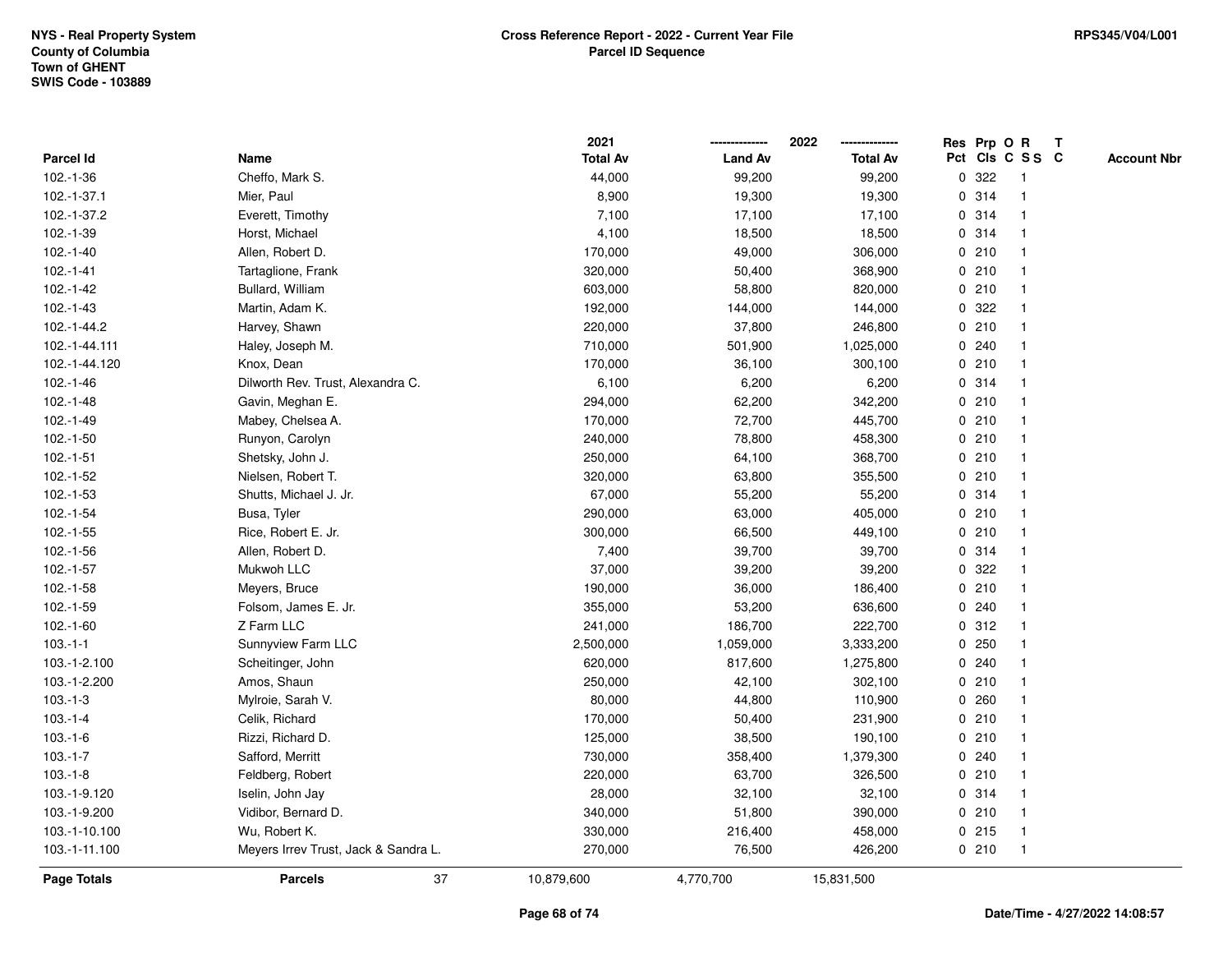NYS - Real Property System
County of Columbia
Town of GHENT
SWIS Code - 103889

**Cross Reference Report - 2022 - Current Year File**
**Parcel ID Sequence**

RPS345/V04/L001

| Parcel Id | Name | 2021 Total Av | 2022 Land Av | 2022 Total Av | Res Pct | Prp Cls | O C | R S S | T C | Account Nbr |
|---|---|---|---|---|---|---|---|---|---|---|
| 102.-1-36 | Cheffo, Mark S. | 44,000 | 99,200 | 99,200 | 0 | 322 | | 1 | | |
| 102.-1-37.1 | Mier, Paul | 8,900 | 19,300 | 19,300 | 0 | 314 | | 1 | | |
| 102.-1-37.2 | Everett, Timothy | 7,100 | 17,100 | 17,100 | 0 | 314 | | 1 | | |
| 102.-1-39 | Horst, Michael | 4,100 | 18,500 | 18,500 | 0 | 314 | | 1 | | |
| 102.-1-40 | Allen, Robert D. | 170,000 | 49,000 | 306,000 | 0 | 210 | | 1 | | |
| 102.-1-41 | Tartaglione, Frank | 320,000 | 50,400 | 368,900 | 0 | 210 | | 1 | | |
| 102.-1-42 | Bullard, William | 603,000 | 58,800 | 820,000 | 0 | 210 | | 1 | | |
| 102.-1-43 | Martin, Adam K. | 192,000 | 144,000 | 144,000 | 0 | 322 | | 1 | | |
| 102.-1-44.2 | Harvey, Shawn | 220,000 | 37,800 | 246,800 | 0 | 210 | | 1 | | |
| 102.-1-44.111 | Haley, Joseph M. | 710,000 | 501,900 | 1,025,000 | 0 | 240 | | 1 | | |
| 102.-1-44.120 | Knox, Dean | 170,000 | 36,100 | 300,100 | 0 | 210 | | 1 | | |
| 102.-1-46 | Dilworth Rev. Trust, Alexandra C. | 6,100 | 6,200 | 6,200 | 0 | 314 | | 1 | | |
| 102.-1-48 | Gavin, Meghan E. | 294,000 | 62,200 | 342,200 | 0 | 210 | | 1 | | |
| 102.-1-49 | Mabey, Chelsea A. | 170,000 | 72,700 | 445,700 | 0 | 210 | | 1 | | |
| 102.-1-50 | Runyon, Carolyn | 240,000 | 78,800 | 458,300 | 0 | 210 | | 1 | | |
| 102.-1-51 | Shetsky, John J. | 250,000 | 64,100 | 368,700 | 0 | 210 | | 1 | | |
| 102.-1-52 | Nielsen, Robert T. | 320,000 | 63,800 | 355,500 | 0 | 210 | | 1 | | |
| 102.-1-53 | Shutts, Michael J. Jr. | 67,000 | 55,200 | 55,200 | 0 | 314 | | 1 | | |
| 102.-1-54 | Busa, Tyler | 290,000 | 63,000 | 405,000 | 0 | 210 | | 1 | | |
| 102.-1-55 | Rice, Robert E. Jr. | 300,000 | 66,500 | 449,100 | 0 | 210 | | 1 | | |
| 102.-1-56 | Allen, Robert D. | 7,400 | 39,700 | 39,700 | 0 | 314 | | 1 | | |
| 102.-1-57 | Mukwoh LLC | 37,000 | 39,200 | 39,200 | 0 | 322 | | 1 | | |
| 102.-1-58 | Meyers, Bruce | 190,000 | 36,000 | 186,400 | 0 | 210 | | 1 | | |
| 102.-1-59 | Folsom, James E. Jr. | 355,000 | 53,200 | 636,600 | 0 | 240 | | 1 | | |
| 102.-1-60 | Z Farm LLC | 241,000 | 186,700 | 222,700 | 0 | 312 | | 1 | | |
| 103.-1-1 | Sunnyview Farm LLC | 2,500,000 | 1,059,000 | 3,333,200 | 0 | 250 | | 1 | | |
| 103.-1-2.100 | Scheitinger, John | 620,000 | 817,600 | 1,275,800 | 0 | 240 | | 1 | | |
| 103.-1-2.200 | Amos, Shaun | 250,000 | 42,100 | 302,100 | 0 | 210 | | 1 | | |
| 103.-1-3 | Mylroie, Sarah V. | 80,000 | 44,800 | 110,900 | 0 | 260 | | 1 | | |
| 103.-1-4 | Celik, Richard | 170,000 | 50,400 | 231,900 | 0 | 210 | | 1 | | |
| 103.-1-6 | Rizzi, Richard D. | 125,000 | 38,500 | 190,100 | 0 | 210 | | 1 | | |
| 103.-1-7 | Safford, Merritt | 730,000 | 358,400 | 1,379,300 | 0 | 240 | | 1 | | |
| 103.-1-8 | Feldberg, Robert | 220,000 | 63,700 | 326,500 | 0 | 210 | | 1 | | |
| 103.-1-9.120 | Iselin, John Jay | 28,000 | 32,100 | 32,100 | 0 | 314 | | 1 | | |
| 103.-1-9.200 | Vidibor, Bernard D. | 340,000 | 51,800 | 390,000 | 0 | 210 | | 1 | | |
| 103.-1-10.100 | Wu, Robert K. | 330,000 | 216,400 | 458,000 | 0 | 215 | | 1 | | |
| 103.-1-11.100 | Meyers Irrev Trust, Jack & Sandra L. | 270,000 | 76,500 | 426,200 | 0 | 210 | | 1 | | |
| **Page Totals** | **Parcels** 37 | 10,879,600 | 4,770,700 | 15,831,500 | | | | | | |

Date/Time - 4/27/2022 14:08:57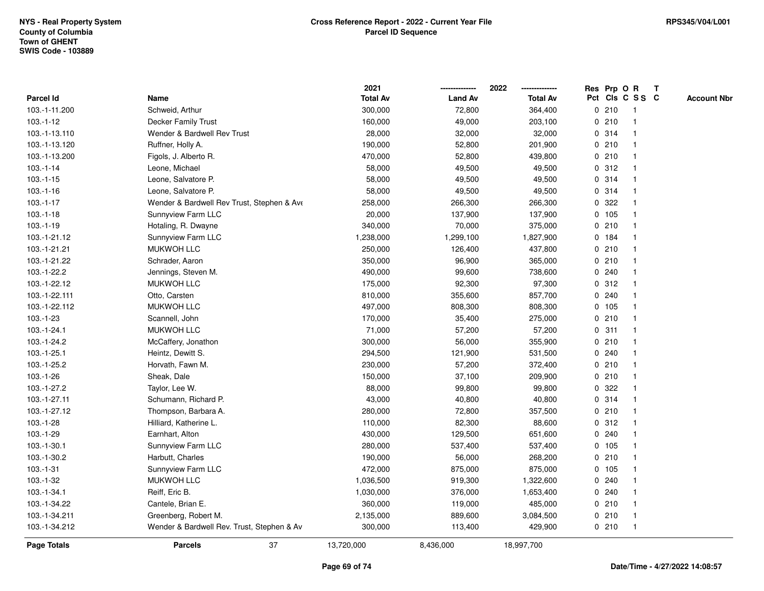NYS - Real Property System
County of Columbia
Town of GHENT
SWIS Code - 103889

# Cross Reference Report - 2022 - Current Year File
## Parcel ID Sequence

RPS345/V04/L001

| Parcel Id | Name | 2021 Total Av | 2022 Land Av | 2022 Total Av | Res Pct | Prp Cls | O C | R S S | T C | Account Nbr |
|---|---|---|---|---|---|---|---|---|---|---|
| 103.-1-11.200 | Schweid, Arthur | 300,000 | 72,800 | 364,400 | 0 | 210 | | 1 | | |
| 103.-1-12 | Decker Family Trust | 160,000 | 49,000 | 203,100 | 0 | 210 | | 1 | | |
| 103.-1-13.110 | Wender & Bardwell Rev Trust | 28,000 | 32,000 | 32,000 | 0 | 314 | | 1 | | |
| 103.-1-13.120 | Ruffner, Holly A. | 190,000 | 52,800 | 201,900 | 0 | 210 | | 1 | | |
| 103.-1-13.200 | Figols, J. Alberto R. | 470,000 | 52,800 | 439,800 | 0 | 210 | | 1 | | |
| 103.-1-14 | Leone, Michael | 58,000 | 49,500 | 49,500 | 0 | 312 | | 1 | | |
| 103.-1-15 | Leone, Salvatore P. | 58,000 | 49,500 | 49,500 | 0 | 314 | | 1 | | |
| 103.-1-16 | Leone, Salvatore P. | 58,000 | 49,500 | 49,500 | 0 | 314 | | 1 | | |
| 103.-1-17 | Wender & Bardwell Rev Trust, Stephen & Ave | 258,000 | 266,300 | 266,300 | 0 | 322 | | 1 | | |
| 103.-1-18 | Sunnyview Farm LLC | 20,000 | 137,900 | 137,900 | 0 | 105 | | 1 | | |
| 103.-1-19 | Hotaling, R. Dwayne | 340,000 | 70,000 | 375,000 | 0 | 210 | | 1 | | |
| 103.-1-21.12 | Sunnyview Farm LLC | 1,238,000 | 1,299,100 | 1,827,900 | 0 | 184 | | 1 | | |
| 103.-1-21.21 | MUKWOH LLC | 250,000 | 126,400 | 437,800 | 0 | 210 | | 1 | | |
| 103.-1-21.22 | Schrader, Aaron | 350,000 | 96,900 | 365,000 | 0 | 210 | | 1 | | |
| 103.-1-22.2 | Jennings, Steven M. | 490,000 | 99,600 | 738,600 | 0 | 240 | | 1 | | |
| 103.-1-22.12 | MUKWOH LLC | 175,000 | 92,300 | 97,300 | 0 | 312 | | 1 | | |
| 103.-1-22.111 | Otto, Carsten | 810,000 | 355,600 | 857,700 | 0 | 240 | | 1 | | |
| 103.-1-22.112 | MUKWOH LLC | 497,000 | 808,300 | 808,300 | 0 | 105 | | 1 | | |
| 103.-1-23 | Scannell, John | 170,000 | 35,400 | 275,000 | 0 | 210 | | 1 | | |
| 103.-1-24.1 | MUKWOH LLC | 71,000 | 57,200 | 57,200 | 0 | 311 | | 1 | | |
| 103.-1-24.2 | McCaffery, Jonathon | 300,000 | 56,000 | 355,900 | 0 | 210 | | 1 | | |
| 103.-1-25.1 | Heintz, Dewitt S. | 294,500 | 121,900 | 531,500 | 0 | 240 | | 1 | | |
| 103.-1-25.2 | Horvath, Fawn M. | 230,000 | 57,200 | 372,400 | 0 | 210 | | 1 | | |
| 103.-1-26 | Sheak, Dale | 150,000 | 37,100 | 209,900 | 0 | 210 | | 1 | | |
| 103.-1-27.2 | Taylor, Lee W. | 88,000 | 99,800 | 99,800 | 0 | 322 | | 1 | | |
| 103.-1-27.11 | Schumann, Richard P. | 43,000 | 40,800 | 40,800 | 0 | 314 | | 1 | | |
| 103.-1-27.12 | Thompson, Barbara A. | 280,000 | 72,800 | 357,500 | 0 | 210 | | 1 | | |
| 103.-1-28 | Hilliard, Katherine L. | 110,000 | 82,300 | 88,600 | 0 | 312 | | 1 | | |
| 103.-1-29 | Earnhart, Alton | 430,000 | 129,500 | 651,600 | 0 | 240 | | 1 | | |
| 103.-1-30.1 | Sunnyview Farm LLC | 280,000 | 537,400 | 537,400 | 0 | 105 | | 1 | | |
| 103.-1-30.2 | Harbutt, Charles | 190,000 | 56,000 | 268,200 | 0 | 210 | | 1 | | |
| 103.-1-31 | Sunnyview Farm LLC | 472,000 | 875,000 | 875,000 | 0 | 105 | | 1 | | |
| 103.-1-32 | MUKWOH LLC | 1,036,500 | 919,300 | 1,322,600 | 0 | 240 | | 1 | | |
| 103.-1-34.1 | Reiff, Eric B. | 1,030,000 | 376,000 | 1,653,400 | 0 | 240 | | 1 | | |
| 103.-1-34.22 | Cantele, Brian E. | 360,000 | 119,000 | 485,000 | 0 | 210 | | 1 | | |
| 103.-1-34.211 | Greenberg, Robert M. | 2,135,000 | 889,600 | 3,084,500 | 0 | 210 | | 1 | | |
| 103.-1-34.212 | Wender & Bardwell Rev. Trust, Stephen & Av | 300,000 | 113,400 | 429,900 | 0 | 210 | | 1 | | |
| **Page Totals** | **Parcels** 37 | 13,720,000 | 8,436,000 | 18,997,700 | | | | | | |

Date/Time - 4/27/2022 14:08:57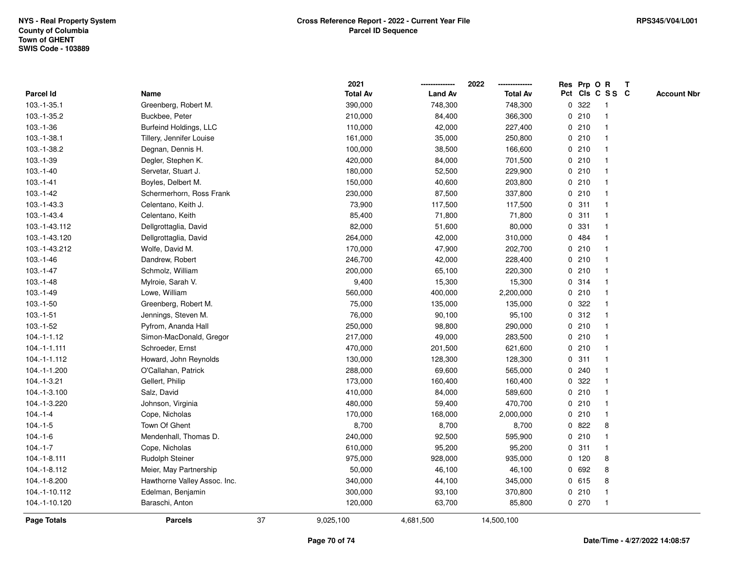NYS - Real Property System
County of Columbia
Town of GHENT
SWIS Code - 103889

**Cross Reference Report - 2022 - Current Year File**
**Parcel ID Sequence**

RPS345/V04/L001

| Parcel Id | Name | 2021 Total Av | 2022 Land Av | 2022 Total Av | Res Pct | Prp Cls | O C | R S S | T C | Account Nbr |
|---|---|---|---|---|---|---|---|---|---|---|
| 103.-1-35.1 | Greenberg, Robert M. | 390,000 | 748,300 | 748,300 | 0 | 322 | | 1 | | |
| 103.-1-35.2 | Buckbee, Peter | 210,000 | 84,400 | 366,300 | 0 | 210 | | 1 | | |
| 103.-1-36 | Burfeind Holdings, LLC | 110,000 | 42,000 | 227,400 | 0 | 210 | | 1 | | |
| 103.-1-38.1 | Tillery, Jennifer Louise | 161,000 | 35,000 | 250,800 | 0 | 210 | | 1 | | |
| 103.-1-38.2 | Degnan, Dennis H. | 100,000 | 38,500 | 166,600 | 0 | 210 | | 1 | | |
| 103.-1-39 | Degler, Stephen K. | 420,000 | 84,000 | 701,500 | 0 | 210 | | 1 | | |
| 103.-1-40 | Servetar, Stuart J. | 180,000 | 52,500 | 229,900 | 0 | 210 | | 1 | | |
| 103.-1-41 | Boyles, Delbert M. | 150,000 | 40,600 | 203,800 | 0 | 210 | | 1 | | |
| 103.-1-42 | Schermerhorn, Ross Frank | 230,000 | 87,500 | 337,800 | 0 | 210 | | 1 | | |
| 103.-1-43.3 | Celentano, Keith J. | 73,900 | 117,500 | 117,500 | 0 | 311 | | 1 | | |
| 103.-1-43.4 | Celentano, Keith | 85,400 | 71,800 | 71,800 | 0 | 311 | | 1 | | |
| 103.-1-43.112 | Dellgrottaglia, David | 82,000 | 51,600 | 80,000 | 0 | 331 | | 1 | | |
| 103.-1-43.120 | Dellgrottaglia, David | 264,000 | 42,000 | 310,000 | 0 | 484 | | 1 | | |
| 103.-1-43.212 | Wolfe, David M. | 170,000 | 47,900 | 202,700 | 0 | 210 | | 1 | | |
| 103.-1-46 | Dandrew, Robert | 246,700 | 42,000 | 228,400 | 0 | 210 | | 1 | | |
| 103.-1-47 | Schmolz, William | 200,000 | 65,100 | 220,300 | 0 | 210 | | 1 | | |
| 103.-1-48 | Mylroie, Sarah V. | 9,400 | 15,300 | 15,300 | 0 | 314 | | 1 | | |
| 103.-1-49 | Lowe, William | 560,000 | 400,000 | 2,200,000 | 0 | 210 | | 1 | | |
| 103.-1-50 | Greenberg, Robert M. | 75,000 | 135,000 | 135,000 | 0 | 322 | | 1 | | |
| 103.-1-51 | Jennings, Steven M. | 76,000 | 90,100 | 95,100 | 0 | 312 | | 1 | | |
| 103.-1-52 | Pyfrom, Ananda Hall | 250,000 | 98,800 | 290,000 | 0 | 210 | | 1 | | |
| 104.-1-1.12 | Simon-MacDonald, Gregor | 217,000 | 49,000 | 283,500 | 0 | 210 | | 1 | | |
| 104.-1-1.111 | Schroeder, Ernst | 470,000 | 201,500 | 621,600 | 0 | 210 | | 1 | | |
| 104.-1-1.112 | Howard, John Reynolds | 130,000 | 128,300 | 128,300 | 0 | 311 | | 1 | | |
| 104.-1-1.200 | O'Callahan, Patrick | 288,000 | 69,600 | 565,000 | 0 | 240 | | 1 | | |
| 104.-1-3.21 | Gellert, Philip | 173,000 | 160,400 | 160,400 | 0 | 322 | | 1 | | |
| 104.-1-3.100 | Salz, David | 410,000 | 84,000 | 589,600 | 0 | 210 | | 1 | | |
| 104.-1-3.220 | Johnson, Virginia | 480,000 | 59,400 | 470,700 | 0 | 210 | | 1 | | |
| 104.-1-4 | Cope, Nicholas | 170,000 | 168,000 | 2,000,000 | 0 | 210 | | 1 | | |
| 104.-1-5 | Town Of Ghent | 8,700 | 8,700 | 8,700 | 0 | 822 | | 8 | | |
| 104.-1-6 | Mendenhall, Thomas D. | 240,000 | 92,500 | 595,900 | 0 | 210 | | 1 | | |
| 104.-1-7 | Cope, Nicholas | 610,000 | 95,200 | 95,200 | 0 | 311 | | 1 | | |
| 104.-1-8.111 | Rudolph Steiner | 975,000 | 928,000 | 935,000 | 0 | 120 | | 8 | | |
| 104.-1-8.112 | Meier, May Partnership | 50,000 | 46,100 | 46,100 | 0 | 692 | | 8 | | |
| 104.-1-8.200 | Hawthorne Valley Assoc. Inc. | 340,000 | 44,100 | 345,000 | 0 | 615 | | 8 | | |
| 104.-1-10.112 | Edelman, Benjamin | 300,000 | 93,100 | 370,800 | 0 | 210 | | 1 | | |
| 104.-1-10.120 | Baraschi, Anton | 120,000 | 63,700 | 85,800 | 0 | 270 | | 1 | | |
| **Page Totals** | **Parcels** 37 | 9,025,100 | 4,681,500 | 14,500,100 | | | | | | |

**Date/Time - 4/27/2022 14:08:57**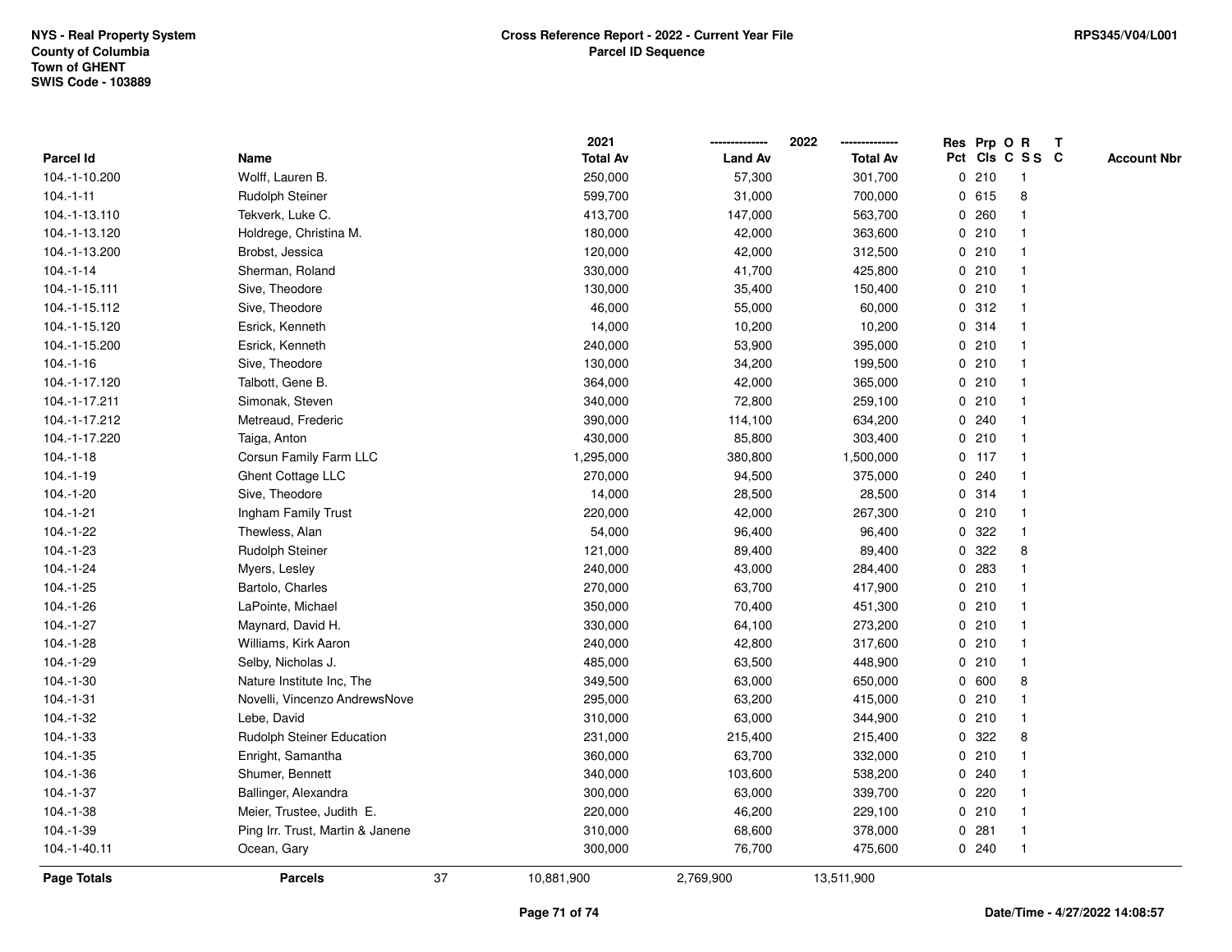NYS - Real Property System
County of Columbia
Town of GHENT
SWIS Code - 103889

**Cross Reference Report - 2022 - Current Year File**
**Parcel ID Sequence**

RPS345/V04/L001

| Parcel Id | Name | 2021 Total Av | 2022 Land Av | 2022 Total Av | Res Pct | Prp Cls | O C | R S S | T C | Account Nbr |
|---|---|---|---|---|---|---|---|---|---|---|
| 104.-1-10.200 | Wolff, Lauren B. | 250,000 | 57,300 | 301,700 | 0 | 210 | | 1 | | |
| 104.-1-11 | Rudolph Steiner | 599,700 | 31,000 | 700,000 | 0 | 615 | | 8 | | |
| 104.-1-13.110 | Tekverk, Luke C. | 413,700 | 147,000 | 563,700 | 0 | 260 | | 1 | | |
| 104.-1-13.120 | Holdrege, Christina M. | 180,000 | 42,000 | 363,600 | 0 | 210 | | 1 | | |
| 104.-1-13.200 | Brobst, Jessica | 120,000 | 42,000 | 312,500 | 0 | 210 | | 1 | | |
| 104.-1-14 | Sherman, Roland | 330,000 | 41,700 | 425,800 | 0 | 210 | | 1 | | |
| 104.-1-15.111 | Sive, Theodore | 130,000 | 35,400 | 150,400 | 0 | 210 | | 1 | | |
| 104.-1-15.112 | Sive, Theodore | 46,000 | 55,000 | 60,000 | 0 | 312 | | 1 | | |
| 104.-1-15.120 | Esrick, Kenneth | 14,000 | 10,200 | 10,200 | 0 | 314 | | 1 | | |
| 104.-1-15.200 | Esrick, Kenneth | 240,000 | 53,900 | 395,000 | 0 | 210 | | 1 | | |
| 104.-1-16 | Sive, Theodore | 130,000 | 34,200 | 199,500 | 0 | 210 | | 1 | | |
| 104.-1-17.120 | Talbott, Gene B. | 364,000 | 42,000 | 365,000 | 0 | 210 | | 1 | | |
| 104.-1-17.211 | Simonak, Steven | 340,000 | 72,800 | 259,100 | 0 | 210 | | 1 | | |
| 104.-1-17.212 | Metreaud, Frederic | 390,000 | 114,100 | 634,200 | 0 | 240 | | 1 | | |
| 104.-1-17.220 | Taiga, Anton | 430,000 | 85,800 | 303,400 | 0 | 210 | | 1 | | |
| 104.-1-18 | Corsun Family Farm LLC | 1,295,000 | 380,800 | 1,500,000 | 0 | 117 | | 1 | | |
| 104.-1-19 | Ghent Cottage LLC | 270,000 | 94,500 | 375,000 | 0 | 240 | | 1 | | |
| 104.-1-20 | Sive, Theodore | 14,000 | 28,500 | 28,500 | 0 | 314 | | 1 | | |
| 104.-1-21 | Ingham Family Trust | 220,000 | 42,000 | 267,300 | 0 | 210 | | 1 | | |
| 104.-1-22 | Thewless, Alan | 54,000 | 96,400 | 96,400 | 0 | 322 | | 1 | | |
| 104.-1-23 | Rudolph Steiner | 121,000 | 89,400 | 89,400 | 0 | 322 | | 8 | | |
| 104.-1-24 | Myers, Lesley | 240,000 | 43,000 | 284,400 | 0 | 283 | | 1 | | |
| 104.-1-25 | Bartolo, Charles | 270,000 | 63,700 | 417,900 | 0 | 210 | | 1 | | |
| 104.-1-26 | LaPointe, Michael | 350,000 | 70,400 | 451,300 | 0 | 210 | | 1 | | |
| 104.-1-27 | Maynard, David H. | 330,000 | 64,100 | 273,200 | 0 | 210 | | 1 | | |
| 104.-1-28 | Williams, Kirk Aaron | 240,000 | 42,800 | 317,600 | 0 | 210 | | 1 | | |
| 104.-1-29 | Selby, Nicholas J. | 485,000 | 63,500 | 448,900 | 0 | 210 | | 1 | | |
| 104.-1-30 | Nature Institute Inc, The | 349,500 | 63,000 | 650,000 | 0 | 600 | | 8 | | |
| 104.-1-31 | Novelli, Vincenzo AndrewsNove | 295,000 | 63,200 | 415,000 | 0 | 210 | | 1 | | |
| 104.-1-32 | Lebe, David | 310,000 | 63,000 | 344,900 | 0 | 210 | | 1 | | |
| 104.-1-33 | Rudolph Steiner Education | 231,000 | 215,400 | 215,400 | 0 | 322 | | 8 | | |
| 104.-1-35 | Enright, Samantha | 360,000 | 63,700 | 332,000 | 0 | 210 | | 1 | | |
| 104.-1-36 | Shumer, Bennett | 340,000 | 103,600 | 538,200 | 0 | 240 | | 1 | | |
| 104.-1-37 | Ballinger, Alexandra | 300,000 | 63,000 | 339,700 | 0 | 220 | | 1 | | |
| 104.-1-38 | Meier, Trustee, Judith E. | 220,000 | 46,200 | 229,100 | 0 | 210 | | 1 | | |
| 104.-1-39 | Ping Irr. Trust, Martin & Janene | 310,000 | 68,600 | 378,000 | 0 | 281 | | 1 | | |
| 104.-1-40.11 | Ocean, Gary | 300,000 | 76,700 | 475,600 | 0 | 240 | | 1 | | |
| **Page Totals** | **Parcels** 37 | 10,881,900 | 2,769,900 | 13,511,900 | | | | | | |

Date/Time - 4/27/2022 14:08:57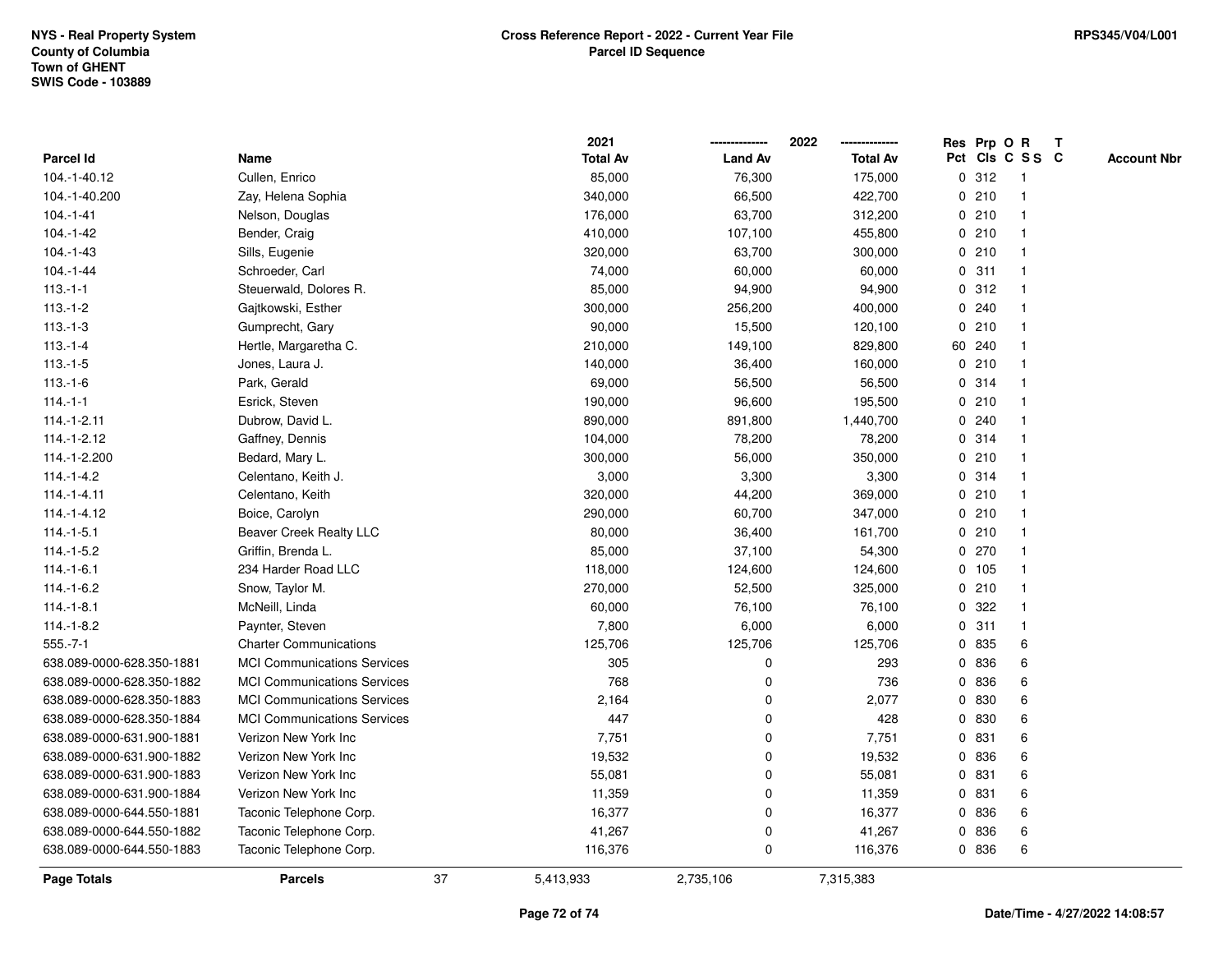NYS - Real Property System
County of Columbia
Town of GHENT
SWIS Code - 103889

**Cross Reference Report - 2022 - Current Year File**
**Parcel ID Sequence**

RPS345/V04/L001

| Parcel Id | Name | 2021 Total Av | 2022 Land Av | 2022 Total Av | Res Pct | Prp Cls | O C | R S S | T C | Account Nbr |
|---|---|---|---|---|---|---|---|---|---|---|
| 104.-1-40.12 | Cullen, Enrico | 85,000 | 76,300 | 175,000 | 0 | 312 | | 1 | | |
| 104.-1-40.200 | Zay, Helena Sophia | 340,000 | 66,500 | 422,700 | 0 | 210 | | 1 | | |
| 104.-1-41 | Nelson, Douglas | 176,000 | 63,700 | 312,200 | 0 | 210 | | 1 | | |
| 104.-1-42 | Bender, Craig | 410,000 | 107,100 | 455,800 | 0 | 210 | | 1 | | |
| 104.-1-43 | Sills, Eugenie | 320,000 | 63,700 | 300,000 | 0 | 210 | | 1 | | |
| 104.-1-44 | Schroeder, Carl | 74,000 | 60,000 | 60,000 | 0 | 311 | | 1 | | |
| 113.-1-1 | Steuerwald, Dolores R. | 85,000 | 94,900 | 94,900 | 0 | 312 | | 1 | | |
| 113.-1-2 | Gajtkowski, Esther | 300,000 | 256,200 | 400,000 | 0 | 240 | | 1 | | |
| 113.-1-3 | Gumprecht, Gary | 90,000 | 15,500 | 120,100 | 0 | 210 | | 1 | | |
| 113.-1-4 | Hertle, Margaretha C. | 210,000 | 149,100 | 829,800 | 60 | 240 | | 1 | | |
| 113.-1-5 | Jones, Laura J. | 140,000 | 36,400 | 160,000 | 0 | 210 | | 1 | | |
| 113.-1-6 | Park, Gerald | 69,000 | 56,500 | 56,500 | 0 | 314 | | 1 | | |
| 114.-1-1 | Esrick, Steven | 190,000 | 96,600 | 195,500 | 0 | 210 | | 1 | | |
| 114.-1-2.11 | Dubrow, David L. | 890,000 | 891,800 | 1,440,700 | 0 | 240 | | 1 | | |
| 114.-1-2.12 | Gaffney, Dennis | 104,000 | 78,200 | 78,200 | 0 | 314 | | 1 | | |
| 114.-1-2.200 | Bedard, Mary L. | 300,000 | 56,000 | 350,000 | 0 | 210 | | 1 | | |
| 114.-1-4.2 | Celentano, Keith J. | 3,000 | 3,300 | 3,300 | 0 | 314 | | 1 | | |
| 114.-1-4.11 | Celentano, Keith | 320,000 | 44,200 | 369,000 | 0 | 210 | | 1 | | |
| 114.-1-4.12 | Boice, Carolyn | 290,000 | 60,700 | 347,000 | 0 | 210 | | 1 | | |
| 114.-1-5.1 | Beaver Creek Realty LLC | 80,000 | 36,400 | 161,700 | 0 | 210 | | 1 | | |
| 114.-1-5.2 | Griffin, Brenda L. | 85,000 | 37,100 | 54,300 | 0 | 270 | | 1 | | |
| 114.-1-6.1 | 234 Harder Road LLC | 118,000 | 124,600 | 124,600 | 0 | 105 | | 1 | | |
| 114.-1-6.2 | Snow, Taylor M. | 270,000 | 52,500 | 325,000 | 0 | 210 | | 1 | | |
| 114.-1-8.1 | McNeill, Linda | 60,000 | 76,100 | 76,100 | 0 | 322 | | 1 | | |
| 114.-1-8.2 | Paynter, Steven | 7,800 | 6,000 | 6,000 | 0 | 311 | | 1 | | |
| 555.-7-1 | Charter Communications | 125,706 | 125,706 | 125,706 | 0 | 835 | | 6 | | |
| 638.089-0000-628.350-1881 | MCI Communications Services | 305 | 0 | 293 | 0 | 836 | | 6 | | |
| 638.089-0000-628.350-1882 | MCI Communications Services | 768 | 0 | 736 | 0 | 836 | | 6 | | |
| 638.089-0000-628.350-1883 | MCI Communications Services | 2,164 | 0 | 2,077 | 0 | 830 | | 6 | | |
| 638.089-0000-628.350-1884 | MCI Communications Services | 447 | 0 | 428 | 0 | 830 | | 6 | | |
| 638.089-0000-631.900-1881 | Verizon New York Inc | 7,751 | 0 | 7,751 | 0 | 831 | | 6 | | |
| 638.089-0000-631.900-1882 | Verizon New York Inc | 19,532 | 0 | 19,532 | 0 | 836 | | 6 | | |
| 638.089-0000-631.900-1883 | Verizon New York Inc | 55,081 | 0 | 55,081 | 0 | 831 | | 6 | | |
| 638.089-0000-631.900-1884 | Verizon New York Inc | 11,359 | 0 | 11,359 | 0 | 831 | | 6 | | |
| 638.089-0000-644.550-1881 | Taconic Telephone Corp. | 16,377 | 0 | 16,377 | 0 | 836 | | 6 | | |
| 638.089-0000-644.550-1882 | Taconic Telephone Corp. | 41,267 | 0 | 41,267 | 0 | 836 | | 6 | | |
| 638.089-0000-644.550-1883 | Taconic Telephone Corp. | 116,376 | 0 | 116,376 | 0 | 836 | | 6 | | |
| **Page Totals** | **Parcels** 37 | 5,413,933 | 2,735,106 | 7,315,383 | | | | | | |

Date/Time - 4/27/2022 14:08:57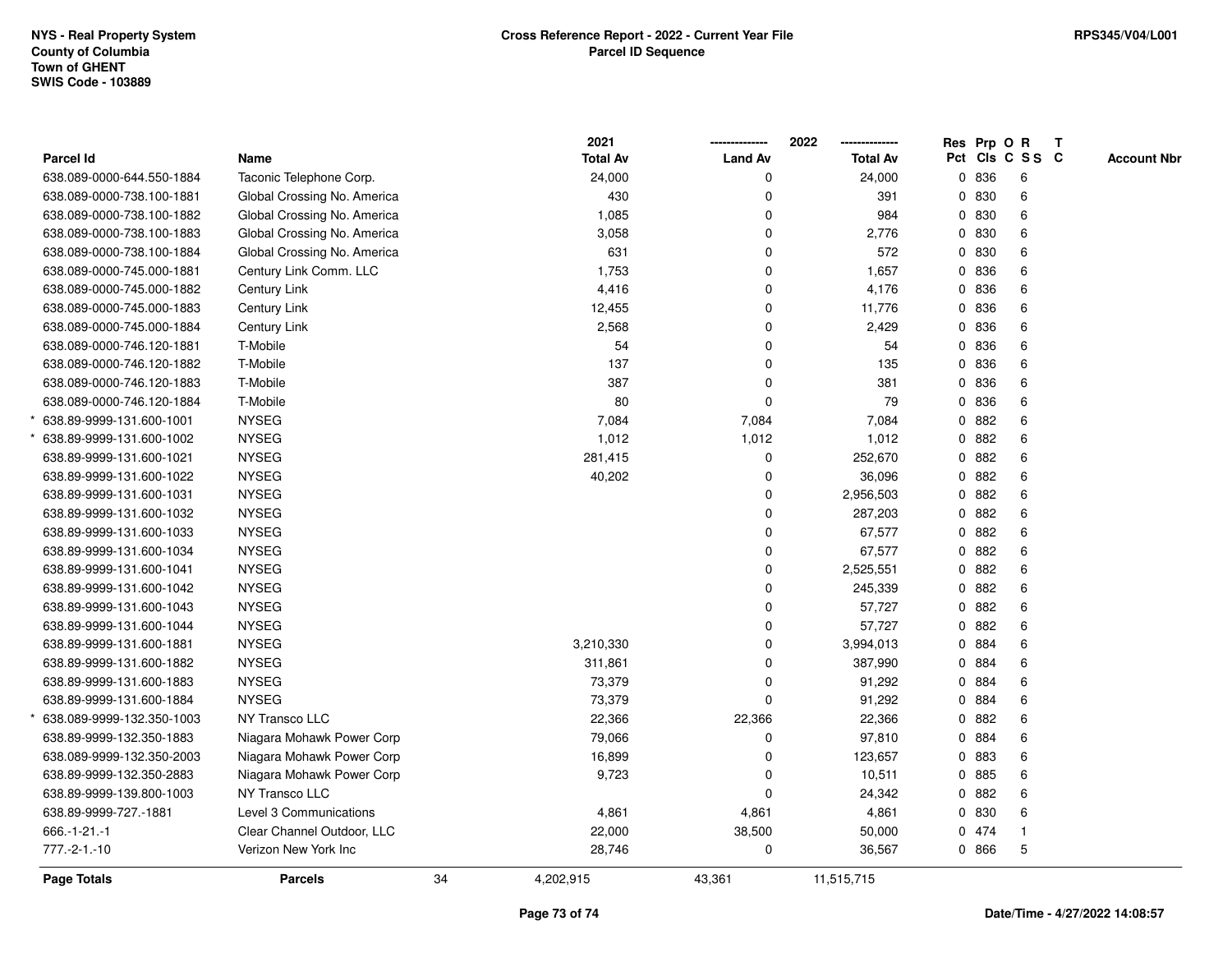NYS - Real Property System
County of Columbia
Town of GHENT
SWIS Code - 103889

**Cross Reference Report - 2022 - Current Year File**
**Parcel ID Sequence**

RPS345/V04/L001

| Parcel Id | Name | 2021 Total Av | 2022 Land Av | 2022 Total Av | Res Pct | Prp Cls | O C | R S S | T C | Account Nbr |
|---|---|---|---|---|---|---|---|---|---|---|
| 638.089-0000-644.550-1884 | Taconic Telephone Corp. | 24,000 | 0 | 24,000 | 0 | 836 | | 6 | | |
| 638.089-0000-738.100-1881 | Global Crossing No. America | 430 | 0 | 391 | 0 | 830 | | 6 | | |
| 638.089-0000-738.100-1882 | Global Crossing No. America | 1,085 | 0 | 984 | 0 | 830 | | 6 | | |
| 638.089-0000-738.100-1883 | Global Crossing No. America | 3,058 | 0 | 2,776 | 0 | 830 | | 6 | | |
| 638.089-0000-738.100-1884 | Global Crossing No. America | 631 | 0 | 572 | 0 | 830 | | 6 | | |
| 638.089-0000-745.000-1881 | Century Link Comm. LLC | 1,753 | 0 | 1,657 | 0 | 836 | | 6 | | |
| 638.089-0000-745.000-1882 | Century Link | 4,416 | 0 | 4,176 | 0 | 836 | | 6 | | |
| 638.089-0000-745.000-1883 | Century Link | 12,455 | 0 | 11,776 | 0 | 836 | | 6 | | |
| 638.089-0000-745.000-1884 | Century Link | 2,568 | 0 | 2,429 | 0 | 836 | | 6 | | |
| 638.089-0000-746.120-1881 | T-Mobile | 54 | 0 | 54 | 0 | 836 | | 6 | | |
| 638.089-0000-746.120-1882 | T-Mobile | 137 | 0 | 135 | 0 | 836 | | 6 | | |
| 638.089-0000-746.120-1883 | T-Mobile | 387 | 0 | 381 | 0 | 836 | | 6 | | |
| 638.089-0000-746.120-1884 | T-Mobile | 80 | 0 | 79 | 0 | 836 | | 6 | | |
| * 638.89-9999-131.600-1001 | NYSEG | 7,084 | 7,084 | 7,084 | 0 | 882 | | 6 | | |
| * 638.89-9999-131.600-1002 | NYSEG | 1,012 | 1,012 | 1,012 | 0 | 882 | | 6 | | |
| 638.89-9999-131.600-1021 | NYSEG | 281,415 | 0 | 252,670 | 0 | 882 | | 6 | | |
| 638.89-9999-131.600-1022 | NYSEG | 40,202 | 0 | 36,096 | 0 | 882 | | 6 | | |
| 638.89-9999-131.600-1031 | NYSEG | | 0 | 2,956,503 | 0 | 882 | | 6 | | |
| 638.89-9999-131.600-1032 | NYSEG | | 0 | 287,203 | 0 | 882 | | 6 | | |
| 638.89-9999-131.600-1033 | NYSEG | | 0 | 67,577 | 0 | 882 | | 6 | | |
| 638.89-9999-131.600-1034 | NYSEG | | 0 | 67,577 | 0 | 882 | | 6 | | |
| 638.89-9999-131.600-1041 | NYSEG | | 0 | 2,525,551 | 0 | 882 | | 6 | | |
| 638.89-9999-131.600-1042 | NYSEG | | 0 | 245,339 | 0 | 882 | | 6 | | |
| 638.89-9999-131.600-1043 | NYSEG | | 0 | 57,727 | 0 | 882 | | 6 | | |
| 638.89-9999-131.600-1044 | NYSEG | | 0 | 57,727 | 0 | 882 | | 6 | | |
| 638.89-9999-131.600-1881 | NYSEG | 3,210,330 | 0 | 3,994,013 | 0 | 884 | | 6 | | |
| 638.89-9999-131.600-1882 | NYSEG | 311,861 | 0 | 387,990 | 0 | 884 | | 6 | | |
| 638.89-9999-131.600-1883 | NYSEG | 73,379 | 0 | 91,292 | 0 | 884 | | 6 | | |
| 638.89-9999-131.600-1884 | NYSEG | 73,379 | 0 | 91,292 | 0 | 884 | | 6 | | |
| * 638.089-9999-132.350-1003 | NY Transco LLC | 22,366 | 22,366 | 22,366 | 0 | 882 | | 6 | | |
| 638.89-9999-132.350-1883 | Niagara Mohawk Power Corp | 79,066 | 0 | 97,810 | 0 | 884 | | 6 | | |
| 638.089-9999-132.350-2003 | Niagara Mohawk Power Corp | 16,899 | 0 | 123,657 | 0 | 883 | | 6 | | |
| 638.89-9999-132.350-2883 | Niagara Mohawk Power Corp | 9,723 | 0 | 10,511 | 0 | 885 | | 6 | | |
| 638.89-9999-139.800-1003 | NY Transco LLC | | 0 | 24,342 | 0 | 882 | | 6 | | |
| 638.89-9999-727.-1881 | Level 3 Communications | 4,861 | 4,861 | 4,861 | 0 | 830 | | 6 | | |
| 666.-1-21.-1 | Clear Channel Outdoor, LLC | 22,000 | 38,500 | 50,000 | 0 | 474 | | 1 | | |
| 777.-2-1.-10 | Verizon New York Inc | 28,746 | 0 | 36,567 | 0 | 866 | | 5 | | |
| **Page Totals** | **Parcels** 34 | 4,202,915 | 43,361 | 11,515,715 | | | | | | |

Date/Time - 4/27/2022 14:08:57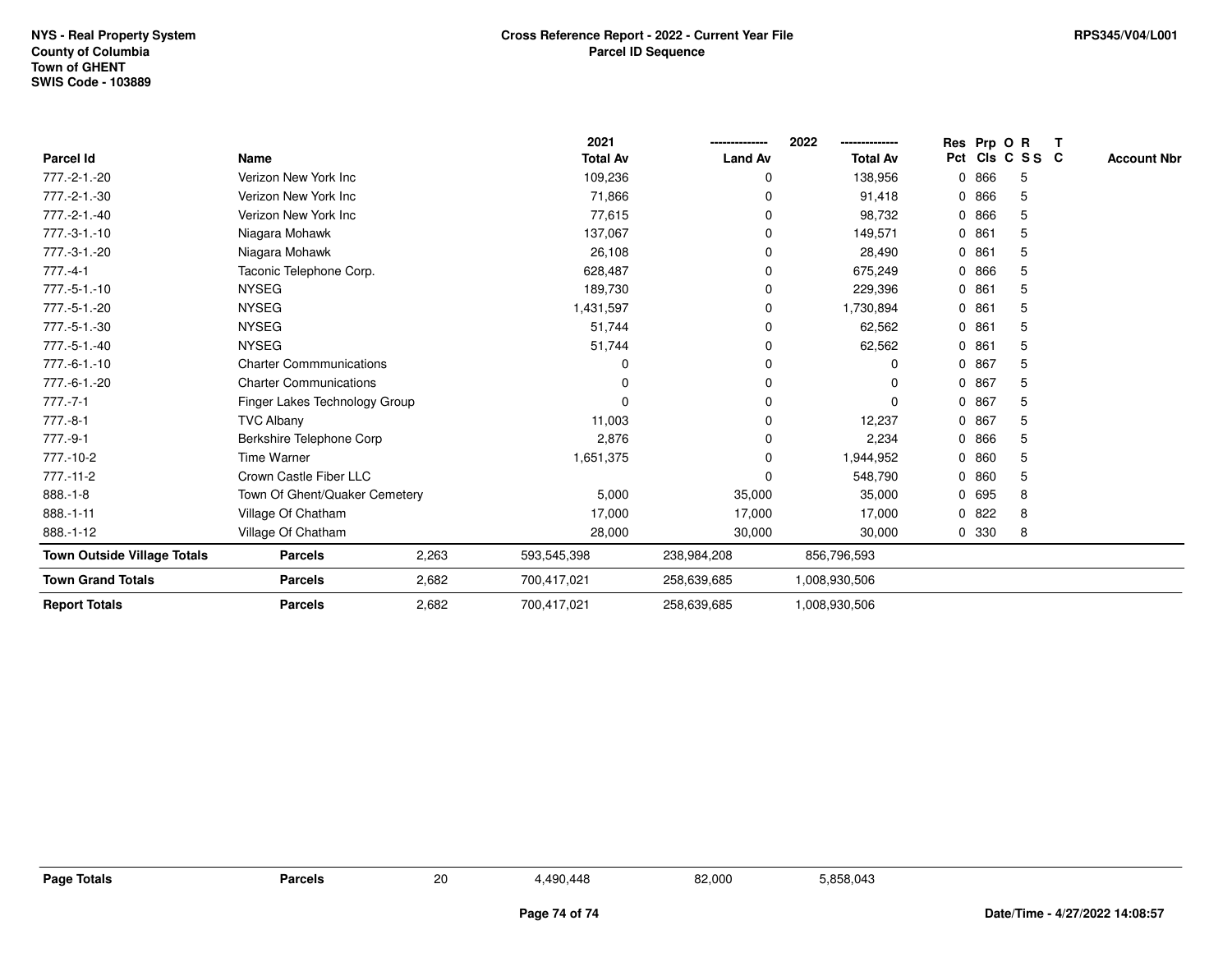NYS - Real Property System
County of Columbia
Town of GHENT
SWIS Code - 103889

**Cross Reference Report - 2022 - Current Year File**
**Parcel ID Sequence**

RPS345/V04/L001

| Parcel Id | Name | | 2021 Total Av | 2022 Land Av | 2022 Total Av | Res Pct | Prp Cls | O C | R SS | T C | Account Nbr |
|---|---|---|---|---|---|---|---|---|---|---|---|
| 777.-2-1.-20 | Verizon New York Inc | | 109,236 | 0 | 138,956 | 0 | 866 | | 5 | | |
| 777.-2-1.-30 | Verizon New York Inc | | 71,866 | 0 | 91,418 | 0 | 866 | | 5 | | |
| 777.-2-1.-40 | Verizon New York Inc | | 77,615 | 0 | 98,732 | 0 | 866 | | 5 | | |
| 777.-3-1.-10 | Niagara Mohawk | | 137,067 | 0 | 149,571 | 0 | 861 | | 5 | | |
| 777.-3-1.-20 | Niagara Mohawk | | 26,108 | 0 | 28,490 | 0 | 861 | | 5 | | |
| 777.-4-1 | Taconic Telephone Corp. | | 628,487 | 0 | 675,249 | 0 | 866 | | 5 | | |
| 777.-5-1.-10 | NYSEG | | 189,730 | 0 | 229,396 | 0 | 861 | | 5 | | |
| 777.-5-1.-20 | NYSEG | | 1,431,597 | 0 | 1,730,894 | 0 | 861 | | 5 | | |
| 777.-5-1.-30 | NYSEG | | 51,744 | 0 | 62,562 | 0 | 861 | | 5 | | |
| 777.-5-1.-40 | NYSEG | | 51,744 | 0 | 62,562 | 0 | 861 | | 5 | | |
| 777.-6-1.-10 | Charter Commmunications | | 0 | 0 | 0 | 0 | 867 | | 5 | | |
| 777.-6-1.-20 | Charter Communications | | 0 | 0 | 0 | 0 | 867 | | 5 | | |
| 777.-7-1 | Finger Lakes Technology Group | | 0 | 0 | 0 | 0 | 867 | | 5 | | |
| 777.-8-1 | TVC Albany | | 11,003 | 0 | 12,237 | 0 | 867 | | 5 | | |
| 777.-9-1 | Berkshire Telephone Corp | | 2,876 | 0 | 2,234 | 0 | 866 | | 5 | | |
| 777.-10-2 | Time Warner | | 1,651,375 | 0 | 1,944,952 | 0 | 860 | | 5 | | |
| 777.-11-2 | Crown Castle Fiber LLC | | | 0 | 548,790 | 0 | 860 | | 5 | | |
| 888.-1-8 | Town Of Ghent/Quaker Cemetery | | 5,000 | 35,000 | 35,000 | 0 | 695 | | 8 | | |
| 888.-1-11 | Village Of Chatham | | 17,000 | 17,000 | 17,000 | 0 | 822 | | 8 | | |
| 888.-1-12 | Village Of Chatham | | 28,000 | 30,000 | 30,000 | 0 | 330 | | 8 | | |
| **Town Outside Village Totals** | **Parcels** | 2,263 | 593,545,398 | 238,984,208 | 856,796,593 | | | | | | |
| **Town Grand Totals** | **Parcels** | 2,682 | 700,417,021 | 258,639,685 | 1,008,930,506 | | | | | | |
| **Report Totals** | **Parcels** | 2,682 | 700,417,021 | 258,639,685 | 1,008,930,506 | | | | | | |

| | | | | | |
|---|---|---|---|---|---|
| **Page Totals** | **Parcels** | 20 | 4,490,448 | 82,000 | 5,858,043 |

Date/Time - 4/27/2022 14:08:57